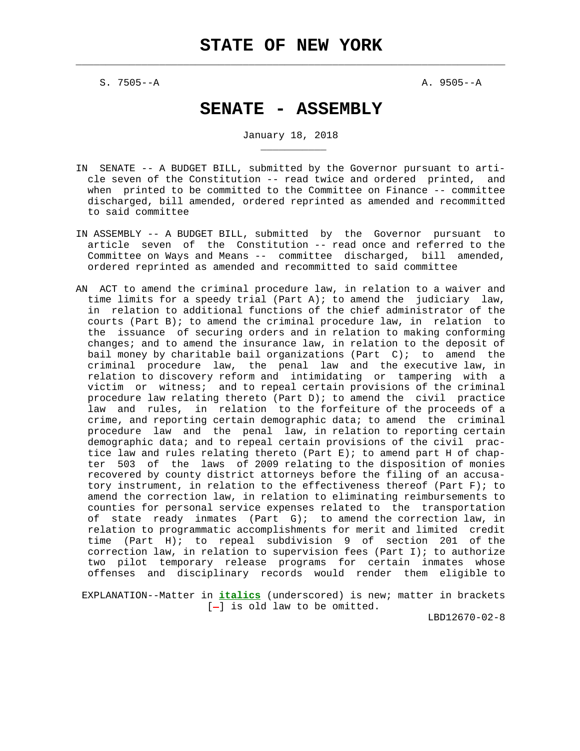# STATE OF NEW YORK

S. 7505--A A. 9505--A

# SENATE - ASSEMBLY

January 18, 2018

IN SENATE -- A BUDGET BILL, submitted by the Governor pursuant to article seven of the Constitution -- read twice and ordered printed, and when printed to be committed to the Committee on Finance -- committee discharged, bill amended, ordered reprinted as amended and recommitted to said committee

IN ASSEMBLY -- A BUDGET BILL, submitted by the Governor pursuant to article seven of the Constitution -- read once and referred to the Committee on Ways and Means -- committee discharged, bill amended, ordered reprinted as amended and recommitted to said committee

AN ACT to amend the criminal procedure law, in relation to a waiver and time limits for a speedy trial (Part A); to amend the judiciary law, in relation to additional functions of the chief administrator of the courts (Part B); to amend the criminal procedure law, in relation to the issuance of securing orders and in relation to making conforming changes; and to amend the insurance law, in relation to the deposit of bail money by charitable bail organizations (Part C); to amend the criminal procedure law, the penal law and the executive law, in relation to discovery reform and intimidating or tampering with a victim or witness; and to repeal certain provisions of the criminal procedure law relating thereto (Part D); to amend the civil practice law and rules, in relation to the forfeiture of the proceeds of a crime, and reporting certain demographic data; to amend the criminal procedure law and the penal law, in relation to reporting certain demographic data; and to repeal certain provisions of the civil practice law and rules relating thereto (Part E); to amend part H of chapter 503 of the laws of 2009 relating to the disposition of monies recovered by county district attorneys before the filing of an accusatory instrument, in relation to the effectiveness thereof (Part F); to amend the correction law, in relation to eliminating reimbursements to counties for personal service expenses related to the transportation of state ready inmates (Part G); to amend the correction law, in relation to programmatic accomplishments for merit and limited credit time (Part H); to repeal subdivision 9 of section 201 of the correction law, in relation to supervision fees (Part I); to authorize two pilot temporary release programs for certain inmates whose offenses and disciplinary records would render them eligible to

EXPLANATION--Matter in ***italics*** (underscored) is new; matter in brackets [-] is old law to be omitted.

LBD12670-02-8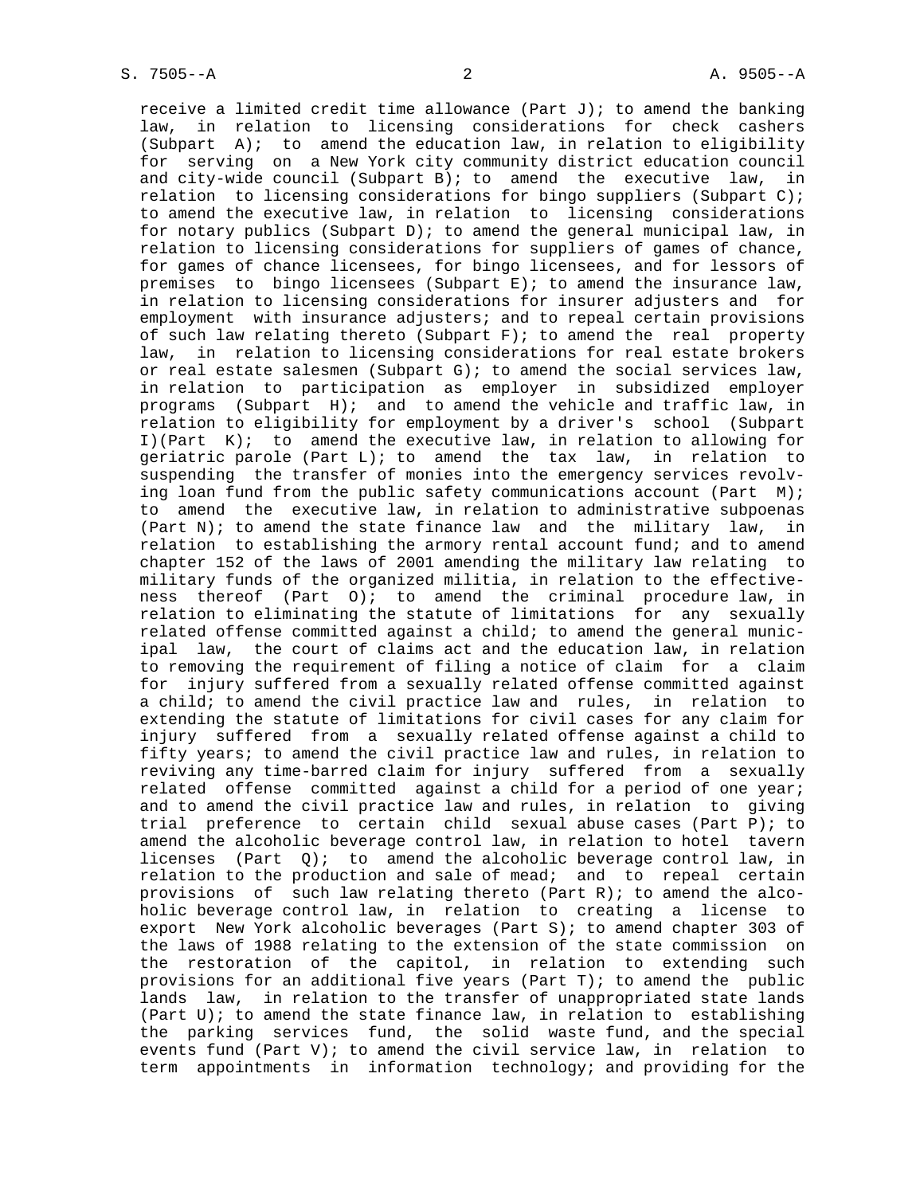receive a limited credit time allowance (Part J); to amend the banking law, in relation to licensing considerations for check cashers (Subpart A); to amend the education law, in relation to eligibility for serving on a New York city community district education council and city-wide council (Subpart B); to amend the executive law, in relation to licensing considerations for bingo suppliers (Subpart C); to amend the executive law, in relation to licensing considerations for notary publics (Subpart D); to amend the general municipal law, in relation to licensing considerations for suppliers of games of chance, for games of chance licensees, for bingo licensees, and for lessors of premises to bingo licensees (Subpart E); to amend the insurance law, in relation to licensing considerations for insurer adjusters and for employment with insurance adjusters; and to repeal certain provisions of such law relating thereto (Subpart F); to amend the real property law, in relation to licensing considerations for real estate brokers or real estate salesmen (Subpart G); to amend the social services law, in relation to participation as employer in subsidized employer programs (Subpart H); and to amend the vehicle and traffic law, in relation to eligibility for employment by a driver's school (Subpart I)(Part K); to amend the executive law, in relation to allowing for geriatric parole (Part L); to amend the tax law, in relation to suspending the transfer of monies into the emergency services revolving loan fund from the public safety communications account (Part M); to amend the executive law, in relation to administrative subpoenas (Part N); to amend the state finance law and the military law, in relation to establishing the armory rental account fund; and to amend chapter 152 of the laws of 2001 amending the military law relating to military funds of the organized militia, in relation to the effectiveness thereof (Part O); to amend the criminal procedure law, in relation to eliminating the statute of limitations for any sexually related offense committed against a child; to amend the general municipal law, the court of claims act and the education law, in relation to removing the requirement of filing a notice of claim for a claim for injury suffered from a sexually related offense committed against a child; to amend the civil practice law and rules, in relation to extending the statute of limitations for civil cases for any claim for injury suffered from a sexually related offense against a child to fifty years; to amend the civil practice law and rules, in relation to reviving any time-barred claim for injury suffered from a sexually related offense committed against a child for a period of one year; and to amend the civil practice law and rules, in relation to giving trial preference to certain child sexual abuse cases (Part P); to amend the alcoholic beverage control law, in relation to hotel tavern licenses (Part Q); to amend the alcoholic beverage control law, in relation to the production and sale of mead; and to repeal certain provisions of such law relating thereto (Part R); to amend the alcoholic beverage control law, in relation to creating a license to export New York alcoholic beverages (Part S); to amend chapter 303 of the laws of 1988 relating to the extension of the state commission on the restoration of the capitol, in relation to extending such provisions for an additional five years (Part T); to amend the public lands law, in relation to the transfer of unappropriated state lands (Part U); to amend the state finance law, in relation to establishing the parking services fund, the solid waste fund, and the special events fund (Part V); to amend the civil service law, in relation to term appointments in information technology; and providing for the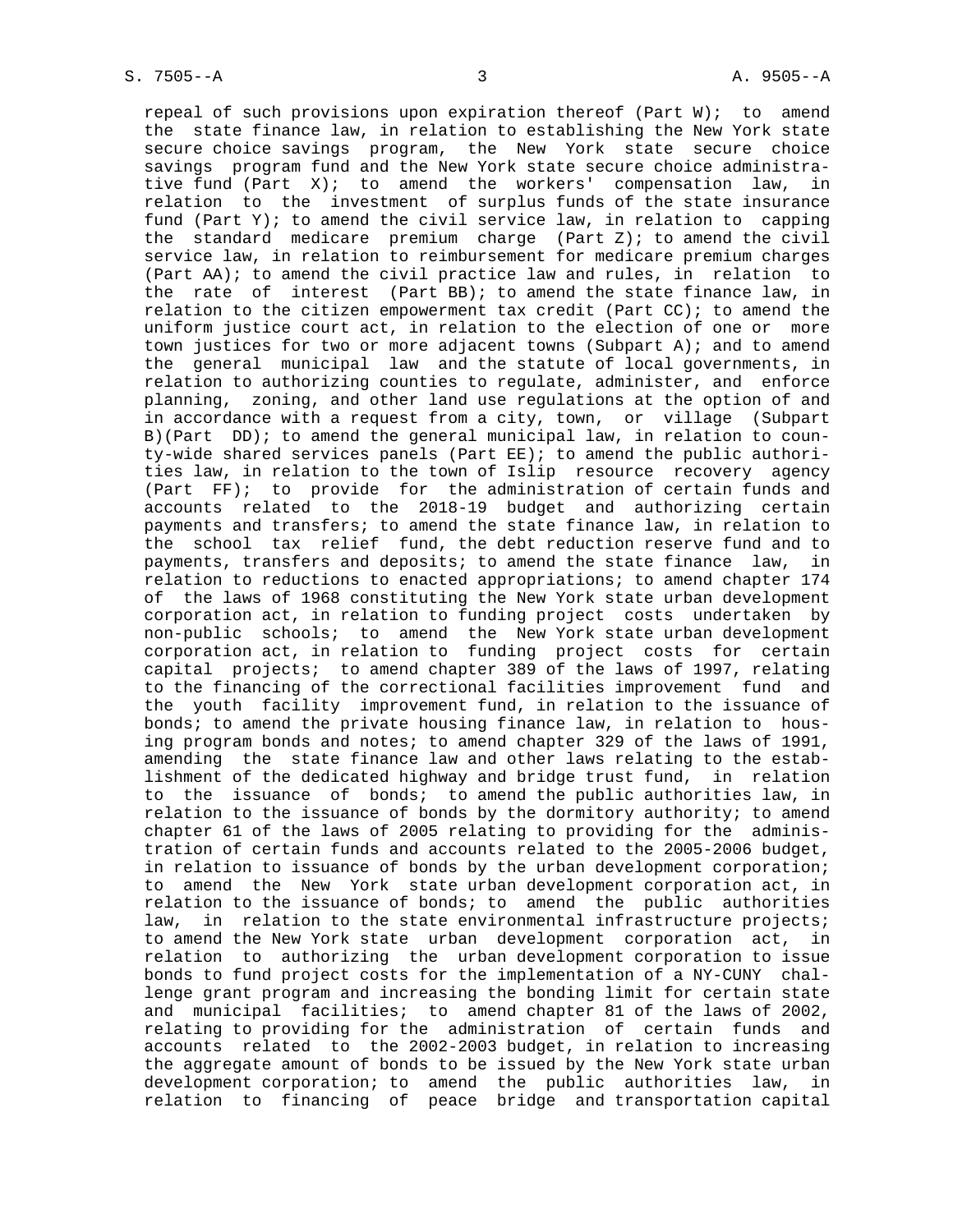repeal of such provisions upon expiration thereof (Part W); to amend the state finance law, in relation to establishing the New York state secure choice savings program, the New York state secure choice savings program fund and the New York state secure choice administrative fund (Part X); to amend the workers' compensation law, in relation to the investment of surplus funds of the state insurance fund (Part Y); to amend the civil service law, in relation to capping the standard medicare premium charge (Part Z); to amend the civil service law, in relation to reimbursement for medicare premium charges (Part AA); to amend the civil practice law and rules, in relation to the rate of interest (Part BB); to amend the state finance law, in relation to the citizen empowerment tax credit (Part CC); to amend the uniform justice court act, in relation to the election of one or more town justices for two or more adjacent towns (Subpart A); and to amend the general municipal law and the statute of local governments, in relation to authorizing counties to regulate, administer, and enforce planning, zoning, and other land use regulations at the option of and in accordance with a request from a city, town, or village (Subpart B)(Part DD); to amend the general municipal law, in relation to county-wide shared services panels (Part EE); to amend the public authorities law, in relation to the town of Islip resource recovery agency (Part FF); to provide for the administration of certain funds and accounts related to the 2018-19 budget and authorizing certain payments and transfers; to amend the state finance law, in relation to the school tax relief fund, the debt reduction reserve fund and to payments, transfers and deposits; to amend the state finance law, in relation to reductions to enacted appropriations; to amend chapter 174 of the laws of 1968 constituting the New York state urban development corporation act, in relation to funding project costs undertaken by non-public schools; to amend the New York state urban development corporation act, in relation to funding project costs for certain capital projects; to amend chapter 389 of the laws of 1997, relating to the financing of the correctional facilities improvement fund and the youth facility improvement fund, in relation to the issuance of bonds; to amend the private housing finance law, in relation to housing program bonds and notes; to amend chapter 329 of the laws of 1991, amending the state finance law and other laws relating to the establishment of the dedicated highway and bridge trust fund, in relation to the issuance of bonds; to amend the public authorities law, in relation to the issuance of bonds by the dormitory authority; to amend chapter 61 of the laws of 2005 relating to providing for the administration of certain funds and accounts related to the 2005-2006 budget, in relation to issuance of bonds by the urban development corporation; to amend the New York state urban development corporation act, in relation to the issuance of bonds; to amend the public authorities law, in relation to the state environmental infrastructure projects; to amend the New York state urban development corporation act, in relation to authorizing the urban development corporation to issue bonds to fund project costs for the implementation of a NY-CUNY challenge grant program and increasing the bonding limit for certain state and municipal facilities; to amend chapter 81 of the laws of 2002, relating to providing for the administration of certain funds and accounts related to the 2002-2003 budget, in relation to increasing the aggregate amount of bonds to be issued by the New York state urban development corporation; to amend the public authorities law, in relation to financing of peace bridge and transportation capital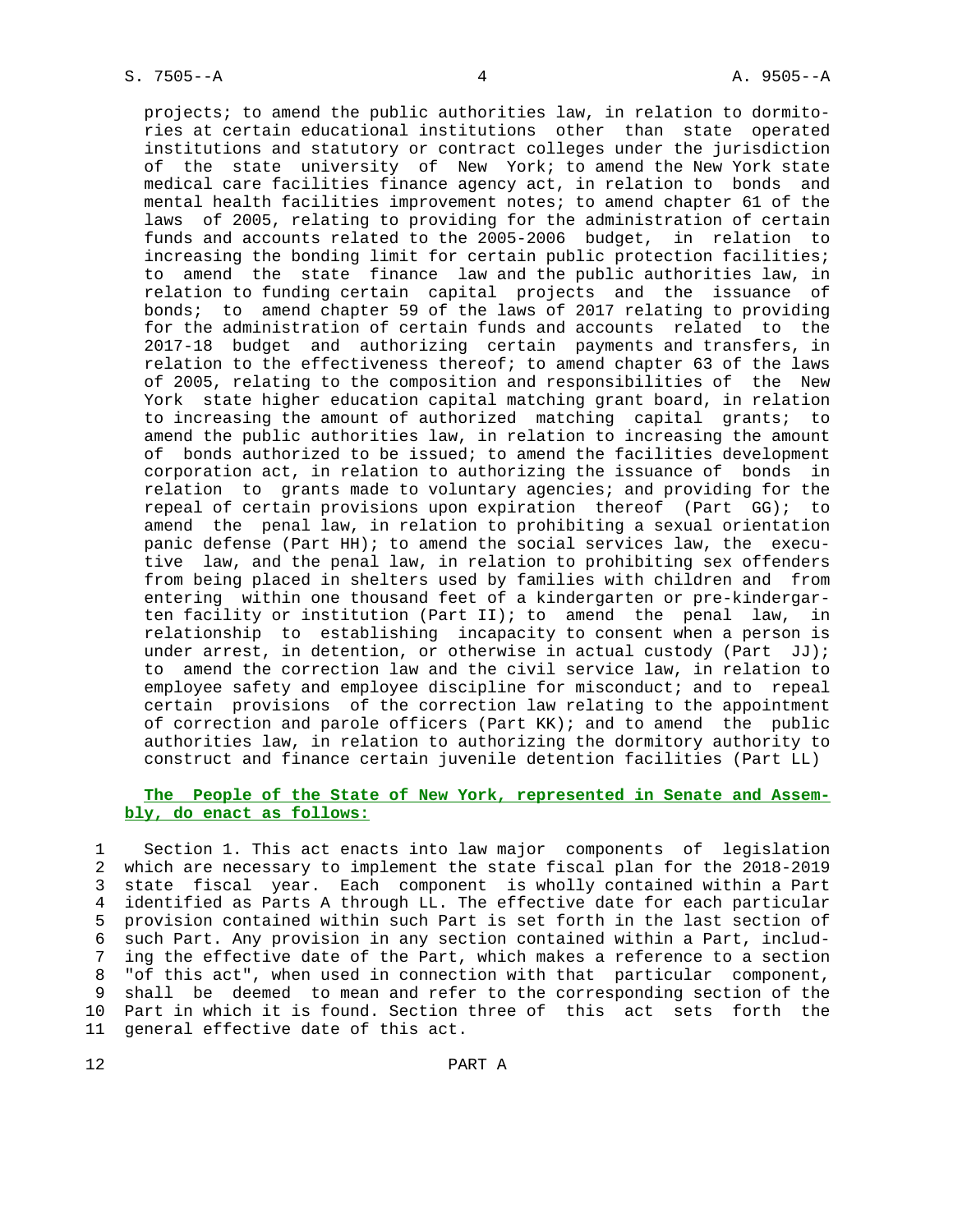projects; to amend the public authorities law, in relation to dormitories at certain educational institutions other than state operated institutions and statutory or contract colleges under the jurisdiction of the state university of New York; to amend the New York state medical care facilities finance agency act, in relation to bonds and mental health facilities improvement notes; to amend chapter 61 of the laws of 2005, relating to providing for the administration of certain funds and accounts related to the 2005-2006 budget, in relation to increasing the bonding limit for certain public protection facilities; to amend the state finance law and the public authorities law, in relation to funding certain capital projects and the issuance of bonds; to amend chapter 59 of the laws of 2017 relating to providing for the administration of certain funds and accounts related to the 2017-18 budget and authorizing certain payments and transfers, in relation to the effectiveness thereof; to amend chapter 63 of the laws of 2005, relating to the composition and responsibilities of the New York state higher education capital matching grant board, in relation to increasing the amount of authorized matching capital grants; to amend the public authorities law, in relation to increasing the amount of bonds authorized to be issued; to amend the facilities development corporation act, in relation to authorizing the issuance of bonds in relation to grants made to voluntary agencies; and providing for the repeal of certain provisions upon expiration thereof (Part GG); to amend the penal law, in relation to prohibiting a sexual orientation panic defense (Part HH); to amend the social services law, the executive law, and the penal law, in relation to prohibiting sex offenders from being placed in shelters used by families with children and from entering within one thousand feet of a kindergarten or pre-kindergarten facility or institution (Part II); to amend the penal law, in relationship to establishing incapacity to consent when a person is under arrest, in detention, or otherwise in actual custody (Part JJ); to amend the correction law and the civil service law, in relation to employee safety and employee discipline for misconduct; and to repeal certain provisions of the correction law relating to the appointment of correction and parole officers (Part KK); and to amend the public authorities law, in relation to authorizing the dormitory authority to construct and finance certain juvenile detention facilities (Part LL)

**The People of the State of New York, represented in Senate and Assembly, do enact as follows:**

1 Section 1. This act enacts into law major components of legislation
2 which are necessary to implement the state fiscal plan for the 2018-2019
3 state fiscal year. Each component is wholly contained within a Part
4 identified as Parts A through LL. The effective date for each particular
5 provision contained within such Part is set forth in the last section of
6 such Part. Any provision in any section contained within a Part, includ-
7 ing the effective date of the Part, which makes a reference to a section
8 "of this act", when used in connection with that particular component,
9 shall be deemed to mean and refer to the corresponding section of the
10 Part in which it is found. Section three of this act sets forth the
11 general effective date of this act.

12 PART A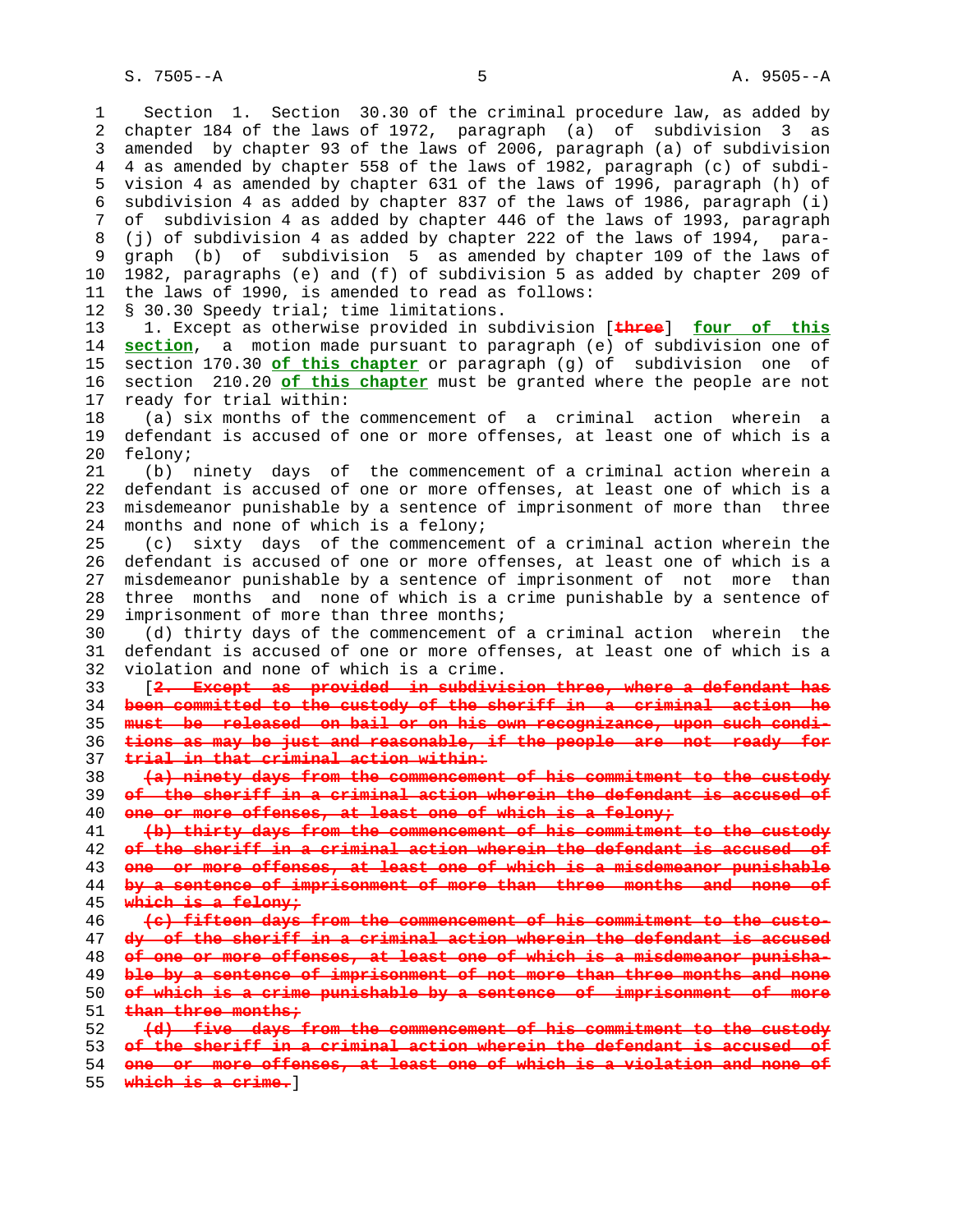Section 1. Section 30.30 of the criminal procedure law, as added by chapter 184 of the laws of 1972, paragraph (a) of subdivision 3 as amended by chapter 93 of the laws of 2006, paragraph (a) of subdivision 4 as amended by chapter 558 of the laws of 1982, paragraph (c) of subdivision 4 as amended by chapter 631 of the laws of 1996, paragraph (h) of subdivision 4 as added by chapter 837 of the laws of 1986, paragraph (i) of subdivision 4 as added by chapter 446 of the laws of 1993, paragraph (j) of subdivision 4 as added by chapter 222 of the laws of 1994, paragraph (b) of subdivision 5 as amended by chapter 109 of the laws of 1982, paragraphs (e) and (f) of subdivision 5 as added by chapter 209 of the laws of 1990, is amended to read as follows:

§ 30.30 Speedy trial; time limitations.

1. Except as otherwise provided in subdivision [~~three~~] **four of this section**, a motion made pursuant to paragraph (e) of subdivision one of section 170.30 **of this chapter** or paragraph (g) of subdivision one of section 210.20 **of this chapter** must be granted where the people are not ready for trial within:

(a) six months of the commencement of a criminal action wherein a defendant is accused of one or more offenses, at least one of which is a felony;

(b) ninety days of the commencement of a criminal action wherein a defendant is accused of one or more offenses, at least one of which is a misdemeanor punishable by a sentence of imprisonment of more than three months and none of which is a felony;

(c) sixty days of the commencement of a criminal action wherein the defendant is accused of one or more offenses, at least one of which is a misdemeanor punishable by a sentence of imprisonment of not more than three months and none of which is a crime punishable by a sentence of imprisonment of more than three months;

(d) thirty days of the commencement of a criminal action wherein the defendant is accused of one or more offenses, at least one of which is a violation and none of which is a crime.

[~~2. Except as provided in subdivision three, where a defendant has been committed to the custody of the sheriff in a criminal action he must be released on bail or on his own recognizance, upon such conditions as may be just and reasonable, if the people are not ready for trial in that criminal action within:~~

~~(a) ninety days from the commencement of his commitment to the custody of the sheriff in a criminal action wherein the defendant is accused of one or more offenses, at least one of which is a felony;~~

~~(b) thirty days from the commencement of his commitment to the custody of the sheriff in a criminal action wherein the defendant is accused of one or more offenses, at least one of which is a misdemeanor punishable by a sentence of imprisonment of more than three months and none of which is a felony;~~

~~(c) fifteen days from the commencement of his commitment to the custody of the sheriff in a criminal action wherein the defendant is accused of one or more offenses, at least one of which is a misdemeanor punishable by a sentence of imprisonment of not more than three months and none of which is a crime punishable by a sentence of imprisonment of more than three months;~~

~~(d) five days from the commencement of his commitment to the custody of the sheriff in a criminal action wherein the defendant is accused of one or more offenses, at least one of which is a violation and none of which is a crime.~~]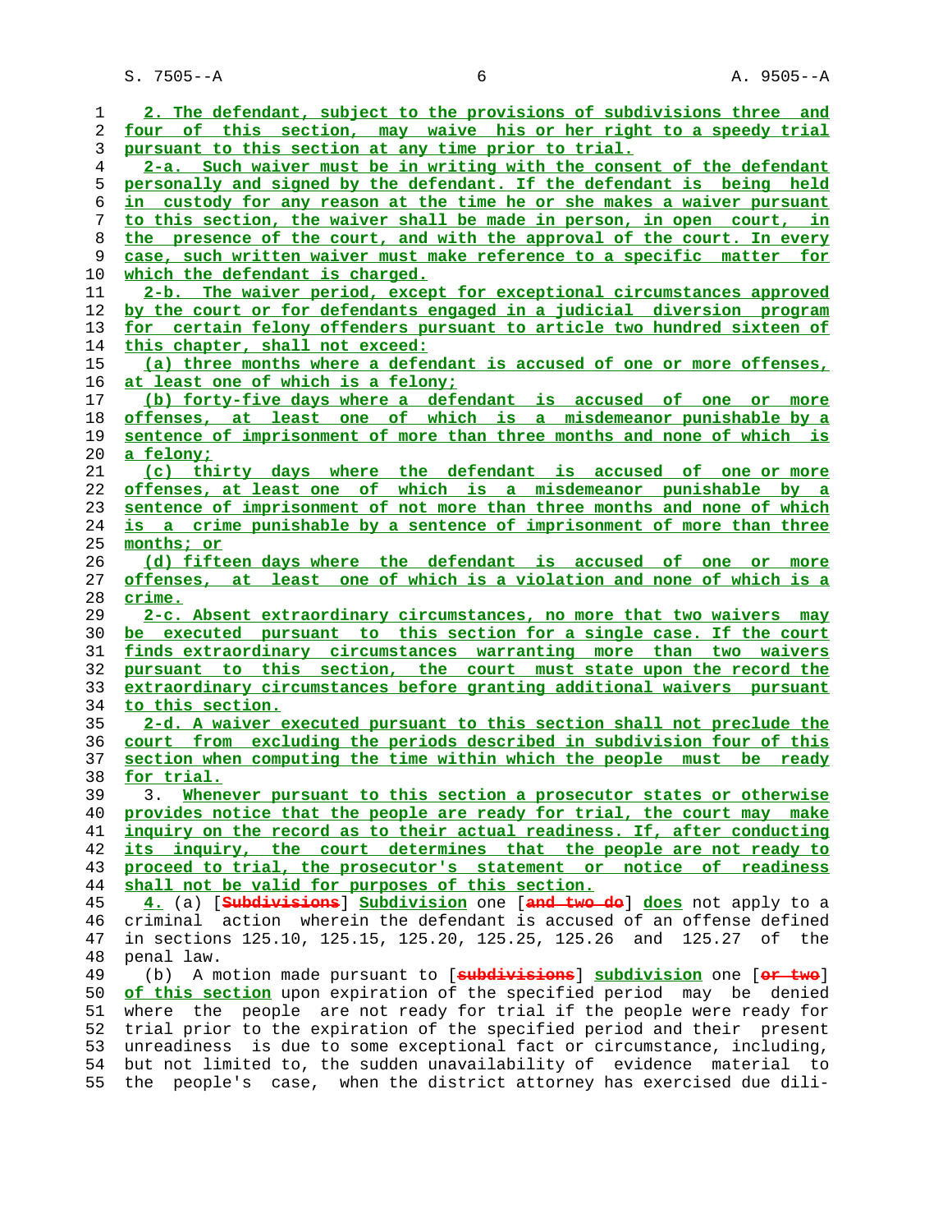2. The defendant, subject to the provisions of subdivisions three and four of this section, may waive his or her right to a speedy trial pursuant to this section at any time prior to trial.

2-a. Such waiver must be in writing with the consent of the defendant personally and signed by the defendant. If the defendant is being held in custody for any reason at the time he or she makes a waiver pursuant to this section, the waiver shall be made in person, in open court, in the presence of the court, and with the approval of the court. In every case, such written waiver must make reference to a specific matter for which the defendant is charged.

2-b. The waiver period, except for exceptional circumstances approved by the court or for defendants engaged in a judicial diversion program for certain felony offenders pursuant to article two hundred sixteen of this chapter, shall not exceed:

(a) three months where a defendant is accused of one or more offenses, at least one of which is a felony;

(b) forty-five days where a defendant is accused of one or more offenses, at least one of which is a misdemeanor punishable by a sentence of imprisonment of more than three months and none of which is a felony;

(c) thirty days where the defendant is accused of one or more offenses, at least one of which is a misdemeanor punishable by a sentence of imprisonment of not more than three months and none of which is a crime punishable by a sentence of imprisonment of more than three months; or

(d) fifteen days where the defendant is accused of one or more offenses, at least one of which is a violation and none of which is a crime.

2-c. Absent extraordinary circumstances, no more that two waivers may be executed pursuant to this section for a single case. If the court finds extraordinary circumstances warranting more than two waivers pursuant to this section, the court must state upon the record the extraordinary circumstances before granting additional waivers pursuant to this section.

2-d. A waiver executed pursuant to this section shall not preclude the court from excluding the periods described in subdivision four of this section when computing the time within which the people must be ready for trial.

3. Whenever pursuant to this section a prosecutor states or otherwise provides notice that the people are ready for trial, the court may make inquiry on the record as to their actual readiness. If, after conducting its inquiry, the court determines that the people are not ready to proceed to trial, the prosecutor's statement or notice of readiness shall not be valid for purposes of this section.

4. (a) [Subdivisions] Subdivision one [and two do] does not apply to a criminal action wherein the defendant is accused of an offense defined in sections 125.10, 125.15, 125.20, 125.25, 125.26 and 125.27 of the penal law.

(b) A motion made pursuant to [subdivisions] subdivision one [or two] of this section upon expiration of the specified period may be denied where the people are not ready for trial if the people were ready for trial prior to the expiration of the specified period and their present unreadiness is due to some exceptional fact or circumstance, including, but not limited to, the sudden unavailability of evidence material to the people's case, when the district attorney has exercised due dili-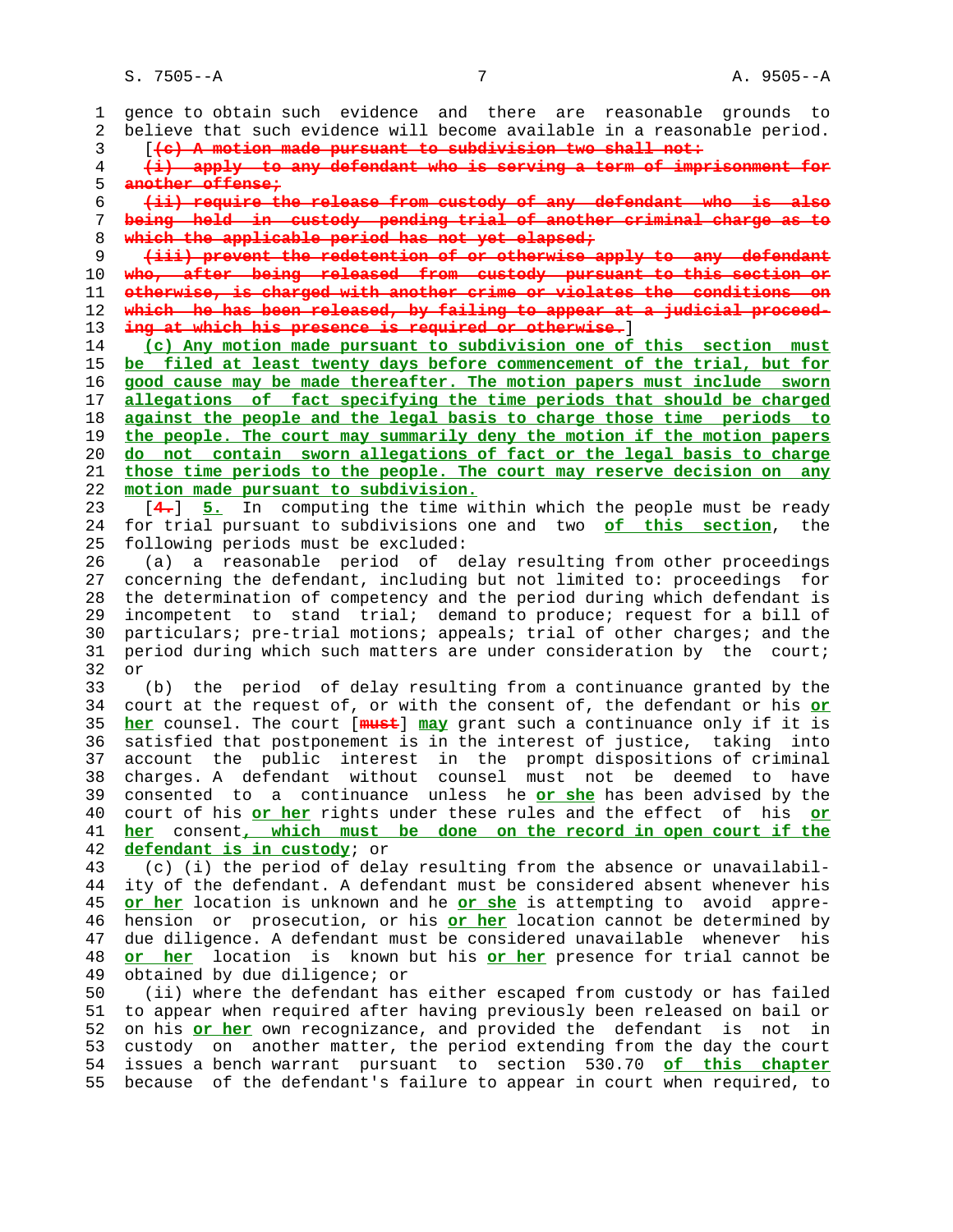gence to obtain such evidence and there are reasonable grounds to believe that such evidence will become available in a reasonable period.

[~~(c) A motion made pursuant to subdivision two shall not:~~

~~(i) apply to any defendant who is serving a term of imprisonment for another offense;~~

~~(ii) require the release from custody of any defendant who is also being held in custody pending trial of another criminal charge as to which the applicable period has not yet elapsed;~~

~~(iii) prevent the redetention of or otherwise apply to any defendant who, after being released from custody pursuant to this section or otherwise, is charged with another crime or violates the conditions on which he has been released, by failing to appear at a judicial proceeding at which his presence is required or otherwise.~~]

<u>(c) Any motion made pursuant to subdivision one of this section must be filed at least twenty days before commencement of the trial, but for good cause may be made thereafter. The motion papers must include sworn allegations of fact specifying the time periods that should be charged against the people and the legal basis to charge those time periods to the people. The court may summarily deny the motion if the motion papers do not contain sworn allegations of fact or the legal basis to charge those time periods to the people. The court may reserve decision on any motion made pursuant to subdivision.</u>

[~~4.~~] <u>5.</u> In computing the time within which the people must be ready for trial pursuant to subdivisions one and two <u>of this section</u>, the following periods must be excluded:

(a) a reasonable period of delay resulting from other proceedings concerning the defendant, including but not limited to: proceedings for the determination of competency and the period during which defendant is incompetent to stand trial; demand to produce; request for a bill of particulars; pre-trial motions; appeals; trial of other charges; and the period during which such matters are under consideration by the court; or

(b) the period of delay resulting from a continuance granted by the court at the request of, or with the consent of, the defendant or his <u>or her</u> counsel. The court [~~must~~] <u>may</u> grant such a continuance only if it is satisfied that postponement is in the interest of justice, taking into account the public interest in the prompt dispositions of criminal charges. A defendant without counsel must not be deemed to have consented to a continuance unless he <u>or she</u> has been advised by the court of his <u>or her</u> rights under these rules and the effect of his <u>or her</u> consent<u>, which must be done on the record in open court if the defendant is in custody</u>; or

(c) (i) the period of delay resulting from the absence or unavailability of the defendant. A defendant must be considered absent whenever his <u>or her</u> location is unknown and he <u>or she</u> is attempting to avoid apprehension or prosecution, or his <u>or her</u> location cannot be determined by due diligence. A defendant must be considered unavailable whenever his <u>or her</u> location is known but his <u>or her</u> presence for trial cannot be obtained by due diligence; or

(ii) where the defendant has either escaped from custody or has failed to appear when required after having previously been released on bail or on his <u>or her</u> own recognizance, and provided the defendant is not in custody on another matter, the period extending from the day the court issues a bench warrant pursuant to section 530.70 <u>of this chapter</u> because of the defendant's failure to appear in court when required, to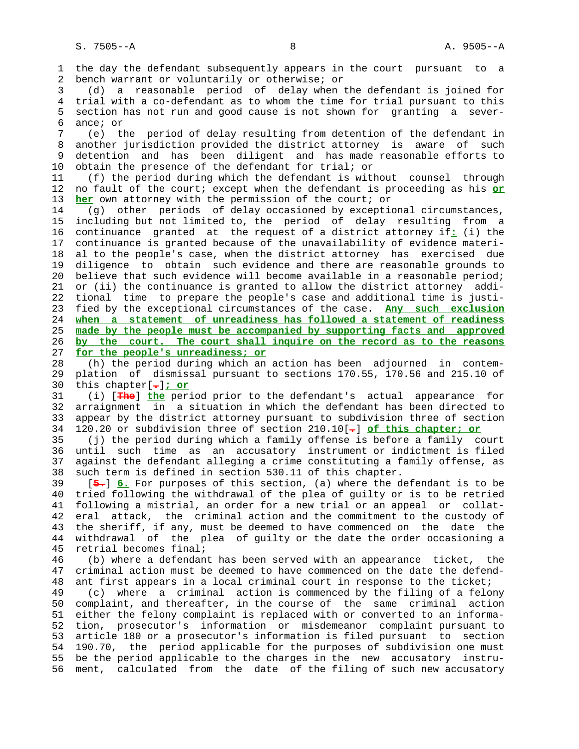the day the defendant subsequently appears in the court pursuant to a bench warrant or voluntarily or otherwise; or

(d) a reasonable period of delay when the defendant is joined for trial with a co-defendant as to whom the time for trial pursuant to this section has not run and good cause is not shown for granting a severance; or

(e) the period of delay resulting from detention of the defendant in another jurisdiction provided the district attorney is aware of such detention and has been diligent and has made reasonable efforts to obtain the presence of the defendant for trial; or

(f) the period during which the defendant is without counsel through no fault of the court; except when the defendant is proceeding as his **or her** own attorney with the permission of the court; or

(g) other periods of delay occasioned by exceptional circumstances, including but not limited to, the period of delay resulting from a continuance granted at the request of a district attorney if**:** (i) the continuance is granted because of the unavailability of evidence material to the people's case, when the district attorney has exercised due diligence to obtain such evidence and there are reasonable grounds to believe that such evidence will become available in a reasonable period; or (ii) the continuance is granted to allow the district attorney additional time to prepare the people's case and additional time is justified by the exceptional circumstances of the case. **Any such exclusion when a statement of unreadiness has followed a statement of readiness made by the people must be accompanied by supporting facts and approved by the court. The court shall inquire on the record as to the reasons for the people's unreadiness; or**

(h) the period during which an action has been adjourned in contemplation of dismissal pursuant to sections 170.55, 170.56 and 215.10 of this chapter[.]**; or**

(i) [The] **the** period prior to the defendant's actual appearance for arraignment in a situation in which the defendant has been directed to appear by the district attorney pursuant to subdivision three of section 120.20 or subdivision three of section 210.10[.] **of this chapter; or**

(j) the period during which a family offense is before a family court until such time as an accusatory instrument or indictment is filed against the defendant alleging a crime constituting a family offense, as such term is defined in section 530.11 of this chapter.

[5.] **6.** For purposes of this section, (a) where the defendant is to be tried following the withdrawal of the plea of guilty or is to be retried following a mistrial, an order for a new trial or an appeal or collateral attack, the criminal action and the commitment to the custody of the sheriff, if any, must be deemed to have commenced on the date the withdrawal of the plea of guilty or the date the order occasioning a retrial becomes final;

(b) where a defendant has been served with an appearance ticket, the criminal action must be deemed to have commenced on the date the defendant first appears in a local criminal court in response to the ticket;

(c) where a criminal action is commenced by the filing of a felony complaint, and thereafter, in the course of the same criminal action either the felony complaint is replaced with or converted to an information, prosecutor's information or misdemeanor complaint pursuant to article 180 or a prosecutor's information is filed pursuant to section 190.70, the period applicable for the purposes of subdivision one must be the period applicable to the charges in the new accusatory instrument, calculated from the date of the filing of such new accusatory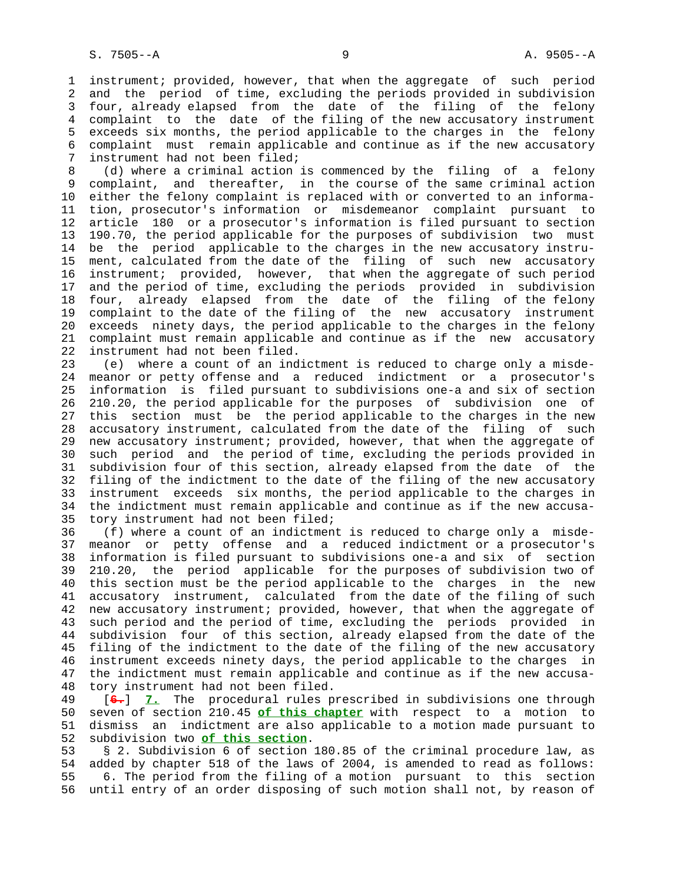instrument; provided, however, that when the aggregate of such period and the period of time, excluding the periods provided in subdivision four, already elapsed from the date of the filing of the felony complaint to the date of the filing of the new accusatory instrument exceeds six months, the period applicable to the charges in the felony complaint must remain applicable and continue as if the new accusatory instrument had not been filed;

(d) where a criminal action is commenced by the filing of a felony complaint, and thereafter, in the course of the same criminal action either the felony complaint is replaced with or converted to an information, prosecutor's information or misdemeanor complaint pursuant to article 180 or a prosecutor's information is filed pursuant to section 190.70, the period applicable for the purposes of subdivision two must be the period applicable to the charges in the new accusatory instrument, calculated from the date of the filing of such new accusatory instrument; provided, however, that when the aggregate of such period and the period of time, excluding the periods provided in subdivision four, already elapsed from the date of the filing of the felony complaint to the date of the filing of the new accusatory instrument exceeds ninety days, the period applicable to the charges in the felony complaint must remain applicable and continue as if the new accusatory instrument had not been filed.

(e) where a count of an indictment is reduced to charge only a misdemeanor or petty offense and a reduced indictment or a prosecutor's information is filed pursuant to subdivisions one-a and six of section 210.20, the period applicable for the purposes of subdivision one of this section must be the period applicable to the charges in the new accusatory instrument, calculated from the date of the filing of such new accusatory instrument; provided, however, that when the aggregate of such period and the period of time, excluding the periods provided in subdivision four of this section, already elapsed from the date of the filing of the indictment to the date of the filing of the new accusatory instrument exceeds six months, the period applicable to the charges in the indictment must remain applicable and continue as if the new accusatory instrument had not been filed;

(f) where a count of an indictment is reduced to charge only a misdemeanor or petty offense and a reduced indictment or a prosecutor's information is filed pursuant to subdivisions one-a and six of section 210.20, the period applicable for the purposes of subdivision two of this section must be the period applicable to the charges in the new accusatory instrument, calculated from the date of the filing of such new accusatory instrument; provided, however, that when the aggregate of such period and the period of time, excluding the periods provided in subdivision four of this section, already elapsed from the date of the filing of the indictment to the date of the filing of the new accusatory instrument exceeds ninety days, the period applicable to the charges in the indictment must remain applicable and continue as if the new accusatory instrument had not been filed.

[~~6.~~] **7.** The procedural rules prescribed in subdivisions one through seven of section 210.45 **of this chapter** with respect to a motion to dismiss an indictment are also applicable to a motion made pursuant to subdivision two **of this section**.

§ 2. Subdivision 6 of section 180.85 of the criminal procedure law, as added by chapter 518 of the laws of 2004, is amended to read as follows:

6. The period from the filing of a motion pursuant to this section until entry of an order disposing of such motion shall not, by reason of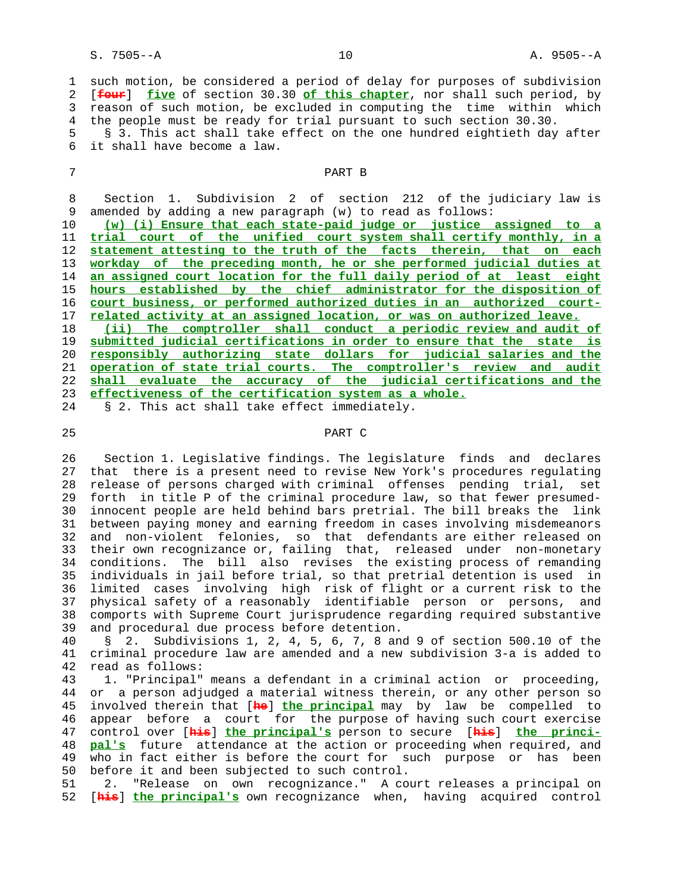such motion, be considered a period of delay for purposes of subdivision [~~four~~] **five** of section 30.30 **of this chapter**, nor shall such period, by reason of such motion, be excluded in computing the time within which the people must be ready for trial pursuant to such section 30.30.

§ 3. This act shall take effect on the one hundred eightieth day after it shall have become a law.

## PART B

Section 1. Subdivision 2 of section 212 of the judiciary law is amended by adding a new paragraph (w) to read as follows:

**(w) (i) Ensure that each state-paid judge or justice assigned to a trial court of the unified court system shall certify monthly, in a statement attesting to the truth of the facts therein, that on each workday of the preceding month, he or she performed judicial duties at an assigned court location for the full daily period of at least eight hours established by the chief administrator for the disposition of court business, or performed authorized duties in an authorized court-related activity at an assigned location, or was on authorized leave.**

**(ii) The comptroller shall conduct a periodic review and audit of submitted judicial certifications in order to ensure that the state is responsibly authorizing state dollars for judicial salaries and the operation of state trial courts. The comptroller's review and audit shall evaluate the accuracy of the judicial certifications and the effectiveness of the certification system as a whole.**

§ 2. This act shall take effect immediately.

## PART C

Section 1. Legislative findings. The legislature finds and declares that there is a present need to revise New York's procedures regulating release of persons charged with criminal offenses pending trial, set forth in title P of the criminal procedure law, so that fewer presumed-innocent people are held behind bars pretrial. The bill breaks the link between paying money and earning freedom in cases involving misdemeanors and non-violent felonies, so that defendants are either released on their own recognizance or, failing that, released under non-monetary conditions. The bill also revises the existing process of remanding individuals in jail before trial, so that pretrial detention is used in limited cases involving high risk of flight or a current risk to the physical safety of a reasonably identifiable person or persons, and comports with Supreme Court jurisprudence regarding required substantive and procedural due process before detention.

§ 2. Subdivisions 1, 2, 4, 5, 6, 7, 8 and 9 of section 500.10 of the criminal procedure law are amended and a new subdivision 3-a is added to read as follows:

1. "Principal" means a defendant in a criminal action or proceeding, or a person adjudged a material witness therein, or any other person so involved therein that [~~he~~] **the principal** may by law be compelled to appear before a court for the purpose of having such court exercise control over [~~his~~] **the principal's** person to secure [~~his~~] **the principal's** future attendance at the action or proceeding when required, and who in fact either is before the court for such purpose or has been before it and been subjected to such control.

2. "Release on own recognizance." A court releases a principal on [~~his~~] **the principal's** own recognizance when, having acquired control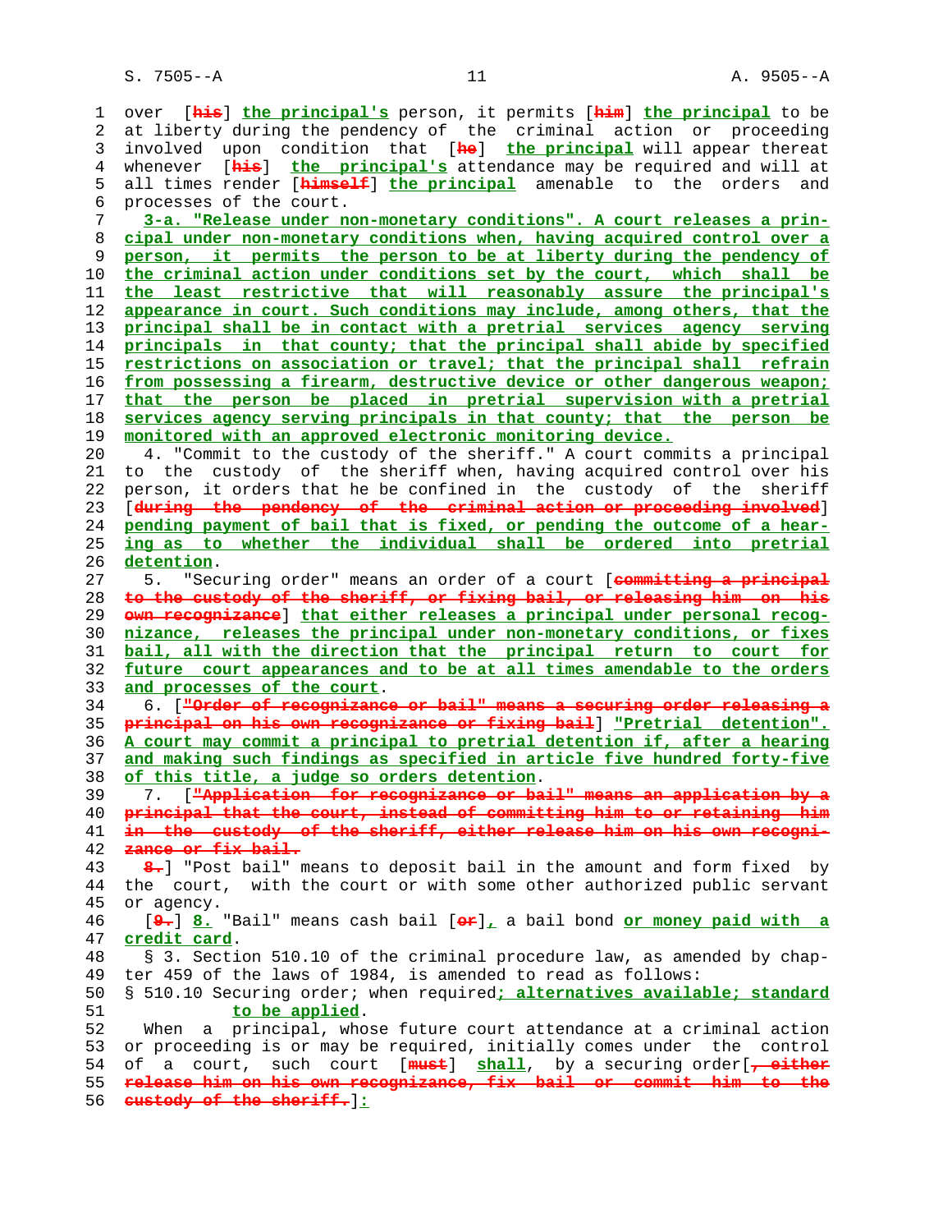over [~~his~~] **the principal's** person, it permits [~~him~~] **the principal** to be at liberty during the pendency of the criminal action or proceeding involved upon condition that [~~he~~] **the principal** will appear thereat whenever [~~his~~] **the principal's** attendance may be required and will at all times render [~~himself~~] **the principal** amenable to the orders and processes of the court.

**3-a. "Release under non-monetary conditions". A court releases a principal under non-monetary conditions when, having acquired control over a person, it permits the person to be at liberty during the pendency of the criminal action under conditions set by the court, which shall be the least restrictive that will reasonably assure the principal's appearance in court. Such conditions may include, among others, that the principal shall be in contact with a pretrial services agency serving principals in that county; that the principal shall abide by specified restrictions on association or travel; that the principal shall refrain from possessing a firearm, destructive device or other dangerous weapon; that the person be placed in pretrial supervision with a pretrial services agency serving principals in that county; that the person be monitored with an approved electronic monitoring device.**

4. "Commit to the custody of the sheriff." A court commits a principal to the custody of the sheriff when, having acquired control over his person, it orders that he be confined in the custody of the sheriff [~~during the pendency of the criminal action or proceeding involved~~] **pending payment of bail that is fixed, or pending the outcome of a hearing as to whether the individual shall be ordered into pretrial detention**.

5. "Securing order" means an order of a court [~~committing a principal to the custody of the sheriff, or fixing bail, or releasing him on his own recognizance~~] **that either releases a principal under personal recognizance, releases the principal under non-monetary conditions, or fixes bail, all with the direction that the principal return to court for future court appearances and to be at all times amendable to the orders and processes of the court**.

6. [~~"Order of recognizance or bail" means a securing order releasing a principal on his own recognizance or fixing bail~~] **"Pretrial detention". A court may commit a principal to pretrial detention if, after a hearing and making such findings as specified in article five hundred forty-five of this title, a judge so orders detention**.

7. [~~"Application for recognizance or bail" means an application by a principal that the court, instead of committing him to or retaining him in the custody of the sheriff, either release him on his own recognizance or fix bail.~~

~~8.~~] "Post bail" means to deposit bail in the amount and form fixed by the court, with the court or with some other authorized public servant or agency.

[~~9.~~] **8.** "Bail" means cash bail [~~or~~]**,** a bail bond **or money paid with a credit card**.

§ 3. Section 510.10 of the criminal procedure law, as amended by chapter 459 of the laws of 1984, is amended to read as follows:

§ 510.10 Securing order; when required**; alternatives available; standard to be applied**.

When a principal, whose future court attendance at a criminal action or proceeding is or may be required, initially comes under the control of a court, such court [~~must~~] **shall**, by a securing order[~~, either release him on his own recognizance, fix bail or commit him to the custody of the sheriff.~~]**:**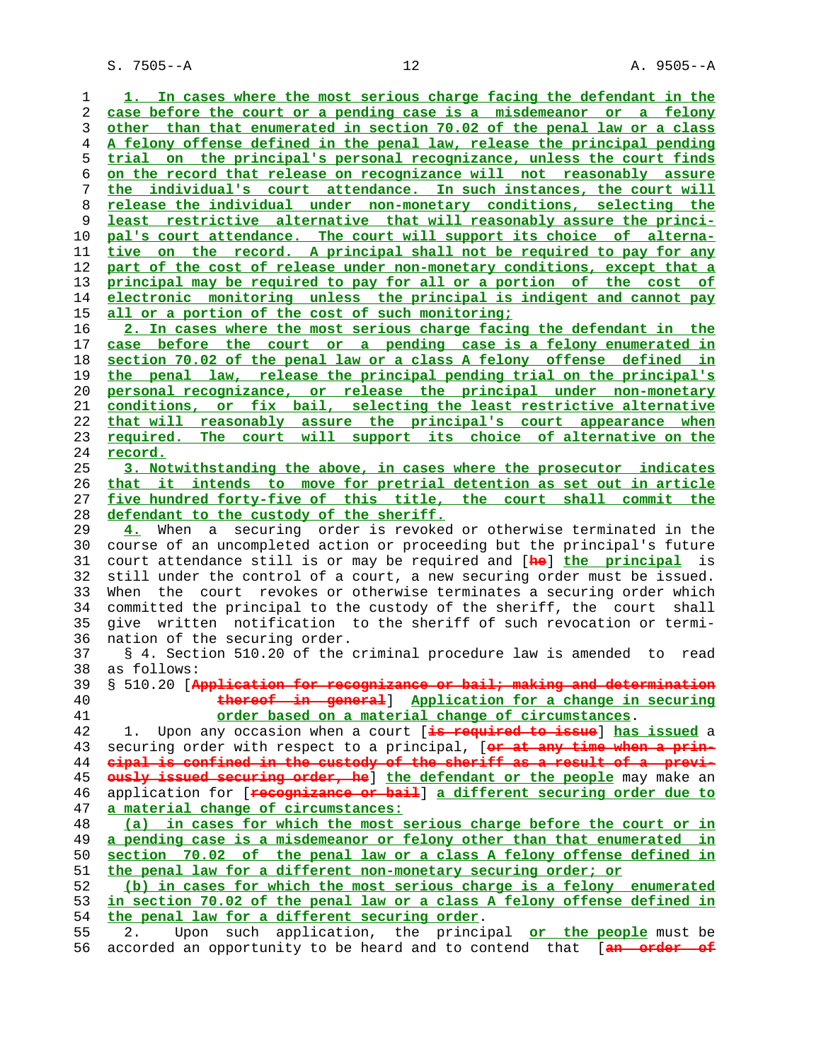1. In cases where the most serious charge facing the defendant in the case before the court or a pending case is a misdemeanor or a felony other than that enumerated in section 70.02 of the penal law or a class A felony offense defined in the penal law, release the principal pending trial on the principal's personal recognizance, unless the court finds on the record that release on recognizance will not reasonably assure the individual's court attendance. In such instances, the court will release the individual under non-monetary conditions, selecting the least restrictive alternative that will reasonably assure the principal's court attendance. The court will support its choice of alternative on the record. A principal shall not be required to pay for any part of the cost of release under non-monetary conditions, except that a principal may be required to pay for all or a portion of the cost of electronic monitoring unless the principal is indigent and cannot pay all or a portion of the cost of such monitoring;

2. In cases where the most serious charge facing the defendant in the case before the court or a pending case is a felony enumerated in section 70.02 of the penal law or a class A felony offense defined in the penal law, release the principal pending trial on the principal's personal recognizance, or release the principal under non-monetary conditions, or fix bail, selecting the least restrictive alternative that will reasonably assure the principal's court appearance when required. The court will support its choice of alternative on the record.

3. Notwithstanding the above, in cases where the prosecutor indicates that it intends to move for pretrial detention as set out in article five hundred forty-five of this title, the court shall commit the defendant to the custody of the sheriff.

4. When a securing order is revoked or otherwise terminated in the course of an uncompleted action or proceeding but the principal's future court attendance still is or may be required and [he] the principal is still under the control of a court, a new securing order must be issued. When the court revokes or otherwise terminates a securing order which committed the principal to the custody of the sheriff, the court shall give written notification to the sheriff of such revocation or termination of the securing order.

§ 4. Section 510.20 of the criminal procedure law is amended to read as follows:

§ 510.20 [Application for recognizance or bail; making and determination thereof in general] Application for a change in securing order based on a material change of circumstances.

1. Upon any occasion when a court [is required to issue] has issued a securing order with respect to a principal, [or at any time when a principal is confined in the custody of the sheriff as a result of a previously issued securing order, he] the defendant or the people may make an application for [recognizance or bail] a different securing order due to a material change of circumstances:

(a) in cases for which the most serious charge before the court or in a pending case is a misdemeanor or felony other than that enumerated in section 70.02 of the penal law or a class A felony offense defined in the penal law for a different non-monetary securing order; or

(b) in cases for which the most serious charge is a felony enumerated in section 70.02 of the penal law or a class A felony offense defined in the penal law for a different securing order.

2. Upon such application, the principal or the people must be accorded an opportunity to be heard and to contend that [an order of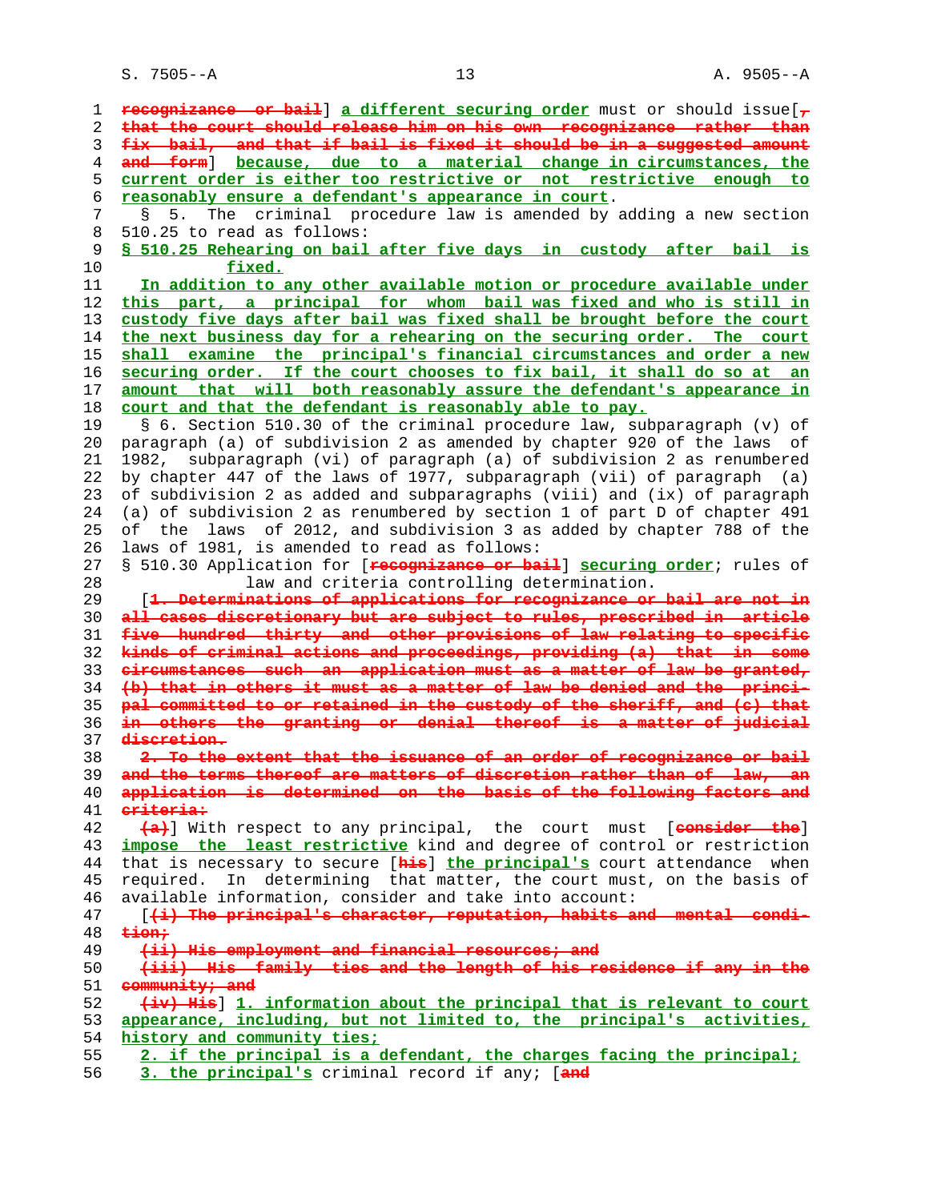recognizance or bail] a different securing order must or should issue[, that the court should release him on his own recognizance rather than fix bail, and that if bail is fixed it should be in a suggested amount and form] because, due to a material change in circumstances, the current order is either too restrictive or not restrictive enough to reasonably ensure a defendant's appearance in court.

§ 5. The criminal procedure law is amended by adding a new section 510.25 to read as follows:

**§ 510.25 Rehearing on bail after five days in custody after bail is fixed.**

In addition to any other available motion or procedure available under this part, a principal for whom bail was fixed and who is still in custody five days after bail was fixed shall be brought before the court the next business day for a rehearing on the securing order. The court shall examine the principal's financial circumstances and order a new securing order. If the court chooses to fix bail, it shall do so at an amount that will both reasonably assure the defendant's appearance in court and that the defendant is reasonably able to pay.

§ 6. Section 510.30 of the criminal procedure law, subparagraph (v) of paragraph (a) of subdivision 2 as amended by chapter 920 of the laws of 1982, subparagraph (vi) of paragraph (a) of subdivision 2 as renumbered by chapter 447 of the laws of 1977, subparagraph (vii) of paragraph (a) of subdivision 2 as added and subparagraphs (viii) and (ix) of paragraph (a) of subdivision 2 as renumbered by section 1 of part D of chapter 491 of the laws of 2012, and subdivision 3 as added by chapter 788 of the laws of 1981, is amended to read as follows:

§ 510.30 Application for [recognizance or bail] securing order; rules of law and criteria controlling determination.

[1. Determinations of applications for recognizance or bail are not in all cases discretionary but are subject to rules, prescribed in article five hundred thirty and other provisions of law relating to specific kinds of criminal actions and proceedings, providing (a) that in some circumstances such an application must as a matter of law be granted, (b) that in others it must as a matter of law be denied and the principal committed to or retained in the custody of the sheriff, and (c) that in others the granting or denial thereof is a matter of judicial discretion.

2. To the extent that the issuance of an order of recognizance or bail and the terms thereof are matters of discretion rather than of law, an application is determined on the basis of the following factors and criteria:

(a)] With respect to any principal, the court must [consider the] impose the least restrictive kind and degree of control or restriction that is necessary to secure [his] the principal's court attendance when required. In determining that matter, the court must, on the basis of available information, consider and take into account:

[(i) The principal's character, reputation, habits and mental condition;

(ii) His employment and financial resources; and

(iii) His family ties and the length of his residence if any in the community; and

(iv) His] 1. information about the principal that is relevant to court appearance, including, but not limited to, the principal's activities, history and community ties;

2. if the principal is a defendant, the charges facing the principal;

3. the principal's criminal record if any; [and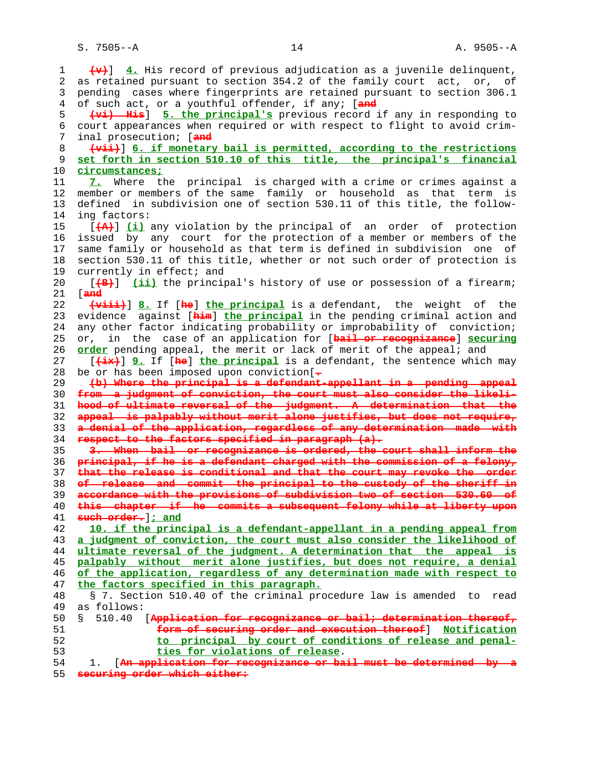(v)] 4. His record of previous adjudication as a juvenile delinquent, as retained pursuant to section 354.2 of the family court act, or, of pending cases where fingerprints are retained pursuant to section 306.1 of such act, or a youthful offender, if any; [and

(vi) His] 5. the principal's previous record if any in responding to court appearances when required or with respect to flight to avoid criminal prosecution; [and

(vii)] 6. if monetary bail is permitted, according to the restrictions set forth in section 510.10 of this title, the principal's financial circumstances;

7. Where the principal is charged with a crime or crimes against a member or members of the same family or household as that term is defined in subdivision one of section 530.11 of this title, the following factors:

[(A)] (i) any violation by the principal of an order of protection issued by any court for the protection of a member or members of the same family or household as that term is defined in subdivision one of section 530.11 of this title, whether or not such order of protection is currently in effect; and

[(B)] (ii) the principal's history of use or possession of a firearm; [and

(viii)] 8. If [he] the principal is a defendant, the weight of the evidence against [him] the principal in the pending criminal action and any other factor indicating probability or improbability of conviction; or, in the case of an application for [bail or recognizance] securing order pending appeal, the merit or lack of merit of the appeal; and

[(ix)] 9. If [he] the principal is a defendant, the sentence which may be or has been imposed upon conviction[.

(b) Where the principal is a defendant-appellant in a pending appeal from a judgment of conviction, the court must also consider the likelihood of ultimate reversal of the judgment. A determination that the appeal is palpably without merit alone justifies, but does not require, a denial of the application, regardless of any determination made with respect to the factors specified in paragraph (a).

3. When bail or recognizance is ordered, the court shall inform the principal, if he is a defendant charged with the commission of a felony, that the release is conditional and that the court may revoke the order of release and commit the principal to the custody of the sheriff in accordance with the provisions of subdivision two of section 530.60 of this chapter if he commits a subsequent felony while at liberty upon such order.]; and

10. if the principal is a defendant-appellant in a pending appeal from a judgment of conviction, the court must also consider the likelihood of ultimate reversal of the judgment. A determination that the appeal is palpably without merit alone justifies, but does not require, a denial of the application, regardless of any determination made with respect to the factors specified in this paragraph.

§ 7. Section 510.40 of the criminal procedure law is amended to read as follows:

§ 510.40 [Application for recognizance or bail; determination thereof, form of securing order and execution thereof] Notification to principal by court of conditions of release and penalties for violations of release.

1. [An application for recognizance or bail must be determined by a securing order which either: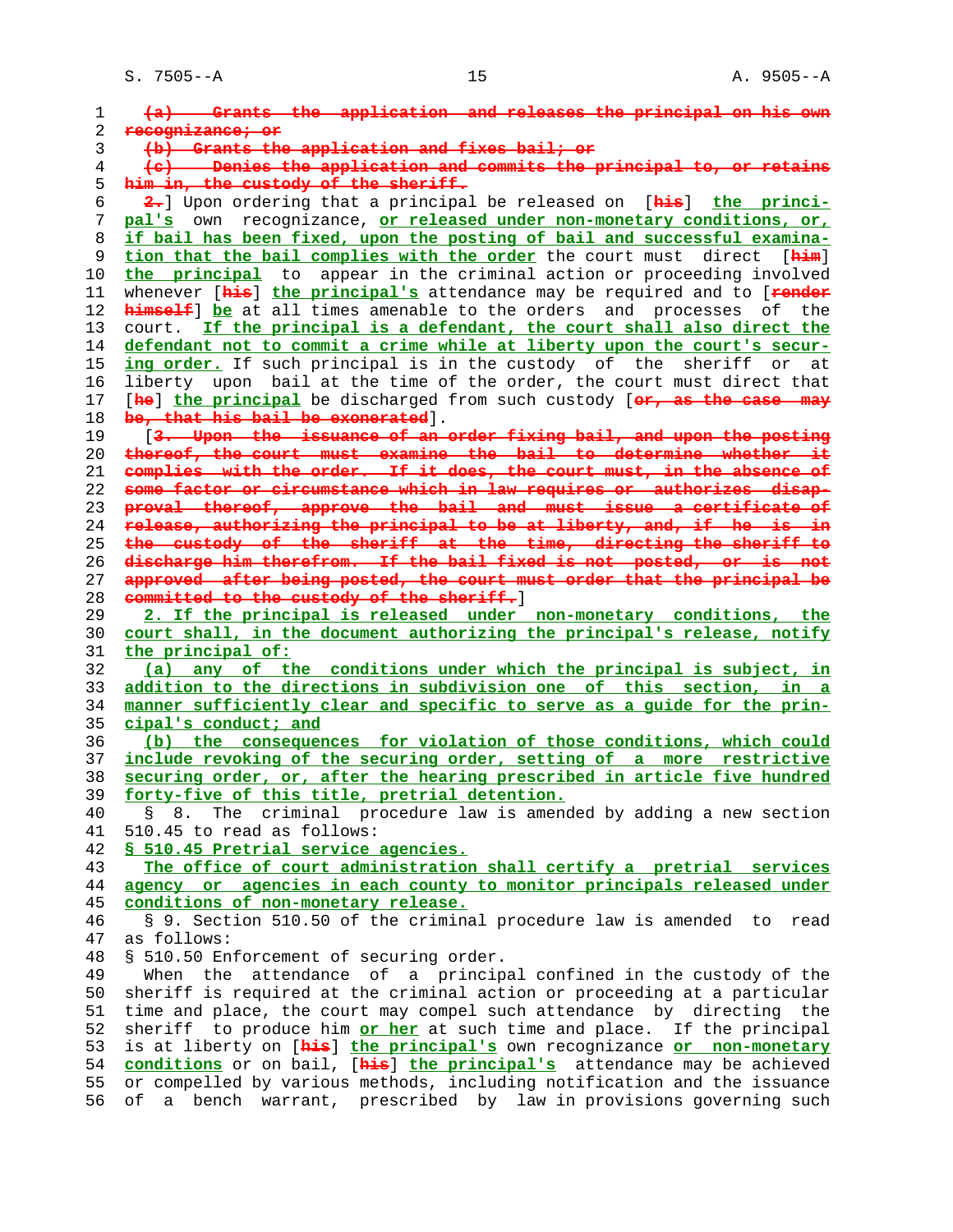~~(a) Grants the application and releases the principal on his own recognizance; or~~

~~(b) Grants the application and fixes bail; or~~

~~(c) Denies the application and commits the principal to, or retains him in, the custody of the sheriff.~~

[~~2.~~] Upon ordering that a principal be released on [~~his~~] **the principal's** own recognizance, **or released under non-monetary conditions, or, if bail has been fixed, upon the posting of bail and successful examination that the bail complies with the order** the court must direct [~~him~~] **the principal** to appear in the criminal action or proceeding involved whenever [~~his~~] **the principal's** attendance may be required and to [~~render himself~~] **be** at all times amenable to the orders and processes of the court. **If the principal is a defendant, the court shall also direct the defendant not to commit a crime while at liberty upon the court's securing order.** If such principal is in the custody of the sheriff or at liberty upon bail at the time of the order, the court must direct that [~~he~~] **the principal** be discharged from such custody [~~or, as the case may be, that his bail be exonerated~~].

[~~3. Upon the issuance of an order fixing bail, and upon the posting thereof, the court must examine the bail to determine whether it complies with the order. If it does, the court must, in the absence of some factor or circumstance which in law requires or authorizes disapproval thereof, approve the bail and must issue a certificate of release, authorizing the principal to be at liberty, and, if he is in the custody of the sheriff at the time, directing the sheriff to discharge him therefrom. If the bail fixed is not posted, or is not approved after being posted, the court must order that the principal be committed to the custody of the sheriff.~~]

**2. If the principal is released under non-monetary conditions, the court shall, in the document authorizing the principal's release, notify the principal of:**

**(a) any of the conditions under which the principal is subject, in addition to the directions in subdivision one of this section, in a manner sufficiently clear and specific to serve as a guide for the principal's conduct; and**

**(b) the consequences for violation of those conditions, which could include revoking of the securing order, setting of a more restrictive securing order, or, after the hearing prescribed in article five hundred forty-five of this title, pretrial detention.**

§ 8. The criminal procedure law is amended by adding a new section 510.45 to read as follows:

**§ 510.45 Pretrial service agencies.**

**The office of court administration shall certify a pretrial services agency or agencies in each county to monitor principals released under conditions of non-monetary release.**

§ 9. Section 510.50 of the criminal procedure law is amended to read as follows:

§ 510.50 Enforcement of securing order.

When the attendance of a principal confined in the custody of the sheriff is required at the criminal action or proceeding at a particular time and place, the court may compel such attendance by directing the sheriff to produce him **or her** at such time and place. If the principal is at liberty on [~~his~~] **the principal's** own recognizance **or non-monetary conditions** or on bail, [~~his~~] **the principal's** attendance may be achieved or compelled by various methods, including notification and the issuance of a bench warrant, prescribed by law in provisions governing such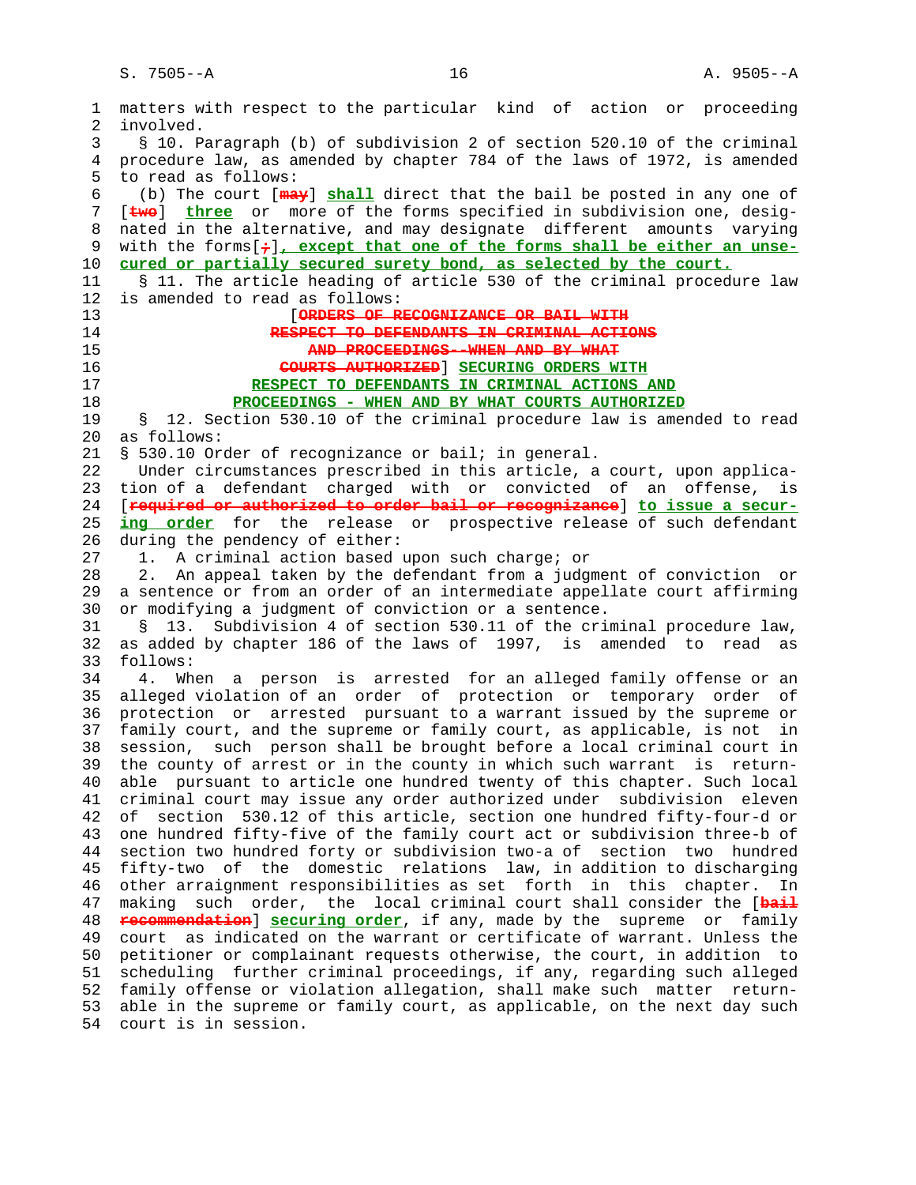matters with respect to the particular kind of action or proceeding involved.

§ 10. Paragraph (b) of subdivision 2 of section 520.10 of the criminal procedure law, as amended by chapter 784 of the laws of 1972, is amended to read as follows:

(b) The court [~~may~~] **shall** direct that the bail be posted in any one of [~~two~~] **three** or more of the forms specified in subdivision one, designated in the alternative, and may designate different amounts varying with the forms[~~;~~]**, except that one of the forms shall be either an unsecured or partially secured surety bond, as selected by the court.**

§ 11. The article heading of article 530 of the criminal procedure law is amended to read as follows:

[~~ORDERS OF RECOGNIZANCE OR BAIL WITH RESPECT TO DEFENDANTS IN CRIMINAL ACTIONS AND PROCEEDINGS--WHEN AND BY WHAT COURTS AUTHORIZED~~] **SECURING ORDERS WITH RESPECT TO DEFENDANTS IN CRIMINAL ACTIONS AND PROCEEDINGS - WHEN AND BY WHAT COURTS AUTHORIZED**

§ 12. Section 530.10 of the criminal procedure law is amended to read as follows:

§ 530.10 Order of recognizance or bail; in general.

Under circumstances prescribed in this article, a court, upon application of a defendant charged with or convicted of an offense, is [~~required or authorized to order bail or recognizance~~] **to issue a securing order** for the release or prospective release of such defendant during the pendency of either:

1. A criminal action based upon such charge; or

2. An appeal taken by the defendant from a judgment of conviction or a sentence or from an order of an intermediate appellate court affirming or modifying a judgment of conviction or a sentence.

§ 13. Subdivision 4 of section 530.11 of the criminal procedure law, as added by chapter 186 of the laws of 1997, is amended to read as follows:

4. When a person is arrested for an alleged family offense or an alleged violation of an order of protection or temporary order of protection or arrested pursuant to a warrant issued by the supreme or family court, and the supreme or family court, as applicable, is not in session, such person shall be brought before a local criminal court in the county of arrest or in the county in which such warrant is returnable pursuant to article one hundred twenty of this chapter. Such local criminal court may issue any order authorized under subdivision eleven of section 530.12 of this article, section one hundred fifty-four-d or one hundred fifty-five of the family court act or subdivision three-b of section two hundred forty or subdivision two-a of section two hundred fifty-two of the domestic relations law, in addition to discharging other arraignment responsibilities as set forth in this chapter. In making such order, the local criminal court shall consider the [~~bail recommendation~~] **securing order**, if any, made by the supreme or family court as indicated on the warrant or certificate of warrant. Unless the petitioner or complainant requests otherwise, the court, in addition to scheduling further criminal proceedings, if any, regarding such alleged family offense or violation allegation, shall make such matter returnable in the supreme or family court, as applicable, on the next day such court is in session.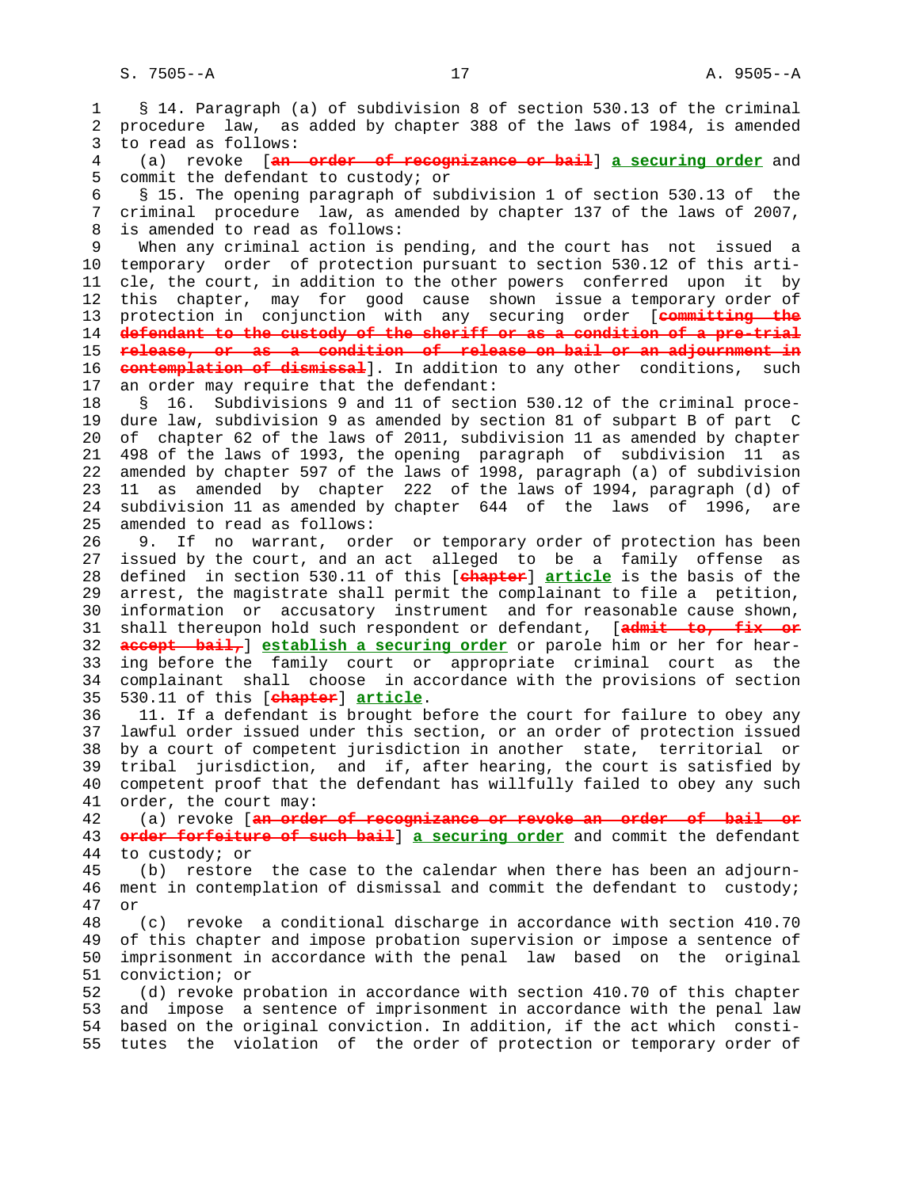§ 14. Paragraph (a) of subdivision 8 of section 530.13 of the criminal procedure law, as added by chapter 388 of the laws of 1984, is amended to read as follows:

(a) revoke [~~an order of recognizance or bail~~] **a securing order** and commit the defendant to custody; or

§ 15. The opening paragraph of subdivision 1 of section 530.13 of the criminal procedure law, as amended by chapter 137 of the laws of 2007, is amended to read as follows:

When any criminal action is pending, and the court has not issued a temporary order of protection pursuant to section 530.12 of this article, the court, in addition to the other powers conferred upon it by this chapter, may for good cause shown issue a temporary order of protection in conjunction with any securing order [~~committing the defendant to the custody of the sheriff or as a condition of a pre-trial release, or as a condition of release on bail or an adjournment in contemplation of dismissal~~]. In addition to any other conditions, such an order may require that the defendant:

§ 16. Subdivisions 9 and 11 of section 530.12 of the criminal procedure law, subdivision 9 as amended by section 81 of subpart B of part C of chapter 62 of the laws of 2011, subdivision 11 as amended by chapter 498 of the laws of 1993, the opening paragraph of subdivision 11 as amended by chapter 597 of the laws of 1998, paragraph (a) of subdivision 11 as amended by chapter 222 of the laws of 1994, paragraph (d) of subdivision 11 as amended by chapter 644 of the laws of 1996, are amended to read as follows:

9. If no warrant, order or temporary order of protection has been issued by the court, and an act alleged to be a family offense as defined in section 530.11 of this [~~chapter~~] **article** is the basis of the arrest, the magistrate shall permit the complainant to file a petition, information or accusatory instrument and for reasonable cause shown, shall thereupon hold such respondent or defendant, [~~admit to, fix or accept bail,~~] **establish a securing order** or parole him or her for hearing before the family court or appropriate criminal court as the complainant shall choose in accordance with the provisions of section 530.11 of this [~~chapter~~] **article**.

11. If a defendant is brought before the court for failure to obey any lawful order issued under this section, or an order of protection issued by a court of competent jurisdiction in another state, territorial or tribal jurisdiction, and if, after hearing, the court is satisfied by competent proof that the defendant has willfully failed to obey any such order, the court may:

(a) revoke [~~an order of recognizance or revoke an order of bail or order forfeiture of such bail~~] **a securing order** and commit the defendant to custody; or

(b) restore the case to the calendar when there has been an adjournment in contemplation of dismissal and commit the defendant to custody; or

(c) revoke a conditional discharge in accordance with section 410.70 of this chapter and impose probation supervision or impose a sentence of imprisonment in accordance with the penal law based on the original conviction; or

(d) revoke probation in accordance with section 410.70 of this chapter and impose a sentence of imprisonment in accordance with the penal law based on the original conviction. In addition, if the act which constitutes the violation of the order of protection or temporary order of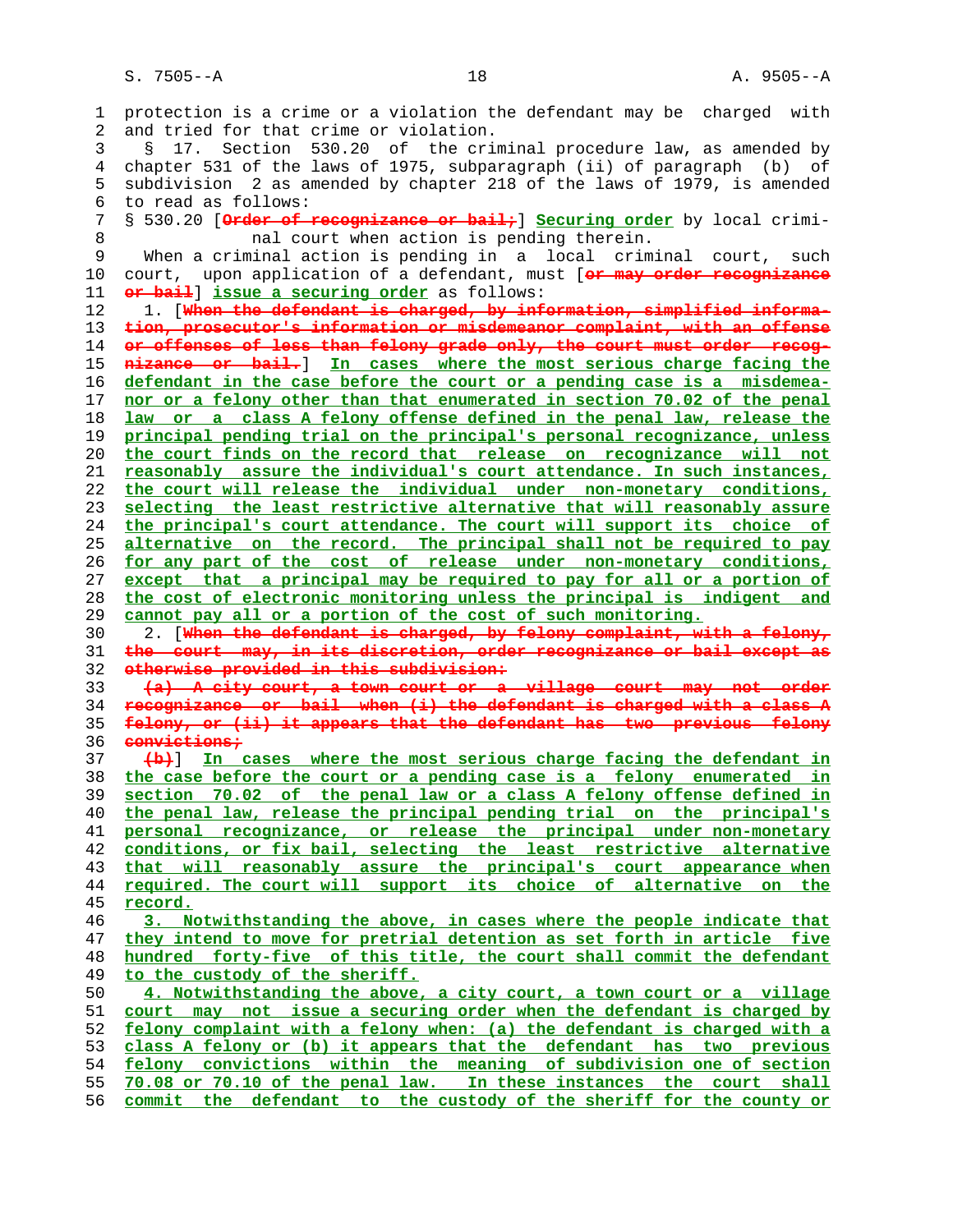protection is a crime or a violation the defendant may be charged with and tried for that crime or violation.

§ 17. Section 530.20 of the criminal procedure law, as amended by chapter 531 of the laws of 1975, subparagraph (ii) of paragraph (b) of subdivision 2 as amended by chapter 218 of the laws of 1979, is amended to read as follows:

§ 530.20 [~~Order of recognizance or bail;~~] **Securing order** by local criminal court when action is pending therein.

When a criminal action is pending in a local criminal court, such court, upon application of a defendant, must [~~or may order recognizance or bail~~] **issue a securing order** as follows:

1. [~~When the defendant is charged, by information, simplified information, prosecutor's information or misdemeanor complaint, with an offense or offenses of less than felony grade only, the court must order recognizance or bail.~~] **In cases where the most serious charge facing the defendant in the case before the court or a pending case is a misdemeanor or a felony other than that enumerated in section 70.02 of the penal law or a class A felony offense defined in the penal law, release the principal pending trial on the principal's personal recognizance, unless the court finds on the record that release on recognizance will not reasonably assure the individual's court attendance. In such instances, the court will release the individual under non-monetary conditions, selecting the least restrictive alternative that will reasonably assure the principal's court attendance. The court will support its choice of alternative on the record. The principal shall not be required to pay for any part of the cost of release under non-monetary conditions, except that a principal may be required to pay for all or a portion of the cost of electronic monitoring unless the principal is indigent and cannot pay all or a portion of the cost of such monitoring.**

2. [~~When the defendant is charged, by felony complaint, with a felony, the court may, in its discretion, order recognizance or bail except as otherwise provided in this subdivision:~~

~~(a) A city court, a town court or a village court may not order recognizance or bail when (i) the defendant is charged with a class A felony, or (ii) it appears that the defendant has two previous felony convictions;~~

~~(b)~~] **In cases where the most serious charge facing the defendant in the case before the court or a pending case is a felony enumerated in section 70.02 of the penal law or a class A felony offense defined in the penal law, release the principal pending trial on the principal's personal recognizance, or release the principal under non-monetary conditions, or fix bail, selecting the least restrictive alternative that will reasonably assure the principal's court appearance when required. The court will support its choice of alternative on the record.**

**3. Notwithstanding the above, in cases where the people indicate that they intend to move for pretrial detention as set forth in article five hundred forty-five of this title, the court shall commit the defendant to the custody of the sheriff.**

**4. Notwithstanding the above, a city court, a town court or a village court may not issue a securing order when the defendant is charged by felony complaint with a felony when: (a) the defendant is charged with a class A felony or (b) it appears that the defendant has two previous felony convictions within the meaning of subdivision one of section 70.08 or 70.10 of the penal law. In these instances the court shall commit the defendant to the custody of the sheriff for the county or**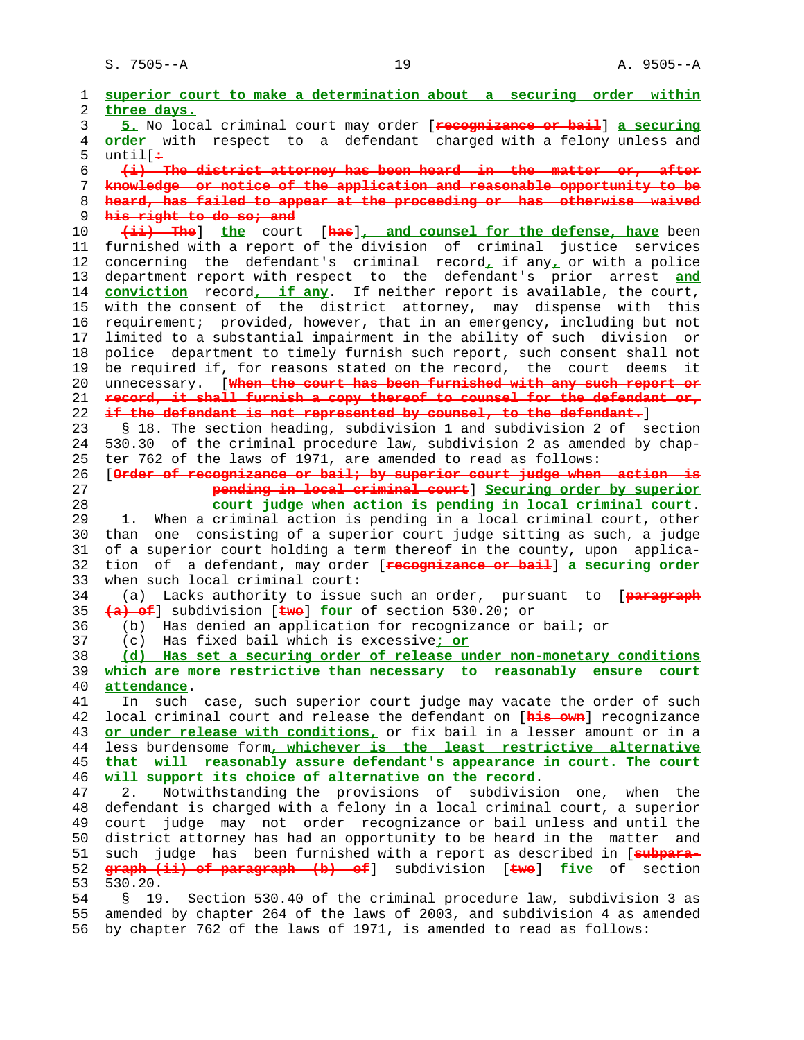superior court to make a determination about a securing order within three days.

5. No local criminal court may order [recognizance or bail] a securing order with respect to a defendant charged with a felony unless and until[:

(i) The district attorney has been heard in the matter or, after knowledge or notice of the application and reasonable opportunity to be heard, has failed to appear at the proceeding or has otherwise waived his right to do so; and

(ii) The] the court [has], and counsel for the defense, have been furnished with a report of the division of criminal justice services concerning the defendant's criminal record, if any, or with a police department report with respect to the defendant's prior arrest and conviction record, if any. If neither report is available, the court, with the consent of the district attorney, may dispense with this requirement; provided, however, that in an emergency, including but not limited to a substantial impairment in the ability of such division or police department to timely furnish such report, such consent shall not be required if, for reasons stated on the record, the court deems it unnecessary. [When the court has been furnished with any such report or record, it shall furnish a copy thereof to counsel for the defendant or, if the defendant is not represented by counsel, to the defendant.]

§ 18. The section heading, subdivision 1 and subdivision 2 of section 530.30 of the criminal procedure law, subdivision 2 as amended by chapter 762 of the laws of 1971, are amended to read as follows:

[Order of recognizance or bail; by superior court judge when action is pending in local criminal court] Securing order by superior court judge when action is pending in local criminal court.

1. When a criminal action is pending in a local criminal court, other than one consisting of a superior court judge sitting as such, a judge of a superior court holding a term thereof in the county, upon application of a defendant, may order [recognizance or bail] a securing order when such local criminal court:

(a) Lacks authority to issue such an order, pursuant to [paragraph (a) of] subdivision [two] four of section 530.20; or

(b) Has denied an application for recognizance or bail; or

(c) Has fixed bail which is excessive; or

(d) Has set a securing order of release under non-monetary conditions which are more restrictive than necessary to reasonably ensure court attendance.

In such case, such superior court judge may vacate the order of such local criminal court and release the defendant on [his own] recognizance or under release with conditions, or fix bail in a lesser amount or in a less burdensome form, whichever is the least restrictive alternative that will reasonably assure defendant's appearance in court. The court will support its choice of alternative on the record.

2. Notwithstanding the provisions of subdivision one, when the defendant is charged with a felony in a local criminal court, a superior court judge may not order recognizance or bail unless and until the district attorney has had an opportunity to be heard in the matter and such judge has been furnished with a report as described in [subparagraph (ii) of paragraph (b) of] subdivision [two] five of section 530.20.

§ 19. Section 530.40 of the criminal procedure law, subdivision 3 as amended by chapter 264 of the laws of 2003, and subdivision 4 as amended by chapter 762 of the laws of 1971, is amended to read as follows: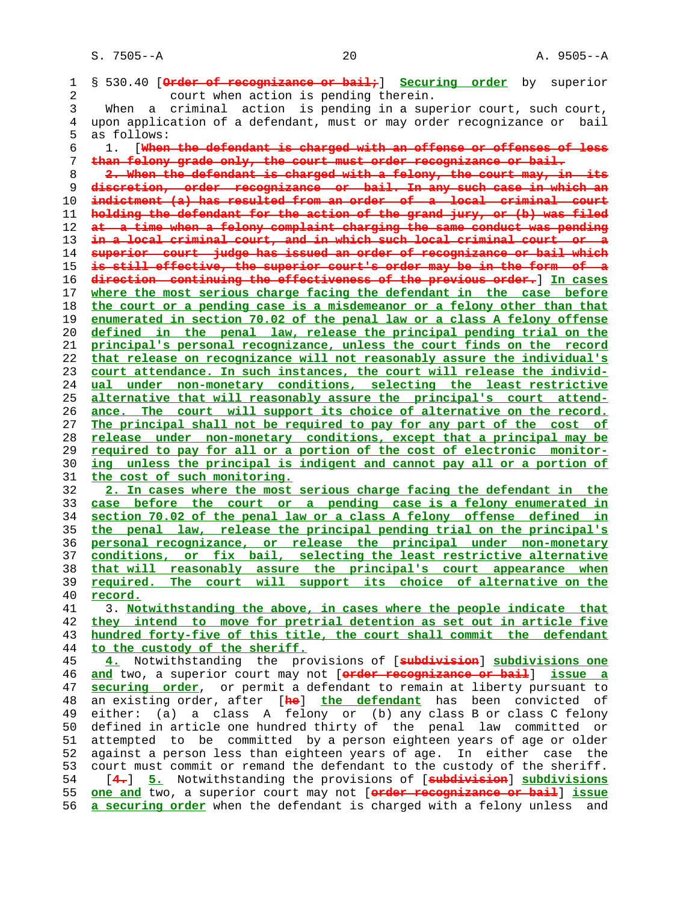§ 530.40 [~~Order of recognizance or bail;~~] **Securing order** by superior court when action is pending therein.

When a criminal action is pending in a superior court, such court, upon application of a defendant, must or may order recognizance or bail as follows:

1. [~~When the defendant is charged with an offense or offenses of less than felony grade only, the court must order recognizance or bail.~~

~~2. When the defendant is charged with a felony, the court may, in its discretion, order recognizance or bail. In any such case in which an indictment (a) has resulted from an order of a local criminal court holding the defendant for the action of the grand jury, or (b) was filed at a time when a felony complaint charging the same conduct was pending in a local criminal court, and in which such local criminal court or a superior court judge has issued an order of recognizance or bail which is still effective, the superior court's order may be in the form of a direction continuing the effectiveness of the previous order.~~] **In cases where the most serious charge facing the defendant in the case before the court or a pending case is a misdemeanor or a felony other than that enumerated in section 70.02 of the penal law or a class A felony offense defined in the penal law, release the principal pending trial on the principal's personal recognizance, unless the court finds on the record that release on recognizance will not reasonably assure the individual's court attendance. In such instances, the court will release the individual under non-monetary conditions, selecting the least restrictive alternative that will reasonably assure the principal's court attendance. The court will support its choice of alternative on the record. The principal shall not be required to pay for any part of the cost of release under non-monetary conditions, except that a principal may be required to pay for all or a portion of the cost of electronic monitoring unless the principal is indigent and cannot pay all or a portion of the cost of such monitoring.**

**2. In cases where the most serious charge facing the defendant in the case before the court or a pending case is a felony enumerated in section 70.02 of the penal law or a class A felony offense defined in the penal law, release the principal pending trial on the principal's personal recognizance, or release the principal under non-monetary conditions, or fix bail, selecting the least restrictive alternative that will reasonably assure the principal's court appearance when required. The court will support its choice of alternative on the record.**

3. **Notwithstanding the above, in cases where the people indicate that they intend to move for pretrial detention as set out in article five hundred forty-five of this title, the court shall commit the defendant to the custody of the sheriff.**

**4.** Notwithstanding the provisions of [~~subdivision~~] **subdivisions one and** two, a superior court may not [~~order recognizance or bail~~] **issue a securing order**, or permit a defendant to remain at liberty pursuant to an existing order, after [~~he~~] **the defendant** has been convicted of either: (a) a class A felony or (b) any class B or class C felony defined in article one hundred thirty of the penal law committed or attempted to be committed by a person eighteen years of age or older against a person less than eighteen years of age. In either case the court must commit or remand the defendant to the custody of the sheriff.

[~~4.~~] **5.** Notwithstanding the provisions of [~~subdivision~~] **subdivisions one and** two, a superior court may not [~~order recognizance or bail~~] **issue a securing order** when the defendant is charged with a felony unless and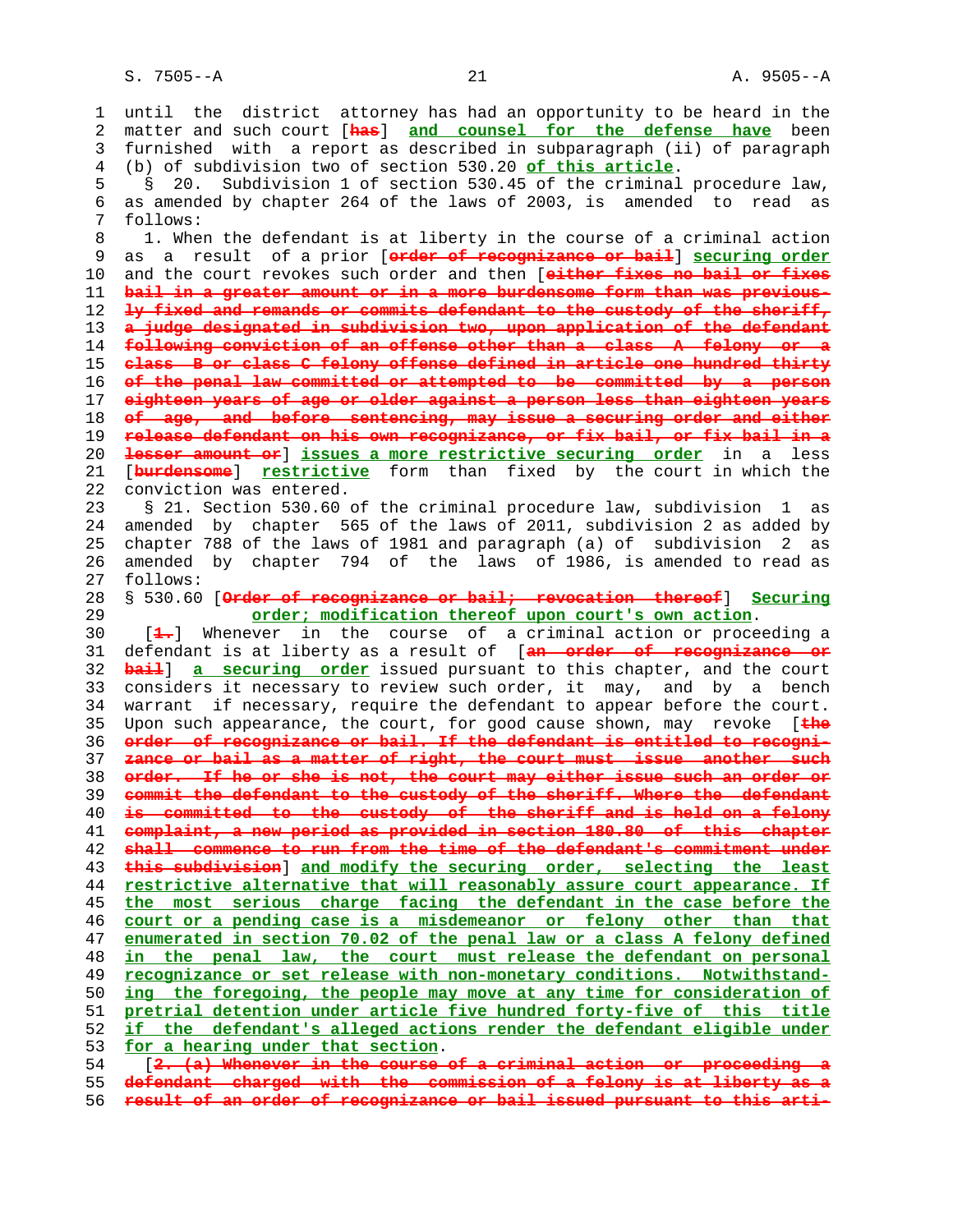until the district attorney has had an opportunity to be heard in the matter and such court [~~has~~] **and counsel for the defense have** been furnished with a report as described in subparagraph (ii) of paragraph (b) of subdivision two of section 530.20 **of this article**.

§ 20. Subdivision 1 of section 530.45 of the criminal procedure law, as amended by chapter 264 of the laws of 2003, is amended to read as follows:

1. When the defendant is at liberty in the course of a criminal action as a result of a prior [~~order of recognizance or bail~~] **securing order** and the court revokes such order and then [~~either fixes no bail or fixes bail in a greater amount or in a more burdensome form than was previously fixed and remands or commits defendant to the custody of the sheriff, a judge designated in subdivision two, upon application of the defendant following conviction of an offense other than a class A felony or a class B or class C felony offense defined in article one hundred thirty of the penal law committed or attempted to be committed by a person eighteen years of age or older against a person less than eighteen years of age, and before sentencing, may issue a securing order and either release defendant on his own recognizance, or fix bail, or fix bail in a lesser amount or~~] **issues a more restrictive securing order** in a less [~~burdensome~~] **restrictive** form than fixed by the court in which the conviction was entered.

§ 21. Section 530.60 of the criminal procedure law, subdivision 1 as amended by chapter 565 of the laws of 2011, subdivision 2 as added by chapter 788 of the laws of 1981 and paragraph (a) of subdivision 2 as amended by chapter 794 of the laws of 1986, is amended to read as follows:

§ 530.60 [~~Order of recognizance or bail; revocation thereof~~] **Securing order; modification thereof upon court's own action**.

[~~1.~~] Whenever in the course of a criminal action or proceeding a defendant is at liberty as a result of [~~an order of recognizance or bail~~] **a securing order** issued pursuant to this chapter, and the court considers it necessary to review such order, it may, and by a bench warrant if necessary, require the defendant to appear before the court. Upon such appearance, the court, for good cause shown, may revoke [~~the order of recognizance or bail. If the defendant is entitled to recognizance or bail as a matter of right, the court must issue another such order. If he or she is not, the court may either issue such an order or commit the defendant to the custody of the sheriff. Where the defendant is committed to the custody of the sheriff and is held on a felony complaint, a new period as provided in section 180.80 of this chapter shall commence to run from the time of the defendant's commitment under this subdivision~~] **and modify the securing order, selecting the least restrictive alternative that will reasonably assure court appearance. If the most serious charge facing the defendant in the case before the court or a pending case is a misdemeanor or felony other than that enumerated in section 70.02 of the penal law or a class A felony defined in the penal law, the court must release the defendant on personal recognizance or set release with non-monetary conditions. Notwithstanding the foregoing, the people may move at any time for consideration of pretrial detention under article five hundred forty-five of this title if the defendant's alleged actions render the defendant eligible under for a hearing under that section**.

[~~2. (a) Whenever in the course of a criminal action or proceeding a defendant charged with the commission of a felony is at liberty as a result of an order of recognizance or bail issued pursuant to this arti-~~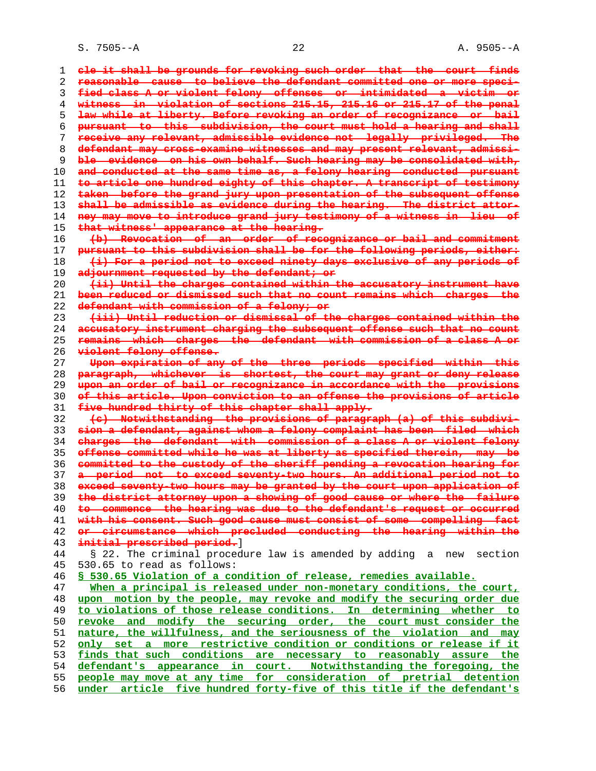~~cle it shall be grounds for revoking such order that the court finds reasonable cause to believe the defendant committed one or more specified class A or violent felony offenses or intimidated a victim or witness in violation of sections 215.15, 215.16 or 215.17 of the penal law while at liberty. Before revoking an order of recognizance or bail pursuant to this subdivision, the court must hold a hearing and shall receive any relevant, admissible evidence not legally privileged. The defendant may cross-examine witnesses and may present relevant, admissible evidence on his own behalf. Such hearing may be consolidated with, and conducted at the same time as, a felony hearing conducted pursuant to article one hundred eighty of this chapter. A transcript of testimony taken before the grand jury upon presentation of the subsequent offense shall be admissible as evidence during the hearing. The district attorney may move to introduce grand jury testimony of a witness in lieu of that witness' appearance at the hearing.~~

~~(b) Revocation of an order of recognizance or bail and commitment pursuant to this subdivision shall be for the following periods, either:~~

~~(i) For a period not to exceed ninety days exclusive of any periods of adjournment requested by the defendant; or~~

~~(ii) Until the charges contained within the accusatory instrument have been reduced or dismissed such that no count remains which charges the defendant with commission of a felony; or~~

~~(iii) Until reduction or dismissal of the charges contained within the accusatory instrument charging the subsequent offense such that no count remains which charges the defendant with commission of a class A or violent felony offense.~~

~~Upon expiration of any of the three periods specified within this paragraph, whichever is shortest, the court may grant or deny release upon an order of bail or recognizance in accordance with the provisions of this article. Upon conviction to an offense the provisions of article five hundred thirty of this chapter shall apply.~~

~~(c) Notwithstanding the provisions of paragraph (a) of this subdivision a defendant, against whom a felony complaint has been filed which charges the defendant with commission of a class A or violent felony offense committed while he was at liberty as specified therein, may be committed to the custody of the sheriff pending a revocation hearing for a period not to exceed seventy-two hours. An additional period not to exceed seventy-two hours may be granted by the court upon application of the district attorney upon a showing of good cause or where the failure to commence the hearing was due to the defendant's request or occurred with his consent. Such good cause must consist of some compelling fact or circumstance which precluded conducting the hearing within the initial prescribed period.~~]

§ 22. The criminal procedure law is amended by adding a new section 530.65 to read as follows:

<u>§ 530.65 Violation of a condition of release, remedies available.</u>

<u>When a principal is released under non-monetary conditions, the court, upon motion by the people, may revoke and modify the securing order due to violations of those release conditions. In determining whether to revoke and modify the securing order, the court must consider the nature, the willfulness, and the seriousness of the violation and may only set a more restrictive condition or conditions or release if it finds that such conditions are necessary to reasonably assure the defendant's appearance in court. Notwithstanding the foregoing, the people may move at any time for consideration of pretrial detention under article five hundred forty-five of this title if the defendant's</u>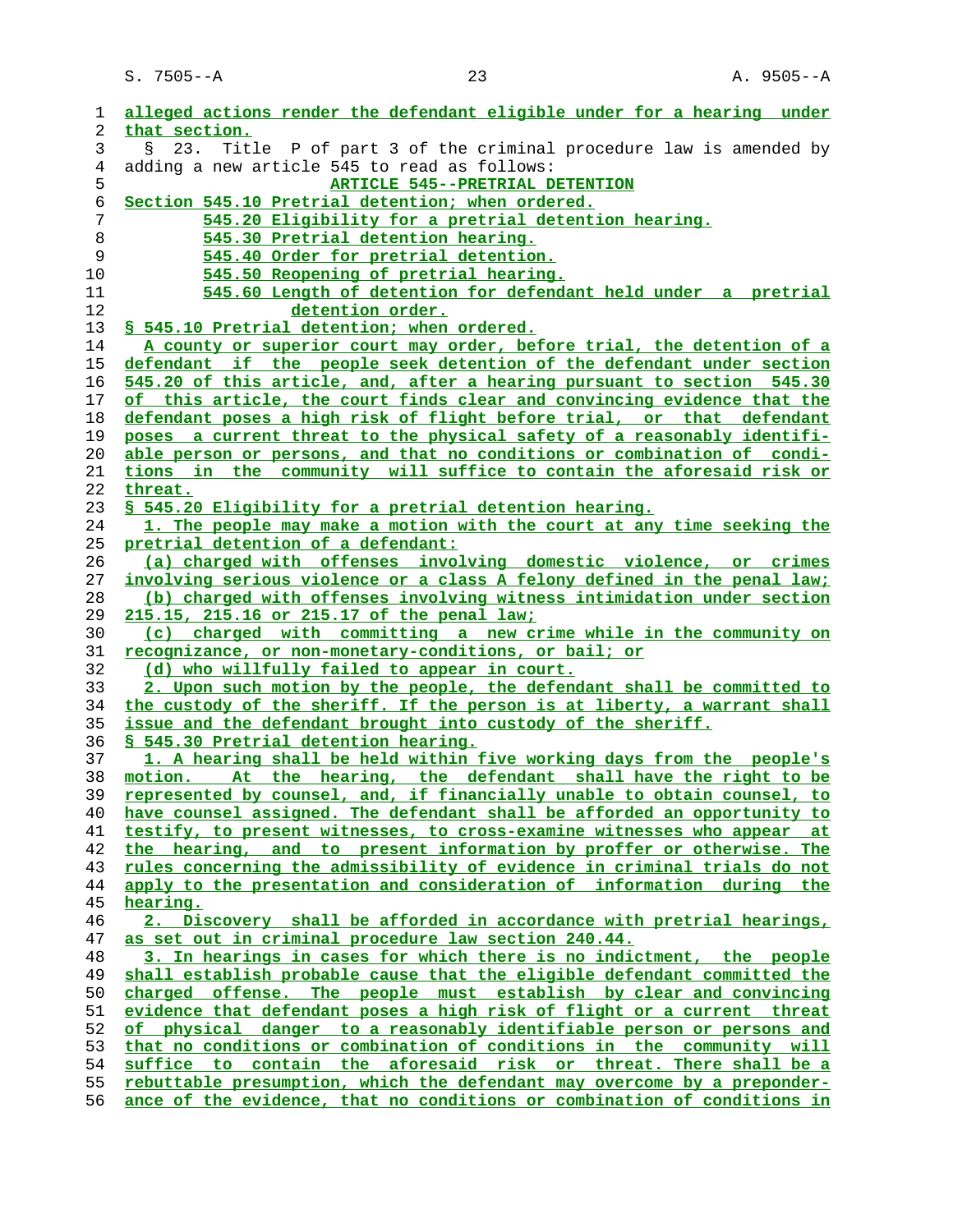alleged actions render the defendant eligible under for a hearing under that section.

§ 23. Title P of part 3 of the criminal procedure law is amended by adding a new article 545 to read as follows:

ARTICLE 545--PRETRIAL DETENTION

Section 545.10 Pretrial detention; when ordered.
545.20 Eligibility for a pretrial detention hearing.
545.30 Pretrial detention hearing.
545.40 Order for pretrial detention.
545.50 Reopening of pretrial hearing.
545.60 Length of detention for defendant held under a pretrial detention order.

§ 545.10 Pretrial detention; when ordered.

A county or superior court may order, before trial, the detention of a defendant if the people seek detention of the defendant under section 545.20 of this article, and, after a hearing pursuant to section 545.30 of this article, the court finds clear and convincing evidence that the defendant poses a high risk of flight before trial, or that defendant poses a current threat to the physical safety of a reasonably identifiable person or persons, and that no conditions or combination of conditions in the community will suffice to contain the aforesaid risk or threat.

§ 545.20 Eligibility for a pretrial detention hearing.

1. The people may make a motion with the court at any time seeking the pretrial detention of a defendant:

(a) charged with offenses involving domestic violence, or crimes involving serious violence or a class A felony defined in the penal law;

(b) charged with offenses involving witness intimidation under section 215.15, 215.16 or 215.17 of the penal law;

(c) charged with committing a new crime while in the community on recognizance, or non-monetary-conditions, or bail; or

(d) who willfully failed to appear in court.

2. Upon such motion by the people, the defendant shall be committed to the custody of the sheriff. If the person is at liberty, a warrant shall issue and the defendant brought into custody of the sheriff.

§ 545.30 Pretrial detention hearing.

1. A hearing shall be held within five working days from the people's motion. At the hearing, the defendant shall have the right to be represented by counsel, and, if financially unable to obtain counsel, to have counsel assigned. The defendant shall be afforded an opportunity to testify, to present witnesses, to cross-examine witnesses who appear at the hearing, and to present information by proffer or otherwise. The rules concerning the admissibility of evidence in criminal trials do not apply to the presentation and consideration of information during the hearing.

2. Discovery shall be afforded in accordance with pretrial hearings, as set out in criminal procedure law section 240.44.

3. In hearings in cases for which there is no indictment, the people shall establish probable cause that the eligible defendant committed the charged offense. The people must establish by clear and convincing evidence that defendant poses a high risk of flight or a current threat of physical danger to a reasonably identifiable person or persons and that no conditions or combination of conditions in the community will suffice to contain the aforesaid risk or threat. There shall be a rebuttable presumption, which the defendant may overcome by a preponderance of the evidence, that no conditions or combination of conditions in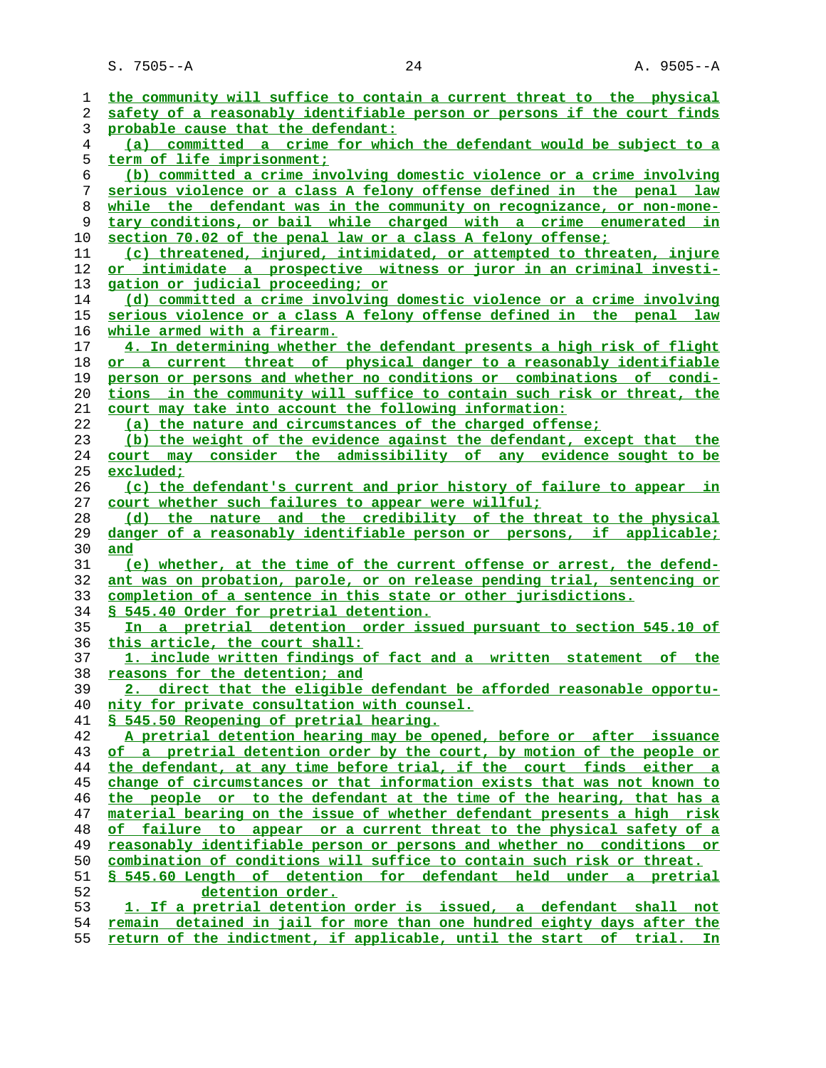the community will suffice to contain a current threat to the physical safety of a reasonably identifiable person or persons if the court finds probable cause that the defendant:

(a) committed a crime for which the defendant would be subject to a term of life imprisonment;

(b) committed a crime involving domestic violence or a crime involving serious violence or a class A felony offense defined in the penal law while the defendant was in the community on recognizance, or non-monetary conditions, or bail while charged with a crime enumerated in section 70.02 of the penal law or a class A felony offense;

(c) threatened, injured, intimidated, or attempted to threaten, injure or intimidate a prospective witness or juror in an criminal investigation or judicial proceeding; or

(d) committed a crime involving domestic violence or a crime involving serious violence or a class A felony offense defined in the penal law while armed with a firearm.

4. In determining whether the defendant presents a high risk of flight or a current threat of physical danger to a reasonably identifiable person or persons and whether no conditions or combinations of conditions in the community will suffice to contain such risk or threat, the court may take into account the following information:

(a) the nature and circumstances of the charged offense;

(b) the weight of the evidence against the defendant, except that the court may consider the admissibility of any evidence sought to be excluded;

(c) the defendant's current and prior history of failure to appear in court whether such failures to appear were willful;

(d) the nature and the credibility of the threat to the physical danger of a reasonably identifiable person or persons, if applicable; and

(e) whether, at the time of the current offense or arrest, the defendant was on probation, parole, or on release pending trial, sentencing or completion of a sentence in this state or other jurisdictions.

§ 545.40 Order for pretrial detention.

In a pretrial detention order issued pursuant to section 545.10 of this article, the court shall:

1. include written findings of fact and a written statement of the reasons for the detention; and

2. direct that the eligible defendant be afforded reasonable opportunity for private consultation with counsel.

§ 545.50 Reopening of pretrial hearing.

A pretrial detention hearing may be opened, before or after issuance of a pretrial detention order by the court, by motion of the people or the defendant, at any time before trial, if the court finds either a change of circumstances or that information exists that was not known to the people or to the defendant at the time of the hearing, that has a material bearing on the issue of whether defendant presents a high risk of failure to appear or a current threat to the physical safety of a reasonably identifiable person or persons and whether no conditions or combination of conditions will suffice to contain such risk or threat.

§ 545.60 Length of detention for defendant held under a pretrial detention order.

1. If a pretrial detention order is issued, a defendant shall not remain detained in jail for more than one hundred eighty days after the return of the indictment, if applicable, until the start of trial. In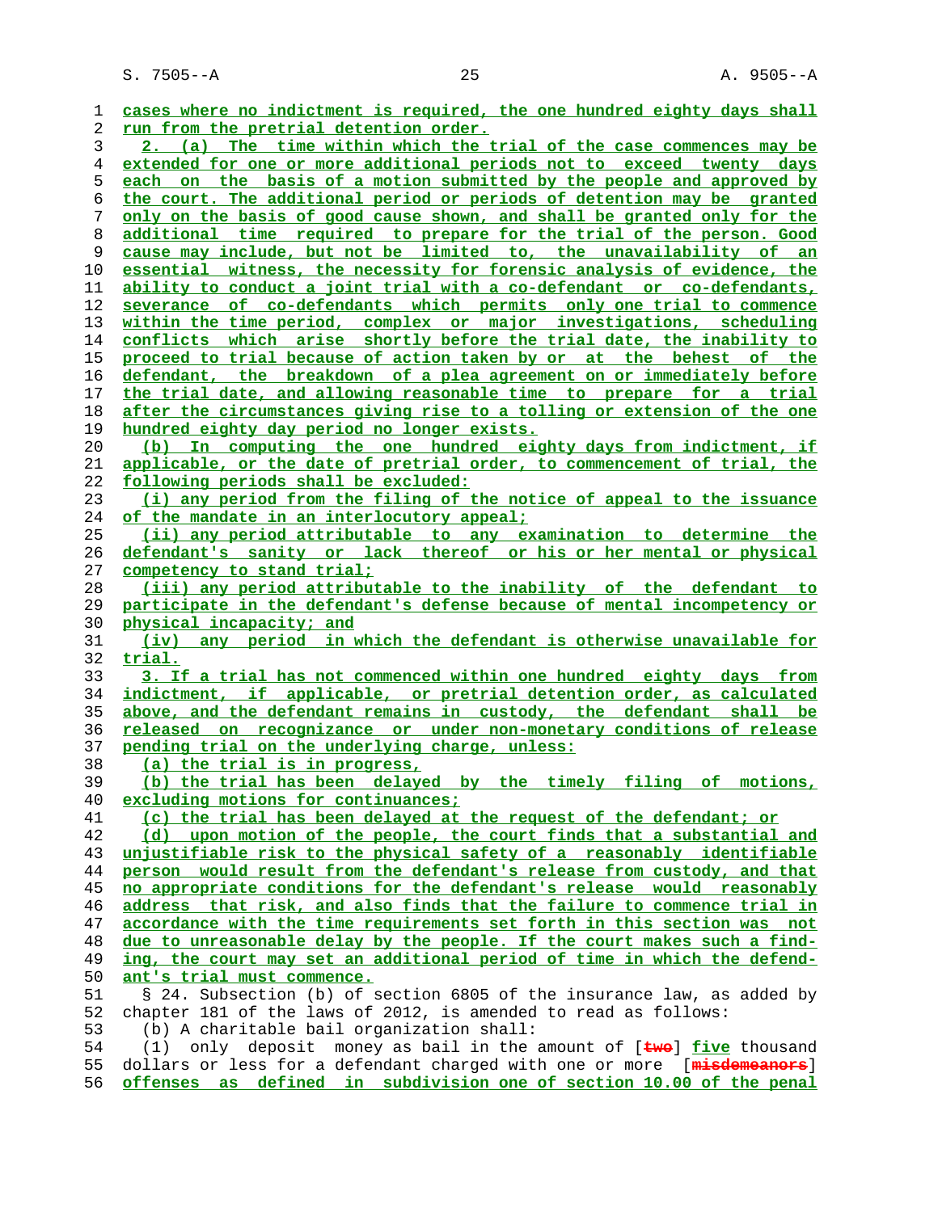cases where no indictment is required, the one hundred eighty days shall run from the pretrial detention order.

2. (a) The time within which the trial of the case commences may be extended for one or more additional periods not to exceed twenty days each on the basis of a motion submitted by the people and approved by the court. The additional period or periods of detention may be granted only on the basis of good cause shown, and shall be granted only for the additional time required to prepare for the trial of the person. Good cause may include, but not be limited to, the unavailability of an essential witness, the necessity for forensic analysis of evidence, the ability to conduct a joint trial with a co-defendant or co-defendants, severance of co-defendants which permits only one trial to commence within the time period, complex or major investigations, scheduling conflicts which arise shortly before the trial date, the inability to proceed to trial because of action taken by or at the behest of the defendant, the breakdown of a plea agreement on or immediately before the trial date, and allowing reasonable time to prepare for a trial after the circumstances giving rise to a tolling or extension of the one hundred eighty day period no longer exists.

(b) In computing the one hundred eighty days from indictment, if applicable, or the date of pretrial order, to commencement of trial, the following periods shall be excluded:

(i) any period from the filing of the notice of appeal to the issuance of the mandate in an interlocutory appeal;

(ii) any period attributable to any examination to determine the defendant's sanity or lack thereof or his or her mental or physical competency to stand trial;

(iii) any period attributable to the inability of the defendant to participate in the defendant's defense because of mental incompetency or physical incapacity; and

(iv) any period in which the defendant is otherwise unavailable for trial.

3. If a trial has not commenced within one hundred eighty days from indictment, if applicable, or pretrial detention order, as calculated above, and the defendant remains in custody, the defendant shall be released on recognizance or under non-monetary conditions of release pending trial on the underlying charge, unless:

(a) the trial is in progress,

(b) the trial has been delayed by the timely filing of motions, excluding motions for continuances;

(c) the trial has been delayed at the request of the defendant; or

(d) upon motion of the people, the court finds that a substantial and unjustifiable risk to the physical safety of a reasonably identifiable person would result from the defendant's release from custody, and that no appropriate conditions for the defendant's release would reasonably address that risk, and also finds that the failure to commence trial in accordance with the time requirements set forth in this section was not due to unreasonable delay by the people. If the court makes such a finding, the court may set an additional period of time in which the defendant's trial must commence.

§ 24. Subsection (b) of section 6805 of the insurance law, as added by chapter 181 of the laws of 2012, is amended to read as follows:

(b) A charitable bail organization shall:

(1) only deposit money as bail in the amount of [~~two~~] five thousand dollars or less for a defendant charged with one or more [~~misdemeanors~~] offenses as defined in subdivision one of section 10.00 of the penal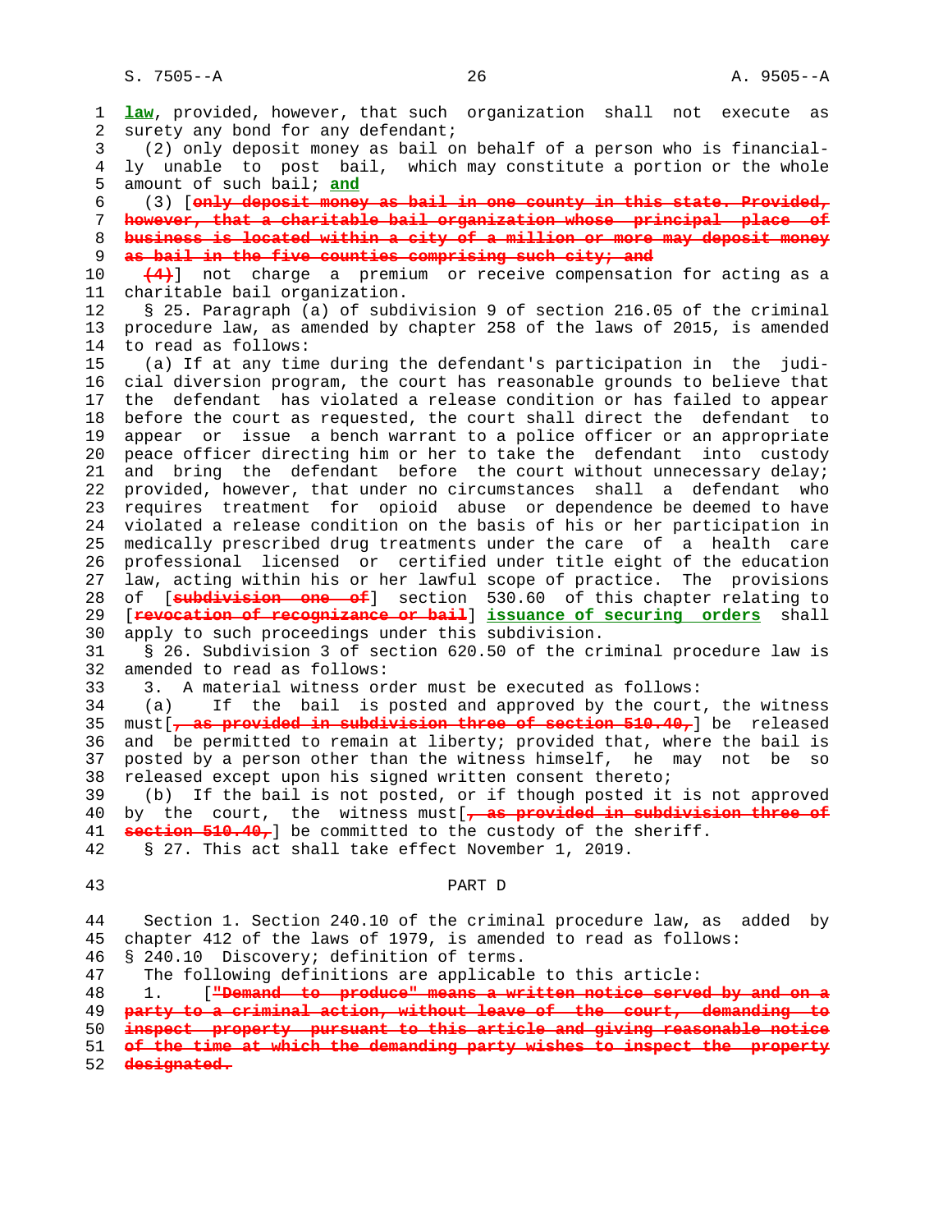**law**, provided, however, that such organization shall not execute as surety any bond for any defendant;

(2) only deposit money as bail on behalf of a person who is financially unable to post bail, which may constitute a portion or the whole amount of such bail; **and**

(3) [~~only deposit money as bail in one county in this state. Provided, however, that a charitable bail organization whose principal place of business is located within a city of a million or more may deposit money as bail in the five counties comprising such city; and~~

~~(4)~~] not charge a premium or receive compensation for acting as a charitable bail organization.

§ 25. Paragraph (a) of subdivision 9 of section 216.05 of the criminal procedure law, as amended by chapter 258 of the laws of 2015, is amended to read as follows:

(a) If at any time during the defendant's participation in the judicial diversion program, the court has reasonable grounds to believe that the defendant has violated a release condition or has failed to appear before the court as requested, the court shall direct the defendant to appear or issue a bench warrant to a police officer or an appropriate peace officer directing him or her to take the defendant into custody and bring the defendant before the court without unnecessary delay; provided, however, that under no circumstances shall a defendant who requires treatment for opioid abuse or dependence be deemed to have violated a release condition on the basis of his or her participation in medically prescribed drug treatments under the care of a health care professional licensed or certified under title eight of the education law, acting within his or her lawful scope of practice. The provisions of [~~subdivision one of~~] section 530.60 of this chapter relating to [~~revocation of recognizance or bail~~] **issuance of securing orders** shall apply to such proceedings under this subdivision.

§ 26. Subdivision 3 of section 620.50 of the criminal procedure law is amended to read as follows:

3. A material witness order must be executed as follows:

(a) If the bail is posted and approved by the court, the witness must[~~, as provided in subdivision three of section 510.40,~~] be released and be permitted to remain at liberty; provided that, where the bail is posted by a person other than the witness himself, he may not be so released except upon his signed written consent thereto;

(b) If the bail is not posted, or if though posted it is not approved by the court, the witness must[~~, as provided in subdivision three of section 510.40,~~] be committed to the custody of the sheriff.

§ 27. This act shall take effect November 1, 2019.

PART D

Section 1. Section 240.10 of the criminal procedure law, as added by chapter 412 of the laws of 1979, is amended to read as follows:

§ 240.10 Discovery; definition of terms.

The following definitions are applicable to this article:

1. [~~"Demand to produce" means a written notice served by and on a party to a criminal action, without leave of the court, demanding to inspect property pursuant to this article and giving reasonable notice of the time at which the demanding party wishes to inspect the property designated.~~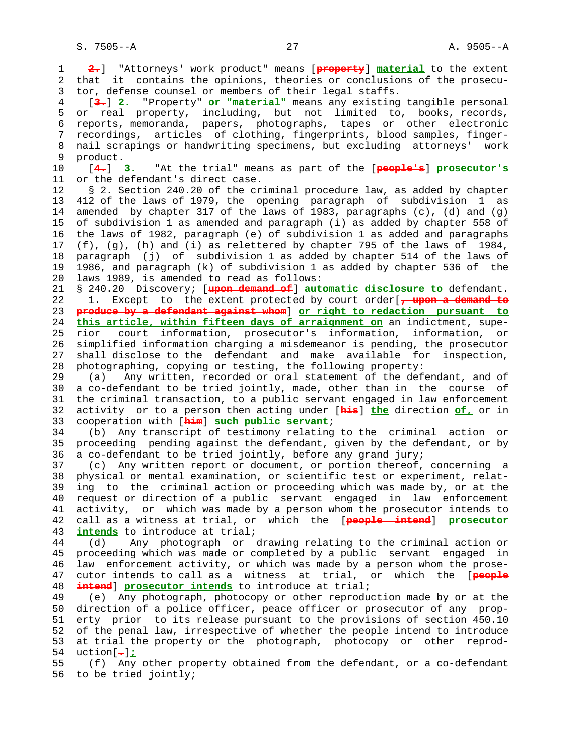[~~2.~~] "Attorneys' work product" means [~~property~~] **material** to the extent that it contains the opinions, theories or conclusions of the prosecutor, defense counsel or members of their legal staffs.

[~~3.~~] **2.** "Property" **or "material"** means any existing tangible personal or real property, including, but not limited to, books, records, reports, memoranda, papers, photographs, tapes or other electronic recordings, articles of clothing, fingerprints, blood samples, fingernail scrapings or handwriting specimens, but excluding attorneys' work product.

[~~4.~~] **3.** "At the trial" means as part of the [~~people's~~] **prosecutor's** or the defendant's direct case.

§ 2. Section 240.20 of the criminal procedure law, as added by chapter 412 of the laws of 1979, the opening paragraph of subdivision 1 as amended by chapter 317 of the laws of 1983, paragraphs (c), (d) and (g) of subdivision 1 as amended and paragraph (i) as added by chapter 558 of the laws of 1982, paragraph (e) of subdivision 1 as added and paragraphs (f), (g), (h) and (i) as relettered by chapter 795 of the laws of 1984, paragraph (j) of subdivision 1 as added by chapter 514 of the laws of 1986, and paragraph (k) of subdivision 1 as added by chapter 536 of the laws 1989, is amended to read as follows:

§ 240.20 Discovery; [~~upon demand of~~] **automatic disclosure to** defendant.

1. Except to the extent protected by court order[~~, upon a demand to produce by a defendant against whom~~] **or right to redaction pursuant to this article, within fifteen days of arraignment on** an indictment, superior court information, prosecutor's information, information, or simplified information charging a misdemeanor is pending, the prosecutor shall disclose to the defendant and make available for inspection, photographing, copying or testing, the following property:

(a) Any written, recorded or oral statement of the defendant, and of a co-defendant to be tried jointly, made, other than in the course of the criminal transaction, to a public servant engaged in law enforcement activity or to a person then acting under [~~his~~] **the** direction **of,** or in cooperation with [~~him~~] **such public servant**;

(b) Any transcript of testimony relating to the criminal action or proceeding pending against the defendant, given by the defendant, or by a co-defendant to be tried jointly, before any grand jury;

(c) Any written report or document, or portion thereof, concerning a physical or mental examination, or scientific test or experiment, relating to the criminal action or proceeding which was made by, or at the request or direction of a public servant engaged in law enforcement activity, or which was made by a person whom the prosecutor intends to call as a witness at trial, or which the [~~people intend~~] **prosecutor intends** to introduce at trial;

(d) Any photograph or drawing relating to the criminal action or proceeding which was made or completed by a public servant engaged in law enforcement activity, or which was made by a person whom the prosecutor intends to call as a witness at trial, or which the [~~people intend~~] **prosecutor intends** to introduce at trial;

(e) Any photograph, photocopy or other reproduction made by or at the direction of a police officer, peace officer or prosecutor of any property prior to its release pursuant to the provisions of section 450.10 of the penal law, irrespective of whether the people intend to introduce at trial the property or the photograph, photocopy or other reproduction[~~.~~]**;**

(f) Any other property obtained from the defendant, or a co-defendant to be tried jointly;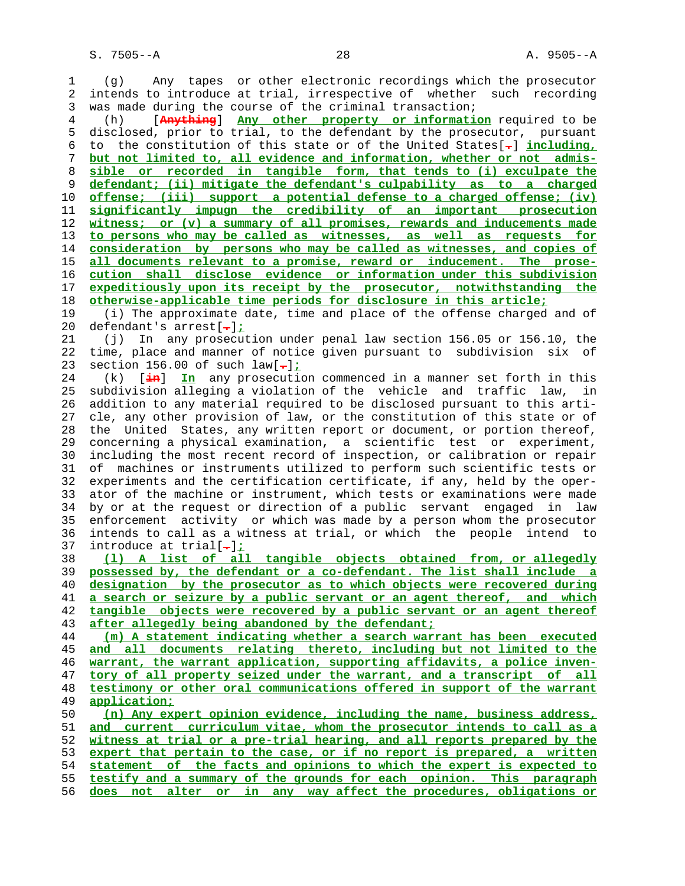(g) Any tapes or other electronic recordings which the prosecutor intends to introduce at trial, irrespective of whether such recording was made during the course of the criminal transaction;

(h) [~~Anything~~] __Any other property or information__ required to be disclosed, prior to trial, to the defendant by the prosecutor, pursuant to the constitution of this state or of the United States[~~.~~] __including, but not limited to, all evidence and information, whether or not admissible or recorded in tangible form, that tends to (i) exculpate the defendant; (ii) mitigate the defendant's culpability as to a charged offense; (iii) support a potential defense to a charged offense; (iv) significantly impugn the credibility of an important prosecution witness; or (v) a summary of all promises, rewards and inducements made to persons who may be called as witnesses, as well as requests for consideration by persons who may be called as witnesses, and copies of all documents relevant to a promise, reward or inducement. The prosecution shall disclose evidence or information under this subdivision expeditiously upon its receipt by the prosecutor, notwithstanding the otherwise-applicable time periods for disclosure in this article;__

(i) The approximate date, time and place of the offense charged and of defendant's arrest[~~.~~]__;__

(j) In any prosecution under penal law section 156.05 or 156.10, the time, place and manner of notice given pursuant to subdivision six of section 156.00 of such law[~~.~~]__;__

(k) [~~in~~] __In__ any prosecution commenced in a manner set forth in this subdivision alleging a violation of the vehicle and traffic law, in addition to any material required to be disclosed pursuant to this article, any other provision of law, or the constitution of this state or of the United States, any written report or document, or portion thereof, concerning a physical examination, a scientific test or experiment, including the most recent record of inspection, or calibration or repair of machines or instruments utilized to perform such scientific tests or experiments and the certification certificate, if any, held by the operator of the machine or instrument, which tests or examinations were made by or at the request or direction of a public servant engaged in law enforcement activity or which was made by a person whom the prosecutor intends to call as a witness at trial, or which the people intend to introduce at trial[~~.~~]__;__

__(l) A list of all tangible objects obtained from, or allegedly possessed by, the defendant or a co-defendant. The list shall include a designation by the prosecutor as to which objects were recovered during a search or seizure by a public servant or an agent thereof, and which tangible objects were recovered by a public servant or an agent thereof after allegedly being abandoned by the defendant;__

__(m) A statement indicating whether a search warrant has been executed and all documents relating thereto, including but not limited to the warrant, the warrant application, supporting affidavits, a police inventory of all property seized under the warrant, and a transcript of all testimony or other oral communications offered in support of the warrant application;__

__(n) Any expert opinion evidence, including the name, business address, and current curriculum vitae, whom the prosecutor intends to call as a witness at trial or a pre-trial hearing, and all reports prepared by the expert that pertain to the case, or if no report is prepared, a written statement of the facts and opinions to which the expert is expected to testify and a summary of the grounds for each opinion. This paragraph does not alter or in any way affect the procedures, obligations or__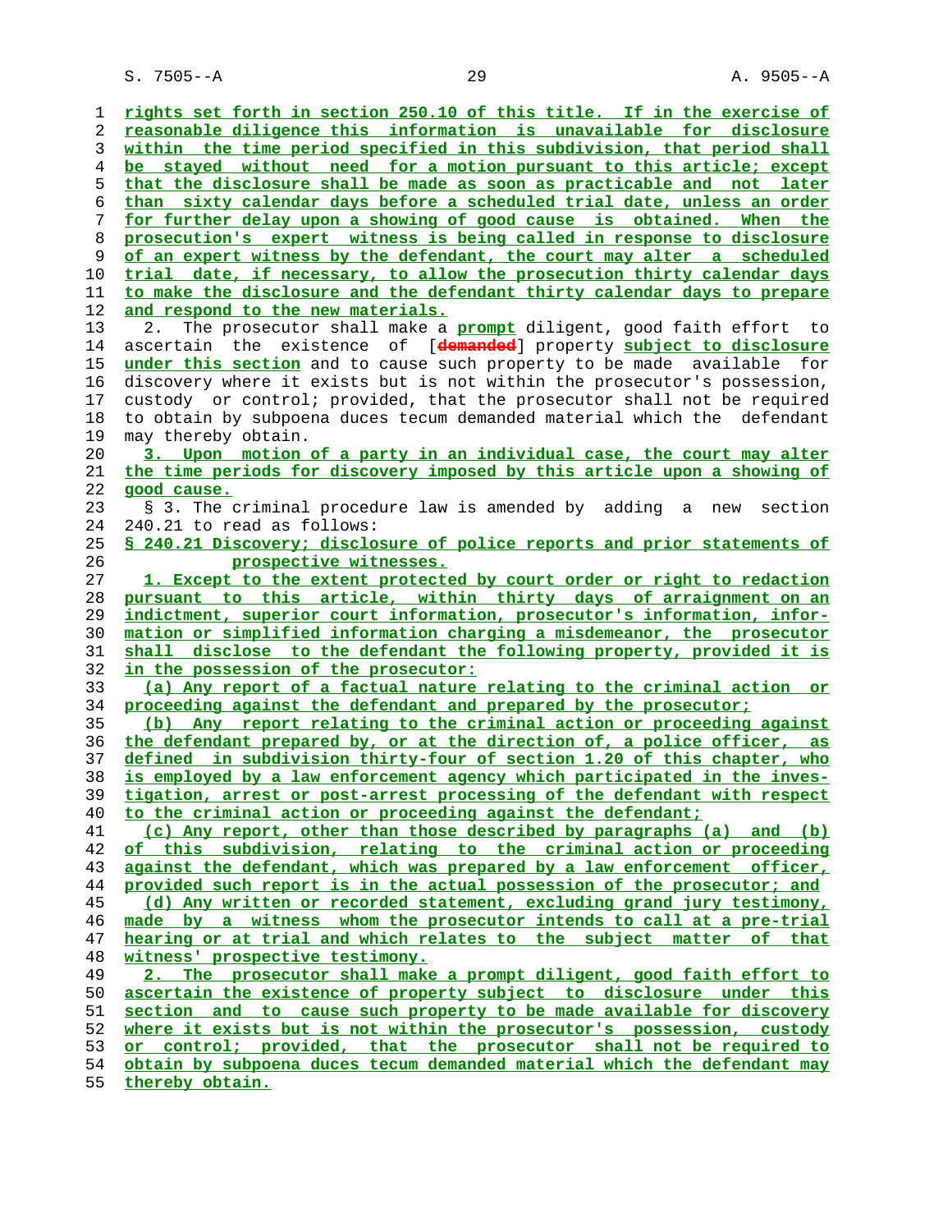rights set forth in section 250.10 of this title. If in the exercise of reasonable diligence this information is unavailable for disclosure within the time period specified in this subdivision, that period shall be stayed without need for a motion pursuant to this article; except that the disclosure shall be made as soon as practicable and not later than sixty calendar days before a scheduled trial date, unless an order for further delay upon a showing of good cause is obtained. When the prosecution's expert witness is being called in response to disclosure of an expert witness by the defendant, the court may alter a scheduled trial date, if necessary, to allow the prosecution thirty calendar days to make the disclosure and the defendant thirty calendar days to prepare and respond to the new materials.

2. The prosecutor shall make a prompt diligent, good faith effort to ascertain the existence of [~~demanded~~] property subject to disclosure under this section and to cause such property to be made available for discovery where it exists but is not within the prosecutor's possession, custody or control; provided, that the prosecutor shall not be required to obtain by subpoena duces tecum demanded material which the defendant may thereby obtain.

3. Upon motion of a party in an individual case, the court may alter the time periods for discovery imposed by this article upon a showing of good cause.

§ 3. The criminal procedure law is amended by adding a new section 240.21 to read as follows:

§ 240.21 Discovery; disclosure of police reports and prior statements of prospective witnesses.

1. Except to the extent protected by court order or right to redaction pursuant to this article, within thirty days of arraignment on an indictment, superior court information, prosecutor's information, information or simplified information charging a misdemeanor, the prosecutor shall disclose to the defendant the following property, provided it is in the possession of the prosecutor:

(a) Any report of a factual nature relating to the criminal action or proceeding against the defendant and prepared by the prosecutor;

(b) Any report relating to the criminal action or proceeding against the defendant prepared by, or at the direction of, a police officer, as defined in subdivision thirty-four of section 1.20 of this chapter, who is employed by a law enforcement agency which participated in the investigation, arrest or post-arrest processing of the defendant with respect to the criminal action or proceeding against the defendant;

(c) Any report, other than those described by paragraphs (a) and (b) of this subdivision, relating to the criminal action or proceeding against the defendant, which was prepared by a law enforcement officer, provided such report is in the actual possession of the prosecutor; and

(d) Any written or recorded statement, excluding grand jury testimony, made by a witness whom the prosecutor intends to call at a pre-trial hearing or at trial and which relates to the subject matter of that witness' prospective testimony.

2. The prosecutor shall make a prompt diligent, good faith effort to ascertain the existence of property subject to disclosure under this section and to cause such property to be made available for discovery where it exists but is not within the prosecutor's possession, custody or control; provided, that the prosecutor shall not be required to obtain by subpoena duces tecum demanded material which the defendant may thereby obtain.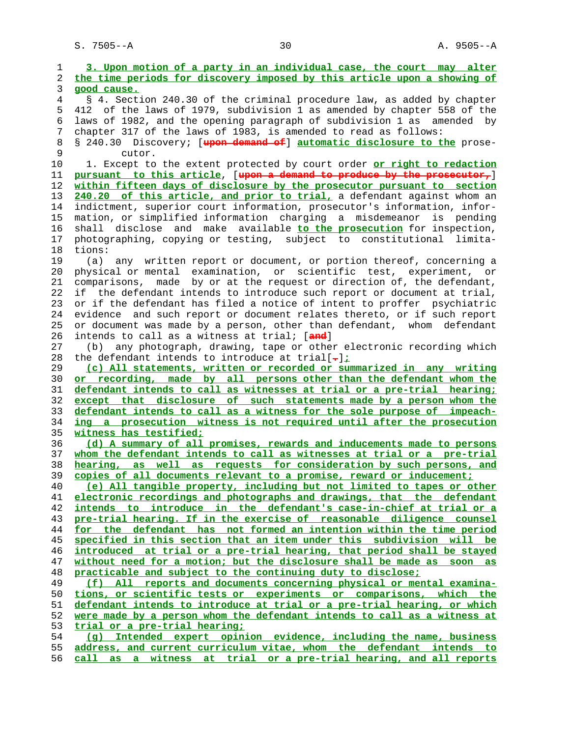3. Upon motion of a party in an individual case, the court may alter the time periods for discovery imposed by this article upon a showing of good cause.

§ 4. Section 240.30 of the criminal procedure law, as added by chapter 412 of the laws of 1979, subdivision 1 as amended by chapter 558 of the laws of 1982, and the opening paragraph of subdivision 1 as amended by chapter 317 of the laws of 1983, is amended to read as follows:

§ 240.30 Discovery; [upon demand of] automatic disclosure to the prosecutor.

1. Except to the extent protected by court order or right to redaction pursuant to this article, [upon a demand to produce by the prosecutor,] within fifteen days of disclosure by the prosecutor pursuant to section 240.20 of this article, and prior to trial, a defendant against whom an indictment, superior court information, prosecutor's information, information, or simplified information charging a misdemeanor is pending shall disclose and make available to the prosecution for inspection, photographing, copying or testing, subject to constitutional limitations:

(a) any written report or document, or portion thereof, concerning a physical or mental examination, or scientific test, experiment, or comparisons, made by or at the request or direction of, the defendant, if the defendant intends to introduce such report or document at trial, or if the defendant has filed a notice of intent to proffer psychiatric evidence and such report or document relates thereto, or if such report or document was made by a person, other than defendant, whom defendant intends to call as a witness at trial; [and]

(b) any photograph, drawing, tape or other electronic recording which the defendant intends to introduce at trial[.];

(c) All statements, written or recorded or summarized in any writing or recording, made by all persons other than the defendant whom the defendant intends to call as witnesses at trial or a pre-trial hearing; except that disclosure of such statements made by a person whom the defendant intends to call as a witness for the sole purpose of impeaching a prosecution witness is not required until after the prosecution witness has testified;

(d) A summary of all promises, rewards and inducements made to persons whom the defendant intends to call as witnesses at trial or a pre-trial hearing, as well as requests for consideration by such persons, and copies of all documents relevant to a promise, reward or inducement;

(e) All tangible property, including but not limited to tapes or other electronic recordings and photographs and drawings, that the defendant intends to introduce in the defendant's case-in-chief at trial or a pre-trial hearing. If in the exercise of reasonable diligence counsel for the defendant has not formed an intention within the time period specified in this section that an item under this subdivision will be introduced at trial or a pre-trial hearing, that period shall be stayed without need for a motion; but the disclosure shall be made as soon as practicable and subject to the continuing duty to disclose;

(f) All reports and documents concerning physical or mental examinations, or scientific tests or experiments or comparisons, which the defendant intends to introduce at trial or a pre-trial hearing, or which were made by a person whom the defendant intends to call as a witness at trial or a pre-trial hearing;

(g) Intended expert opinion evidence, including the name, business address, and current curriculum vitae, whom the defendant intends to call as a witness at trial or a pre-trial hearing, and all reports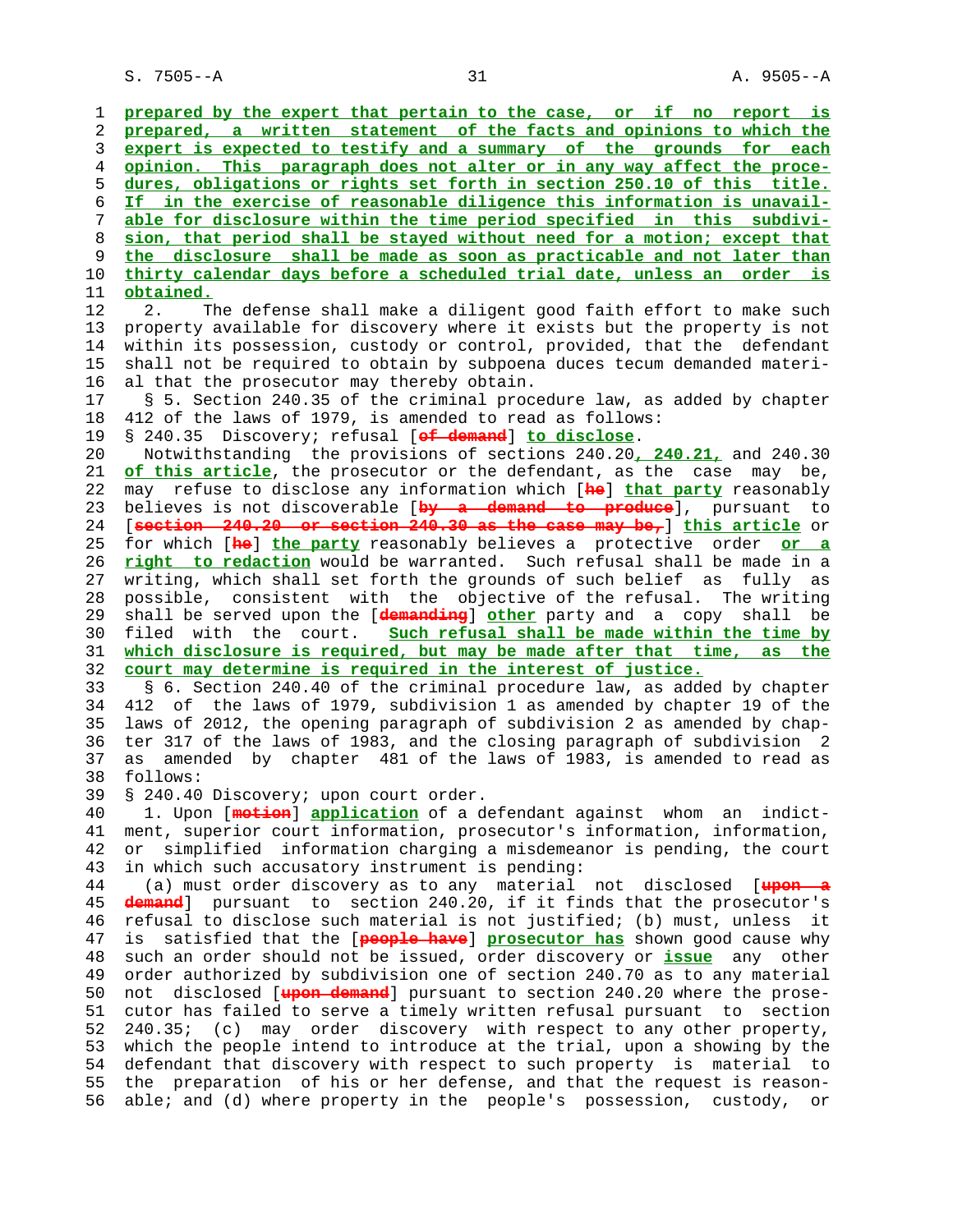prepared by the expert that pertain to the case, or if no report is prepared, a written statement of the facts and opinions to which the expert is expected to testify and a summary of the grounds for each opinion. This paragraph does not alter or in any way affect the procedures, obligations or rights set forth in section 250.10 of this title. If in the exercise of reasonable diligence this information is unavailable for disclosure within the time period specified in this subdivision, that period shall be stayed without need for a motion; except that the disclosure shall be made as soon as practicable and not later than thirty calendar days before a scheduled trial date, unless an order is obtained.

2. The defense shall make a diligent good faith effort to make such property available for discovery where it exists but the property is not within its possession, custody or control, provided, that the defendant shall not be required to obtain by subpoena duces tecum demanded material that the prosecutor may thereby obtain.

§ 5. Section 240.35 of the criminal procedure law, as added by chapter 412 of the laws of 1979, is amended to read as follows:

§ 240.35 Discovery; refusal [of demand] to disclose.

Notwithstanding the provisions of sections 240.20, 240.21, and 240.30 of this article, the prosecutor or the defendant, as the case may be, may refuse to disclose any information which [he] that party reasonably believes is not discoverable [by a demand to produce], pursuant to [section 240.20 or section 240.30 as the case may be,] this article or for which [he] the party reasonably believes a protective order or a right to redaction would be warranted. Such refusal shall be made in a writing, which shall set forth the grounds of such belief as fully as possible, consistent with the objective of the refusal. The writing shall be served upon the [demanding] other party and a copy shall be filed with the court. Such refusal shall be made within the time by which disclosure is required, but may be made after that time, as the court may determine is required in the interest of justice.

§ 6. Section 240.40 of the criminal procedure law, as added by chapter 412 of the laws of 1979, subdivision 1 as amended by chapter 19 of the laws of 2012, the opening paragraph of subdivision 2 as amended by chapter 317 of the laws of 1983, and the closing paragraph of subdivision 2 as amended by chapter 481 of the laws of 1983, is amended to read as follows:

§ 240.40 Discovery; upon court order.

1. Upon [motion] application of a defendant against whom an indictment, superior court information, prosecutor's information, information, or simplified information charging a misdemeanor is pending, the court in which such accusatory instrument is pending:

(a) must order discovery as to any material not disclosed [upon a demand] pursuant to section 240.20, if it finds that the prosecutor's refusal to disclose such material is not justified; (b) must, unless it is satisfied that the [people have] prosecutor has shown good cause why such an order should not be issued, order discovery or issue any other order authorized by subdivision one of section 240.70 as to any material not disclosed [upon demand] pursuant to section 240.20 where the prosecutor has failed to serve a timely written refusal pursuant to section 240.35; (c) may order discovery with respect to any other property, which the people intend to introduce at the trial, upon a showing by the defendant that discovery with respect to such property is material to the preparation of his or her defense, and that the request is reasonable; and (d) where property in the people's possession, custody, or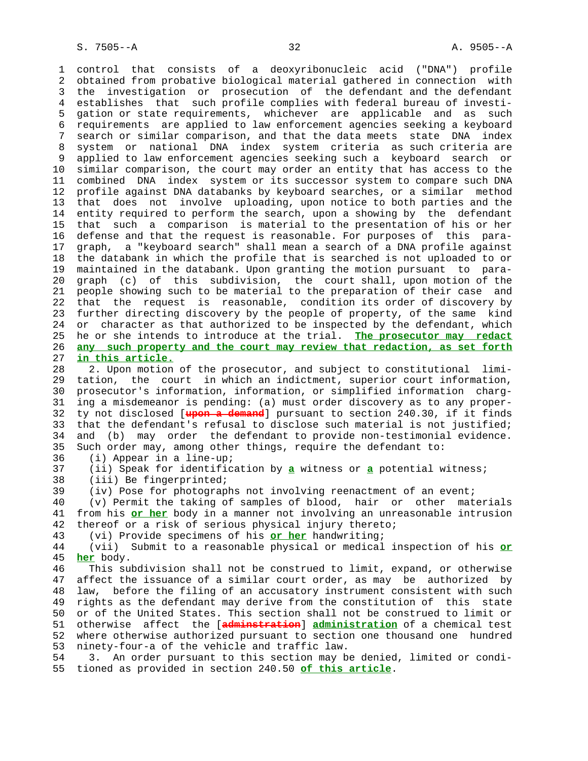control that consists of a deoxyribonucleic acid ("DNA") profile obtained from probative biological material gathered in connection with the investigation or prosecution of the defendant and the defendant establishes that such profile complies with federal bureau of investigation or state requirements, whichever are applicable and as such requirements are applied to law enforcement agencies seeking a keyboard search or similar comparison, and that the data meets state DNA index system or national DNA index system criteria as such criteria are applied to law enforcement agencies seeking such a keyboard search or similar comparison, the court may order an entity that has access to the combined DNA index system or its successor system to compare such DNA profile against DNA databanks by keyboard searches, or a similar method that does not involve uploading, upon notice to both parties and the entity required to perform the search, upon a showing by the defendant that such a comparison is material to the presentation of his or her defense and that the request is reasonable. For purposes of this paragraph, a "keyboard search" shall mean a search of a DNA profile against the databank in which the profile that is searched is not uploaded to or maintained in the databank. Upon granting the motion pursuant to paragraph (c) of this subdivision, the court shall, upon motion of the people showing such to be material to the preparation of their case and that the request is reasonable, condition its order of discovery by further directing discovery by the people of property, of the same kind or character as that authorized to be inspected by the defendant, which he or she intends to introduce at the trial. **The prosecutor may redact any such property and the court may review that redaction, as set forth in this article.**

2. Upon motion of the prosecutor, and subject to constitutional limitation, the court in which an indictment, superior court information, prosecutor's information, information, or simplified information charging a misdemeanor is pending: (a) must order discovery as to any property not disclosed [~~upon a demand~~] pursuant to section 240.30, if it finds that the defendant's refusal to disclose such material is not justified; and (b) may order the defendant to provide non-testimonial evidence. Such order may, among other things, require the defendant to:

(i) Appear in a line-up;

(ii) Speak for identification by **a** witness or **a** potential witness;

(iii) Be fingerprinted;

(iv) Pose for photographs not involving reenactment of an event;

(v) Permit the taking of samples of blood, hair or other materials from his **or her** body in a manner not involving an unreasonable intrusion thereof or a risk of serious physical injury thereto;

(vi) Provide specimens of his **or her** handwriting;

(vii) Submit to a reasonable physical or medical inspection of his **or her** body.

This subdivision shall not be construed to limit, expand, or otherwise affect the issuance of a similar court order, as may be authorized by law, before the filing of an accusatory instrument consistent with such rights as the defendant may derive from the constitution of this state or of the United States. This section shall not be construed to limit or otherwise affect the [~~adminstration~~] **administration** of a chemical test where otherwise authorized pursuant to section one thousand one hundred ninety-four-a of the vehicle and traffic law.

3. An order pursuant to this section may be denied, limited or conditioned as provided in section 240.50 **of this article**.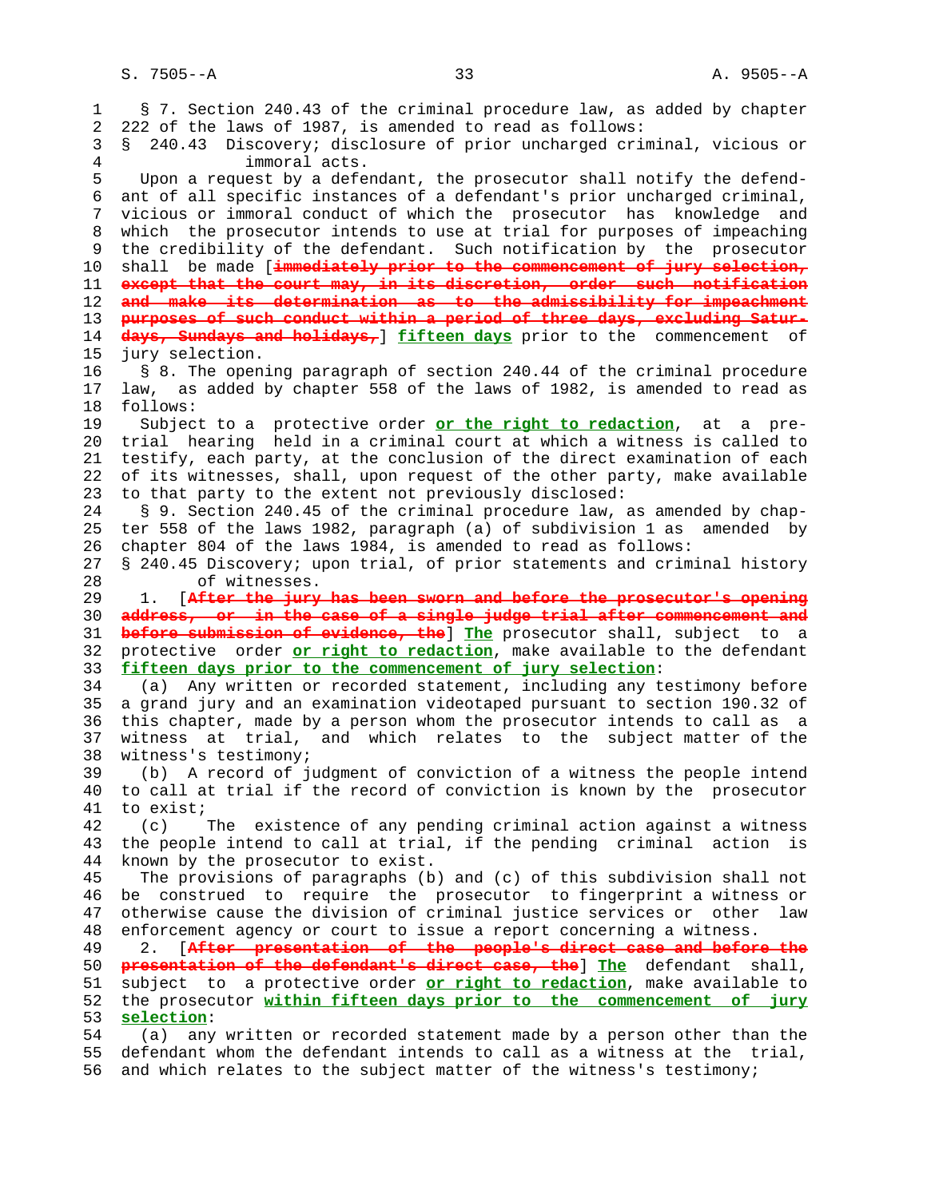§ 7. Section 240.43 of the criminal procedure law, as added by chapter 222 of the laws of 1987, is amended to read as follows:

§ 240.43 Discovery; disclosure of prior uncharged criminal, vicious or immoral acts.

Upon a request by a defendant, the prosecutor shall notify the defendant of all specific instances of a defendant's prior uncharged criminal, vicious or immoral conduct of which the prosecutor has knowledge and which the prosecutor intends to use at trial for purposes of impeaching the credibility of the defendant. Such notification by the prosecutor shall be made [~~immediately prior to the commencement of jury selection, except that the court may, in its discretion, order such notification and make its determination as to the admissibility for impeachment purposes of such conduct within a period of three days, excluding Saturdays, Sundays and holidays,~~] **fifteen days** prior to the commencement of jury selection.

§ 8. The opening paragraph of section 240.44 of the criminal procedure law, as added by chapter 558 of the laws of 1982, is amended to read as follows:

Subject to a protective order **or the right to redaction**, at a pre-trial hearing held in a criminal court at which a witness is called to testify, each party, at the conclusion of the direct examination of each of its witnesses, shall, upon request of the other party, make available to that party to the extent not previously disclosed:

§ 9. Section 240.45 of the criminal procedure law, as amended by chapter 558 of the laws 1982, paragraph (a) of subdivision 1 as amended by chapter 804 of the laws 1984, is amended to read as follows:

§ 240.45 Discovery; upon trial, of prior statements and criminal history of witnesses.

1. [~~After the jury has been sworn and before the prosecutor's opening address, or in the case of a single judge trial after commencement and before submission of evidence, the~~] **The** prosecutor shall, subject to a protective order **or right to redaction**, make available to the defendant **fifteen days prior to the commencement of jury selection**:

(a) Any written or recorded statement, including any testimony before a grand jury and an examination videotaped pursuant to section 190.32 of this chapter, made by a person whom the prosecutor intends to call as a witness at trial, and which relates to the subject matter of the witness's testimony;

(b) A record of judgment of conviction of a witness the people intend to call at trial if the record of conviction is known by the prosecutor to exist;

(c) The existence of any pending criminal action against a witness the people intend to call at trial, if the pending criminal action is known by the prosecutor to exist.

The provisions of paragraphs (b) and (c) of this subdivision shall not be construed to require the prosecutor to fingerprint a witness or otherwise cause the division of criminal justice services or other law enforcement agency or court to issue a report concerning a witness.

2. [~~After presentation of the people's direct case and before the presentation of the defendant's direct case, the~~] **The** defendant shall, subject to a protective order **or right to redaction**, make available to the prosecutor **within fifteen days prior to the commencement of jury selection**:

(a) any written or recorded statement made by a person other than the defendant whom the defendant intends to call as a witness at the trial, and which relates to the subject matter of the witness's testimony;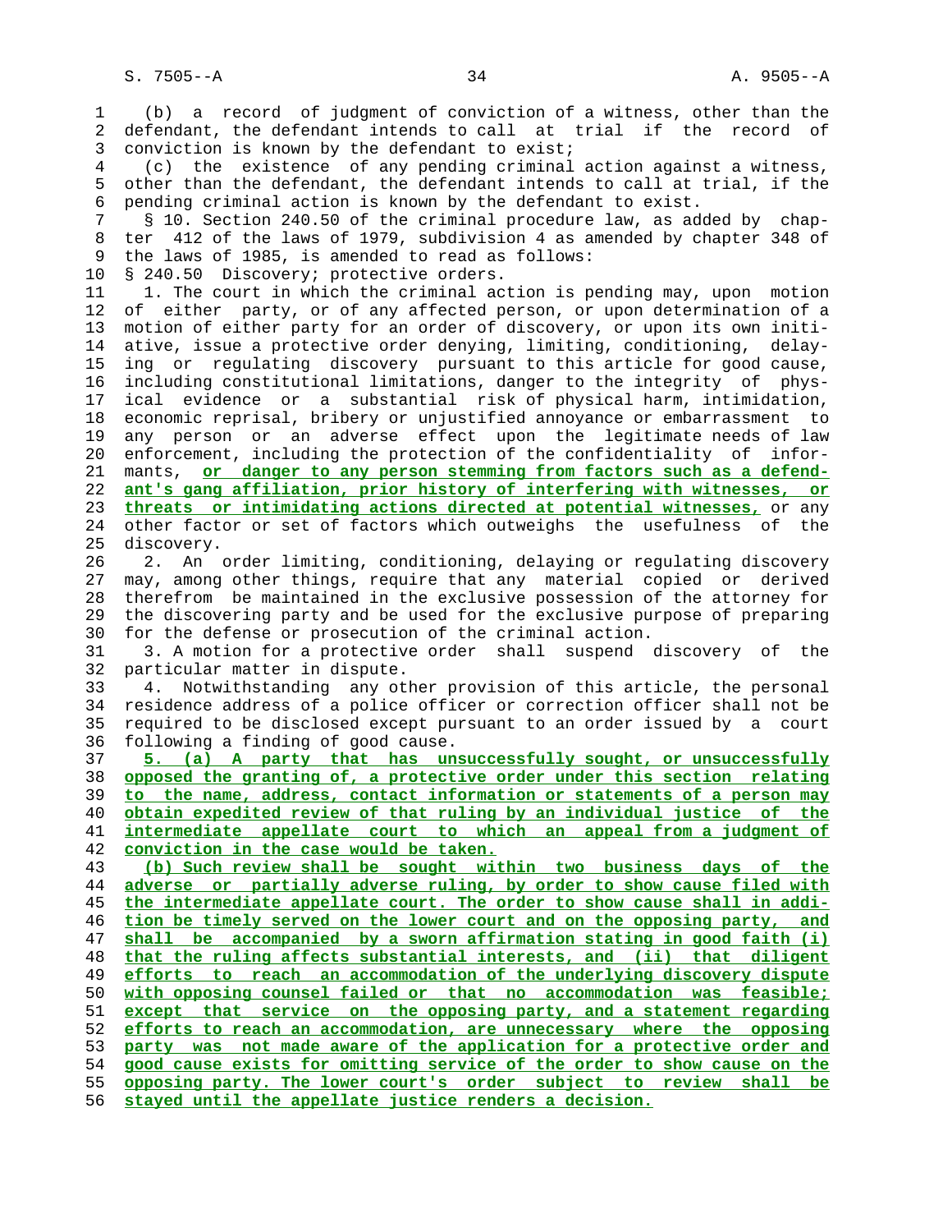(b) a record of judgment of conviction of a witness, other than the defendant, the defendant intends to call at trial if the record of conviction is known by the defendant to exist;

(c) the existence of any pending criminal action against a witness, other than the defendant, the defendant intends to call at trial, if the pending criminal action is known by the defendant to exist.

§ 10. Section 240.50 of the criminal procedure law, as added by chapter 412 of the laws of 1979, subdivision 4 as amended by chapter 348 of the laws of 1985, is amended to read as follows:

§ 240.50 Discovery; protective orders.

1. The court in which the criminal action is pending may, upon motion of either party, or of any affected person, or upon determination of a motion of either party for an order of discovery, or upon its own initiative, issue a protective order denying, limiting, conditioning, delaying or regulating discovery pursuant to this article for good cause, including constitutional limitations, danger to the integrity of physical evidence or a substantial risk of physical harm, intimidation, economic reprisal, bribery or unjustified annoyance or embarrassment to any person or an adverse effect upon the legitimate needs of law enforcement, including the protection of the confidentiality of informants, <u>or danger to any person stemming from factors such as a defendant's gang affiliation, prior history of interfering with witnesses, or threats or intimidating actions directed at potential witnesses,</u> or any other factor or set of factors which outweighs the usefulness of the discovery.

2. An order limiting, conditioning, delaying or regulating discovery may, among other things, require that any material copied or derived therefrom be maintained in the exclusive possession of the attorney for the discovering party and be used for the exclusive purpose of preparing for the defense or prosecution of the criminal action.

3. A motion for a protective order shall suspend discovery of the particular matter in dispute.

4. Notwithstanding any other provision of this article, the personal residence address of a police officer or correction officer shall not be required to be disclosed except pursuant to an order issued by a court following a finding of good cause.

<u>5. (a) A party that has unsuccessfully sought, or unsuccessfully opposed the granting of, a protective order under this section relating to the name, address, contact information or statements of a person may obtain expedited review of that ruling by an individual justice of the intermediate appellate court to which an appeal from a judgment of conviction in the case would be taken.</u>

<u>(b) Such review shall be sought within two business days of the adverse or partially adverse ruling, by order to show cause filed with the intermediate appellate court. The order to show cause shall in addition be timely served on the lower court and on the opposing party, and shall be accompanied by a sworn affirmation stating in good faith (i) that the ruling affects substantial interests, and (ii) that diligent efforts to reach an accommodation of the underlying discovery dispute with opposing counsel failed or that no accommodation was feasible; except that service on the opposing party, and a statement regarding efforts to reach an accommodation, are unnecessary where the opposing party was not made aware of the application for a protective order and good cause exists for omitting service of the order to show cause on the opposing party. The lower court's order subject to review shall be stayed until the appellate justice renders a decision.</u>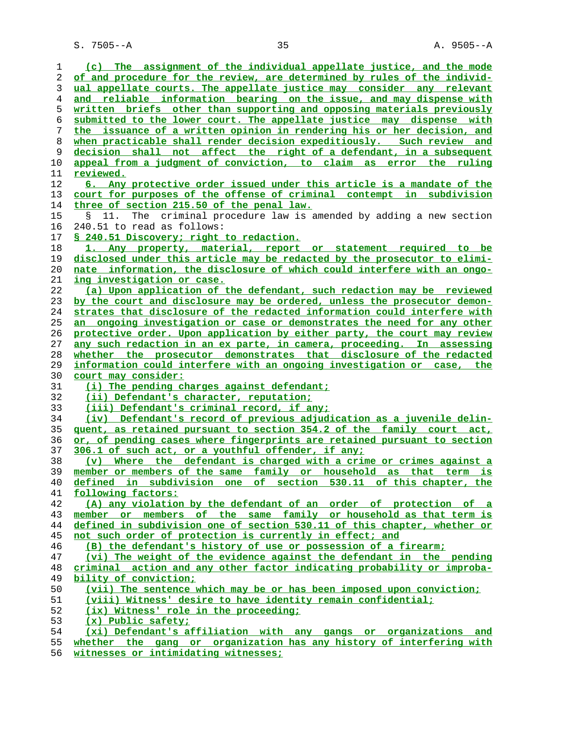(c) The assignment of the individual appellate justice, and the mode of and procedure for the review, are determined by rules of the individual appellate courts. The appellate justice may consider any relevant and reliable information bearing on the issue, and may dispense with written briefs other than supporting and opposing materials previously submitted to the lower court. The appellate justice may dispense with the issuance of a written opinion in rendering his or her decision, and when practicable shall render decision expeditiously. Such review and decision shall not affect the right of a defendant, in a subsequent appeal from a judgment of conviction, to claim as error the ruling reviewed.

6. Any protective order issued under this article is a mandate of the court for purposes of the offense of criminal contempt in subdivision three of section 215.50 of the penal law.

§ 11. The criminal procedure law is amended by adding a new section 240.51 to read as follows:

§ 240.51 Discovery; right to redaction.

1. Any property, material, report or statement required to be disclosed under this article may be redacted by the prosecutor to eliminate information, the disclosure of which could interfere with an ongoing investigation or case.

(a) Upon application of the defendant, such redaction may be reviewed by the court and disclosure may be ordered, unless the prosecutor demonstrates that disclosure of the redacted information could interfere with an ongoing investigation or case or demonstrates the need for any other protective order. Upon application by either party, the court may review any such redaction in an ex parte, in camera, proceeding. In assessing whether the prosecutor demonstrates that disclosure of the redacted information could interfere with an ongoing investigation or case, the court may consider:

(i) The pending charges against defendant;

(ii) Defendant's character, reputation;

(iii) Defendant's criminal record, if any;

(iv) Defendant's record of previous adjudication as a juvenile delinquent, as retained pursuant to section 354.2 of the family court act, or, of pending cases where fingerprints are retained pursuant to section 306.1 of such act, or a youthful offender, if any;

(v) Where the defendant is charged with a crime or crimes against a member or members of the same family or household as that term is defined in subdivision one of section 530.11 of this chapter, the following factors:

(A) any violation by the defendant of an order of protection of a member or members of the same family or household as that term is defined in subdivision one of section 530.11 of this chapter, whether or not such order of protection is currently in effect; and

(B) the defendant's history of use or possession of a firearm;

(vi) The weight of the evidence against the defendant in the pending criminal action and any other factor indicating probability or improbability of conviction;

(vii) The sentence which may be or has been imposed upon conviction;

(viii) Witness' desire to have identity remain confidential;

(ix) Witness' role in the proceeding;

(x) Public safety;

(xi) Defendant's affiliation with any gangs or organizations and whether the gang or organization has any history of interfering with witnesses or intimidating witnesses;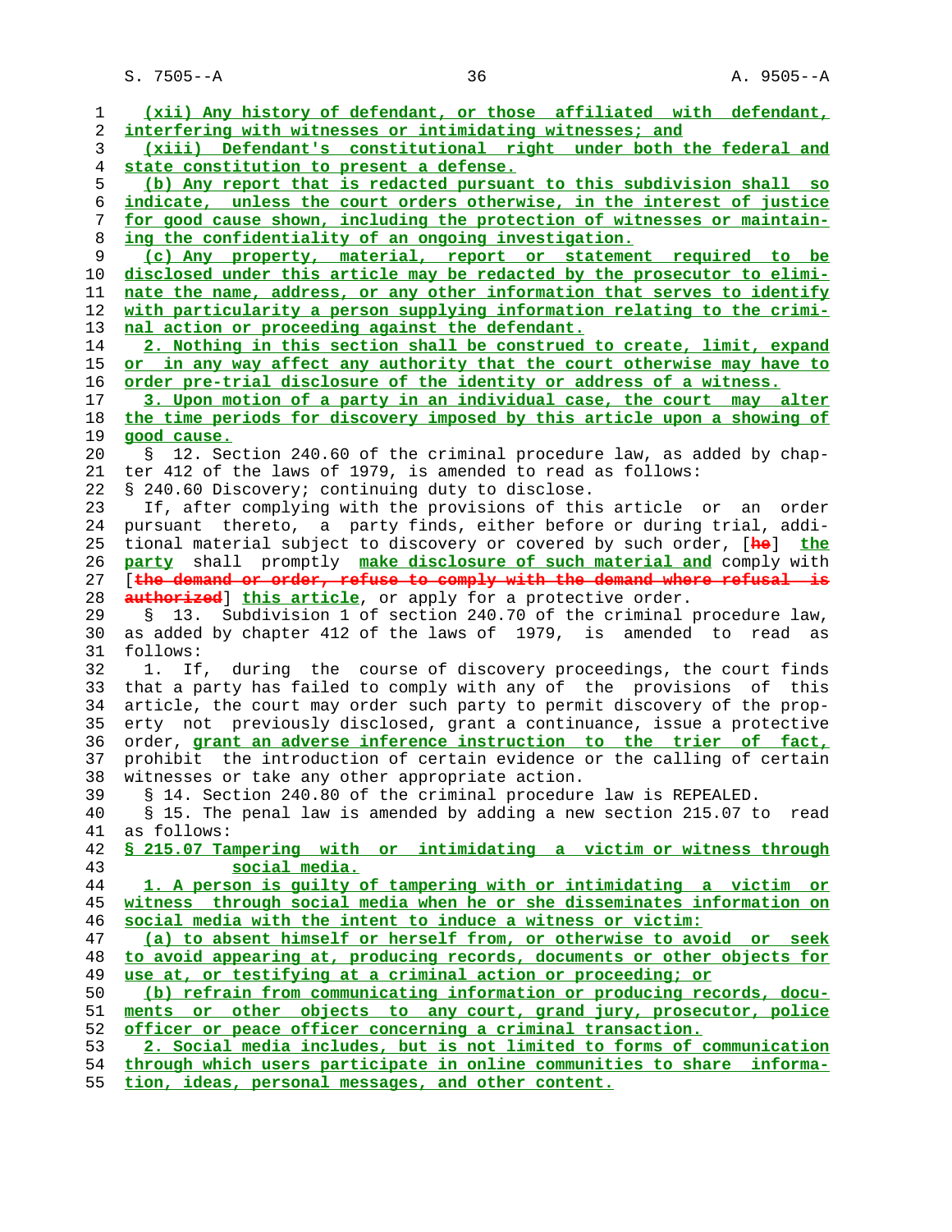(xii) Any history of defendant, or those affiliated with defendant, interfering with witnesses or intimidating witnesses; and

(xiii) Defendant's constitutional right under both the federal and state constitution to present a defense.

(b) Any report that is redacted pursuant to this subdivision shall so indicate, unless the court orders otherwise, in the interest of justice for good cause shown, including the protection of witnesses or maintaining the confidentiality of an ongoing investigation.

(c) Any property, material, report or statement required to be disclosed under this article may be redacted by the prosecutor to eliminate the name, address, or any other information that serves to identify with particularity a person supplying information relating to the criminal action or proceeding against the defendant.

2. Nothing in this section shall be construed to create, limit, expand or in any way affect any authority that the court otherwise may have to order pre-trial disclosure of the identity or address of a witness.

3. Upon motion of a party in an individual case, the court may alter the time periods for discovery imposed by this article upon a showing of good cause.

§ 12. Section 240.60 of the criminal procedure law, as added by chapter 412 of the laws of 1979, is amended to read as follows:

§ 240.60 Discovery; continuing duty to disclose.

If, after complying with the provisions of this article or an order pursuant thereto, a party finds, either before or during trial, additional material subject to discovery or covered by such order, [~~he~~] the party shall promptly make disclosure of such material and comply with [~~the demand or order, refuse to comply with the demand where refusal is authorized~~] this article, or apply for a protective order.

§ 13. Subdivision 1 of section 240.70 of the criminal procedure law, as added by chapter 412 of the laws of 1979, is amended to read as follows:

1. If, during the course of discovery proceedings, the court finds that a party has failed to comply with any of the provisions of this article, the court may order such party to permit discovery of the property not previously disclosed, grant a continuance, issue a protective order, grant an adverse inference instruction to the trier of fact, prohibit the introduction of certain evidence or the calling of certain witnesses or take any other appropriate action.

§ 14. Section 240.80 of the criminal procedure law is REPEALED.

§ 15. The penal law is amended by adding a new section 215.07 to read as follows:

§ 215.07 Tampering with or intimidating a victim or witness through social media.

1. A person is guilty of tampering with or intimidating a victim or witness through social media when he or she disseminates information on social media with the intent to induce a witness or victim:

(a) to absent himself or herself from, or otherwise to avoid or seek to avoid appearing at, producing records, documents or other objects for use at, or testifying at a criminal action or proceeding; or

(b) refrain from communicating information or producing records, documents or other objects to any court, grand jury, prosecutor, police officer or peace officer concerning a criminal transaction.

2. Social media includes, but is not limited to forms of communication through which users participate in online communities to share information, ideas, personal messages, and other content.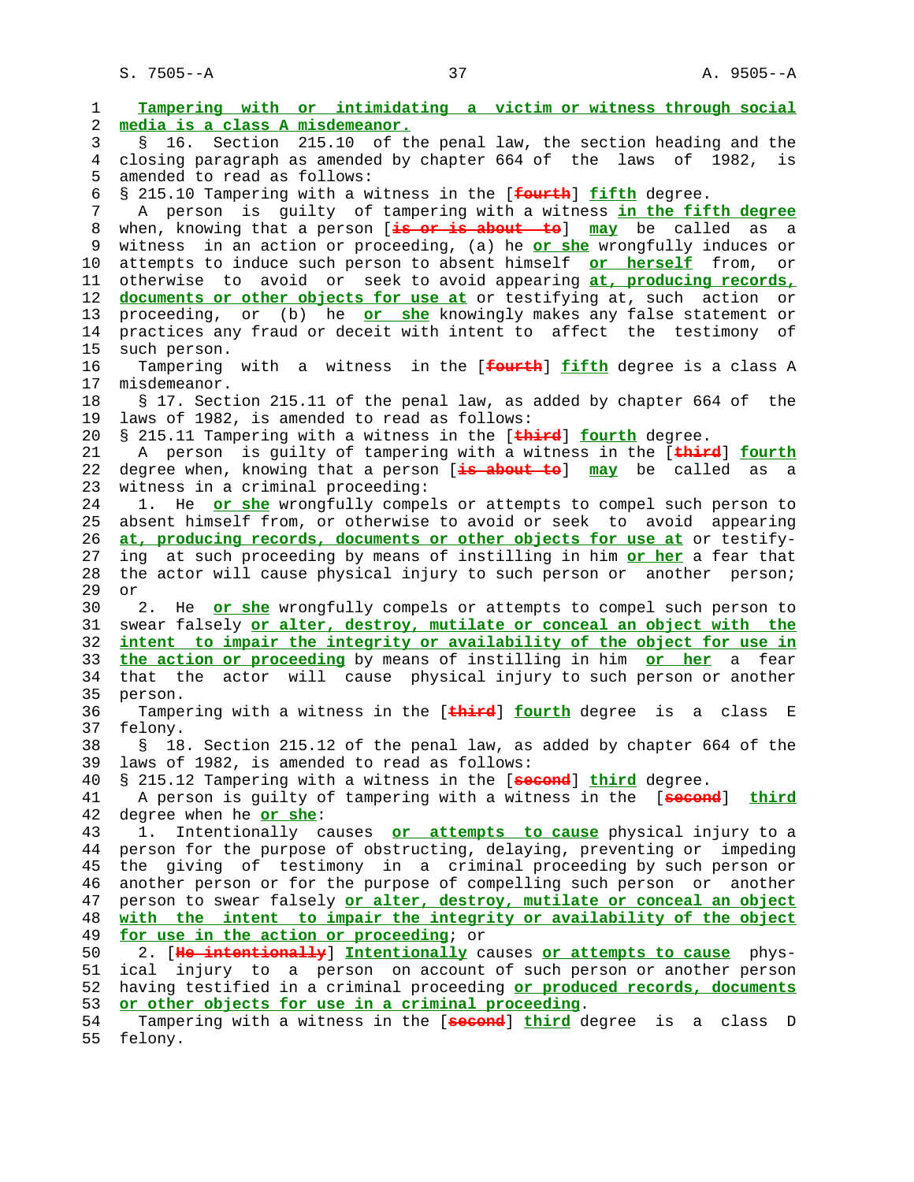Tampering with or intimidating a victim or witness through social media is a class A misdemeanor.

§ 16. Section 215.10 of the penal law, the section heading and the closing paragraph as amended by chapter 664 of the laws of 1982, is amended to read as follows:

§ 215.10 Tampering with a witness in the [fourth] fifth degree.

A person is guilty of tampering with a witness in the fifth degree when, knowing that a person [is or is about to] may be called as a witness in an action or proceeding, (a) he or she wrongfully induces or attempts to induce such person to absent himself or herself from, or otherwise to avoid or seek to avoid appearing at, producing records, documents or other objects for use at or testifying at, such action or proceeding, or (b) he or she knowingly makes any false statement or practices any fraud or deceit with intent to affect the testimony of such person.

Tampering with a witness in the [fourth] fifth degree is a class A misdemeanor.

§ 17. Section 215.11 of the penal law, as added by chapter 664 of the laws of 1982, is amended to read as follows:

§ 215.11 Tampering with a witness in the [third] fourth degree.

A person is guilty of tampering with a witness in the [third] fourth degree when, knowing that a person [is about to] may be called as a witness in a criminal proceeding:

1. He or she wrongfully compels or attempts to compel such person to absent himself from, or otherwise to avoid or seek to avoid appearing at, producing records, documents or other objects for use at or testifying at such proceeding by means of instilling in him or her a fear that the actor will cause physical injury to such person or another person; or

2. He or she wrongfully compels or attempts to compel such person to swear falsely or alter, destroy, mutilate or conceal an object with the intent to impair the integrity or availability of the object for use in the action or proceeding by means of instilling in him or her a fear that the actor will cause physical injury to such person or another person.

Tampering with a witness in the [third] fourth degree is a class E felony.

§ 18. Section 215.12 of the penal law, as added by chapter 664 of the laws of 1982, is amended to read as follows:

§ 215.12 Tampering with a witness in the [second] third degree.

A person is guilty of tampering with a witness in the [second] third degree when he or she:

1. Intentionally causes or attempts to cause physical injury to a person for the purpose of obstructing, delaying, preventing or impeding the giving of testimony in a criminal proceeding by such person or another person or for the purpose of compelling such person or another person to swear falsely or alter, destroy, mutilate or conceal an object with the intent to impair the integrity or availability of the object for use in the action or proceeding; or

2. [He intentionally] Intentionally causes or attempts to cause physical injury to a person on account of such person or another person having testified in a criminal proceeding or produced records, documents or other objects for use in a criminal proceeding.

Tampering with a witness in the [second] third degree is a class D felony.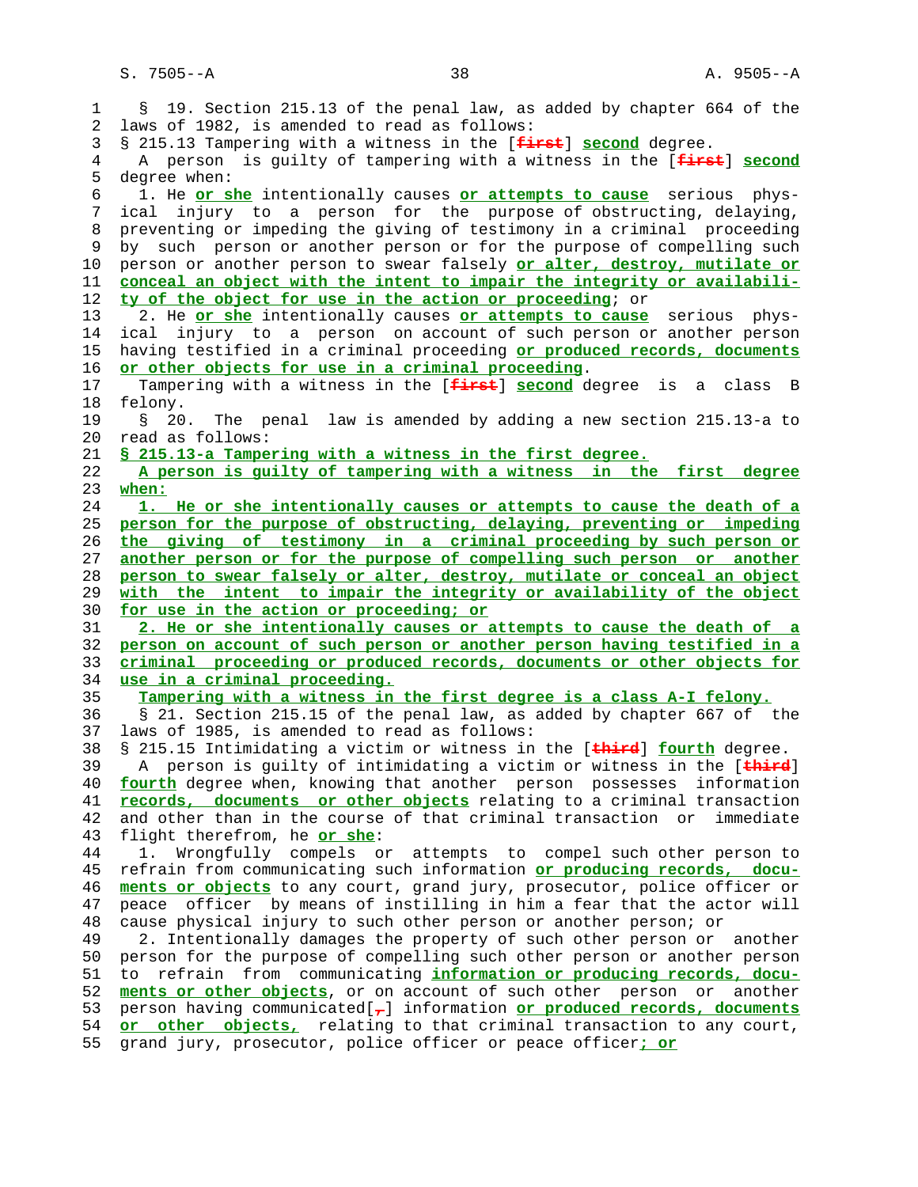§ 19. Section 215.13 of the penal law, as added by chapter 664 of the laws of 1982, is amended to read as follows:

§ 215.13 Tampering with a witness in the [~~first~~] **second** degree.

A person is guilty of tampering with a witness in the [~~first~~] **second** degree when:

1. He **or she** intentionally causes **or attempts to cause** serious physical injury to a person for the purpose of obstructing, delaying, preventing or impeding the giving of testimony in a criminal proceeding by such person or another person or for the purpose of compelling such person or another person to swear falsely **or alter, destroy, mutilate or conceal an object with the intent to impair the integrity or availability of the object for use in the action or proceeding**; or

2. He **or she** intentionally causes **or attempts to cause** serious physical injury to a person on account of such person or another person having testified in a criminal proceeding **or produced records, documents or other objects for use in a criminal proceeding**.

Tampering with a witness in the [~~first~~] **second** degree is a class B felony.

§ 20. The penal law is amended by adding a new section 215.13-a to read as follows:

**§ 215.13-a Tampering with a witness in the first degree.**

**A person is guilty of tampering with a witness in the first degree when:**

**1. He or she intentionally causes or attempts to cause the death of a person for the purpose of obstructing, delaying, preventing or impeding the giving of testimony in a criminal proceeding by such person or another person or for the purpose of compelling such person or another person to swear falsely or alter, destroy, mutilate or conceal an object with the intent to impair the integrity or availability of the object for use in the action or proceeding; or**

**2. He or she intentionally causes or attempts to cause the death of a person on account of such person or another person having testified in a criminal proceeding or produced records, documents or other objects for use in a criminal proceeding.**

**Tampering with a witness in the first degree is a class A-I felony.**

§ 21. Section 215.15 of the penal law, as added by chapter 667 of the laws of 1985, is amended to read as follows:

§ 215.15 Intimidating a victim or witness in the [~~third~~] **fourth** degree.

A person is guilty of intimidating a victim or witness in the [~~third~~] **fourth** degree when, knowing that another person possesses information **records, documents or other objects** relating to a criminal transaction and other than in the course of that criminal transaction or immediate flight therefrom, he **or she**:

1. Wrongfully compels or attempts to compel such other person to refrain from communicating such information **or producing records, documents or objects** to any court, grand jury, prosecutor, police officer or peace officer by means of instilling in him a fear that the actor will cause physical injury to such other person or another person; or

2. Intentionally damages the property of such other person or another person for the purpose of compelling such other person or another person to refrain from communicating **information or producing records, documents or other objects**, or on account of such other person or another person having communicated[~~,~~] information **or produced records, documents or other objects,** relating to that criminal transaction to any court, grand jury, prosecutor, police officer or peace officer**; or**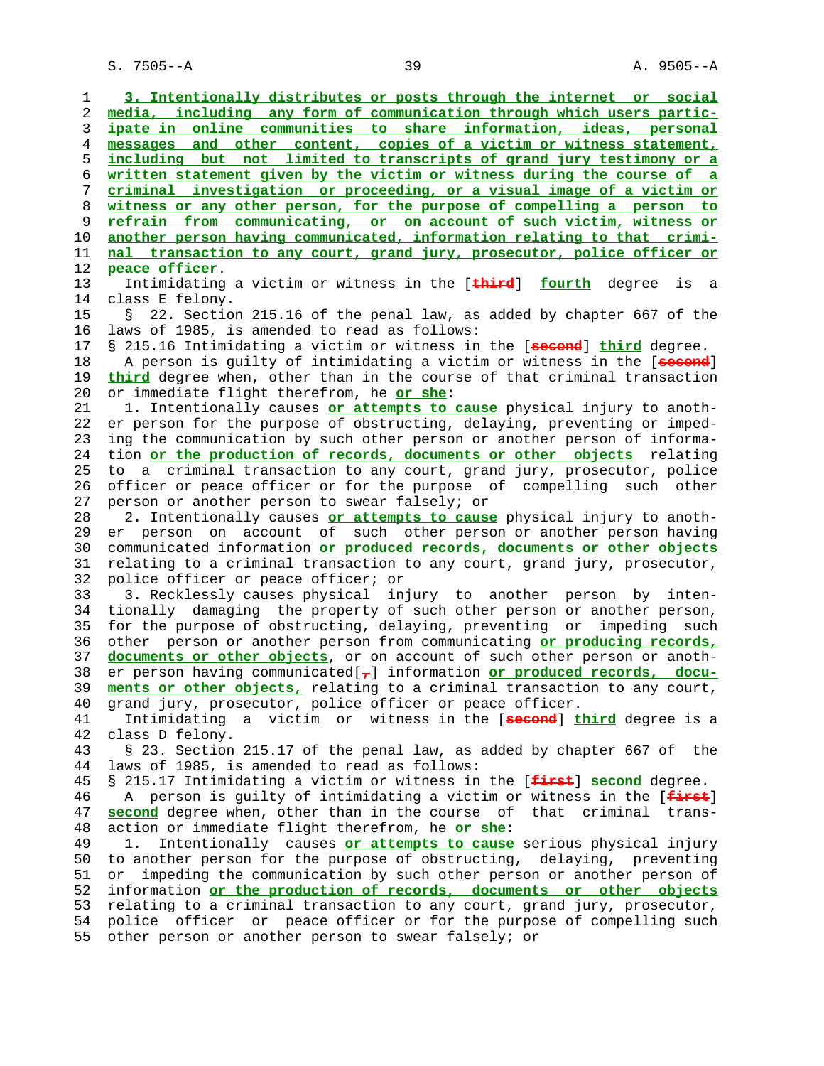3. Intentionally distributes or posts through the internet or social media, including any form of communication through which users participate in online communities to share information, ideas, personal messages and other content, copies of a victim or witness statement, including but not limited to transcripts of grand jury testimony or a written statement given by the victim or witness during the course of a criminal investigation or proceeding, or a visual image of a victim or witness or any other person, for the purpose of compelling a person to refrain from communicating, or on account of such victim, witness or another person having communicated, information relating to that criminal transaction to any court, grand jury, prosecutor, police officer or peace officer.

Intimidating a victim or witness in the [third] fourth degree is a class E felony.

§ 22. Section 215.16 of the penal law, as added by chapter 667 of the laws of 1985, is amended to read as follows:

§ 215.16 Intimidating a victim or witness in the [second] third degree.

A person is guilty of intimidating a victim or witness in the [second] third degree when, other than in the course of that criminal transaction or immediate flight therefrom, he or she:

1. Intentionally causes or attempts to cause physical injury to another person for the purpose of obstructing, delaying, preventing or impeding the communication by such other person or another person of information or the production of records, documents or other objects relating to a criminal transaction to any court, grand jury, prosecutor, police officer or peace officer or for the purpose of compelling such other person or another person to swear falsely; or

2. Intentionally causes or attempts to cause physical injury to another person on account of such other person or another person having communicated information or produced records, documents or other objects relating to a criminal transaction to any court, grand jury, prosecutor, police officer or peace officer; or

3. Recklessly causes physical injury to another person by intentionally damaging the property of such other person or another person, for the purpose of obstructing, delaying, preventing or impeding such other person or another person from communicating or producing records, documents or other objects, or on account of such other person or another person having communicated[,] information or produced records, documents or other objects, relating to a criminal transaction to any court, grand jury, prosecutor, police officer or peace officer.

Intimidating a victim or witness in the [second] third degree is a class D felony.

§ 23. Section 215.17 of the penal law, as added by chapter 667 of the laws of 1985, is amended to read as follows:

§ 215.17 Intimidating a victim or witness in the [first] second degree.

A person is guilty of intimidating a victim or witness in the [first] second degree when, other than in the course of that criminal transaction or immediate flight therefrom, he or she:

1. Intentionally causes or attempts to cause serious physical injury to another person for the purpose of obstructing, delaying, preventing or impeding the communication by such other person or another person of information or the production of records, documents or other objects relating to a criminal transaction to any court, grand jury, prosecutor, police officer or peace officer or for the purpose of compelling such other person or another person to swear falsely; or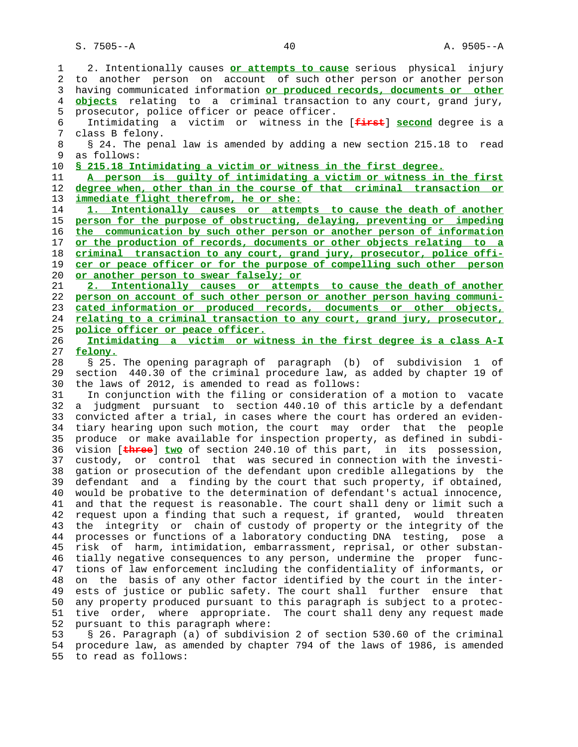2. Intentionally causes **or attempts to cause** serious physical injury to another person on account of such other person or another person having communicated information **or produced records, documents or other objects** relating to a criminal transaction to any court, grand jury, prosecutor, police officer or peace officer.

Intimidating a victim or witness in the [~~first~~] **second** degree is a class B felony.

§ 24. The penal law is amended by adding a new section 215.18 to read as follows:

**§ 215.18 Intimidating a victim or witness in the first degree.**

**A person is guilty of intimidating a victim or witness in the first degree when, other than in the course of that criminal transaction or immediate flight therefrom, he or she:**

**1. Intentionally causes or attempts to cause the death of another person for the purpose of obstructing, delaying, preventing or impeding the communication by such other person or another person of information or the production of records, documents or other objects relating to a criminal transaction to any court, grand jury, prosecutor, police officer or peace officer or for the purpose of compelling such other person or another person to swear falsely; or**

**2. Intentionally causes or attempts to cause the death of another person on account of such other person or another person having communicated information or produced records, documents or other objects, relating to a criminal transaction to any court, grand jury, prosecutor, police officer or peace officer.**

**Intimidating a victim or witness in the first degree is a class A-I felony.**

§ 25. The opening paragraph of paragraph (b) of subdivision 1 of section 440.30 of the criminal procedure law, as added by chapter 19 of the laws of 2012, is amended to read as follows:

In conjunction with the filing or consideration of a motion to vacate a judgment pursuant to section 440.10 of this article by a defendant convicted after a trial, in cases where the court has ordered an evidentiary hearing upon such motion, the court may order that the people produce or make available for inspection property, as defined in subdivision [~~three~~] **two** of section 240.10 of this part, in its possession, custody, or control that was secured in connection with the investigation or prosecution of the defendant upon credible allegations by the defendant and a finding by the court that such property, if obtained, would be probative to the determination of defendant's actual innocence, and that the request is reasonable. The court shall deny or limit such a request upon a finding that such a request, if granted, would threaten the integrity or chain of custody of property or the integrity of the processes or functions of a laboratory conducting DNA testing, pose a risk of harm, intimidation, embarrassment, reprisal, or other substantially negative consequences to any person, undermine the proper functions of law enforcement including the confidentiality of informants, or on the basis of any other factor identified by the court in the interests of justice or public safety. The court shall further ensure that any property produced pursuant to this paragraph is subject to a protective order, where appropriate. The court shall deny any request made pursuant to this paragraph where:

§ 26. Paragraph (a) of subdivision 2 of section 530.60 of the criminal procedure law, as amended by chapter 794 of the laws of 1986, is amended to read as follows: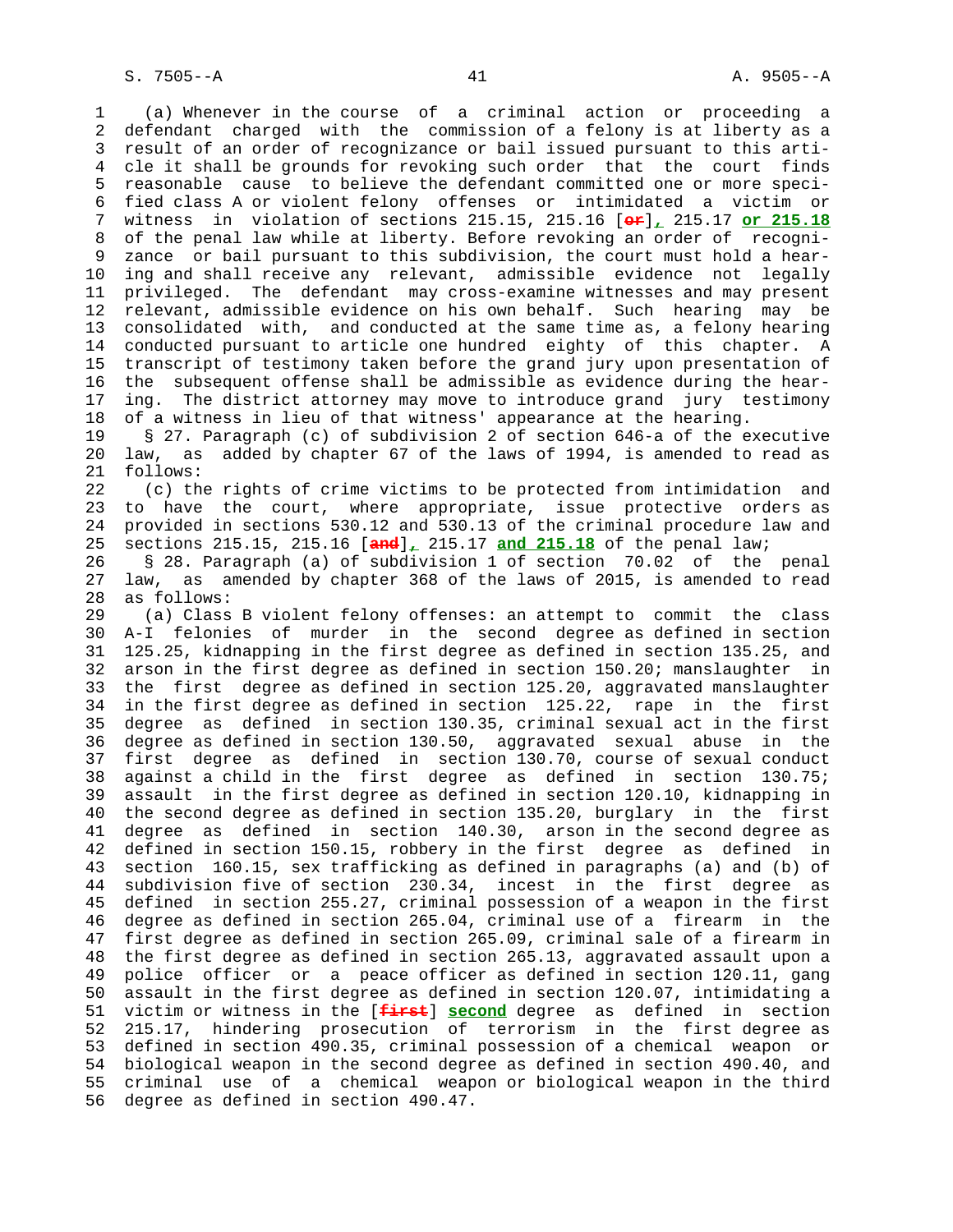(a) Whenever in the course of a criminal action or proceeding a defendant charged with the commission of a felony is at liberty as a result of an order of recognizance or bail issued pursuant to this article it shall be grounds for revoking such order that the court finds reasonable cause to believe the defendant committed one or more specified class A or violent felony offenses or intimidated a victim or witness in violation of sections 215.15, 215.16 [~~or~~], 215.17 **or 215.18** of the penal law while at liberty. Before revoking an order of recognizance or bail pursuant to this subdivision, the court must hold a hearing and shall receive any relevant, admissible evidence not legally privileged. The defendant may cross-examine witnesses and may present relevant, admissible evidence on his own behalf. Such hearing may be consolidated with, and conducted at the same time as, a felony hearing conducted pursuant to article one hundred eighty of this chapter. A transcript of testimony taken before the grand jury upon presentation of the subsequent offense shall be admissible as evidence during the hearing. The district attorney may move to introduce grand jury testimony of a witness in lieu of that witness' appearance at the hearing.

§ 27. Paragraph (c) of subdivision 2 of section 646-a of the executive law, as added by chapter 67 of the laws of 1994, is amended to read as follows:

(c) the rights of crime victims to be protected from intimidation and to have the court, where appropriate, issue protective orders as provided in sections 530.12 and 530.13 of the criminal procedure law and sections 215.15, 215.16 [~~and~~], 215.17 **and 215.18** of the penal law;

§ 28. Paragraph (a) of subdivision 1 of section 70.02 of the penal law, as amended by chapter 368 of the laws of 2015, is amended to read as follows:

(a) Class B violent felony offenses: an attempt to commit the class A-I felonies of murder in the second degree as defined in section 125.25, kidnapping in the first degree as defined in section 135.25, and arson in the first degree as defined in section 150.20; manslaughter in the first degree as defined in section 125.20, aggravated manslaughter in the first degree as defined in section 125.22, rape in the first degree as defined in section 130.35, criminal sexual act in the first degree as defined in section 130.50, aggravated sexual abuse in the first degree as defined in section 130.70, course of sexual conduct against a child in the first degree as defined in section 130.75; assault in the first degree as defined in section 120.10, kidnapping in the second degree as defined in section 135.20, burglary in the first degree as defined in section 140.30, arson in the second degree as defined in section 150.15, robbery in the first degree as defined in section 160.15, sex trafficking as defined in paragraphs (a) and (b) of subdivision five of section 230.34, incest in the first degree as defined in section 255.27, criminal possession of a weapon in the first degree as defined in section 265.04, criminal use of a firearm in the first degree as defined in section 265.09, criminal sale of a firearm in the first degree as defined in section 265.13, aggravated assault upon a police officer or a peace officer as defined in section 120.11, gang assault in the first degree as defined in section 120.07, intimidating a victim or witness in the [~~first~~] **second** degree as defined in section 215.17, hindering prosecution of terrorism in the first degree as defined in section 490.35, criminal possession of a chemical weapon or biological weapon in the second degree as defined in section 490.40, and criminal use of a chemical weapon or biological weapon in the third degree as defined in section 490.47.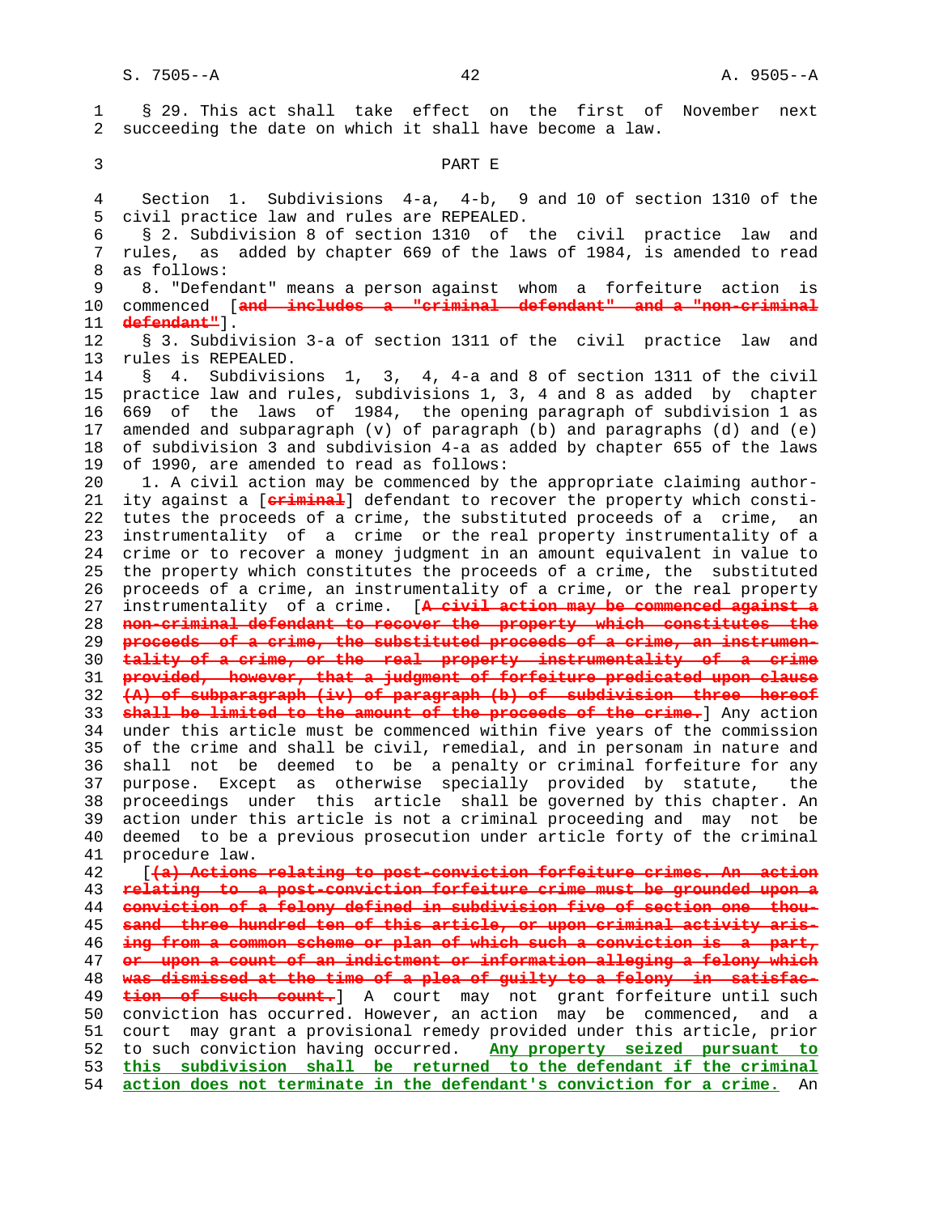§ 29. This act shall take effect on the first of November next succeeding the date on which it shall have become a law.

PART E

Section 1. Subdivisions 4-a, 4-b, 9 and 10 of section 1310 of the civil practice law and rules are REPEALED.

§ 2. Subdivision 8 of section 1310 of the civil practice law and rules, as added by chapter 669 of the laws of 1984, is amended to read as follows:

8. "Defendant" means a person against whom a forfeiture action is commenced [~~and includes a "criminal defendant" and a "non-criminal defendant"~~].

§ 3. Subdivision 3-a of section 1311 of the civil practice law and rules is REPEALED.

§ 4. Subdivisions 1, 3, 4, 4-a and 8 of section 1311 of the civil practice law and rules, subdivisions 1, 3, 4 and 8 as added by chapter 669 of the laws of 1984, the opening paragraph of subdivision 1 as amended and subparagraph (v) of paragraph (b) and paragraphs (d) and (e) of subdivision 3 and subdivision 4-a as added by chapter 655 of the laws of 1990, are amended to read as follows:

1. A civil action may be commenced by the appropriate claiming authority against a [~~criminal~~] defendant to recover the property which constitutes the proceeds of a crime, the substituted proceeds of a crime, an instrumentality of a crime or the real property instrumentality of a crime or to recover a money judgment in an amount equivalent in value to the property which constitutes the proceeds of a crime, the substituted proceeds of a crime, an instrumentality of a crime, or the real property instrumentality of a crime. [~~A civil action may be commenced against a non-criminal defendant to recover the property which constitutes the proceeds of a crime, the substituted proceeds of a crime, an instrumentality of a crime, or the real property instrumentality of a crime provided, however, that a judgment of forfeiture predicated upon clause (A) of subparagraph (iv) of paragraph (b) of subdivision three hereof shall be limited to the amount of the proceeds of the crime.~~] Any action under this article must be commenced within five years of the commission of the crime and shall be civil, remedial, and in personam in nature and shall not be deemed to be a penalty or criminal forfeiture for any purpose. Except as otherwise specially provided by statute, the proceedings under this article shall be governed by this chapter. An action under this article is not a criminal proceeding and may not be deemed to be a previous prosecution under article forty of the criminal procedure law.

[~~(a) Actions relating to post-conviction forfeiture crimes. An action relating to a post-conviction forfeiture crime must be grounded upon a conviction of a felony defined in subdivision five of section one thousand three hundred ten of this article, or upon criminal activity arising from a common scheme or plan of which such a conviction is a part, or upon a count of an indictment or information alleging a felony which was dismissed at the time of a plea of guilty to a felony in satisfaction of such count.~~] A court may not grant forfeiture until such conviction has occurred. However, an action may be commenced, and a court may grant a provisional remedy provided under this article, prior to such conviction having occurred. **Any property seized pursuant to this subdivision shall be returned to the defendant if the criminal action does not terminate in the defendant's conviction for a crime.** An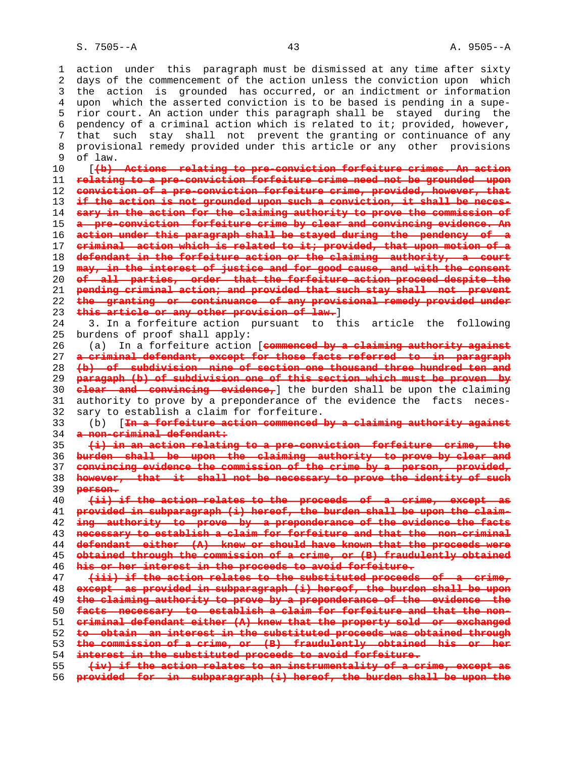action under this paragraph must be dismissed at any time after sixty days of the commencement of the action unless the conviction upon which the action is grounded has occurred, or an indictment or information upon which the asserted conviction is to be based is pending in a superior court. An action under this paragraph shall be stayed during the pendency of a criminal action which is related to it; provided, however, that such stay shall not prevent the granting or continuance of any provisional remedy provided under this article or any other provisions of law.

[~~(b) Actions relating to pre-conviction forfeiture crimes. An action relating to a pre-conviction forfeiture crime need not be grounded upon conviction of a pre-conviction forfeiture crime, provided, however, that if the action is not grounded upon such a conviction, it shall be necessary in the action for the claiming authority to prove the commission of a pre-conviction forfeiture crime by clear and convincing evidence. An action under this paragraph shall be stayed during the pendency of a criminal action which is related to it; provided, that upon motion of a defendant in the forfeiture action or the claiming authority, a court may, in the interest of justice and for good cause, and with the consent of all parties, order that the forfeiture action proceed despite the pending criminal action; and provided that such stay shall not prevent the granting or continuance of any provisional remedy provided under this article or any other provision of law.~~]

3. In a forfeiture action pursuant to this article the following burdens of proof shall apply:

(a) In a forfeiture action [~~commenced by a claiming authority against a criminal defendant, except for those facts referred to in paragraph (b) of subdivision nine of section one thousand three hundred ten and paragraph (b) of subdivision one of this section which must be proven by clear and convincing evidence,~~] the burden shall be upon the claiming authority to prove by a preponderance of the evidence the facts necessary to establish a claim for forfeiture.

(b) [~~In a forfeiture action commenced by a claiming authority against a non-criminal defendant:~~

~~(i) in an action relating to a pre-conviction forfeiture crime, the burden shall be upon the claiming authority to prove by clear and convincing evidence the commission of the crime by a person, provided, however, that it shall not be necessary to prove the identity of such person.~~

~~(ii) if the action relates to the proceeds of a crime, except as provided in subparagraph (i) hereof, the burden shall be upon the claiming authority to prove by a preponderance of the evidence the facts necessary to establish a claim for forfeiture and that the non-criminal defendant either (A) knew or should have known that the proceeds were obtained through the commission of a crime, or (B) fraudulently obtained his or her interest in the proceeds to avoid forfeiture.~~

~~(iii) if the action relates to the substituted proceeds of a crime, except as provided in subparagraph (i) hereof, the burden shall be upon the claiming authority to prove by a preponderance of the evidence the facts necessary to establish a claim for forfeiture and that the non-criminal defendant either (A) knew that the property sold or exchanged to obtain an interest in the substituted proceeds was obtained through the commission of a crime, or (B) fraudulently obtained his or her interest in the substituted proceeds to avoid forfeiture.~~

~~(iv) if the action relates to an instrumentality of a crime, except as provided for in subparagraph (i) hereof, the burden shall be upon the~~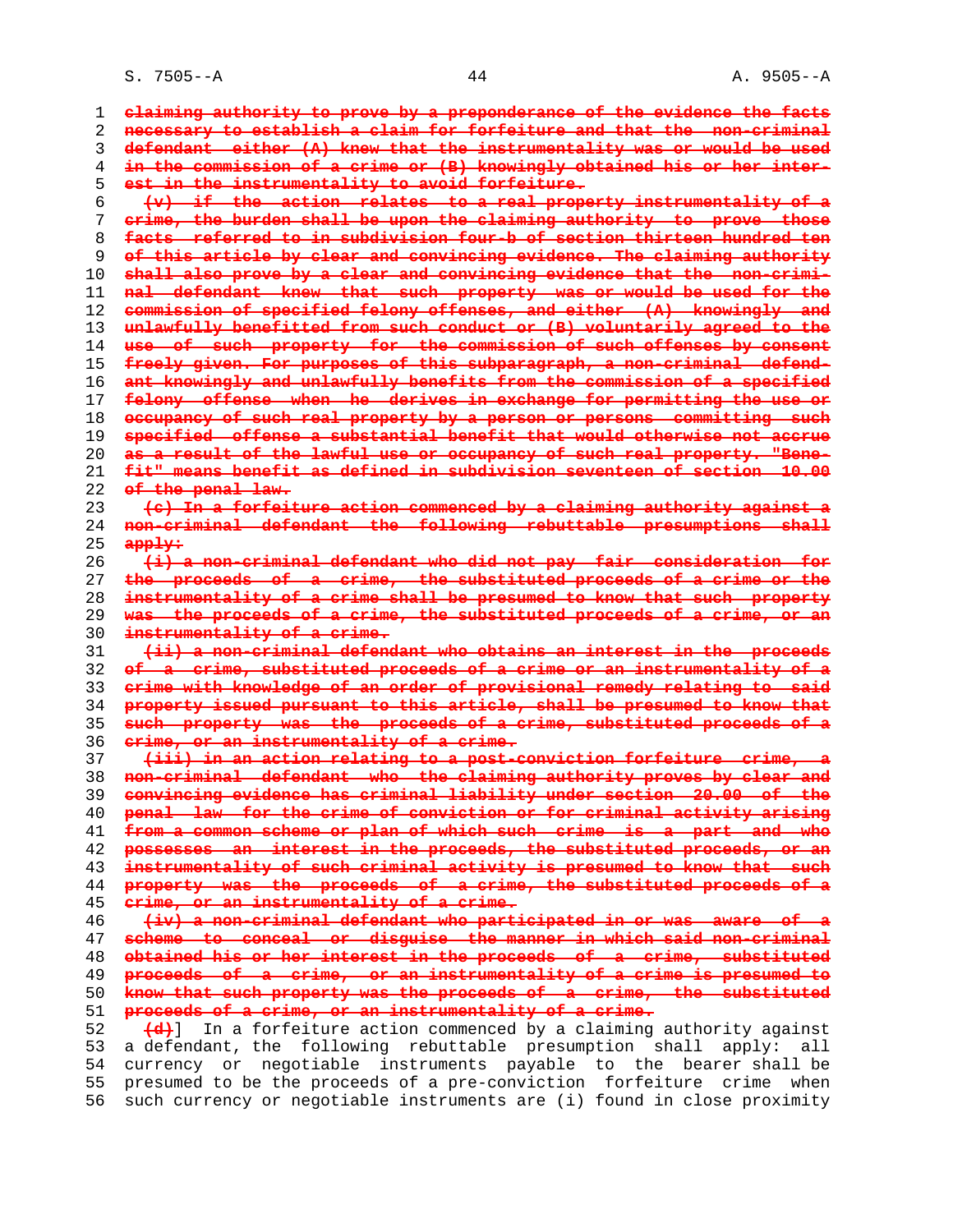~~claiming authority to prove by a preponderance of the evidence the facts necessary to establish a claim for forfeiture and that the non-criminal defendant either (A) knew that the instrumentality was or would be used in the commission of a crime or (B) knowingly obtained his or her interest in the instrumentality to avoid forfeiture.~~

~~(v) if the action relates to a real property instrumentality of a crime, the burden shall be upon the claiming authority to prove those facts referred to in subdivision four-b of section thirteen hundred ten of this article by clear and convincing evidence. The claiming authority shall also prove by a clear and convincing evidence that the non-criminal defendant knew that such property was or would be used for the commission of specified felony offenses, and either (A) knowingly and unlawfully benefited from such conduct or (B) voluntarily agreed to the use of such property for the commission of such offenses by consent freely given. For purposes of this subparagraph, a non-criminal defendant knowingly and unlawfully benefits from the commission of a specified felony offense when he derives in exchange for permitting the use or occupancy of such real property by a person or persons committing such specified offense a substantial benefit that would otherwise not accrue as a result of the lawful use or occupancy of such real property. "Benefit" means benefit as defined in subdivision seventeen of section 10.00 of the penal law.~~

~~(c) In a forfeiture action commenced by a claiming authority against a non-criminal defendant the following rebuttable presumptions shall apply:~~

~~(i) a non-criminal defendant who did not pay fair consideration for the proceeds of a crime, the substituted proceeds of a crime or the instrumentality of a crime shall be presumed to know that such property was the proceeds of a crime, the substituted proceeds of a crime, or an instrumentality of a crime.~~

~~(ii) a non-criminal defendant who obtains an interest in the proceeds of a crime, substituted proceeds of a crime or an instrumentality of a crime with knowledge of an order of provisional remedy relating to said property issued pursuant to this article, shall be presumed to know that such property was the proceeds of a crime, substituted proceeds of a crime, or an instrumentality of a crime.~~

~~(iii) in an action relating to a post-conviction forfeiture crime, a non-criminal defendant who the claiming authority proves by clear and convincing evidence has criminal liability under section 20.00 of the penal law for the crime of conviction or for criminal activity arising from a common scheme or plan of which such crime is a part and who possesses an interest in the proceeds, the substituted proceeds, or an instrumentality of such criminal activity is presumed to know that such property was the proceeds of a crime, the substituted proceeds of a crime, or an instrumentality of a crime.~~

~~(iv) a non-criminal defendant who participated in or was aware of a scheme to conceal or disguise the manner in which said non-criminal obtained his or her interest in the proceeds of a crime, substituted proceeds of a crime, or an instrumentality of a crime is presumed to know that such property was the proceeds of a crime, the substituted proceeds of a crime, or an instrumentality of a crime.~~

~~(d)~~] In a forfeiture action commenced by a claiming authority against a defendant, the following rebuttable presumption shall apply: all currency or negotiable instruments payable to the bearer shall be presumed to be the proceeds of a pre-conviction forfeiture crime when such currency or negotiable instruments are (i) found in close proximity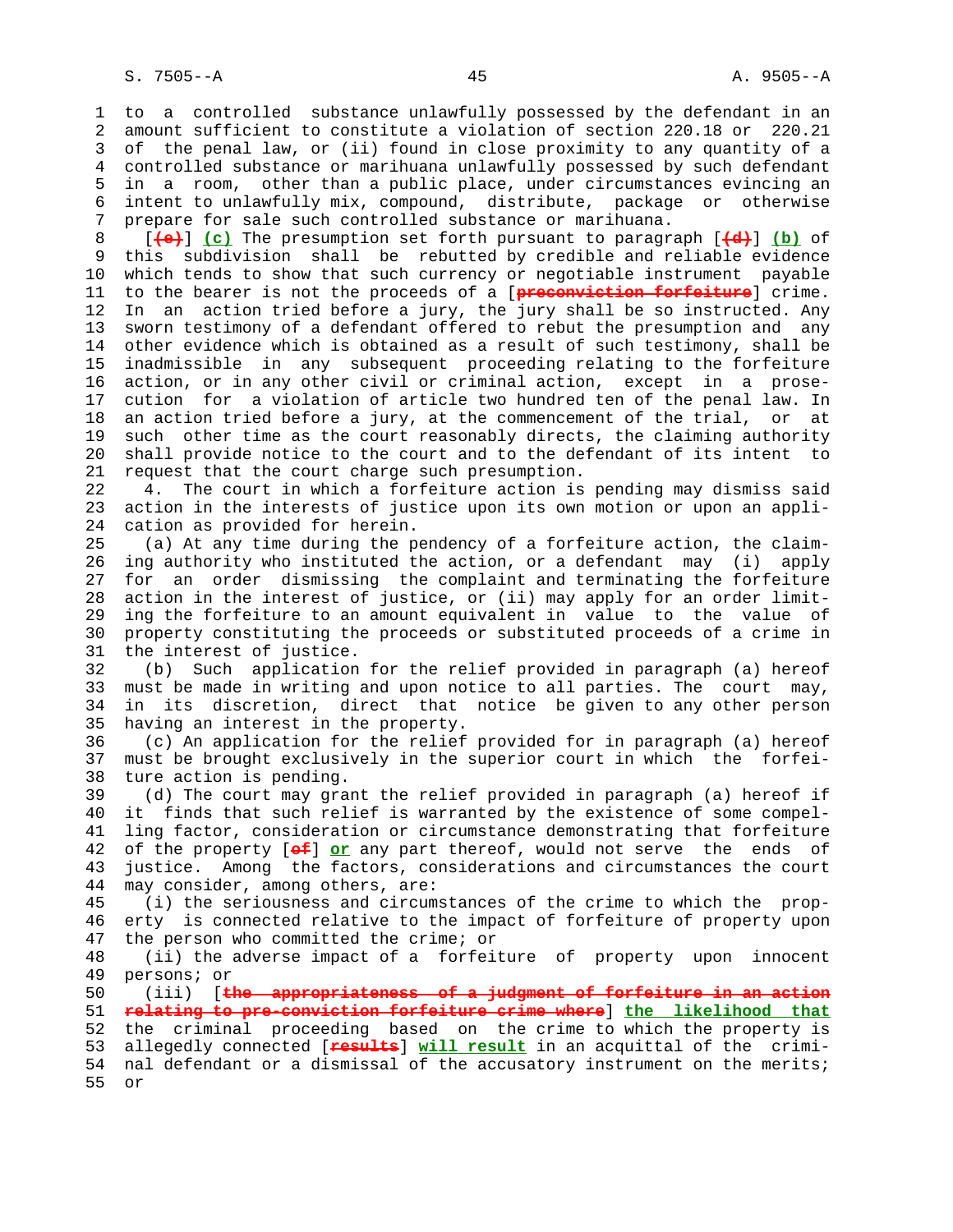to a controlled substance unlawfully possessed by the defendant in an amount sufficient to constitute a violation of section 220.18 or 220.21 of the penal law, or (ii) found in close proximity to any quantity of a controlled substance or marihuana unlawfully possessed by such defendant in a room, other than a public place, under circumstances evincing an intent to unlawfully mix, compound, distribute, package or otherwise prepare for sale such controlled substance or marihuana.

[~~(e)~~] **(c)** The presumption set forth pursuant to paragraph [~~(d)~~] **(b)** of this subdivision shall be rebutted by credible and reliable evidence which tends to show that such currency or negotiable instrument payable to the bearer is not the proceeds of a [~~preconviction forfeiture~~] crime. In an action tried before a jury, the jury shall be so instructed. Any sworn testimony of a defendant offered to rebut the presumption and any other evidence which is obtained as a result of such testimony, shall be inadmissible in any subsequent proceeding relating to the forfeiture action, or in any other civil or criminal action, except in a prosecution for a violation of article two hundred ten of the penal law. In an action tried before a jury, at the commencement of the trial, or at such other time as the court reasonably directs, the claiming authority shall provide notice to the court and to the defendant of its intent to request that the court charge such presumption.

4. The court in which a forfeiture action is pending may dismiss said action in the interests of justice upon its own motion or upon an application as provided for herein.

(a) At any time during the pendency of a forfeiture action, the claiming authority who instituted the action, or a defendant may (i) apply for an order dismissing the complaint and terminating the forfeiture action in the interest of justice, or (ii) may apply for an order limiting the forfeiture to an amount equivalent in value to the value of property constituting the proceeds or substituted proceeds of a crime in the interest of justice.

(b) Such application for the relief provided in paragraph (a) hereof must be made in writing and upon notice to all parties. The court may, in its discretion, direct that notice be given to any other person having an interest in the property.

(c) An application for the relief provided for in paragraph (a) hereof must be brought exclusively in the superior court in which the forfeiture action is pending.

(d) The court may grant the relief provided in paragraph (a) hereof if it finds that such relief is warranted by the existence of some compelling factor, consideration or circumstance demonstrating that forfeiture of the property [~~of~~] **or** any part thereof, would not serve the ends of justice. Among the factors, considerations and circumstances the court may consider, among others, are:

(i) the seriousness and circumstances of the crime to which the property is connected relative to the impact of forfeiture of property upon the person who committed the crime; or

(ii) the adverse impact of a forfeiture of property upon innocent persons; or

(iii) [~~the appropriateness of a judgment of forfeiture in an action relating to pre-conviction forfeiture crime where~~] **the likelihood that** the criminal proceeding based on the crime to which the property is allegedly connected [~~results~~] **will result** in an acquittal of the criminal defendant or a dismissal of the accusatory instrument on the merits; or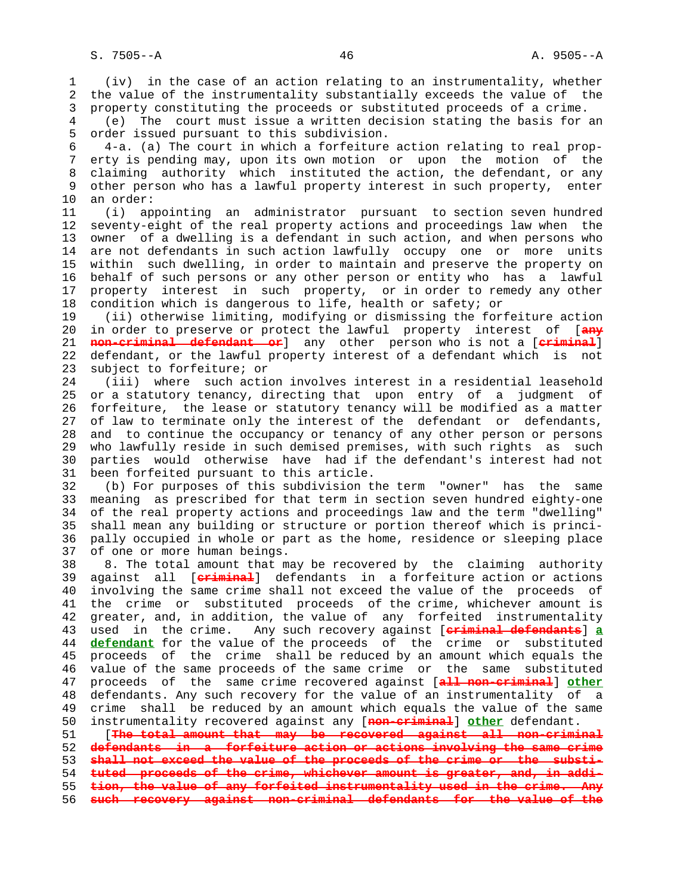(iv) in the case of an action relating to an instrumentality, whether the value of the instrumentality substantially exceeds the value of the property constituting the proceeds or substituted proceeds of a crime.

(e) The court must issue a written decision stating the basis for an order issued pursuant to this subdivision.

4-a. (a) The court in which a forfeiture action relating to real property is pending may, upon its own motion or upon the motion of the claiming authority which instituted the action, the defendant, or any other person who has a lawful property interest in such property, enter an order:

(i) appointing an administrator pursuant to section seven hundred seventy-eight of the real property actions and proceedings law when the owner of a dwelling is a defendant in such action, and when persons who are not defendants in such action lawfully occupy one or more units within such dwelling, in order to maintain and preserve the property on behalf of such persons or any other person or entity who has a lawful property interest in such property, or in order to remedy any other condition which is dangerous to life, health or safety; or

(ii) otherwise limiting, modifying or dismissing the forfeiture action in order to preserve or protect the lawful property interest of [~~any non-criminal defendant or~~] any other person who is not a [~~criminal~~] defendant, or the lawful property interest of a defendant which is not subject to forfeiture; or

(iii) where such action involves interest in a residential leasehold or a statutory tenancy, directing that upon entry of a judgment of forfeiture, the lease or statutory tenancy will be modified as a matter of law to terminate only the interest of the defendant or defendants, and to continue the occupancy or tenancy of any other person or persons who lawfully reside in such demised premises, with such rights as such parties would otherwise have had if the defendant's interest had not been forfeited pursuant to this article.

(b) For purposes of this subdivision the term "owner" has the same meaning as prescribed for that term in section seven hundred eighty-one of the real property actions and proceedings law and the term "dwelling" shall mean any building or structure or portion thereof which is principally occupied in whole or part as the home, residence or sleeping place of one or more human beings.

8. The total amount that may be recovered by the claiming authority against all [~~criminal~~] defendants in a forfeiture action or actions involving the same crime shall not exceed the value of the proceeds of the crime or substituted proceeds of the crime, whichever amount is greater, and, in addition, the value of any forfeited instrumentality used in the crime. Any such recovery against [~~criminal defendants~~] <u>**a defendant**</u> for the value of the proceeds of the crime or substituted proceeds of the crime shall be reduced by an amount which equals the value of the same proceeds of the same crime or the same substituted proceeds of the same crime recovered against [~~all non-criminal~~] <u>**other**</u> defendants. Any such recovery for the value of an instrumentality of a crime shall be reduced by an amount which equals the value of the same instrumentality recovered against any [~~non-criminal~~] <u>**other**</u> defendant.

[~~The total amount that may be recovered against all non-criminal defendants in a forfeiture action or actions involving the same crime shall not exceed the value of the proceeds of the crime or the substituted proceeds of the crime, whichever amount is greater, and, in addition, the value of any forfeited instrumentality used in the crime. Any such recovery against non-criminal defendants for the value of the~~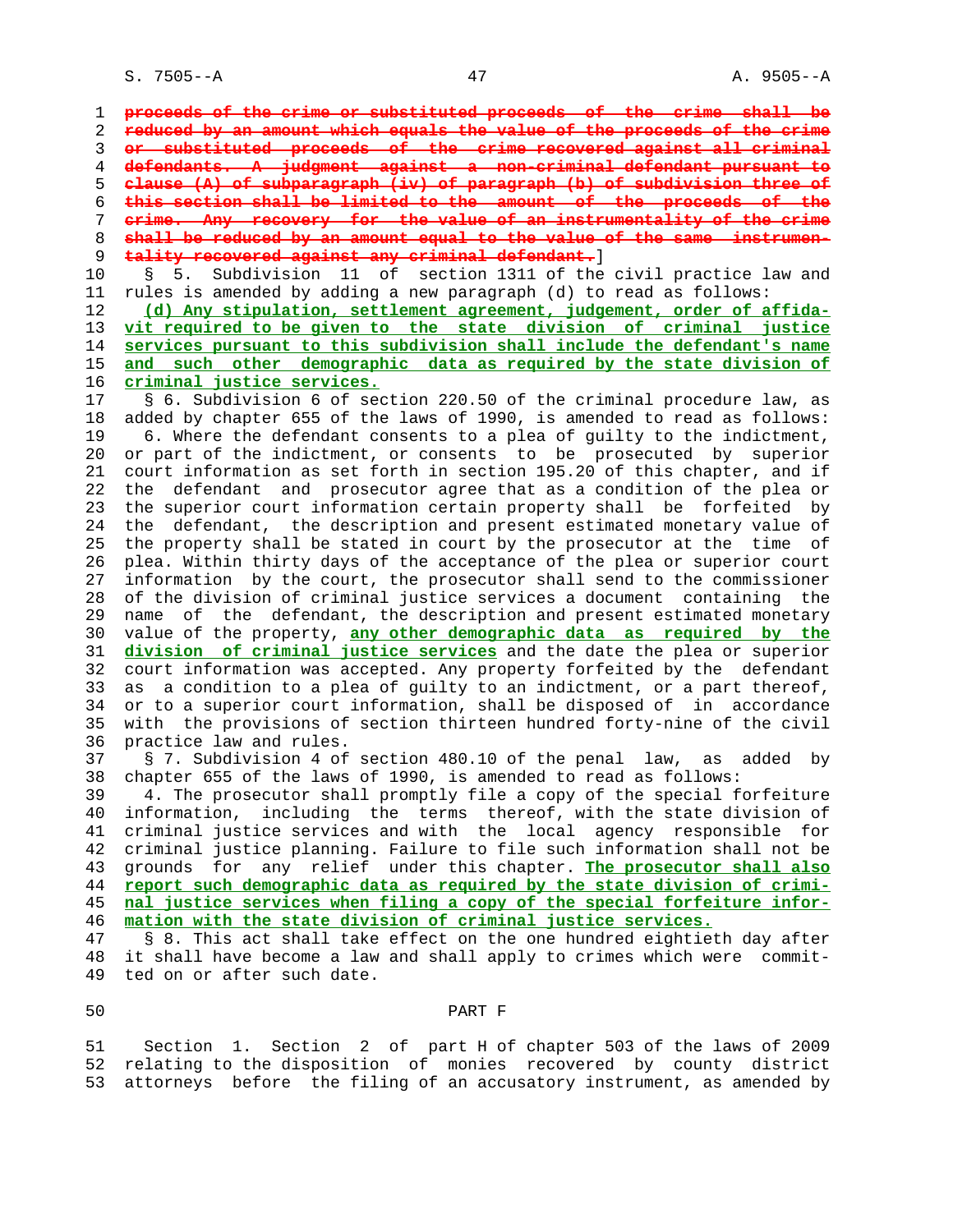~~proceeds of the crime or substituted proceeds of the crime shall be reduced by an amount which equals the value of the proceeds of the crime or substituted proceeds of the crime recovered against all criminal defendants. A judgment against a non-criminal defendant pursuant to clause (A) of subparagraph (iv) of paragraph (b) of subdivision three of this section shall be limited to the amount of the proceeds of the crime. Any recovery for the value of an instrumentality of the crime shall be reduced by an amount equal to the value of the same instrumentality recovered against any criminal defendant.~~]

§ 5. Subdivision 11 of section 1311 of the civil practice law and rules is amended by adding a new paragraph (d) to read as follows:

<u>(d) Any stipulation, settlement agreement, judgement, order of affidavit required to be given to the state division of criminal justice services pursuant to this subdivision shall include the defendant's name and such other demographic data as required by the state division of criminal justice services.</u>

§ 6. Subdivision 6 of section 220.50 of the criminal procedure law, as added by chapter 655 of the laws of 1990, is amended to read as follows:

6. Where the defendant consents to a plea of guilty to the indictment, or part of the indictment, or consents to be prosecuted by superior court information as set forth in section 195.20 of this chapter, and if the defendant and prosecutor agree that as a condition of the plea or the superior court information certain property shall be forfeited by the defendant, the description and present estimated monetary value of the property shall be stated in court by the prosecutor at the time of plea. Within thirty days of the acceptance of the plea or superior court information by the court, the prosecutor shall send to the commissioner of the division of criminal justice services a document containing the name of the defendant, the description and present estimated monetary value of the property, <u>any other demographic data as required by the division of criminal justice services</u> and the date the plea or superior court information was accepted. Any property forfeited by the defendant as a condition to a plea of guilty to an indictment, or a part thereof, or to a superior court information, shall be disposed of in accordance with the provisions of section thirteen hundred forty-nine of the civil practice law and rules.

§ 7. Subdivision 4 of section 480.10 of the penal law, as added by chapter 655 of the laws of 1990, is amended to read as follows:

4. The prosecutor shall promptly file a copy of the special forfeiture information, including the terms thereof, with the state division of criminal justice services and with the local agency responsible for criminal justice planning. Failure to file such information shall not be grounds for any relief under this chapter. <u>The prosecutor shall also report such demographic data as required by the state division of criminal justice services when filing a copy of the special forfeiture information with the state division of criminal justice services.</u>

§ 8. This act shall take effect on the one hundred eightieth day after it shall have become a law and shall apply to crimes which were committed on or after such date.

## PART F

Section 1. Section 2 of part H of chapter 503 of the laws of 2009 relating to the disposition of monies recovered by county district attorneys before the filing of an accusatory instrument, as amended by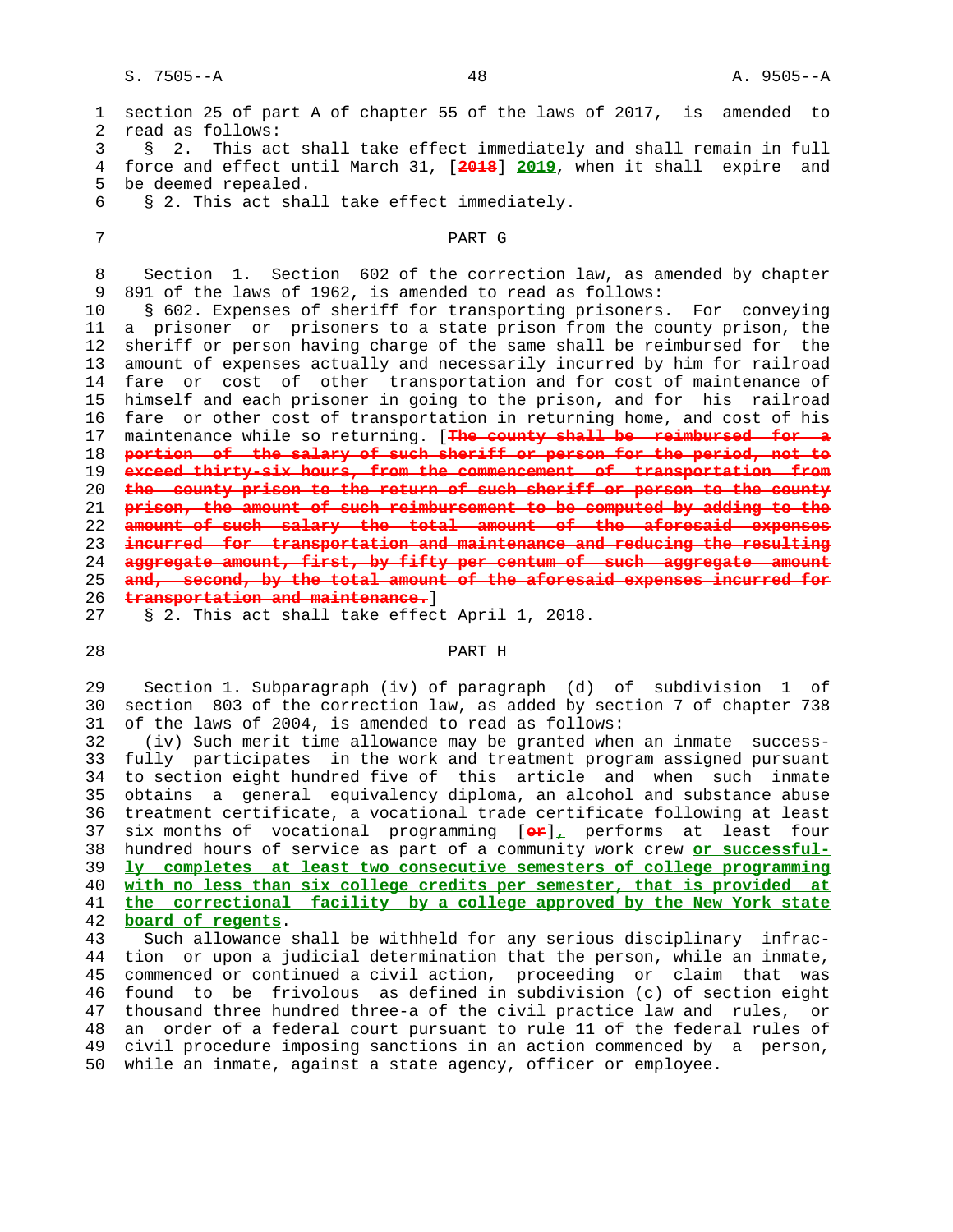section 25 of part A of chapter 55 of the laws of 2017, is amended to read as follows:

§ 2. This act shall take effect immediately and shall remain in full force and effect until March 31, [~~2018~~] **2019**, when it shall expire and be deemed repealed.

§ 2. This act shall take effect immediately.

## PART G

Section 1. Section 602 of the correction law, as amended by chapter 891 of the laws of 1962, is amended to read as follows:

§ 602. Expenses of sheriff for transporting prisoners. For conveying a prisoner or prisoners to a state prison from the county prison, the sheriff or person having charge of the same shall be reimbursed for the amount of expenses actually and necessarily incurred by him for railroad fare or cost of other transportation and for cost of maintenance of himself and each prisoner in going to the prison, and for his railroad fare or other cost of transportation in returning home, and cost of his maintenance while so returning. [~~The county shall be reimbursed for a portion of the salary of such sheriff or person for the period, not to exceed thirty-six hours, from the commencement of transportation from the county prison to the return of such sheriff or person to the county prison, the amount of such reimbursement to be computed by adding to the amount of such salary the total amount of the aforesaid expenses incurred for transportation and maintenance and reducing the resulting aggregate amount, first, by fifty per centum of such aggregate amount and, second, by the total amount of the aforesaid expenses incurred for transportation and maintenance.~~]

§ 2. This act shall take effect April 1, 2018.

## PART H

Section 1. Subparagraph (iv) of paragraph (d) of subdivision 1 of section 803 of the correction law, as added by section 7 of chapter 738 of the laws of 2004, is amended to read as follows:

(iv) Such merit time allowance may be granted when an inmate successfully participates in the work and treatment program assigned pursuant to section eight hundred five of this article and when such inmate obtains a general equivalency diploma, an alcohol and substance abuse treatment certificate, a vocational trade certificate following at least six months of vocational programming [~~or~~]**,** performs at least four hundred hours of service as part of a community work crew **or successfully completes at least two consecutive semesters of college programming with no less than six college credits per semester, that is provided at the correctional facility by a college approved by the New York state board of regents**.

Such allowance shall be withheld for any serious disciplinary infraction or upon a judicial determination that the person, while an inmate, commenced or continued a civil action, proceeding or claim that was found to be frivolous as defined in subdivision (c) of section eight thousand three hundred three-a of the civil practice law and rules, or an order of a federal court pursuant to rule 11 of the federal rules of civil procedure imposing sanctions in an action commenced by a person, while an inmate, against a state agency, officer or employee.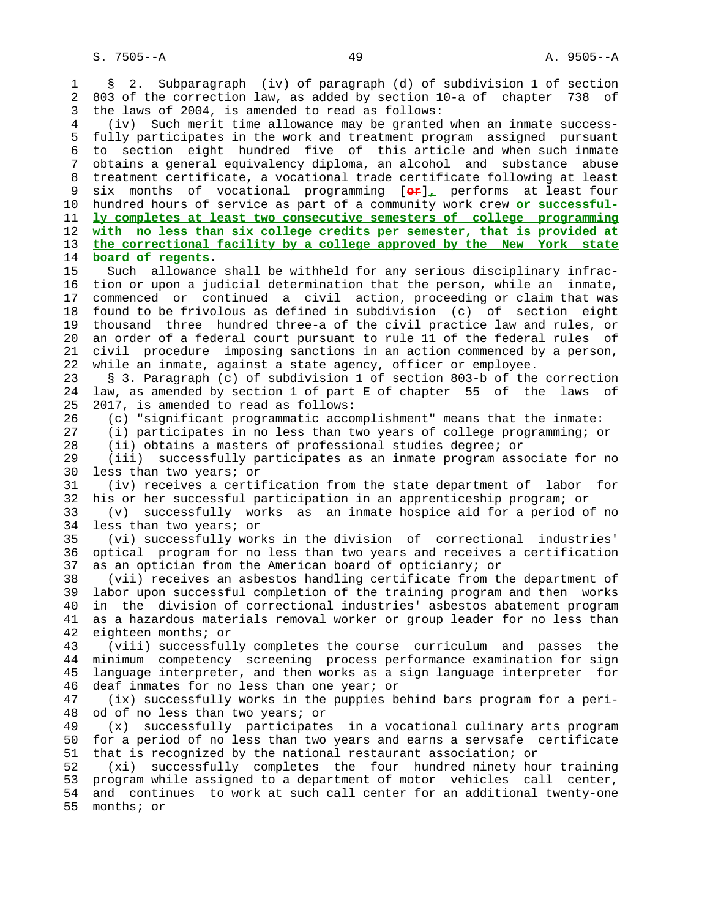§ 2. Subparagraph (iv) of paragraph (d) of subdivision 1 of section 803 of the correction law, as added by section 10-a of chapter 738 of the laws of 2004, is amended to read as follows:

(iv) Such merit time allowance may be granted when an inmate successfully participates in the work and treatment program assigned pursuant to section eight hundred five of this article and when such inmate obtains a general equivalency diploma, an alcohol and substance abuse treatment certificate, a vocational trade certificate following at least six months of vocational programming [~~or~~]**,** performs at least four hundred hours of service as part of a community work crew **or successfully completes at least two consecutive semesters of college programming with no less than six college credits per semester, that is provided at the correctional facility by a college approved by the New York state board of regents**.

Such allowance shall be withheld for any serious disciplinary infraction or upon a judicial determination that the person, while an inmate, commenced or continued a civil action, proceeding or claim that was found to be frivolous as defined in subdivision (c) of section eight thousand three hundred three-a of the civil practice law and rules, or an order of a federal court pursuant to rule 11 of the federal rules of civil procedure imposing sanctions in an action commenced by a person, while an inmate, against a state agency, officer or employee.

§ 3. Paragraph (c) of subdivision 1 of section 803-b of the correction law, as amended by section 1 of part E of chapter 55 of the laws of 2017, is amended to read as follows:

(c) "significant programmatic accomplishment" means that the inmate:

(i) participates in no less than two years of college programming; or

(ii) obtains a masters of professional studies degree; or

(iii) successfully participates as an inmate program associate for no less than two years; or

(iv) receives a certification from the state department of labor for his or her successful participation in an apprenticeship program; or

(v) successfully works as an inmate hospice aid for a period of no less than two years; or

(vi) successfully works in the division of correctional industries' optical program for no less than two years and receives a certification as an optician from the American board of opticianry; or

(vii) receives an asbestos handling certificate from the department of labor upon successful completion of the training program and then works in the division of correctional industries' asbestos abatement program as a hazardous materials removal worker or group leader for no less than eighteen months; or

(viii) successfully completes the course curriculum and passes the minimum competency screening process performance examination for sign language interpreter, and then works as a sign language interpreter for deaf inmates for no less than one year; or

(ix) successfully works in the puppies behind bars program for a period of no less than two years; or

(x) successfully participates in a vocational culinary arts program for a period of no less than two years and earns a servsafe certificate that is recognized by the national restaurant association; or

(xi) successfully completes the four hundred ninety hour training program while assigned to a department of motor vehicles call center, and continues to work at such call center for an additional twenty-one months; or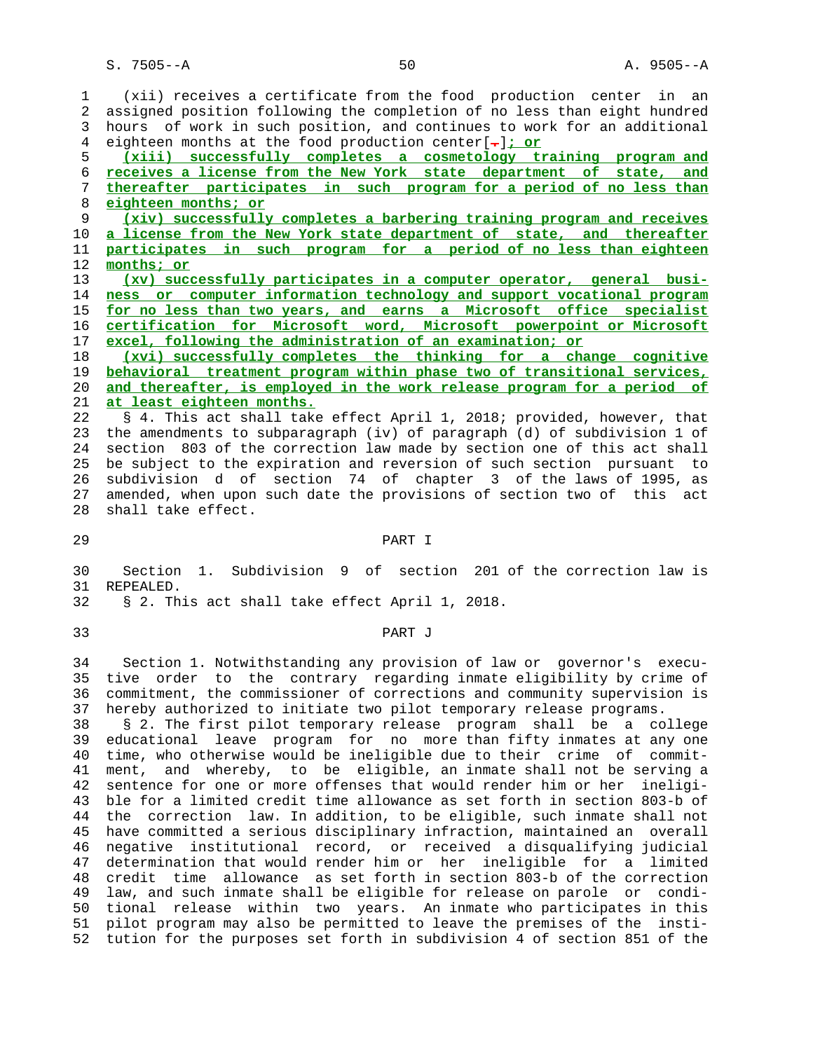(xii) receives a certificate from the food production center in an assigned position following the completion of no less than eight hundred hours of work in such position, and continues to work for an additional eighteen months at the food production center[.]; or

(xiii) successfully completes a cosmetology training program and receives a license from the New York state department of state, and thereafter participates in such program for a period of no less than eighteen months; or

(xiv) successfully completes a barbering training program and receives a license from the New York state department of state, and thereafter participates in such program for a period of no less than eighteen months; or

(xv) successfully participates in a computer operator, general business or computer information technology and support vocational program for no less than two years, and earns a Microsoft office specialist certification for Microsoft word, Microsoft powerpoint or Microsoft excel, following the administration of an examination; or

(xvi) successfully completes the thinking for a change cognitive behavioral treatment program within phase two of transitional services, and thereafter, is employed in the work release program for a period of at least eighteen months.

§ 4. This act shall take effect April 1, 2018; provided, however, that the amendments to subparagraph (iv) of paragraph (d) of subdivision 1 of section 803 of the correction law made by section one of this act shall be subject to the expiration and reversion of such section pursuant to subdivision d of section 74 of chapter 3 of the laws of 1995, as amended, when upon such date the provisions of section two of this act shall take effect.

PART I

Section 1. Subdivision 9 of section 201 of the correction law is REPEALED.

§ 2. This act shall take effect April 1, 2018.

PART J

Section 1. Notwithstanding any provision of law or governor's executive order to the contrary regarding inmate eligibility by crime of commitment, the commissioner of corrections and community supervision is hereby authorized to initiate two pilot temporary release programs.

§ 2. The first pilot temporary release program shall be a college educational leave program for no more than fifty inmates at any one time, who otherwise would be ineligible due to their crime of commitment, and whereby, to be eligible, an inmate shall not be serving a sentence for one or more offenses that would render him or her ineligible for a limited credit time allowance as set forth in section 803-b of the correction law. In addition, to be eligible, such inmate shall not have committed a serious disciplinary infraction, maintained an overall negative institutional record, or received a disqualifying judicial determination that would render him or her ineligible for a limited credit time allowance as set forth in section 803-b of the correction law, and such inmate shall be eligible for release on parole or conditional release within two years. An inmate who participates in this pilot program may also be permitted to leave the premises of the institution for the purposes set forth in subdivision 4 of section 851 of the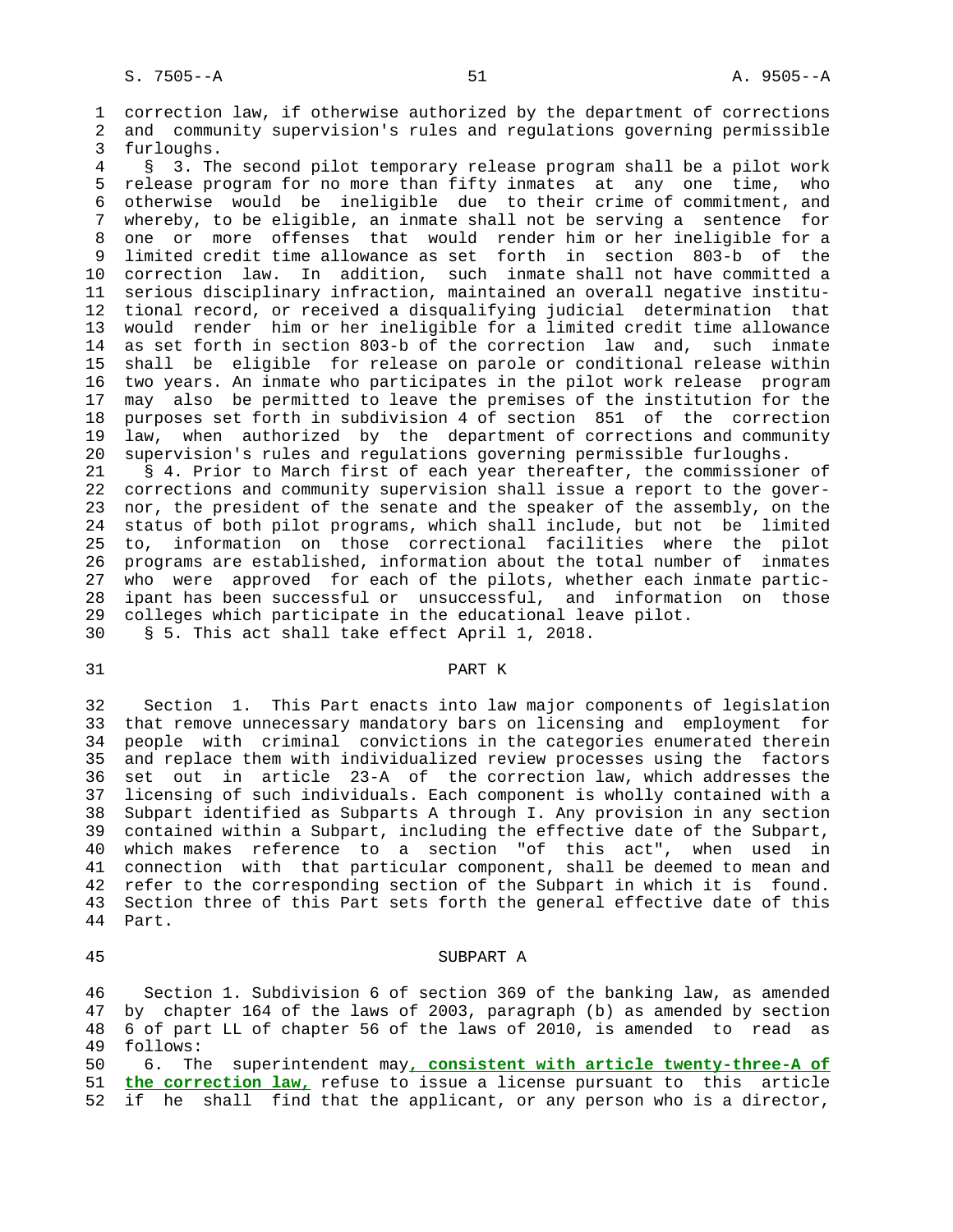correction law, if otherwise authorized by the department of corrections and community supervision's rules and regulations governing permissible furloughs.

§ 3. The second pilot temporary release program shall be a pilot work release program for no more than fifty inmates at any one time, who otherwise would be ineligible due to their crime of commitment, and whereby, to be eligible, an inmate shall not be serving a sentence for one or more offenses that would render him or her ineligible for a limited credit time allowance as set forth in section 803-b of the correction law. In addition, such inmate shall not have committed a serious disciplinary infraction, maintained an overall negative institutional record, or received a disqualifying judicial determination that would render him or her ineligible for a limited credit time allowance as set forth in section 803-b of the correction law and, such inmate shall be eligible for release on parole or conditional release within two years. An inmate who participates in the pilot work release program may also be permitted to leave the premises of the institution for the purposes set forth in subdivision 4 of section 851 of the correction law, when authorized by the department of corrections and community supervision's rules and regulations governing permissible furloughs.

§ 4. Prior to March first of each year thereafter, the commissioner of corrections and community supervision shall issue a report to the governor, the president of the senate and the speaker of the assembly, on the status of both pilot programs, which shall include, but not be limited to, information on those correctional facilities where the pilot programs are established, information about the total number of inmates who were approved for each of the pilots, whether each inmate participant has been successful or unsuccessful, and information on those colleges which participate in the educational leave pilot.

§ 5. This act shall take effect April 1, 2018.

## PART K

Section 1. This Part enacts into law major components of legislation that remove unnecessary mandatory bars on licensing and employment for people with criminal convictions in the categories enumerated therein and replace them with individualized review processes using the factors set out in article 23-A of the correction law, which addresses the licensing of such individuals. Each component is wholly contained with a Subpart identified as Subparts A through I. Any provision in any section contained within a Subpart, including the effective date of the Subpart, which makes reference to a section "of this act", when used in connection with that particular component, shall be deemed to mean and refer to the corresponding section of the Subpart in which it is found. Section three of this Part sets forth the general effective date of this Part.

### SUBPART A

Section 1. Subdivision 6 of section 369 of the banking law, as amended by chapter 164 of the laws of 2003, paragraph (b) as amended by section 6 of part LL of chapter 56 of the laws of 2010, is amended to read as follows:

6. The superintendent may**, consistent with article twenty-three-A of the correction law,** refuse to issue a license pursuant to this article if he shall find that the applicant, or any person who is a director,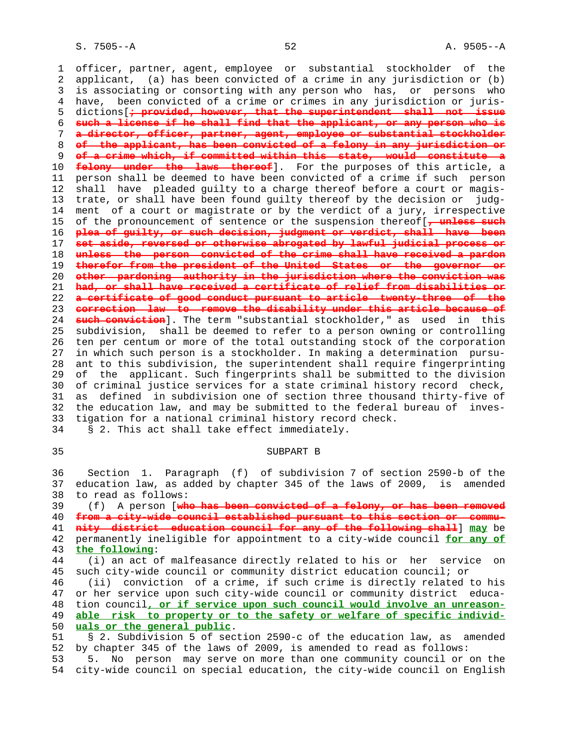officer, partner, agent, employee or substantial stockholder of the applicant, (a) has been convicted of a crime in any jurisdiction or (b) is associating or consorting with any person who has, or persons who have, been convicted of a crime or crimes in any jurisdiction or jurisdictions[~~; provided, however, that the superintendent shall not issue such a license if he shall find that the applicant, or any person who is a director, officer, partner, agent, employee or substantial stockholder of the applicant, has been convicted of a felony in any jurisdiction or of a crime which, if committed within this state, would constitute a felony under the laws thereof~~]. For the purposes of this article, a person shall be deemed to have been convicted of a crime if such person shall have pleaded guilty to a charge thereof before a court or magistrate, or shall have been found guilty thereof by the decision or judgment of a court or magistrate or by the verdict of a jury, irrespective of the pronouncement of sentence or the suspension thereof[~~, unless such plea of guilty, or such decision, judgment or verdict, shall have been set aside, reversed or otherwise abrogated by lawful judicial process or unless the person convicted of the crime shall have received a pardon therefor from the president of the United States or the governor or other pardoning authority in the jurisdiction where the conviction was had, or shall have received a certificate of relief from disabilities or a certificate of good conduct pursuant to article twenty-three of the correction law to remove the disability under this article because of such conviction~~]. The term "substantial stockholder," as used in this subdivision, shall be deemed to refer to a person owning or controlling ten per centum or more of the total outstanding stock of the corporation in which such person is a stockholder. In making a determination pursuant to this subdivision, the superintendent shall require fingerprinting of the applicant. Such fingerprints shall be submitted to the division of criminal justice services for a state criminal history record check, as defined in subdivision one of section three thousand thirty-five of the education law, and may be submitted to the federal bureau of investigation for a national criminal history record check.

§ 2. This act shall take effect immediately.

SUBPART B

Section 1. Paragraph (f) of subdivision 7 of section 2590-b of the education law, as added by chapter 345 of the laws of 2009, is amended to read as follows:

(f) A person [~~who has been convicted of a felony, or has been removed from a city-wide council established pursuant to this section or community district education council for any of the following shall~~] <u>may</u> be permanently ineligible for appointment to a city-wide council <u>for any of the following</u>:

(i) an act of malfeasance directly related to his or her service on such city-wide council or community district education council; or

(ii) conviction of a crime, if such crime is directly related to his or her service upon such city-wide council or community district education council<u>, or if service upon such council would involve an unreasonable risk to property or to the safety or welfare of specific individuals or the general public</u>.

§ 2. Subdivision 5 of section 2590-c of the education law, as amended by chapter 345 of the laws of 2009, is amended to read as follows:

5. No person may serve on more than one community council or on the city-wide council on special education, the city-wide council on English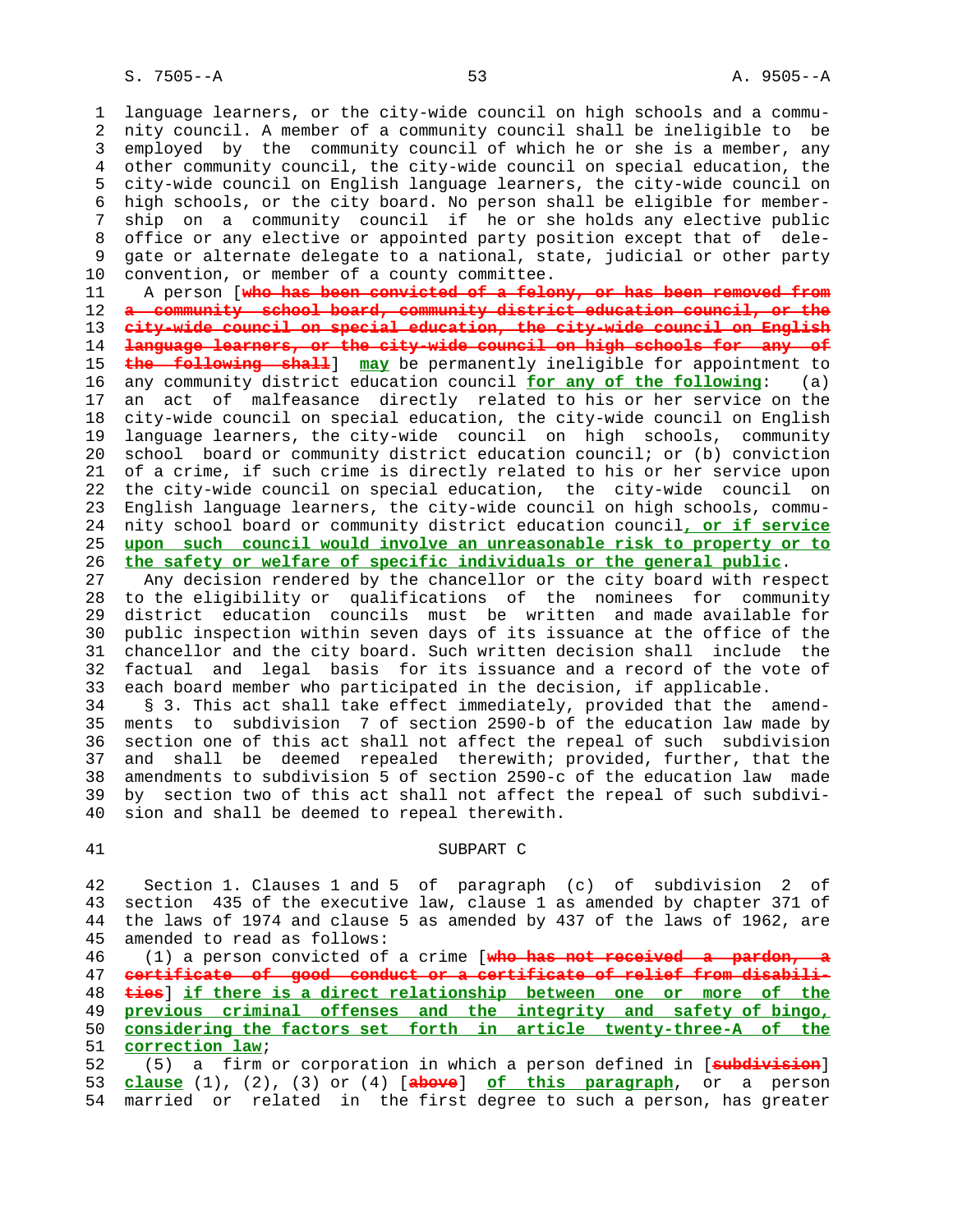language learners, or the city-wide council on high schools and a community council. A member of a community council shall be ineligible to be employed by the community council of which he or she is a member, any other community council, the city-wide council on special education, the city-wide council on English language learners, the city-wide council on high schools, or the city board. No person shall be eligible for membership on a community council if he or she holds any elective public office or any elective or appointed party position except that of delegate or alternate delegate to a national, state, judicial or other party convention, or member of a county committee.

A person [~~who has been convicted of a felony, or has been removed from a community school board, community district education council, or the city-wide council on special education, the city-wide council on English language learners, or the city-wide council on high schools for any of the following shall~~] **may** be permanently ineligible for appointment to any community district education council **for any of the following**: (a) an act of malfeasance directly related to his or her service on the city-wide council on special education, the city-wide council on English language learners, the city-wide council on high schools, community school board or community district education council; or (b) conviction of a crime, if such crime is directly related to his or her service upon the city-wide council on special education, the city-wide council on English language learners, the city-wide council on high schools, community school board or community district education council**, or if service upon such council would involve an unreasonable risk to property or to the safety or welfare of specific individuals or the general public**.

Any decision rendered by the chancellor or the city board with respect to the eligibility or qualifications of the nominees for community district education councils must be written and made available for public inspection within seven days of its issuance at the office of the chancellor and the city board. Such written decision shall include the factual and legal basis for its issuance and a record of the vote of each board member who participated in the decision, if applicable.

§ 3. This act shall take effect immediately, provided that the amendments to subdivision 7 of section 2590-b of the education law made by section one of this act shall not affect the repeal of such subdivision and shall be deemed repealed therewith; provided, further, that the amendments to subdivision 5 of section 2590-c of the education law made by section two of this act shall not affect the repeal of such subdivision and shall be deemed to repeal therewith.

SUBPART C

Section 1. Clauses 1 and 5 of paragraph (c) of subdivision 2 of section 435 of the executive law, clause 1 as amended by chapter 371 of the laws of 1974 and clause 5 as amended by 437 of the laws of 1962, are amended to read as follows:

(1) a person convicted of a crime [~~who has not received a pardon, a certificate of good conduct or a certificate of relief from disabilities~~] **if there is a direct relationship between one or more of the previous criminal offenses and the integrity and safety of bingo, considering the factors set forth in article twenty-three-A of the correction law**;

(5) a firm or corporation in which a person defined in [~~subdivision~~] **clause** (1), (2), (3) or (4) [~~above~~] **of this paragraph**, or a person married or related in the first degree to such a person, has greater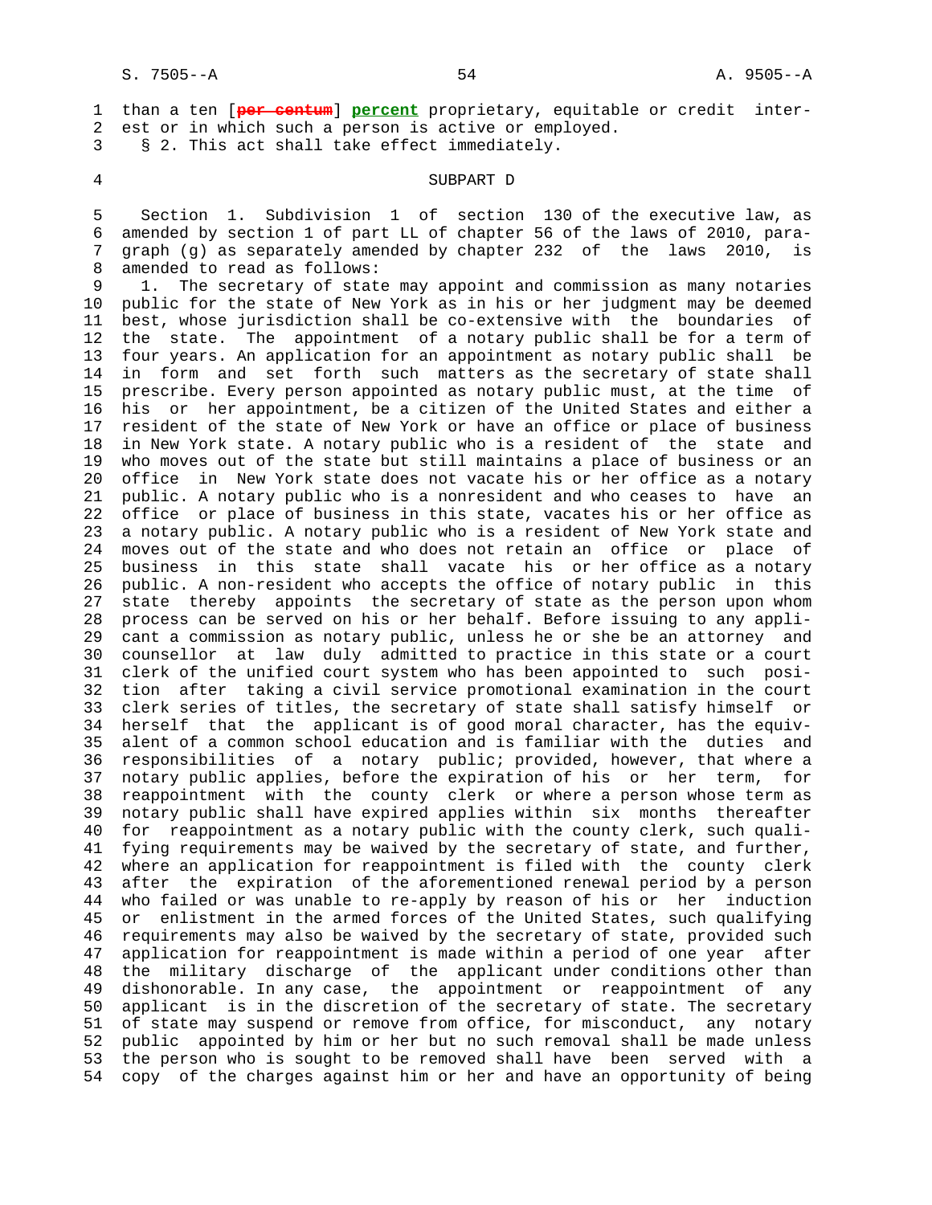than a ten [~~per centum~~] **percent** proprietary, equitable or credit interest or in which such a person is active or employed.

§ 2. This act shall take effect immediately.

SUBPART D

Section 1. Subdivision 1 of section 130 of the executive law, as amended by section 1 of part LL of chapter 56 of the laws of 2010, paragraph (g) as separately amended by chapter 232 of the laws 2010, is amended to read as follows:

1. The secretary of state may appoint and commission as many notaries public for the state of New York as in his or her judgment may be deemed best, whose jurisdiction shall be co-extensive with the boundaries of the state. The appointment of a notary public shall be for a term of four years. An application for an appointment as notary public shall be in form and set forth such matters as the secretary of state shall prescribe. Every person appointed as notary public must, at the time of his or her appointment, be a citizen of the United States and either a resident of the state of New York or have an office or place of business in New York state. A notary public who is a resident of the state and who moves out of the state but still maintains a place of business or an office in New York state does not vacate his or her office as a notary public. A notary public who is a nonresident and who ceases to have an office or place of business in this state, vacates his or her office as a notary public. A notary public who is a resident of New York state and moves out of the state and who does not retain an office or place of business in this state shall vacate his or her office as a notary public. A non-resident who accepts the office of notary public in this state thereby appoints the secretary of state as the person upon whom process can be served on his or her behalf. Before issuing to any applicant a commission as notary public, unless he or she be an attorney and counsellor at law duly admitted to practice in this state or a court clerk of the unified court system who has been appointed to such position after taking a civil service promotional examination in the court clerk series of titles, the secretary of state shall satisfy himself or herself that the applicant is of good moral character, has the equivalent of a common school education and is familiar with the duties and responsibilities of a notary public; provided, however, that where a notary public applies, before the expiration of his or her term, for reappointment with the county clerk or where a person whose term as notary public shall have expired applies within six months thereafter for reappointment as a notary public with the county clerk, such qualifying requirements may be waived by the secretary of state, and further, where an application for reappointment is filed with the county clerk after the expiration of the aforementioned renewal period by a person who failed or was unable to re-apply by reason of his or her induction or enlistment in the armed forces of the United States, such qualifying requirements may also be waived by the secretary of state, provided such application for reappointment is made within a period of one year after the military discharge of the applicant under conditions other than dishonorable. In any case, the appointment or reappointment of any applicant is in the discretion of the secretary of state. The secretary of state may suspend or remove from office, for misconduct, any notary public appointed by him or her but no such removal shall be made unless the person who is sought to be removed shall have been served with a copy of the charges against him or her and have an opportunity of being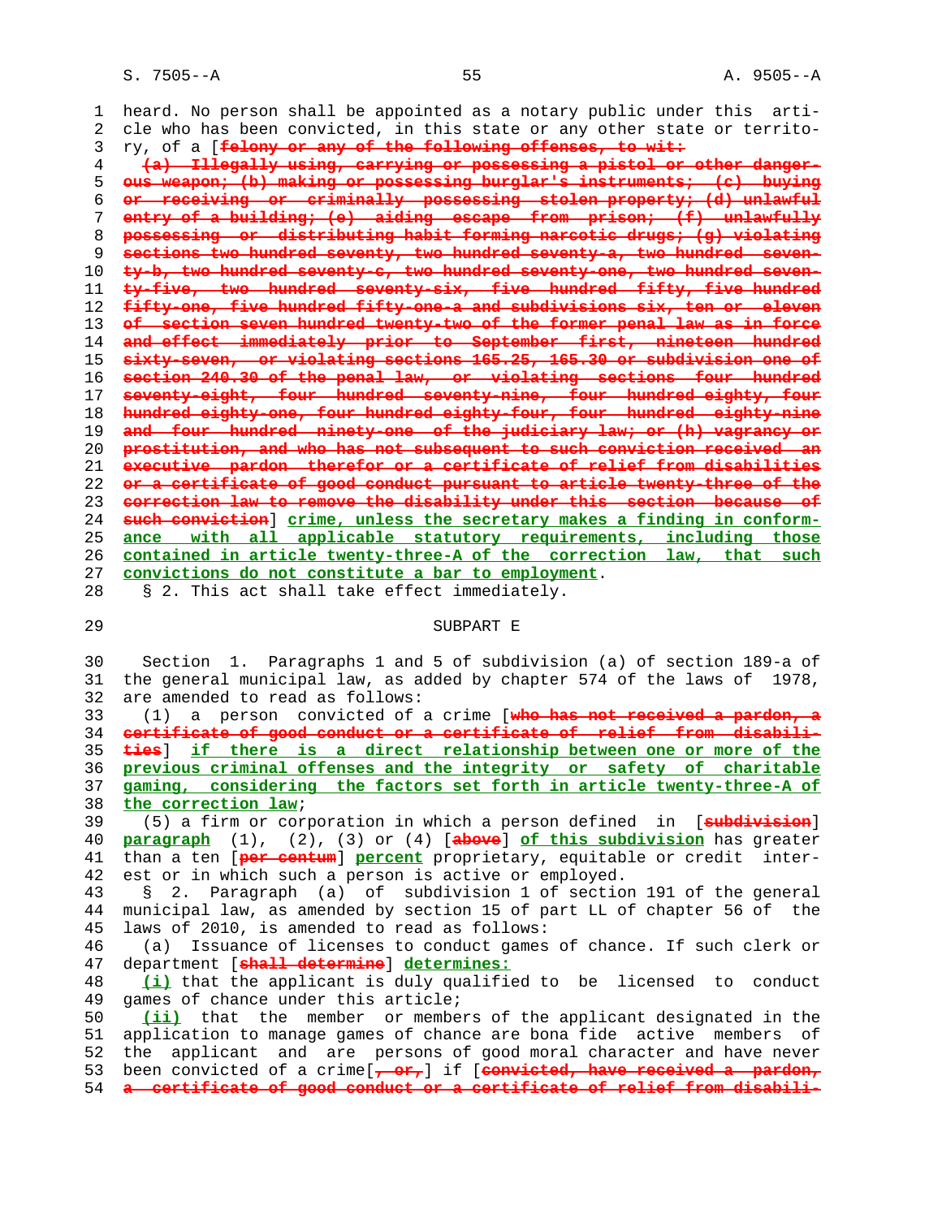heard. No person shall be appointed as a notary public under this article who has been convicted, in this state or any other state or territory, of a [~~felony or any of the following offenses, to wit:~~

~~(a) Illegally using, carrying or possessing a pistol or other dangerous weapon; (b) making or possessing burglar's instruments; (c) buying or receiving or criminally possessing stolen property; (d) unlawful entry of a building; (e) aiding escape from prison; (f) unlawfully possessing or distributing habit forming narcotic drugs; (g) violating sections two hundred seventy, two hundred seventy-a, two hundred seventy-b, two hundred seventy-c, two hundred seventy-one, two hundred seventy-five, two hundred seventy-six, five hundred fifty, five hundred fifty-one, five hundred fifty-one-a and subdivisions six, ten or eleven of section seven hundred twenty-two of the former penal law as in force and effect immediately prior to September first, nineteen hundred sixty-seven, or violating sections 165.25, 165.30 or subdivision one of section 240.30 of the penal law, or violating sections four hundred seventy-eight, four hundred seventy-nine, four hundred eighty, four hundred eighty-one, four hundred eighty-four, four hundred eighty-nine and four hundred ninety-one of the judiciary law; or (h) vagrancy or prostitution, and who has not subsequent to such conviction received an executive pardon therefor or a certificate of relief from disabilities or a certificate of good conduct pursuant to article twenty-three of the correction law to remove the disability under this section because of such conviction~~] <u>crime, unless the secretary makes a finding in conformance with all applicable statutory requirements, including those contained in article twenty-three-A of the correction law, that such convictions do not constitute a bar to employment</u>.

§ 2. This act shall take effect immediately.

SUBPART E

Section 1. Paragraphs 1 and 5 of subdivision (a) of section 189-a of the general municipal law, as added by chapter 574 of the laws of 1978, are amended to read as follows:

(1) a person convicted of a crime [~~who has not received a pardon, a certificate of good conduct or a certificate of relief from disabilities~~] <u>if there is a direct relationship between one or more of the previous criminal offenses and the integrity or safety of charitable gaming, considering the factors set forth in article twenty-three-A of the correction law</u>;

(5) a firm or corporation in which a person defined in [~~subdivision~~] <u>paragraph</u> (1), (2), (3) or (4) [~~above~~] <u>of this subdivision</u> has greater than a ten [~~per centum~~] <u>percent</u> proprietary, equitable or credit interest or in which such a person is active or employed.

§ 2. Paragraph (a) of subdivision 1 of section 191 of the general municipal law, as amended by section 15 of part LL of chapter 56 of the laws of 2010, is amended to read as follows:

(a) Issuance of licenses to conduct games of chance. If such clerk or department [~~shall determine~~] <u>determines:</u>

<u>(i)</u> that the applicant is duly qualified to be licensed to conduct games of chance under this article;

<u>(ii)</u> that the member or members of the applicant designated in the application to manage games of chance are bona fide active members of the applicant and are persons of good moral character and have never been convicted of a crime[~~, or,~~] if [~~convicted, have received a pardon, a certificate of good conduct or a certificate of relief from disabili-~~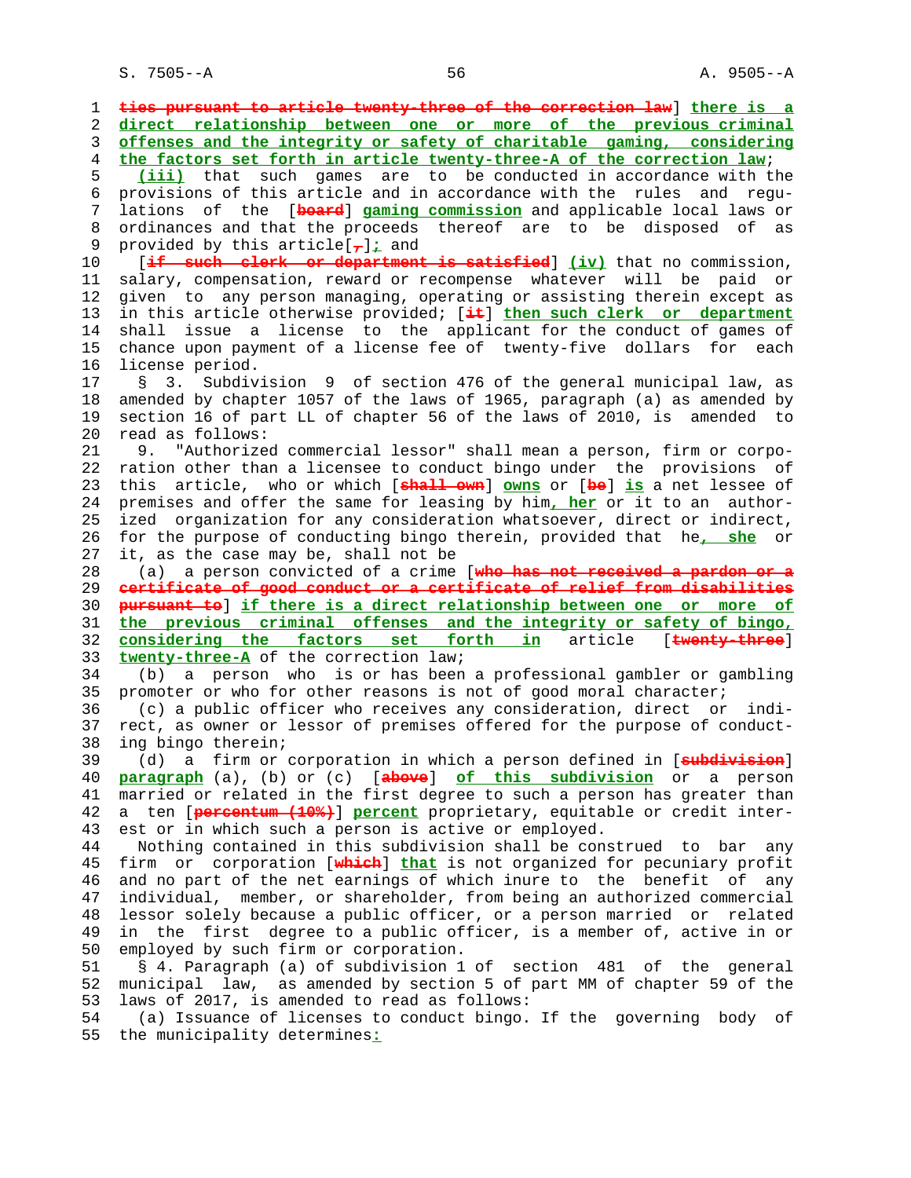ties pursuant to article twenty-three of the correction law] there is a direct relationship between one or more of the previous criminal offenses and the integrity or safety of charitable gaming, considering the factors set forth in article twenty-three-A of the correction law;

(iii) that such games are to be conducted in accordance with the provisions of this article and in accordance with the rules and regulations of the [board] gaming commission and applicable local laws or ordinances and that the proceeds thereof are to be disposed of as provided by this article[,]; and

[if such clerk or department is satisfied] (iv) that no commission, salary, compensation, reward or recompense whatever will be paid or given to any person managing, operating or assisting therein except as in this article otherwise provided; [it] then such clerk or department shall issue a license to the applicant for the conduct of games of chance upon payment of a license fee of twenty-five dollars for each license period.

§ 3. Subdivision 9 of section 476 of the general municipal law, as amended by chapter 1057 of the laws of 1965, paragraph (a) as amended by section 16 of part LL of chapter 56 of the laws of 2010, is amended to read as follows:

9. "Authorized commercial lessor" shall mean a person, firm or corporation other than a licensee to conduct bingo under the provisions of this article, who or which [shall own] owns or [be] is a net lessee of premises and offer the same for leasing by him, her or it to an authorized organization for any consideration whatsoever, direct or indirect, for the purpose of conducting bingo therein, provided that he, she or it, as the case may be, shall not be

(a) a person convicted of a crime [who has not received a pardon or a certificate of good conduct or a certificate of relief from disabilities pursuant to] if there is a direct relationship between one or more of the previous criminal offenses and the integrity or safety of bingo, considering the factors set forth in article [twenty-three] twenty-three-A of the correction law;

(b) a person who is or has been a professional gambler or gambling promoter or who for other reasons is not of good moral character;

(c) a public officer who receives any consideration, direct or indirect, as owner or lessor of premises offered for the purpose of conducting bingo therein;

(d) a firm or corporation in which a person defined in [subdivision] paragraph (a), (b) or (c) [above] of this subdivision or a person married or related in the first degree to such a person has greater than a ten [percentum (10%)] percent proprietary, equitable or credit interest or in which such a person is active or employed.

Nothing contained in this subdivision shall be construed to bar any firm or corporation [which] that is not organized for pecuniary profit and no part of the net earnings of which inure to the benefit of any individual, member, or shareholder, from being an authorized commercial lessor solely because a public officer, or a person married or related in the first degree to a public officer, is a member of, active in or employed by such firm or corporation.

§ 4. Paragraph (a) of subdivision 1 of section 481 of the general municipal law, as amended by section 5 of part MM of chapter 59 of the laws of 2017, is amended to read as follows:

(a) Issuance of licenses to conduct bingo. If the governing body of the municipality determines: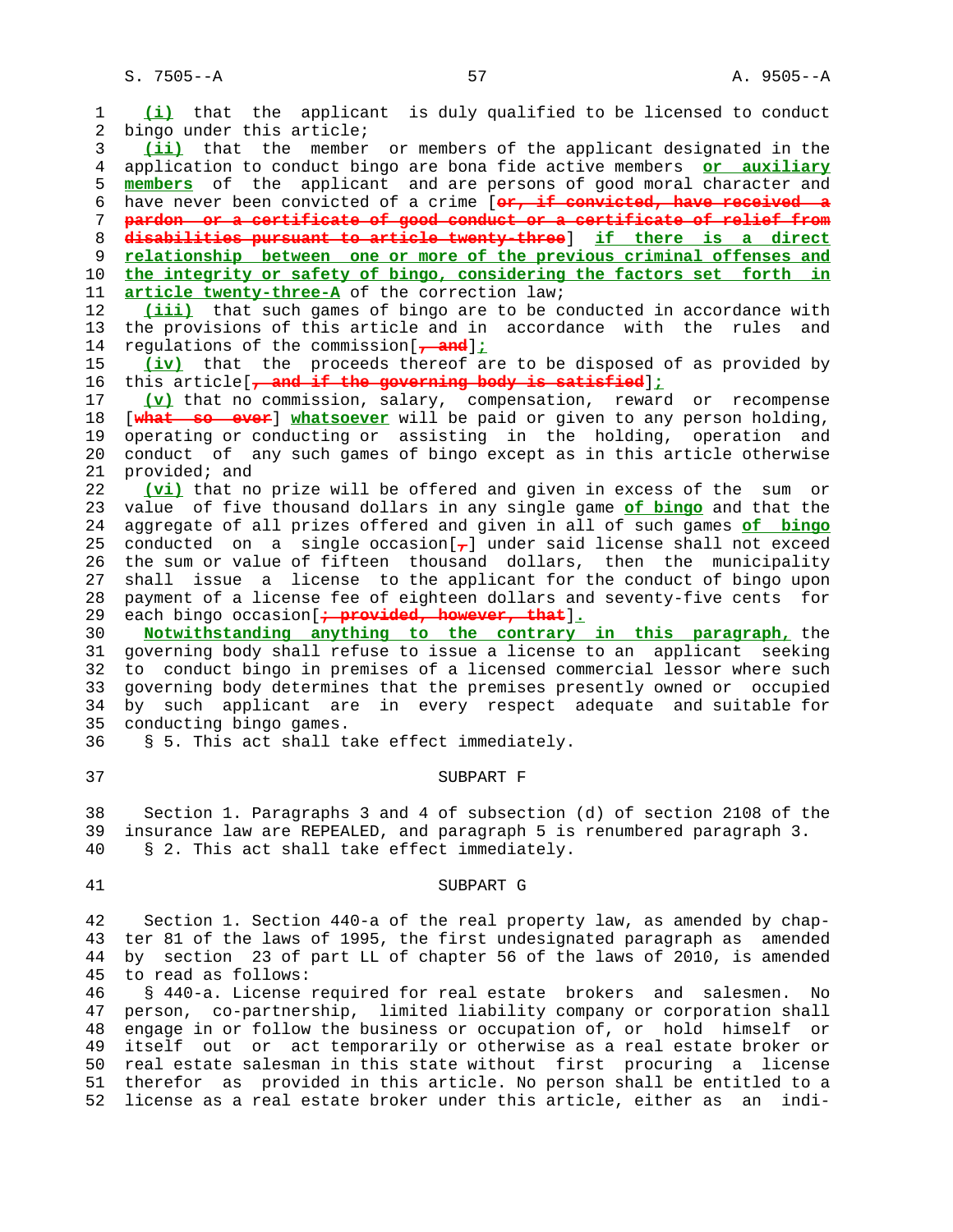(i) that the applicant is duly qualified to be licensed to conduct bingo under this article;

(ii) that the member or members of the applicant designated in the application to conduct bingo are bona fide active members **or auxiliary members** of the applicant and are persons of good moral character and have never been convicted of a crime [~~or, if convicted, have received a pardon or a certificate of good conduct or a certificate of relief from disabilities pursuant to article twenty-three~~] **if there is a direct relationship between one or more of the previous criminal offenses and the integrity or safety of bingo, considering the factors set forth in article twenty-three-A** of the correction law;

(iii) that such games of bingo are to be conducted in accordance with the provisions of this article and in accordance with the rules and regulations of the commission[~~, and~~]**;**

(iv) that the proceeds thereof are to be disposed of as provided by this article[~~, and if the governing body is satisfied~~]**;**

(v) that no commission, salary, compensation, reward or recompense [~~what so ever~~] **whatsoever** will be paid or given to any person holding, operating or conducting or assisting in the holding, operation and conduct of any such games of bingo except as in this article otherwise provided; and

(vi) that no prize will be offered and given in excess of the sum or value of five thousand dollars in any single game **of bingo** and that the aggregate of all prizes offered and given in all of such games **of bingo** conducted on a single occasion[~~,~~] under said license shall not exceed the sum or value of fifteen thousand dollars, then the municipality shall issue a license to the applicant for the conduct of bingo upon payment of a license fee of eighteen dollars and seventy-five cents for each bingo occasion[~~; provided, however, that~~]**.**

**Notwithstanding anything to the contrary in this paragraph,** the governing body shall refuse to issue a license to an applicant seeking to conduct bingo in premises of a licensed commercial lessor where such governing body determines that the premises presently owned or occupied by such applicant are in every respect adequate and suitable for conducting bingo games.

§ 5. This act shall take effect immediately.

## SUBPART F

Section 1. Paragraphs 3 and 4 of subsection (d) of section 2108 of the insurance law are REPEALED, and paragraph 5 is renumbered paragraph 3.

§ 2. This act shall take effect immediately.

## SUBPART G

Section 1. Section 440-a of the real property law, as amended by chapter 81 of the laws of 1995, the first undesignated paragraph as amended by section 23 of part LL of chapter 56 of the laws of 2010, is amended to read as follows:

§ 440-a. License required for real estate brokers and salesmen. No person, co-partnership, limited liability company or corporation shall engage in or follow the business or occupation of, or hold himself or itself out or act temporarily or otherwise as a real estate broker or real estate salesman in this state without first procuring a license therefor as provided in this article. No person shall be entitled to a license as a real estate broker under this article, either as an indi-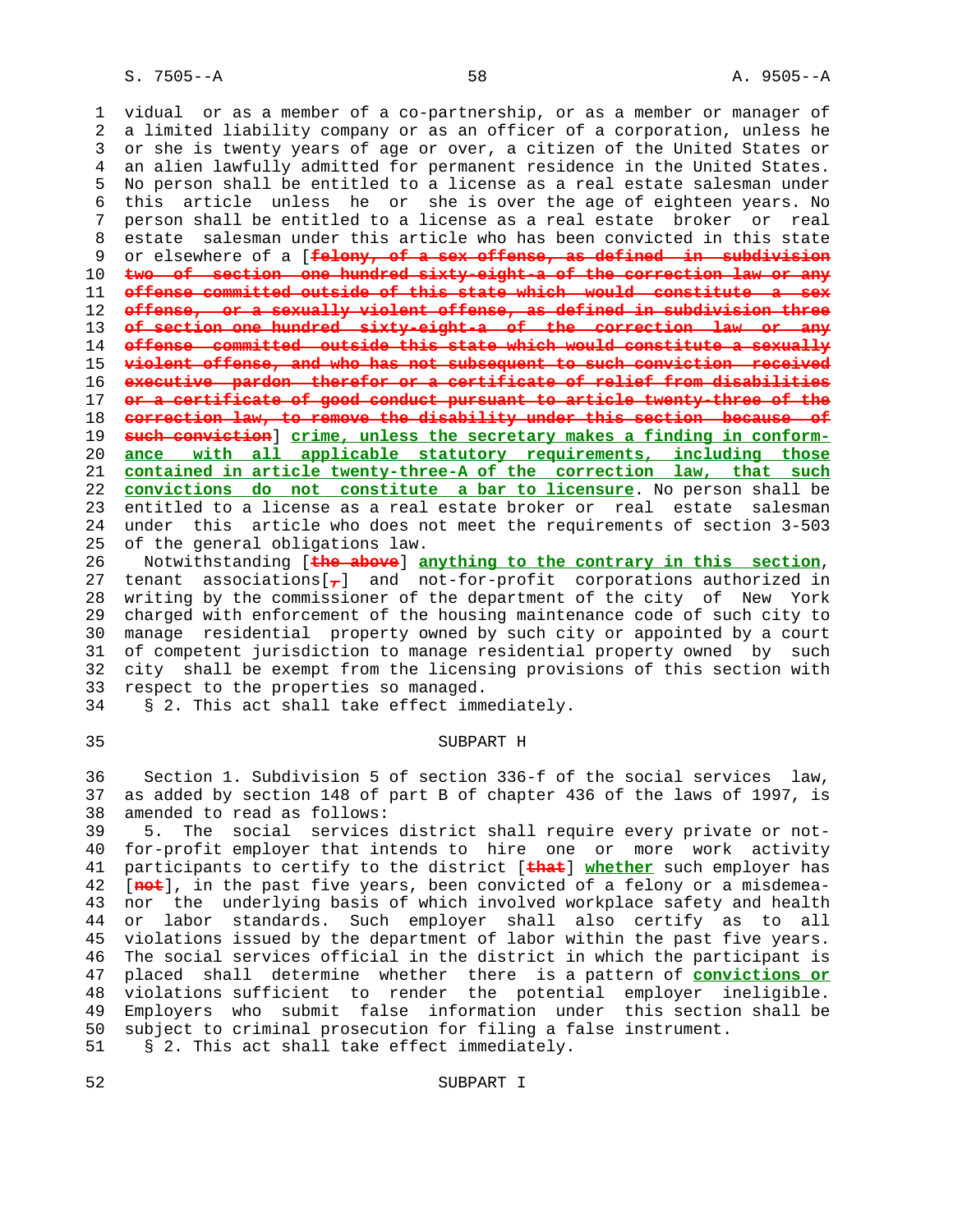vidual or as a member of a co-partnership, or as a member or manager of a limited liability company or as an officer of a corporation, unless he or she is twenty years of age or over, a citizen of the United States or an alien lawfully admitted for permanent residence in the United States. No person shall be entitled to a license as a real estate salesman under this article unless he or she is over the age of eighteen years. No person shall be entitled to a license as a real estate broker or real estate salesman under this article who has been convicted in this state or elsewhere of a [~~felony, of a sex offense, as defined in subdivision two of section one hundred sixty-eight-a of the correction law or any offense committed outside of this state which would constitute a sex offense, or a sexually violent offense, as defined in subdivision three of section one hundred sixty-eight-a of the correction law or any offense committed outside this state which would constitute a sexually violent offense, and who has not subsequent to such conviction received executive pardon therefor or a certificate of relief from disabilities or a certificate of good conduct pursuant to article twenty-three of the correction law, to remove the disability under this section because of such conviction~~] <u>crime, unless the secretary makes a finding in conformance with all applicable statutory requirements, including those contained in article twenty-three-A of the correction law, that such convictions do not constitute a bar to licensure</u>. No person shall be entitled to a license as a real estate broker or real estate salesman under this article who does not meet the requirements of section 3-503 of the general obligations law.

Notwithstanding [~~the above~~] <u>anything to the contrary in this section</u>, tenant associations[~~,~~] and not-for-profit corporations authorized in writing by the commissioner of the department of the city of New York charged with enforcement of the housing maintenance code of such city to manage residential property owned by such city or appointed by a court of competent jurisdiction to manage residential property owned by such city shall be exempt from the licensing provisions of this section with respect to the properties so managed.

§ 2. This act shall take effect immediately.

SUBPART H

Section 1. Subdivision 5 of section 336-f of the social services law, as added by section 148 of part B of chapter 436 of the laws of 1997, is amended to read as follows:

5. The social services district shall require every private or not-for-profit employer that intends to hire one or more work activity participants to certify to the district [~~that~~] <u>whether</u> such employer has [~~not~~], in the past five years, been convicted of a felony or a misdemeanor the underlying basis of which involved workplace safety and health or labor standards. Such employer shall also certify as to all violations issued by the department of labor within the past five years. The social services official in the district in which the participant is placed shall determine whether there is a pattern of <u>convictions or</u> violations sufficient to render the potential employer ineligible. Employers who submit false information under this section shall be subject to criminal prosecution for filing a false instrument.

§ 2. This act shall take effect immediately.

SUBPART I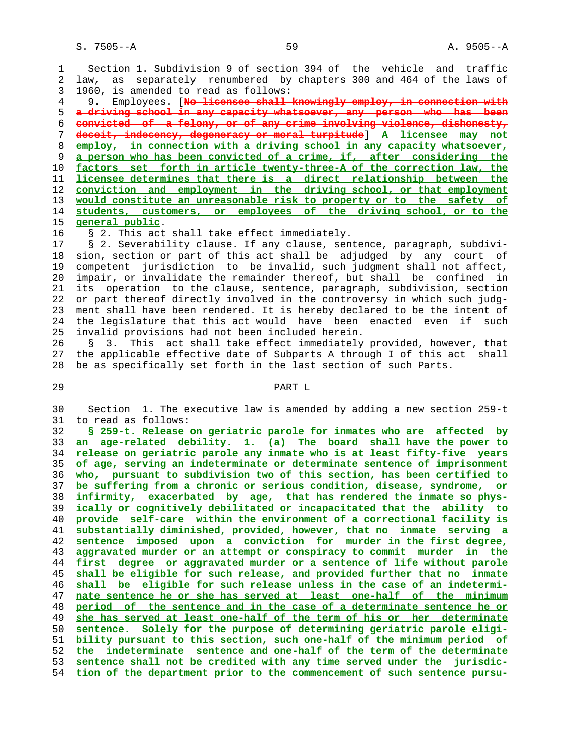Section 1. Subdivision 9 of section 394 of the vehicle and traffic law, as separately renumbered by chapters 300 and 464 of the laws of 1960, is amended to read as follows:

9. Employees. [~~No licensee shall knowingly employ, in connection with a driving school in any capacity whatsoever, any person who has been convicted of a felony, or of any crime involving violence, dishonesty, deceit, indecency, degeneracy or moral turpitude~~] <u>A licensee may not employ, in connection with a driving school in any capacity whatsoever, a person who has been convicted of a crime, if, after considering the factors set forth in article twenty-three-A of the correction law, the licensee determines that there is a direct relationship between the conviction and employment in the driving school, or that employment would constitute an unreasonable risk to property or to the safety of students, customers, or employees of the driving school, or to the general public</u>.

§ 2. This act shall take effect immediately.

§ 2. Severability clause. If any clause, sentence, paragraph, subdivision, section or part of this act shall be adjudged by any court of competent jurisdiction to be invalid, such judgment shall not affect, impair, or invalidate the remainder thereof, but shall be confined in its operation to the clause, sentence, paragraph, subdivision, section or part thereof directly involved in the controversy in which such judgment shall have been rendered. It is hereby declared to be the intent of the legislature that this act would have been enacted even if such invalid provisions had not been included herein.

§ 3. This act shall take effect immediately provided, however, that the applicable effective date of Subparts A through I of this act shall be as specifically set forth in the last section of such Parts.

PART L

Section 1. The executive law is amended by adding a new section 259-t to read as follows:

<u>§ 259-t. Release on geriatric parole for inmates who are affected by an age-related debility. 1. (a) The board shall have the power to release on geriatric parole any inmate who is at least fifty-five years of age, serving an indeterminate or determinate sentence of imprisonment who, pursuant to subdivision two of this section, has been certified to be suffering from a chronic or serious condition, disease, syndrome, or infirmity, exacerbated by age, that has rendered the inmate so physically or cognitively debilitated or incapacitated that the ability to provide self-care within the environment of a correctional facility is substantially diminished, provided, however, that no inmate serving a sentence imposed upon a conviction for murder in the first degree, aggravated murder or an attempt or conspiracy to commit murder in the first degree or aggravated murder or a sentence of life without parole shall be eligible for such release, and provided further that no inmate shall be eligible for such release unless in the case of an indeterminate sentence he or she has served at least one-half of the minimum period of the sentence and in the case of a determinate sentence he or she has served at least one-half of the term of his or her determinate sentence. Solely for the purpose of determining geriatric parole eligibility pursuant to this section, such one-half of the minimum period of the indeterminate sentence and one-half of the term of the determinate sentence shall not be credited with any time served under the jurisdiction of the department prior to the commencement of such sentence pursu-</u>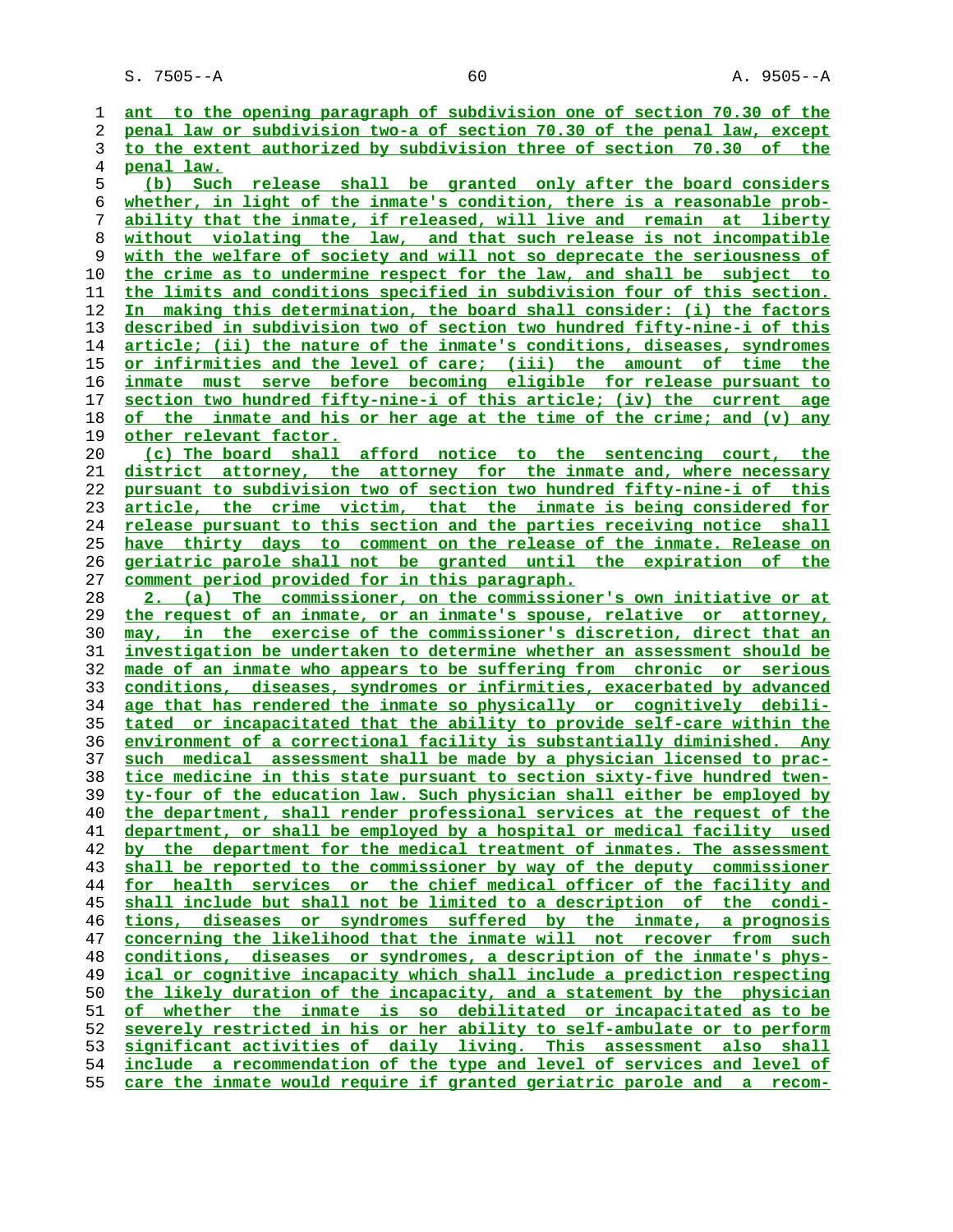ant to the opening paragraph of subdivision one of section 70.30 of the penal law or subdivision two-a of section 70.30 of the penal law, except to the extent authorized by subdivision three of section 70.30 of the penal law.

(b) Such release shall be granted only after the board considers whether, in light of the inmate's condition, there is a reasonable probability that the inmate, if released, will live and remain at liberty without violating the law, and that such release is not incompatible with the welfare of society and will not so deprecate the seriousness of the crime as to undermine respect for the law, and shall be subject to the limits and conditions specified in subdivision four of this section. In making this determination, the board shall consider: (i) the factors described in subdivision two of section two hundred fifty-nine-i of this article; (ii) the nature of the inmate's conditions, diseases, syndromes or infirmities and the level of care; (iii) the amount of time the inmate must serve before becoming eligible for release pursuant to section two hundred fifty-nine-i of this article; (iv) the current age of the inmate and his or her age at the time of the crime; and (v) any other relevant factor.

(c) The board shall afford notice to the sentencing court, the district attorney, the attorney for the inmate and, where necessary pursuant to subdivision two of section two hundred fifty-nine-i of this article, the crime victim, that the inmate is being considered for release pursuant to this section and the parties receiving notice shall have thirty days to comment on the release of the inmate. Release on geriatric parole shall not be granted until the expiration of the comment period provided for in this paragraph.

2. (a) The commissioner, on the commissioner's own initiative or at the request of an inmate, or an inmate's spouse, relative or attorney, may, in the exercise of the commissioner's discretion, direct that an investigation be undertaken to determine whether an assessment should be made of an inmate who appears to be suffering from chronic or serious conditions, diseases, syndromes or infirmities, exacerbated by advanced age that has rendered the inmate so physically or cognitively debilitated or incapacitated that the ability to provide self-care within the environment of a correctional facility is substantially diminished. Any such medical assessment shall be made by a physician licensed to practice medicine in this state pursuant to section sixty-five hundred twenty-four of the education law. Such physician shall either be employed by the department, shall render professional services at the request of the department, or shall be employed by a hospital or medical facility used by the department for the medical treatment of inmates. The assessment shall be reported to the commissioner by way of the deputy commissioner for health services or the chief medical officer of the facility and shall include but shall not be limited to a description of the conditions, diseases or syndromes suffered by the inmate, a prognosis concerning the likelihood that the inmate will not recover from such conditions, diseases or syndromes, a description of the inmate's physical or cognitive incapacity which shall include a prediction respecting the likely duration of the incapacity, and a statement by the physician of whether the inmate is so debilitated or incapacitated as to be severely restricted in his or her ability to self-ambulate or to perform significant activities of daily living. This assessment also shall include a recommendation of the type and level of services and level of care the inmate would require if granted geriatric parole and a recom-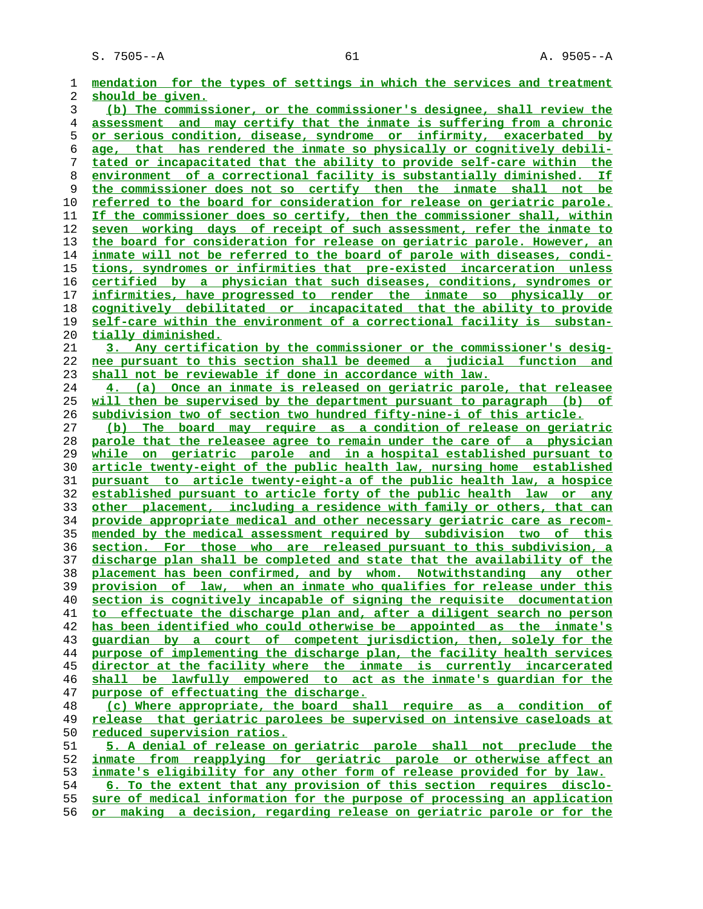mendation for the types of settings in which the services and treatment should be given.

(b) The commissioner, or the commissioner's designee, shall review the assessment and may certify that the inmate is suffering from a chronic or serious condition, disease, syndrome or infirmity, exacerbated by age, that has rendered the inmate so physically or cognitively debilitated or incapacitated that the ability to provide self-care within the environment of a correctional facility is substantially diminished. If the commissioner does not so certify then the inmate shall not be referred to the board for consideration for release on geriatric parole. If the commissioner does so certify, then the commissioner shall, within seven working days of receipt of such assessment, refer the inmate to the board for consideration for release on geriatric parole. However, an inmate will not be referred to the board of parole with diseases, conditions, syndromes or infirmities that pre-existed incarceration unless certified by a physician that such diseases, conditions, syndromes or infirmities, have progressed to render the inmate so physically or cognitively debilitated or incapacitated that the ability to provide self-care within the environment of a correctional facility is substantially diminished.

3. Any certification by the commissioner or the commissioner's designee pursuant to this section shall be deemed a judicial function and shall not be reviewable if done in accordance with law.

4. (a) Once an inmate is released on geriatric parole, that releasee will then be supervised by the department pursuant to paragraph (b) of subdivision two of section two hundred fifty-nine-i of this article.

(b) The board may require as a condition of release on geriatric parole that the releasee agree to remain under the care of a physician while on geriatric parole and in a hospital established pursuant to article twenty-eight of the public health law, nursing home established pursuant to article twenty-eight-a of the public health law, a hospice established pursuant to article forty of the public health law or any other placement, including a residence with family or others, that can provide appropriate medical and other necessary geriatric care as recommended by the medical assessment required by subdivision two of this section. For those who are released pursuant to this subdivision, a discharge plan shall be completed and state that the availability of the placement has been confirmed, and by whom. Notwithstanding any other provision of law, when an inmate who qualifies for release under this section is cognitively incapable of signing the requisite documentation to effectuate the discharge plan and, after a diligent search no person has been identified who could otherwise be appointed as the inmate's guardian by a court of competent jurisdiction, then, solely for the purpose of implementing the discharge plan, the facility health services director at the facility where the inmate is currently incarcerated shall be lawfully empowered to act as the inmate's guardian for the purpose of effectuating the discharge.

(c) Where appropriate, the board shall require as a condition of release that geriatric parolees be supervised on intensive caseloads at reduced supervision ratios.

5. A denial of release on geriatric parole shall not preclude the inmate from reapplying for geriatric parole or otherwise affect an inmate's eligibility for any other form of release provided for by law.

6. To the extent that any provision of this section requires disclosure of medical information for the purpose of processing an application or making a decision, regarding release on geriatric parole or for the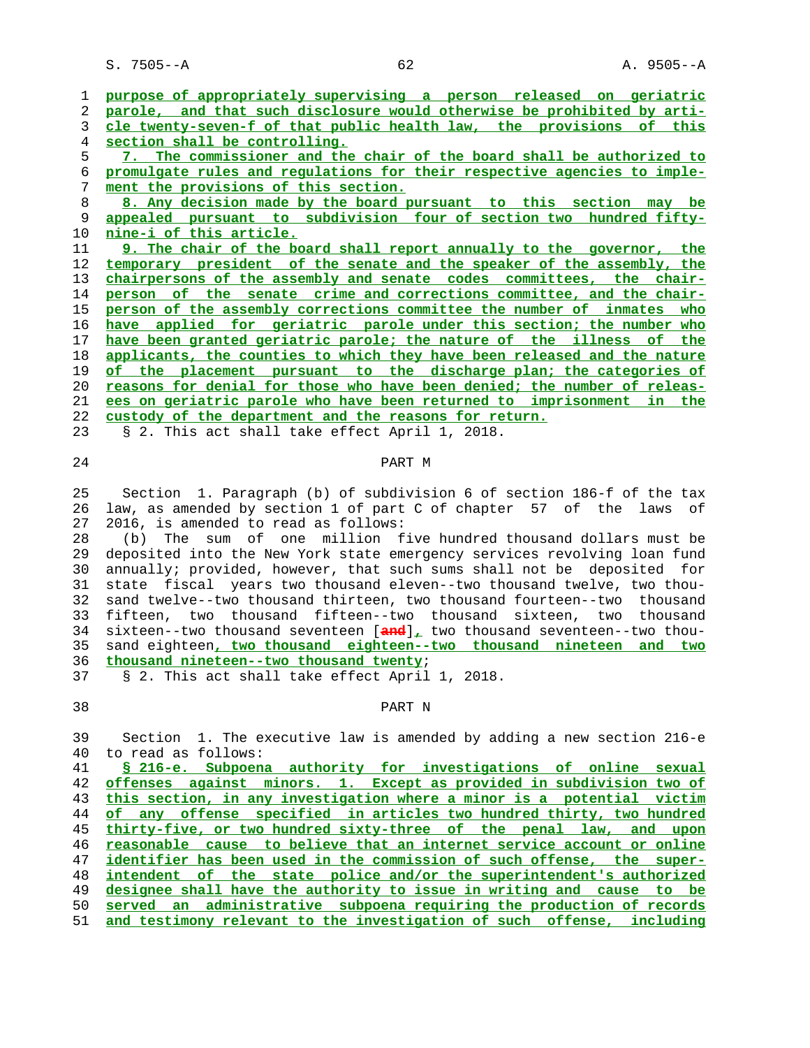purpose of appropriately supervising a person released on geriatric parole, and that such disclosure would otherwise be prohibited by article twenty-seven-f of that public health law, the provisions of this section shall be controlling.

7. The commissioner and the chair of the board shall be authorized to promulgate rules and regulations for their respective agencies to implement the provisions of this section.

8. Any decision made by the board pursuant to this section may be appealed pursuant to subdivision four of section two hundred fifty-nine-i of this article.

9. The chair of the board shall report annually to the governor, the temporary president of the senate and the speaker of the assembly, the chairpersons of the assembly and senate codes committees, the chairperson of the senate crime and corrections committee, and the chairperson of the assembly corrections committee the number of inmates who have applied for geriatric parole under this section; the number who have been granted geriatric parole; the nature of the illness of the applicants, the counties to which they have been released and the nature of the placement pursuant to the discharge plan; the categories of reasons for denial for those who have been denied; the number of releasees on geriatric parole who have been returned to imprisonment in the custody of the department and the reasons for return.

§ 2. This act shall take effect April 1, 2018.

PART M

Section 1. Paragraph (b) of subdivision 6 of section 186-f of the tax law, as amended by section 1 of part C of chapter 57 of the laws of 2016, is amended to read as follows:

(b) The sum of one million five hundred thousand dollars must be deposited into the New York state emergency services revolving loan fund annually; provided, however, that such sums shall not be deposited for state fiscal years two thousand eleven--two thousand twelve, two thousand twelve--two thousand thirteen, two thousand fourteen--two thousand fifteen, two thousand fifteen--two thousand sixteen, two thousand sixteen--two thousand seventeen [and], two thousand seventeen--two thousand eighteen, two thousand eighteen--two thousand nineteen and two thousand nineteen--two thousand twenty;

§ 2. This act shall take effect April 1, 2018.

PART N

Section 1. The executive law is amended by adding a new section 216-e to read as follows:

§ 216-e. Subpoena authority for investigations of online sexual offenses against minors. 1. Except as provided in subdivision two of this section, in any investigation where a minor is a potential victim of any offense specified in articles two hundred thirty, two hundred thirty-five, or two hundred sixty-three of the penal law, and upon reasonable cause to believe that an internet service account or online identifier has been used in the commission of such offense, the superintendent of the state police and/or the superintendent's authorized designee shall have the authority to issue in writing and cause to be served an administrative subpoena requiring the production of records and testimony relevant to the investigation of such offense, including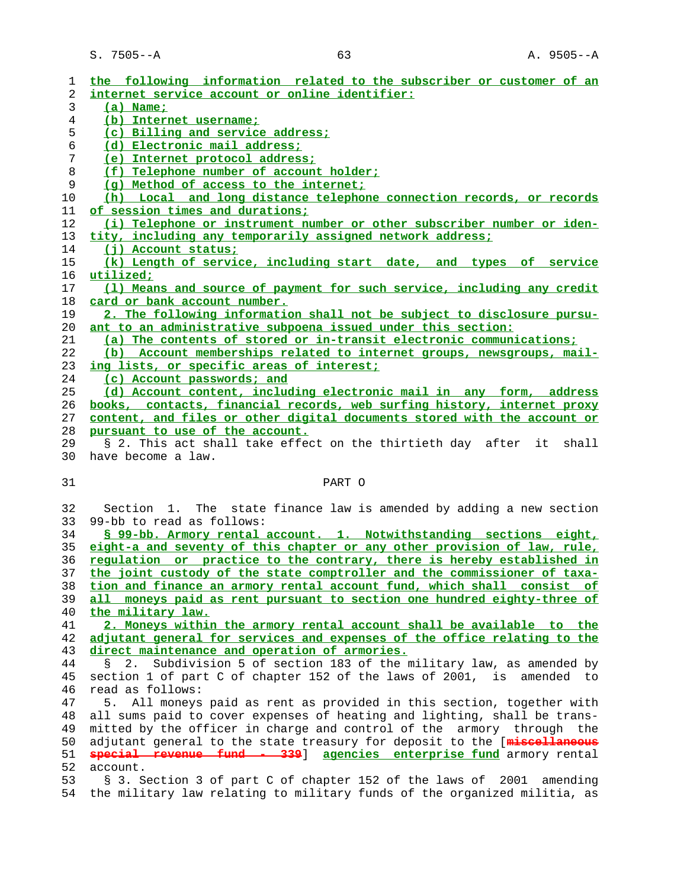the following information related to the subscriber or customer of an internet service account or online identifier:

(a) Name;

(b) Internet username;

(c) Billing and service address;

(d) Electronic mail address;

(e) Internet protocol address;

(f) Telephone number of account holder;

(g) Method of access to the internet;

(h) Local and long distance telephone connection records, or records of session times and durations;

(i) Telephone or instrument number or other subscriber number or identity, including any temporarily assigned network address;

(j) Account status;

(k) Length of service, including start date, and types of service utilized;

(l) Means and source of payment for such service, including any credit card or bank account number.

2. The following information shall not be subject to disclosure pursuant to an administrative subpoena issued under this section:

(a) The contents of stored or in-transit electronic communications;

(b) Account memberships related to internet groups, newsgroups, mailing lists, or specific areas of interest;

(c) Account passwords; and

(d) Account content, including electronic mail in any form, address books, contacts, financial records, web surfing history, internet proxy content, and files or other digital documents stored with the account or pursuant to use of the account.

§ 2. This act shall take effect on the thirtieth day after it shall have become a law.

PART O

Section 1. The state finance law is amended by adding a new section 99-bb to read as follows:

§ 99-bb. Armory rental account. 1. Notwithstanding sections eight, eight-a and seventy of this chapter or any other provision of law, rule, regulation or practice to the contrary, there is hereby established in the joint custody of the state comptroller and the commissioner of taxation and finance an armory rental account fund, which shall consist of all moneys paid as rent pursuant to section one hundred eighty-three of the military law.

2. Moneys within the armory rental account shall be available to the adjutant general for services and expenses of the office relating to the direct maintenance and operation of armories.

§ 2. Subdivision 5 of section 183 of the military law, as amended by section 1 of part C of chapter 152 of the laws of 2001, is amended to read as follows:

5. All moneys paid as rent as provided in this section, together with all sums paid to cover expenses of heating and lighting, shall be transmitted by the officer in charge and control of the armory through the adjutant general to the state treasury for deposit to the [~~miscellaneous special revenue fund - 339~~] agencies enterprise fund armory rental account.

§ 3. Section 3 of part C of chapter 152 of the laws of 2001 amending the military law relating to military funds of the organized militia, as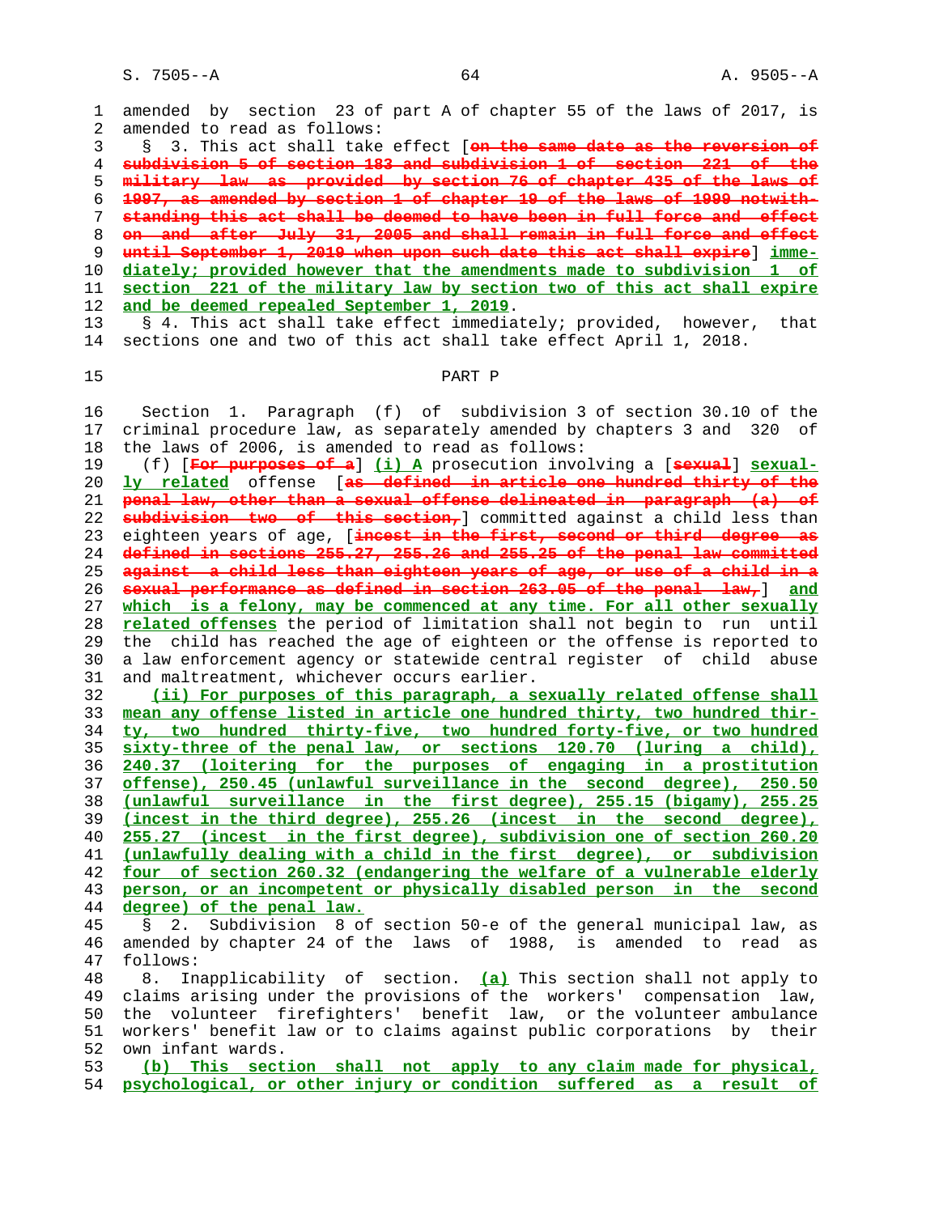amended by section 23 of part A of chapter 55 of the laws of 2017, is amended to read as follows:

§ 3. This act shall take effect [~~on the same date as the reversion of subdivision 5 of section 183 and subdivision 1 of section 221 of the military law as provided by section 76 of chapter 435 of the laws of 1997, as amended by section 1 of chapter 19 of the laws of 1999 notwithstanding this act shall be deemed to have been in full force and effect on and after July 31, 2005 and shall remain in full force and effect until September 1, 2019 when upon such date this act shall expire~~] immediately; provided however that the amendments made to subdivision 1 of section 221 of the military law by section two of this act shall expire and be deemed repealed September 1, 2019.

§ 4. This act shall take effect immediately; provided, however, that sections one and two of this act shall take effect April 1, 2018.

## PART P

Section 1. Paragraph (f) of subdivision 3 of section 30.10 of the criminal procedure law, as separately amended by chapters 3 and 320 of the laws of 2006, is amended to read as follows:

(f) [~~For purposes of a~~] (i) A prosecution involving a [~~sexual~~] sexually related offense [~~as defined in article one hundred thirty of the penal law, other than a sexual offense delineated in paragraph (a) of subdivision two of this section,~~] committed against a child less than eighteen years of age, [~~incest in the first, second or third degree as defined in sections 255.27, 255.26 and 255.25 of the penal law committed against a child less than eighteen years of age, or use of a child in a sexual performance as defined in section 263.05 of the penal law,~~] and which is a felony, may be commenced at any time. For all other sexually related offenses the period of limitation shall not begin to run until the child has reached the age of eighteen or the offense is reported to a law enforcement agency or statewide central register of child abuse and maltreatment, whichever occurs earlier.

(ii) For purposes of this paragraph, a sexually related offense shall mean any offense listed in article one hundred thirty, two hundred thirty, two hundred thirty-five, two hundred forty-five, or two hundred sixty-three of the penal law, or sections 120.70 (luring a child), 240.37 (loitering for the purposes of engaging in a prostitution offense), 250.45 (unlawful surveillance in the second degree), 250.50 (unlawful surveillance in the first degree), 255.15 (bigamy), 255.25 (incest in the third degree), 255.26 (incest in the second degree), 255.27 (incest in the first degree), subdivision one of section 260.20 (unlawfully dealing with a child in the first degree), or subdivision four of section 260.32 (endangering the welfare of a vulnerable elderly person, or an incompetent or physically disabled person in the second degree) of the penal law.

§ 2. Subdivision 8 of section 50-e of the general municipal law, as amended by chapter 24 of the laws of 1988, is amended to read as follows:

8. Inapplicability of section. (a) This section shall not apply to claims arising under the provisions of the workers' compensation law, the volunteer firefighters' benefit law, or the volunteer ambulance workers' benefit law or to claims against public corporations by their own infant wards.

(b) This section shall not apply to any claim made for physical, psychological, or other injury or condition suffered as a result of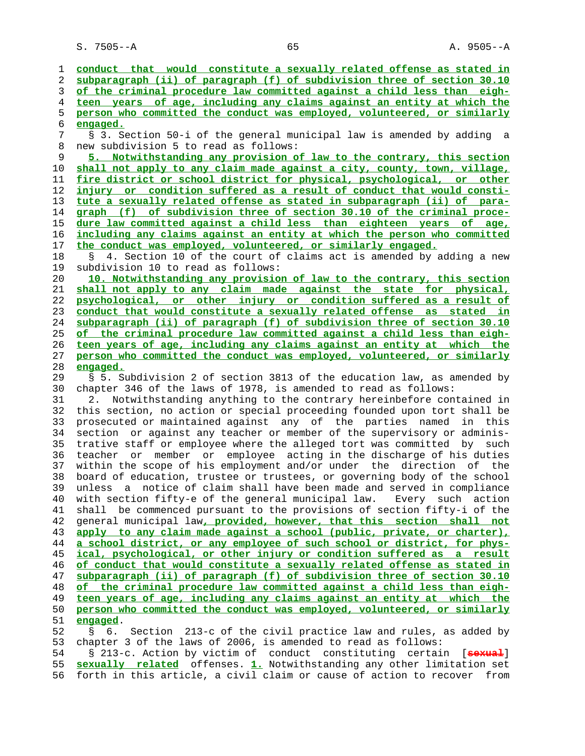conduct that would constitute a sexually related offense as stated in subparagraph (ii) of paragraph (f) of subdivision three of section 30.10 of the criminal procedure law committed against a child less than eighteen years of age, including any claims against an entity at which the person who committed the conduct was employed, volunteered, or similarly engaged.

§ 3. Section 50-i of the general municipal law is amended by adding a new subdivision 5 to read as follows:

5. Notwithstanding any provision of law to the contrary, this section shall not apply to any claim made against a city, county, town, village, fire district or school district for physical, psychological, or other injury or condition suffered as a result of conduct that would constitute a sexually related offense as stated in subparagraph (ii) of paragraph (f) of subdivision three of section 30.10 of the criminal procedure law committed against a child less than eighteen years of age, including any claims against an entity at which the person who committed the conduct was employed, volunteered, or similarly engaged.

§ 4. Section 10 of the court of claims act is amended by adding a new subdivision 10 to read as follows:

10. Notwithstanding any provision of law to the contrary, this section shall not apply to any claim made against the state for physical, psychological, or other injury or condition suffered as a result of conduct that would constitute a sexually related offense as stated in subparagraph (ii) of paragraph (f) of subdivision three of section 30.10 of the criminal procedure law committed against a child less than eighteen years of age, including any claims against an entity at which the person who committed the conduct was employed, volunteered, or similarly engaged.

§ 5. Subdivision 2 of section 3813 of the education law, as amended by chapter 346 of the laws of 1978, is amended to read as follows:

2. Notwithstanding anything to the contrary hereinbefore contained in this section, no action or special proceeding founded upon tort shall be prosecuted or maintained against any of the parties named in this section or against any teacher or member of the supervisory or administrative staff or employee where the alleged tort was committed by such teacher or member or employee acting in the discharge of his duties within the scope of his employment and/or under the direction of the board of education, trustee or trustees, or governing body of the school unless a notice of claim shall have been made and served in compliance with section fifty-e of the general municipal law. Every such action shall be commenced pursuant to the provisions of section fifty-i of the general municipal law, provided, however, that this section shall not apply to any claim made against a school (public, private, or charter), a school district, or any employee of such school or district, for physical, psychological, or other injury or condition suffered as a result of conduct that would constitute a sexually related offense as stated in subparagraph (ii) of paragraph (f) of subdivision three of section 30.10 of the criminal procedure law committed against a child less than eighteen years of age, including any claims against an entity at which the person who committed the conduct was employed, volunteered, or similarly engaged.

§ 6. Section 213-c of the civil practice law and rules, as added by chapter 3 of the laws of 2006, is amended to read as follows:

§ 213-c. Action by victim of conduct constituting certain [sexual] sexually related offenses. 1. Notwithstanding any other limitation set forth in this article, a civil claim or cause of action to recover from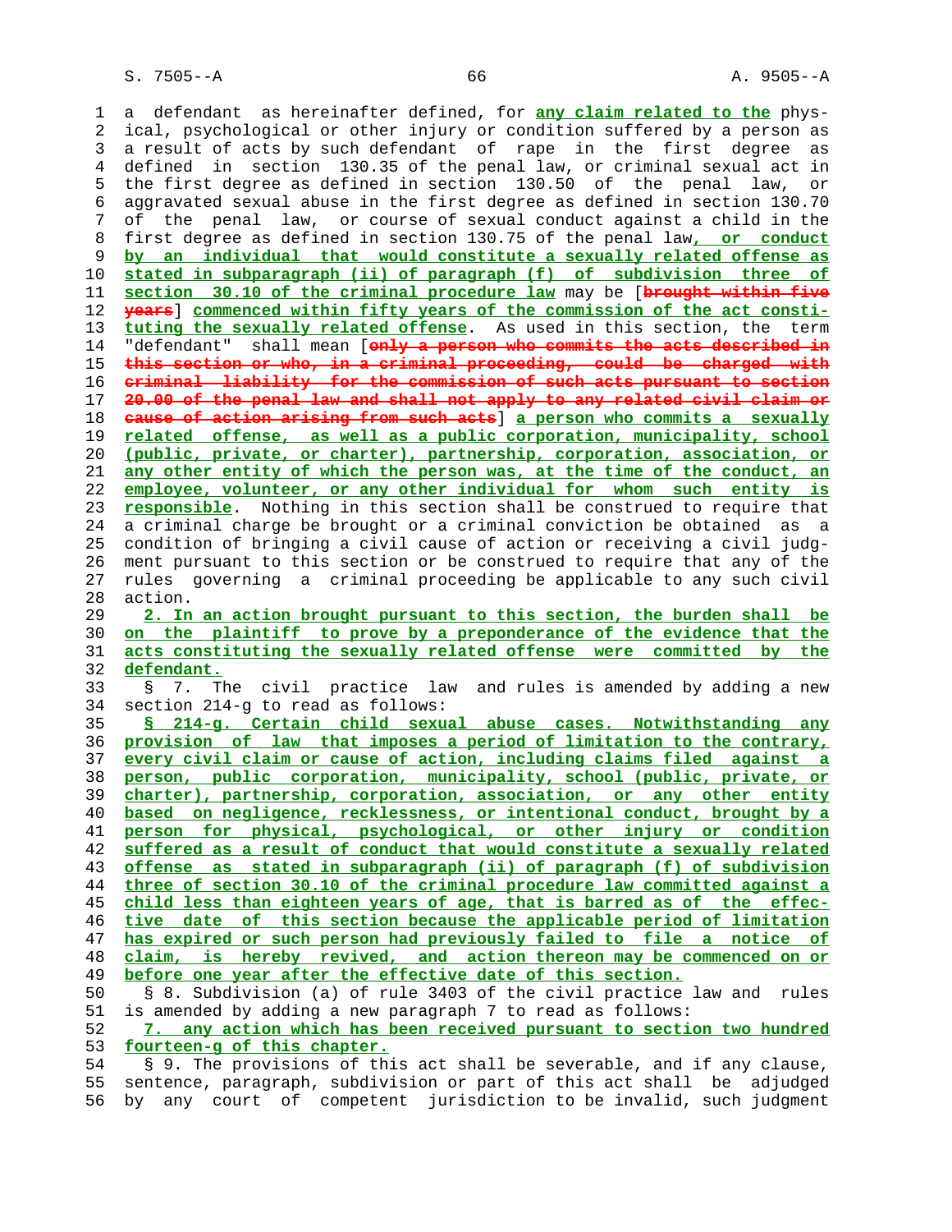a defendant as hereinafter defined, for **any claim related to the** physical, psychological or other injury or condition suffered by a person as a result of acts by such defendant of rape in the first degree as defined in section 130.35 of the penal law, or criminal sexual act in the first degree as defined in section 130.50 of the penal law, or aggravated sexual abuse in the first degree as defined in section 130.70 of the penal law, or course of sexual conduct against a child in the first degree as defined in section 130.75 of the penal law**, or conduct by an individual that would constitute a sexually related offense as stated in subparagraph (ii) of paragraph (f) of subdivision three of section 30.10 of the criminal procedure law** may be [~~brought within five years~~] **commenced within fifty years of the commission of the act constituting the sexually related offense**. As used in this section, the term "defendant" shall mean [~~only a person who commits the acts described in this section or who, in a criminal proceeding, could be charged with criminal liability for the commission of such acts pursuant to section 20.00 of the penal law and shall not apply to any related civil claim or cause of action arising from such acts~~] **a person who commits a sexually related offense, as well as a public corporation, municipality, school (public, private, or charter), partnership, corporation, association, or any other entity of which the person was, at the time of the conduct, an employee, volunteer, or any other individual for whom such entity is responsible**. Nothing in this section shall be construed to require that a criminal charge be brought or a criminal conviction be obtained as a condition of bringing a civil cause of action or receiving a civil judgment pursuant to this section or be construed to require that any of the rules governing a criminal proceeding be applicable to any such civil action.

**2. In an action brought pursuant to this section, the burden shall be on the plaintiff to prove by a preponderance of the evidence that the acts constituting the sexually related offense were committed by the defendant.**

§ 7. The civil practice law and rules is amended by adding a new section 214-g to read as follows:

**§ 214-g. Certain child sexual abuse cases. Notwithstanding any provision of law that imposes a period of limitation to the contrary, every civil claim or cause of action, including claims filed against a person, public corporation, municipality, school (public, private, or charter), partnership, corporation, association, or any other entity based on negligence, recklessness, or intentional conduct, brought by a person for physical, psychological, or other injury or condition suffered as a result of conduct that would constitute a sexually related offense as stated in subparagraph (ii) of paragraph (f) of subdivision three of section 30.10 of the criminal procedure law committed against a child less than eighteen years of age, that is barred as of the effective date of this section because the applicable period of limitation has expired or such person had previously failed to file a notice of claim, is hereby revived, and action thereon may be commenced on or before one year after the effective date of this section.**

§ 8. Subdivision (a) of rule 3403 of the civil practice law and rules is amended by adding a new paragraph 7 to read as follows:

**7. any action which has been received pursuant to section two hundred fourteen-g of this chapter.**

§ 9. The provisions of this act shall be severable, and if any clause, sentence, paragraph, subdivision or part of this act shall be adjudged by any court of competent jurisdiction to be invalid, such judgment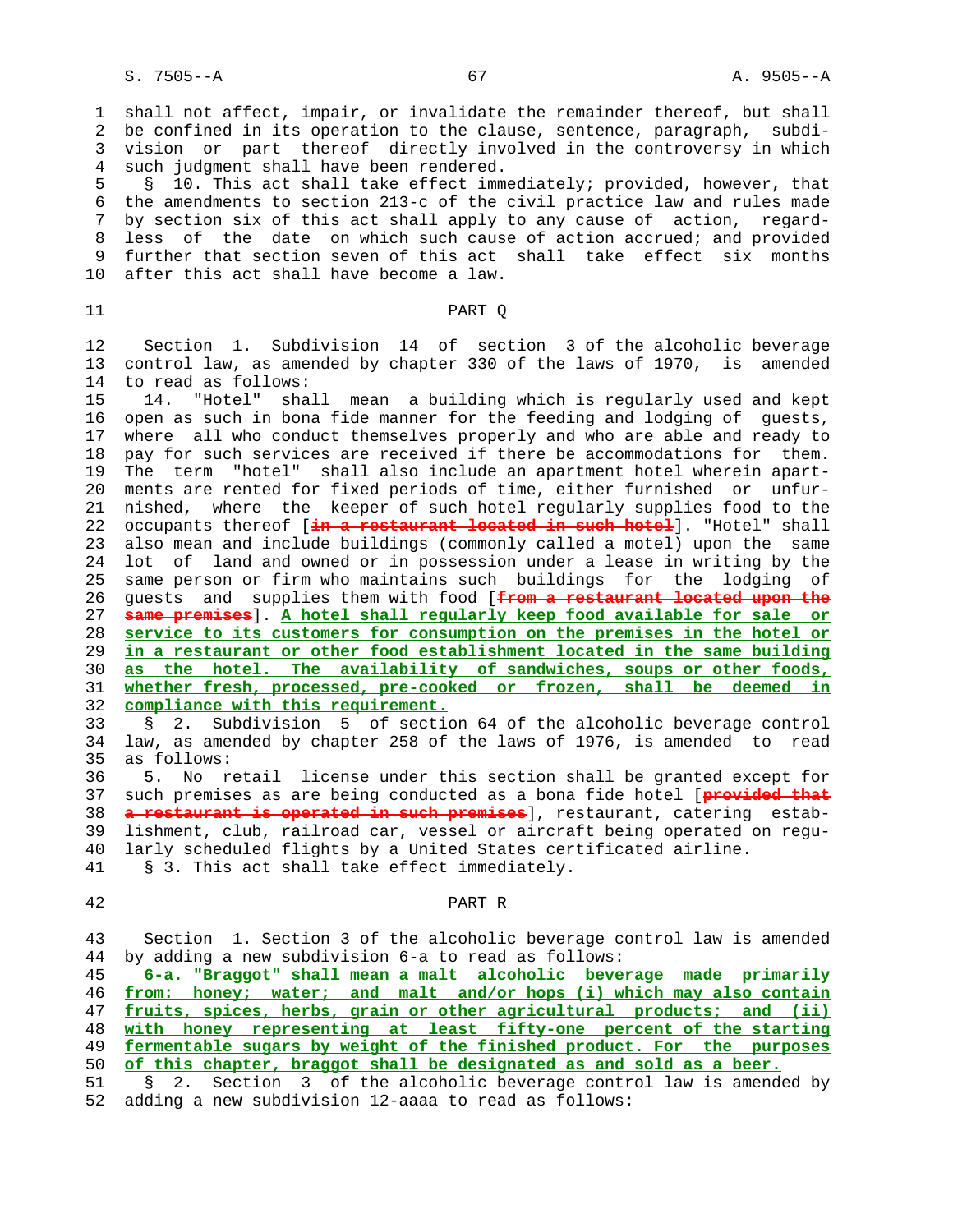shall not affect, impair, or invalidate the remainder thereof, but shall be confined in its operation to the clause, sentence, paragraph, subdivision or part thereof directly involved in the controversy in which such judgment shall have been rendered.

§ 10. This act shall take effect immediately; provided, however, that the amendments to section 213-c of the civil practice law and rules made by section six of this act shall apply to any cause of action, regardless of the date on which such cause of action accrued; and provided further that section seven of this act shall take effect six months after this act shall have become a law.

## PART Q

Section 1. Subdivision 14 of section 3 of the alcoholic beverage control law, as amended by chapter 330 of the laws of 1970, is amended to read as follows:

14. "Hotel" shall mean a building which is regularly used and kept open as such in bona fide manner for the feeding and lodging of guests, where all who conduct themselves properly and who are able and ready to pay for such services are received if there be accommodations for them. The term "hotel" shall also include an apartment hotel wherein apartments are rented for fixed periods of time, either furnished or unfurnished, where the keeper of such hotel regularly supplies food to the occupants thereof [~~in a restaurant located in such hotel~~]. "Hotel" shall also mean and include buildings (commonly called a motel) upon the same lot of land and owned or in possession under a lease in writing by the same person or firm who maintains such buildings for the lodging of guests and supplies them with food [~~from a restaurant located upon the same premises~~]. <u>A hotel shall regularly keep food available for sale or service to its customers for consumption on the premises in the hotel or in a restaurant or other food establishment located in the same building as the hotel. The availability of sandwiches, soups or other foods, whether fresh, processed, pre-cooked or frozen, shall be deemed in compliance with this requirement.</u>

§ 2. Subdivision 5 of section 64 of the alcoholic beverage control law, as amended by chapter 258 of the laws of 1976, is amended to read as follows:

5. No retail license under this section shall be granted except for such premises as are being conducted as a bona fide hotel [~~provided that a restaurant is operated in such premises~~], restaurant, catering establishment, club, railroad car, vessel or aircraft being operated on regularly scheduled flights by a United States certificated airline.

§ 3. This act shall take effect immediately.

## PART R

Section 1. Section 3 of the alcoholic beverage control law is amended by adding a new subdivision 6-a to read as follows:

<u>6-a. "Braggot" shall mean a malt alcoholic beverage made primarily from: honey; water; and malt and/or hops (i) which may also contain fruits, spices, herbs, grain or other agricultural products; and (ii) with honey representing at least fifty-one percent of the starting fermentable sugars by weight of the finished product. For the purposes of this chapter, braggot shall be designated as and sold as a beer.</u>

§ 2. Section 3 of the alcoholic beverage control law is amended by adding a new subdivision 12-aaaa to read as follows: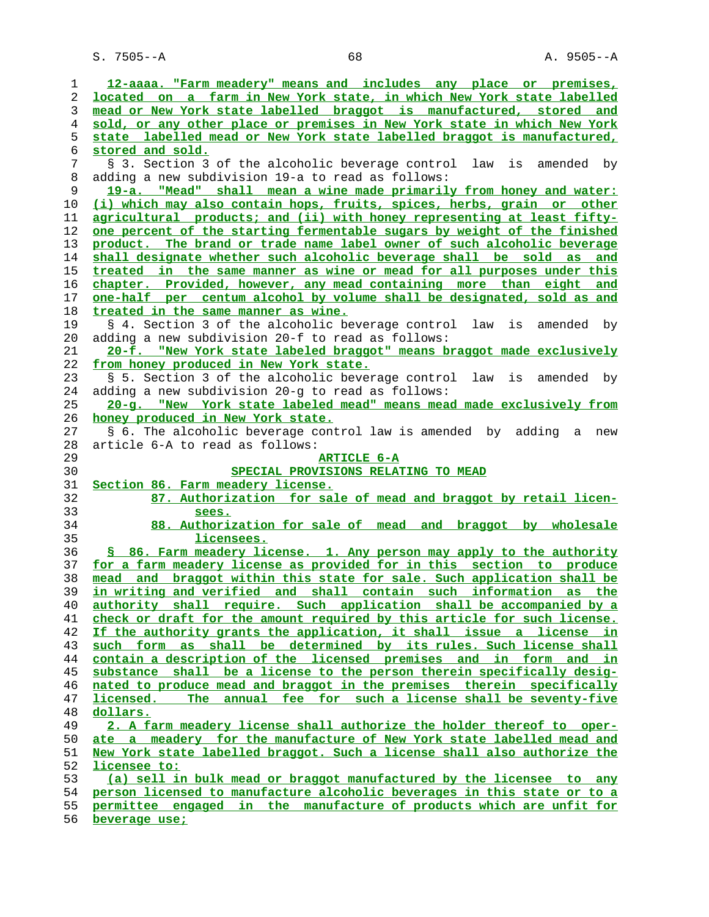12-aaaa. "Farm meadery" means and includes any place or premises, located on a farm in New York state, in which New York state labelled mead or New York state labelled braggot is manufactured, stored and sold, or any other place or premises in New York state in which New York state labelled mead or New York state labelled braggot is manufactured, stored and sold.

§ 3. Section 3 of the alcoholic beverage control law is amended by adding a new subdivision 19-a to read as follows:

19-a. "Mead" shall mean a wine made primarily from honey and water: (i) which may also contain hops, fruits, spices, herbs, grain or other agricultural products; and (ii) with honey representing at least fifty-one percent of the starting fermentable sugars by weight of the finished product. The brand or trade name label owner of such alcoholic beverage shall designate whether such alcoholic beverage shall be sold as and treated in the same manner as wine or mead for all purposes under this chapter. Provided, however, any mead containing more than eight and one-half per centum alcohol by volume shall be designated, sold as and treated in the same manner as wine.

§ 4. Section 3 of the alcoholic beverage control law is amended by adding a new subdivision 20-f to read as follows:

20-f. "New York state labeled braggot" means braggot made exclusively from honey produced in New York state.

§ 5. Section 3 of the alcoholic beverage control law is amended by adding a new subdivision 20-g to read as follows:

20-g. "New York state labeled mead" means mead made exclusively from honey produced in New York state.

§ 6. The alcoholic beverage control law is amended by adding a new article 6-A to read as follows:

ARTICLE 6-A

SPECIAL PROVISIONS RELATING TO MEAD

Section 86. Farm meadery license.

87. Authorization for sale of mead and braggot by retail licensees.

88. Authorization for sale of mead and braggot by wholesale licensees.

§ 86. Farm meadery license. 1. Any person may apply to the authority for a farm meadery license as provided for in this section to produce mead and braggot within this state for sale. Such application shall be in writing and verified and shall contain such information as the authority shall require. Such application shall be accompanied by a check or draft for the amount required by this article for such license. If the authority grants the application, it shall issue a license in such form as shall be determined by its rules. Such license shall contain a description of the licensed premises and in form and in substance shall be a license to the person therein specifically designated to produce mead and braggot in the premises therein specifically licensed. The annual fee for such a license shall be seventy-five dollars.

2. A farm meadery license shall authorize the holder thereof to operate a meadery for the manufacture of New York state labelled mead and New York state labelled braggot. Such a license shall also authorize the licensee to:

(a) sell in bulk mead or braggot manufactured by the licensee to any person licensed to manufacture alcoholic beverages in this state or to a permittee engaged in the manufacture of products which are unfit for beverage use;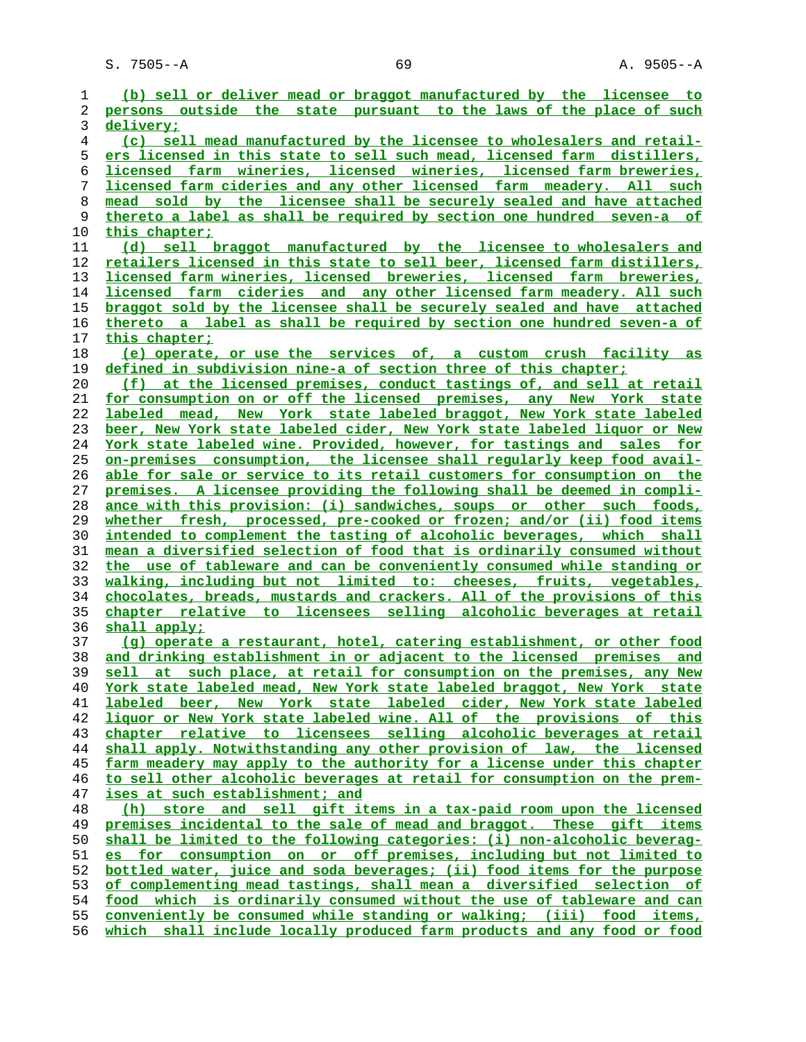(b) sell or deliver mead or braggot manufactured by the licensee to persons outside the state pursuant to the laws of the place of such delivery;

(c) sell mead manufactured by the licensee to wholesalers and retailers licensed in this state to sell such mead, licensed farm distillers, licensed farm wineries, licensed wineries, licensed farm breweries, licensed farm cideries and any other licensed farm meadery. All such mead sold by the licensee shall be securely sealed and have attached thereto a label as shall be required by section one hundred seven-a of this chapter;

(d) sell braggot manufactured by the licensee to wholesalers and retailers licensed in this state to sell beer, licensed farm distillers, licensed farm wineries, licensed breweries, licensed farm breweries, licensed farm cideries and any other licensed farm meadery. All such braggot sold by the licensee shall be securely sealed and have attached thereto a label as shall be required by section one hundred seven-a of this chapter;

(e) operate, or use the services of, a custom crush facility as defined in subdivision nine-a of section three of this chapter;

(f) at the licensed premises, conduct tastings of, and sell at retail for consumption on or off the licensed premises, any New York state labeled mead, New York state labeled braggot, New York state labeled beer, New York state labeled cider, New York state labeled liquor or New York state labeled wine. Provided, however, for tastings and sales for on-premises consumption, the licensee shall regularly keep food available for sale or service to its retail customers for consumption on the premises. A licensee providing the following shall be deemed in compliance with this provision: (i) sandwiches, soups or other such foods, whether fresh, processed, pre-cooked or frozen; and/or (ii) food items intended to complement the tasting of alcoholic beverages, which shall mean a diversified selection of food that is ordinarily consumed without the use of tableware and can be conveniently consumed while standing or walking, including but not limited to: cheeses, fruits, vegetables, chocolates, breads, mustards and crackers. All of the provisions of this chapter relative to licensees selling alcoholic beverages at retail shall apply;

(g) operate a restaurant, hotel, catering establishment, or other food and drinking establishment in or adjacent to the licensed premises and sell at such place, at retail for consumption on the premises, any New York state labeled mead, New York state labeled braggot, New York state labeled beer, New York state labeled cider, New York state labeled liquor or New York state labeled wine. All of the provisions of this chapter relative to licensees selling alcoholic beverages at retail shall apply. Notwithstanding any other provision of law, the licensed farm meadery may apply to the authority for a license under this chapter to sell other alcoholic beverages at retail for consumption on the premises at such establishment; and

(h) store and sell gift items in a tax-paid room upon the licensed premises incidental to the sale of mead and braggot. These gift items shall be limited to the following categories: (i) non-alcoholic beverages for consumption on or off premises, including but not limited to bottled water, juice and soda beverages; (ii) food items for the purpose of complementing mead tastings, shall mean a diversified selection of food which is ordinarily consumed without the use of tableware and can conveniently be consumed while standing or walking; (iii) food items, which shall include locally produced farm products and any food or food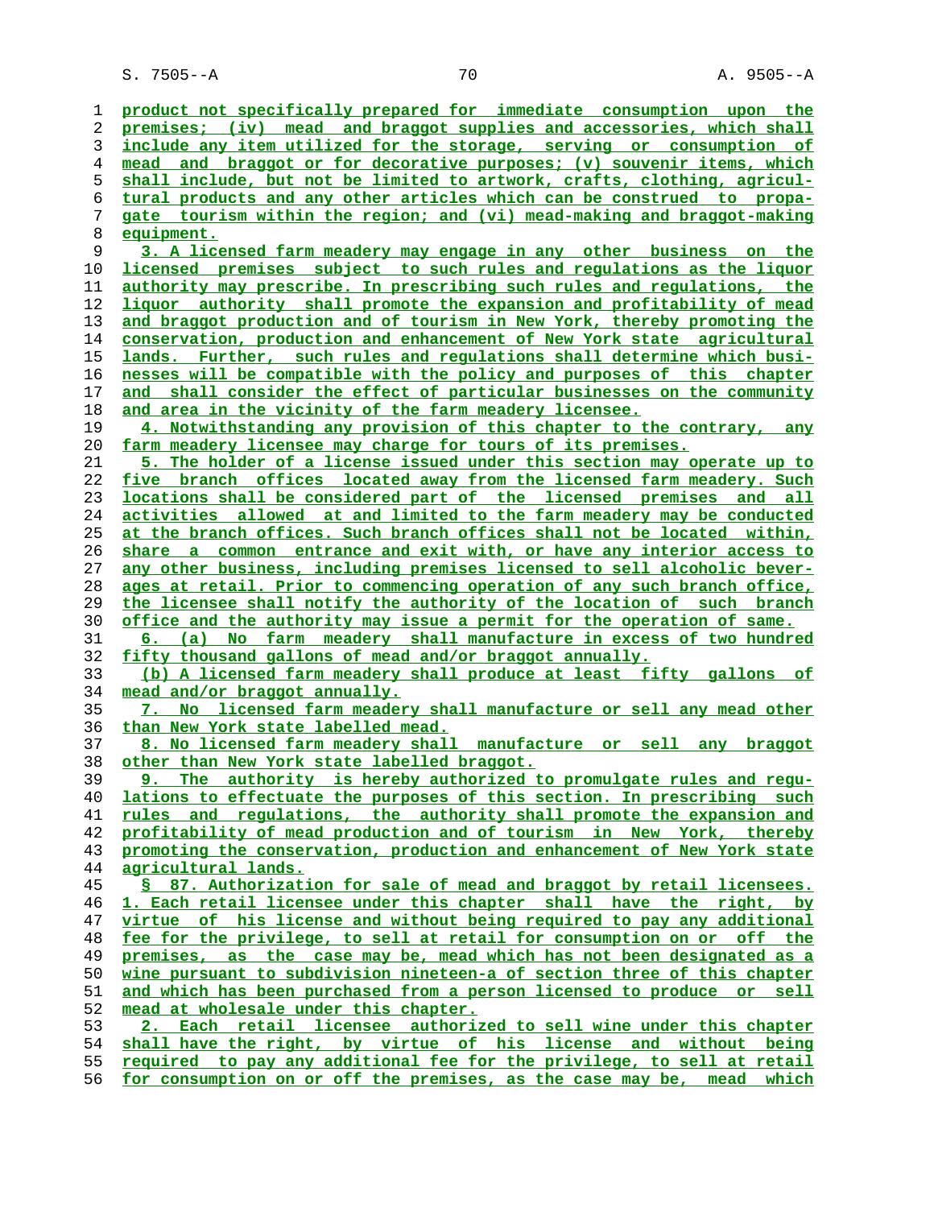product not specifically prepared for immediate consumption upon the premises; (iv) mead and braggot supplies and accessories, which shall include any item utilized for the storage, serving or consumption of mead and braggot or for decorative purposes; (v) souvenir items, which shall include, but not be limited to artwork, crafts, clothing, agricultural products and any other articles which can be construed to propagate tourism within the region; and (vi) mead-making and braggot-making equipment.

3. A licensed farm meadery may engage in any other business on the licensed premises subject to such rules and regulations as the liquor authority may prescribe. In prescribing such rules and regulations, the liquor authority shall promote the expansion and profitability of mead and braggot production and of tourism in New York, thereby promoting the conservation, production and enhancement of New York state agricultural lands. Further, such rules and regulations shall determine which businesses will be compatible with the policy and purposes of this chapter and shall consider the effect of particular businesses on the community and area in the vicinity of the farm meadery licensee.

4. Notwithstanding any provision of this chapter to the contrary, any farm meadery licensee may charge for tours of its premises.

5. The holder of a license issued under this section may operate up to five branch offices located away from the licensed farm meadery. Such locations shall be considered part of the licensed premises and all activities allowed at and limited to the farm meadery may be conducted at the branch offices. Such branch offices shall not be located within, share a common entrance and exit with, or have any interior access to any other business, including premises licensed to sell alcoholic beverages at retail. Prior to commencing operation of any such branch office, the licensee shall notify the authority of the location of such branch office and the authority may issue a permit for the operation of same.

6. (a) No farm meadery shall manufacture in excess of two hundred fifty thousand gallons of mead and/or braggot annually.

(b) A licensed farm meadery shall produce at least fifty gallons of mead and/or braggot annually.

7. No licensed farm meadery shall manufacture or sell any mead other than New York state labelled mead.

8. No licensed farm meadery shall manufacture or sell any braggot other than New York state labelled braggot.

9. The authority is hereby authorized to promulgate rules and regulations to effectuate the purposes of this section. In prescribing such rules and regulations, the authority shall promote the expansion and profitability of mead production and of tourism in New York, thereby promoting the conservation, production and enhancement of New York state agricultural lands.

§ 87. Authorization for sale of mead and braggot by retail licensees. 1. Each retail licensee under this chapter shall have the right, by virtue of his license and without being required to pay any additional fee for the privilege, to sell at retail for consumption on or off the premises, as the case may be, mead which has not been designated as a wine pursuant to subdivision nineteen-a of section three of this chapter and which has been purchased from a person licensed to produce or sell mead at wholesale under this chapter.

2. Each retail licensee authorized to sell wine under this chapter shall have the right, by virtue of his license and without being required to pay any additional fee for the privilege, to sell at retail for consumption on or off the premises, as the case may be, mead which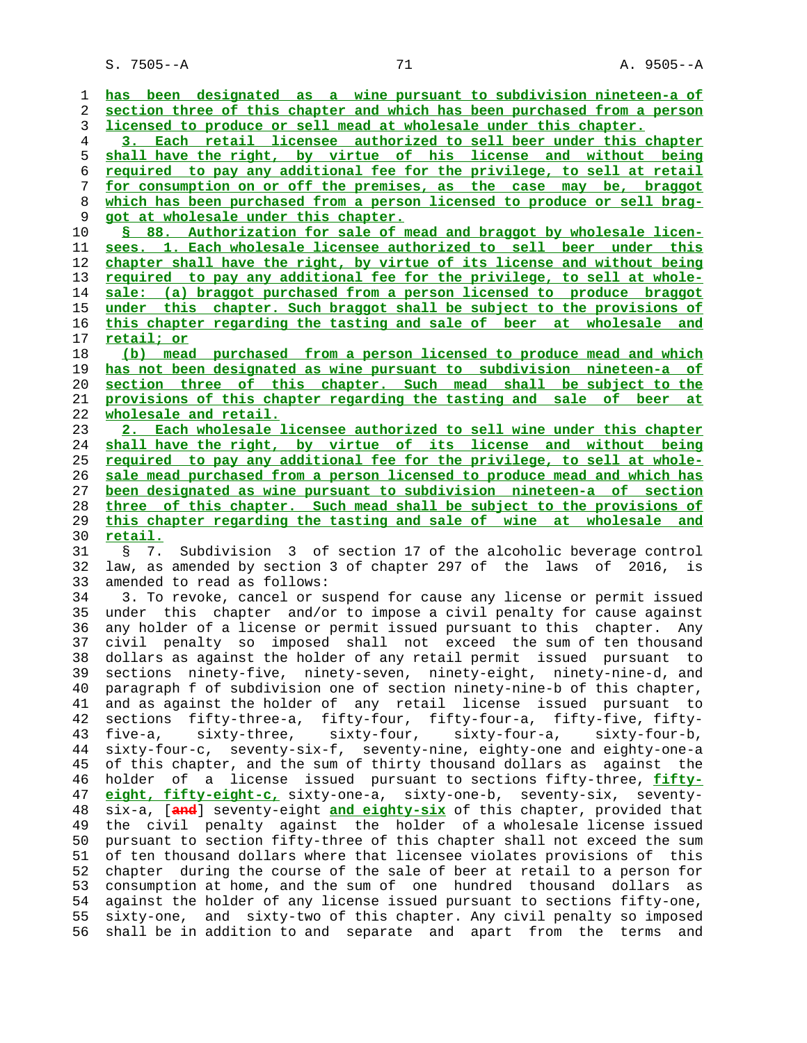has been designated as a wine pursuant to subdivision nineteen-a of section three of this chapter and which has been purchased from a person licensed to produce or sell mead at wholesale under this chapter.

3. Each retail licensee authorized to sell beer under this chapter shall have the right, by virtue of his license and without being required to pay any additional fee for the privilege, to sell at retail for consumption on or off the premises, as the case may be, braggot which has been purchased from a person licensed to produce or sell braggot at wholesale under this chapter.

§ 88. Authorization for sale of mead and braggot by wholesale licensees. 1. Each wholesale licensee authorized to sell beer under this chapter shall have the right, by virtue of its license and without being required to pay any additional fee for the privilege, to sell at wholesale: (a) braggot purchased from a person licensed to produce braggot under this chapter. Such braggot shall be subject to the provisions of this chapter regarding the tasting and sale of beer at wholesale and retail; or

(b) mead purchased from a person licensed to produce mead and which has not been designated as wine pursuant to subdivision nineteen-a of section three of this chapter. Such mead shall be subject to the provisions of this chapter regarding the tasting and sale of beer at wholesale and retail.

2. Each wholesale licensee authorized to sell wine under this chapter shall have the right, by virtue of its license and without being required to pay any additional fee for the privilege, to sell at wholesale mead purchased from a person licensed to produce mead and which has been designated as wine pursuant to subdivision nineteen-a of section three of this chapter. Such mead shall be subject to the provisions of this chapter regarding the tasting and sale of wine at wholesale and retail.

§ 7. Subdivision 3 of section 17 of the alcoholic beverage control law, as amended by section 3 of chapter 297 of the laws of 2016, is amended to read as follows:

3. To revoke, cancel or suspend for cause any license or permit issued under this chapter and/or to impose a civil penalty for cause against any holder of a license or permit issued pursuant to this chapter. Any civil penalty so imposed shall not exceed the sum of ten thousand dollars as against the holder of any retail permit issued pursuant to sections ninety-five, ninety-seven, ninety-eight, ninety-nine-d, and paragraph f of subdivision one of section ninety-nine-b of this chapter, and as against the holder of any retail license issued pursuant to sections fifty-three-a, fifty-four, fifty-four-a, fifty-five, fifty-five-a, sixty-three, sixty-four, sixty-four-a, sixty-four-b, sixty-four-c, seventy-six-f, seventy-nine, eighty-one and eighty-one-a of this chapter, and the sum of thirty thousand dollars as against the holder of a license issued pursuant to sections fifty-three, fifty-eight, fifty-eight-c, sixty-one-a, sixty-one-b, seventy-six, seventy-six-a, [and] seventy-eight and eighty-six of this chapter, provided that the civil penalty against the holder of a wholesale license issued pursuant to section fifty-three of this chapter shall not exceed the sum of ten thousand dollars where that licensee violates provisions of this chapter during the course of the sale of beer at retail to a person for consumption at home, and the sum of one hundred thousand dollars as against the holder of any license issued pursuant to sections fifty-one, sixty-one, and sixty-two of this chapter. Any civil penalty so imposed shall be in addition to and separate and apart from the terms and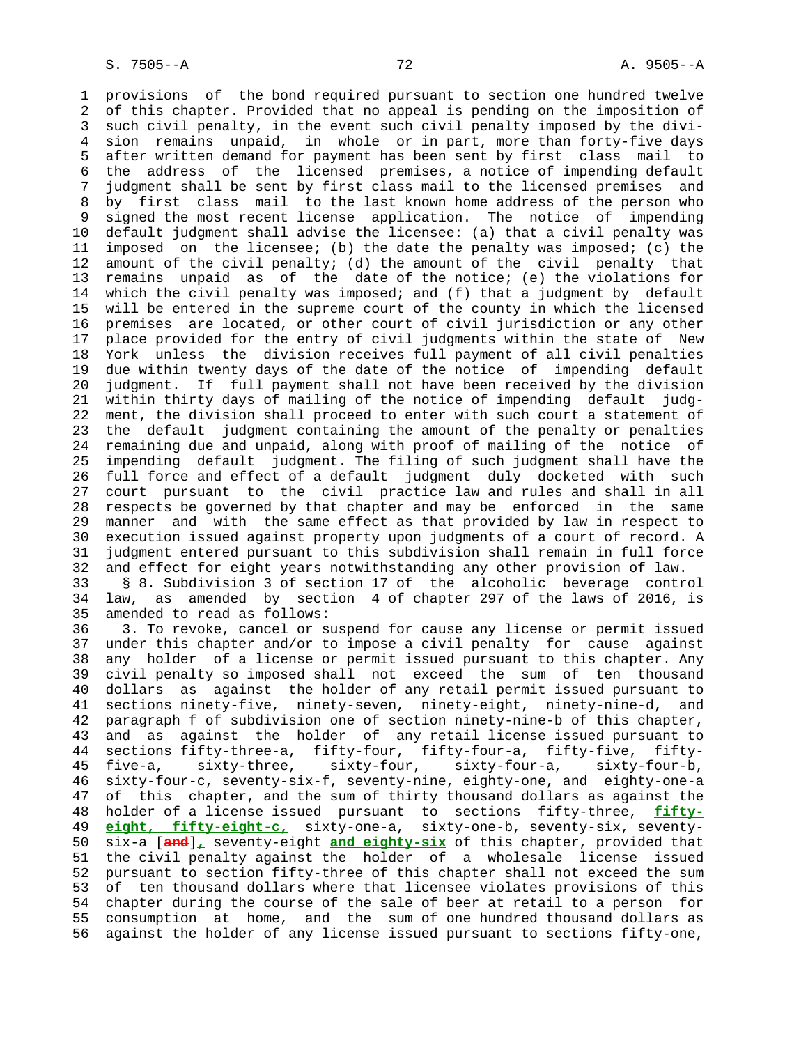provisions of the bond required pursuant to section one hundred twelve of this chapter. Provided that no appeal is pending on the imposition of such civil penalty, in the event such civil penalty imposed by the division remains unpaid, in whole or in part, more than forty-five days after written demand for payment has been sent by first class mail to the address of the licensed premises, a notice of impending default judgment shall be sent by first class mail to the licensed premises and by first class mail to the last known home address of the person who signed the most recent license application. The notice of impending default judgment shall advise the licensee: (a) that a civil penalty was imposed on the licensee; (b) the date the penalty was imposed; (c) the amount of the civil penalty; (d) the amount of the civil penalty that remains unpaid as of the date of the notice; (e) the violations for which the civil penalty was imposed; and (f) that a judgment by default will be entered in the supreme court of the county in which the licensed premises are located, or other court of civil jurisdiction or any other place provided for the entry of civil judgments within the state of New York unless the division receives full payment of all civil penalties due within twenty days of the date of the notice of impending default judgment. If full payment shall not have been received by the division within thirty days of mailing of the notice of impending default judgment, the division shall proceed to enter with such court a statement of the default judgment containing the amount of the penalty or penalties remaining due and unpaid, along with proof of mailing of the notice of impending default judgment. The filing of such judgment shall have the full force and effect of a default judgment duly docketed with such court pursuant to the civil practice law and rules and shall in all respects be governed by that chapter and may be enforced in the same manner and with the same effect as that provided by law in respect to execution issued against property upon judgments of a court of record. A judgment entered pursuant to this subdivision shall remain in full force and effect for eight years notwithstanding any other provision of law.

§ 8. Subdivision 3 of section 17 of the alcoholic beverage control law, as amended by section 4 of chapter 297 of the laws of 2016, is amended to read as follows:

3. To revoke, cancel or suspend for cause any license or permit issued under this chapter and/or to impose a civil penalty for cause against any holder of a license or permit issued pursuant to this chapter. Any civil penalty so imposed shall not exceed the sum of ten thousand dollars as against the holder of any retail permit issued pursuant to sections ninety-five, ninety-seven, ninety-eight, ninety-nine-d, and paragraph f of subdivision one of section ninety-nine-b of this chapter, and as against the holder of any retail license issued pursuant to sections fifty-three-a, fifty-four, fifty-four-a, fifty-five, fifty-five-a, sixty-three, sixty-four, sixty-four-a, sixty-four-b, sixty-four-c, seventy-six-f, seventy-nine, eighty-one, and eighty-one-a of this chapter, and the sum of thirty thousand dollars as against the holder of a license issued pursuant to sections fifty-three, **fifty-eight, fifty-eight-c,** sixty-one-a, sixty-one-b, seventy-six, seventy-six-a [~~and~~]**,** seventy-eight **and eighty-six** of this chapter, provided that the civil penalty against the holder of a wholesale license issued pursuant to section fifty-three of this chapter shall not exceed the sum of ten thousand dollars where that licensee violates provisions of this chapter during the course of the sale of beer at retail to a person for consumption at home, and the sum of one hundred thousand dollars as against the holder of any license issued pursuant to sections fifty-one,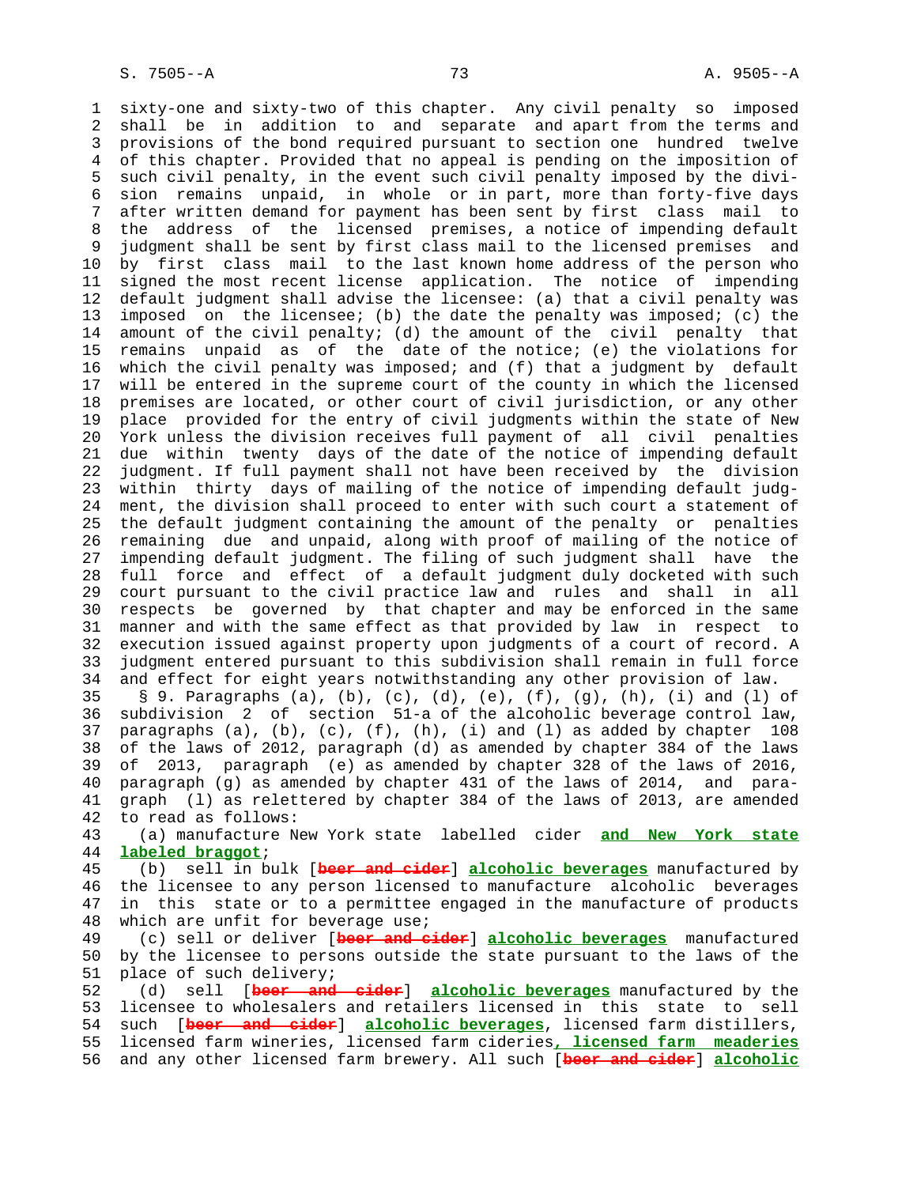sixty-one and sixty-two of this chapter. Any civil penalty so imposed shall be in addition to and separate and apart from the terms and provisions of the bond required pursuant to section one hundred twelve of this chapter. Provided that no appeal is pending on the imposition of such civil penalty, in the event such civil penalty imposed by the division remains unpaid, in whole or in part, more than forty-five days after written demand for payment has been sent by first class mail to the address of the licensed premises, a notice of impending default judgment shall be sent by first class mail to the licensed premises and by first class mail to the last known home address of the person who signed the most recent license application. The notice of impending default judgment shall advise the licensee: (a) that a civil penalty was imposed on the licensee; (b) the date the penalty was imposed; (c) the amount of the civil penalty; (d) the amount of the civil penalty that remains unpaid as of the date of the notice; (e) the violations for which the civil penalty was imposed; and (f) that a judgment by default will be entered in the supreme court of the county in which the licensed premises are located, or other court of civil jurisdiction, or any other place provided for the entry of civil judgments within the state of New York unless the division receives full payment of all civil penalties due within twenty days of the date of the notice of impending default judgment. If full payment shall not have been received by the division within thirty days of mailing of the notice of impending default judgment, the division shall proceed to enter with such court a statement of the default judgment containing the amount of the penalty or penalties remaining due and unpaid, along with proof of mailing of the notice of impending default judgment. The filing of such judgment shall have the full force and effect of a default judgment duly docketed with such court pursuant to the civil practice law and rules and shall in all respects be governed by that chapter and may be enforced in the same manner and with the same effect as that provided by law in respect to execution issued against property upon judgments of a court of record. A judgment entered pursuant to this subdivision shall remain in full force and effect for eight years notwithstanding any other provision of law.

§ 9. Paragraphs (a), (b), (c), (d), (e), (f), (g), (h), (i) and (l) of subdivision 2 of section 51-a of the alcoholic beverage control law, paragraphs (a), (b), (c), (f), (h), (i) and (l) as added by chapter 108 of the laws of 2012, paragraph (d) as amended by chapter 384 of the laws of 2013, paragraph (e) as amended by chapter 328 of the laws of 2016, paragraph (g) as amended by chapter 431 of the laws of 2014, and paragraph (l) as relettered by chapter 384 of the laws of 2013, are amended to read as follows:

(a) manufacture New York state labelled cider **and New York state labeled braggot**;

(b) sell in bulk [~~beer and cider~~] **alcoholic beverages** manufactured by the licensee to any person licensed to manufacture alcoholic beverages in this state or to a permittee engaged in the manufacture of products which are unfit for beverage use;

(c) sell or deliver [~~beer and cider~~] **alcoholic beverages** manufactured by the licensee to persons outside the state pursuant to the laws of the place of such delivery;

(d) sell [~~beer and cider~~] **alcoholic beverages** manufactured by the licensee to wholesalers and retailers licensed in this state to sell such [~~beer and cider~~] **alcoholic beverages**, licensed farm distillers, licensed farm wineries, licensed farm cideries**, licensed farm meaderies** and any other licensed farm brewery. All such [~~beer and cider~~] **alcoholic**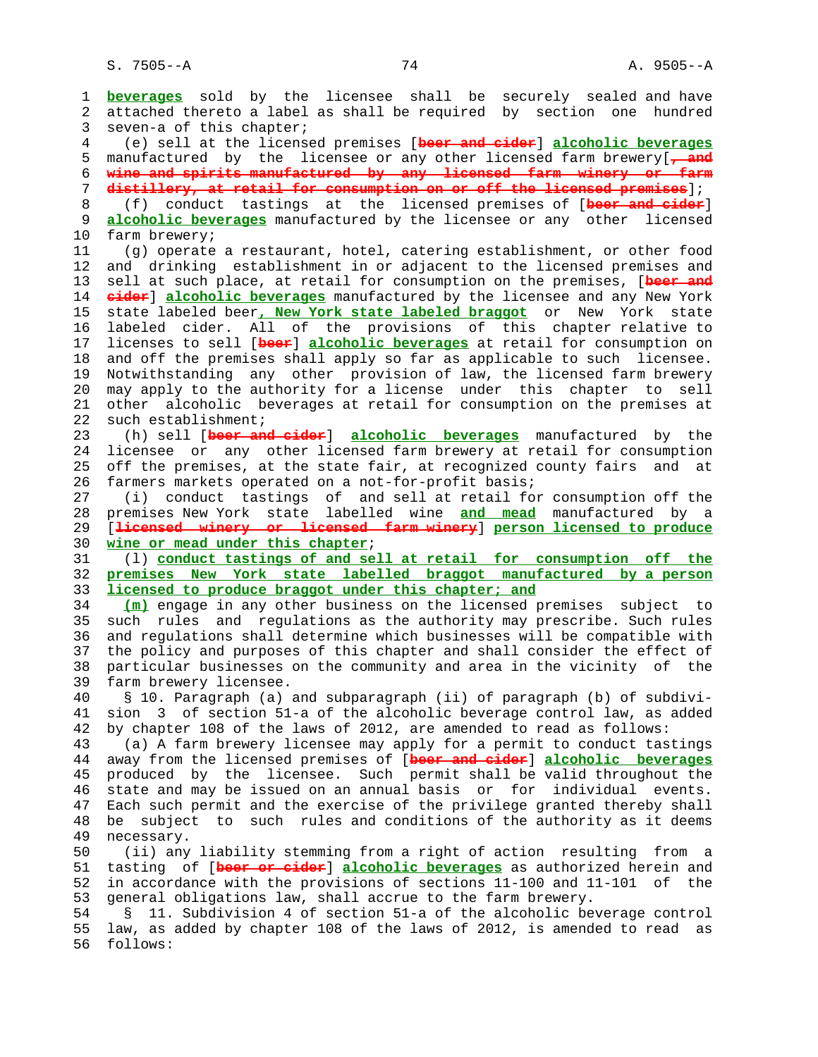beverages sold by the licensee shall be securely sealed and have attached thereto a label as shall be required by section one hundred seven-a of this chapter;

(e) sell at the licensed premises [beer and cider] alcoholic beverages manufactured by the licensee or any other licensed farm brewery[, and wine and spirits manufactured by any licensed farm winery or farm distillery, at retail for consumption on or off the licensed premises];

(f) conduct tastings at the licensed premises of [beer and cider] alcoholic beverages manufactured by the licensee or any other licensed farm brewery;

(g) operate a restaurant, hotel, catering establishment, or other food and drinking establishment in or adjacent to the licensed premises and sell at such place, at retail for consumption on the premises, [beer and cider] alcoholic beverages manufactured by the licensee and any New York state labeled beer, New York state labeled braggot or New York state labeled cider. All of the provisions of this chapter relative to licenses to sell [beer] alcoholic beverages at retail for consumption on and off the premises shall apply so far as applicable to such licensee. Notwithstanding any other provision of law, the licensed farm brewery may apply to the authority for a license under this chapter to sell other alcoholic beverages at retail for consumption on the premises at such establishment;

(h) sell [beer and cider] alcoholic beverages manufactured by the licensee or any other licensed farm brewery at retail for consumption off the premises, at the state fair, at recognized county fairs and at farmers markets operated on a not-for-profit basis;

(i) conduct tastings of and sell at retail for consumption off the premises New York state labelled wine and mead manufactured by a [licensed winery or licensed farm winery] person licensed to produce wine or mead under this chapter;

(l) conduct tastings of and sell at retail for consumption off the premises New York state labelled braggot manufactured by a person licensed to produce braggot under this chapter; and

(m) engage in any other business on the licensed premises subject to such rules and regulations as the authority may prescribe. Such rules and regulations shall determine which businesses will be compatible with the policy and purposes of this chapter and shall consider the effect of particular businesses on the community and area in the vicinity of the farm brewery licensee.

§ 10. Paragraph (a) and subparagraph (ii) of paragraph (b) of subdivision 3 of section 51-a of the alcoholic beverage control law, as added by chapter 108 of the laws of 2012, are amended to read as follows:

(a) A farm brewery licensee may apply for a permit to conduct tastings away from the licensed premises of [beer and cider] alcoholic beverages produced by the licensee. Such permit shall be valid throughout the state and may be issued on an annual basis or for individual events. Each such permit and the exercise of the privilege granted thereby shall be subject to such rules and conditions of the authority as it deems necessary.

(ii) any liability stemming from a right of action resulting from a tasting of [beer or cider] alcoholic beverages as authorized herein and in accordance with the provisions of sections 11-100 and 11-101 of the general obligations law, shall accrue to the farm brewery.

§ 11. Subdivision 4 of section 51-a of the alcoholic beverage control law, as added by chapter 108 of the laws of 2012, is amended to read as follows: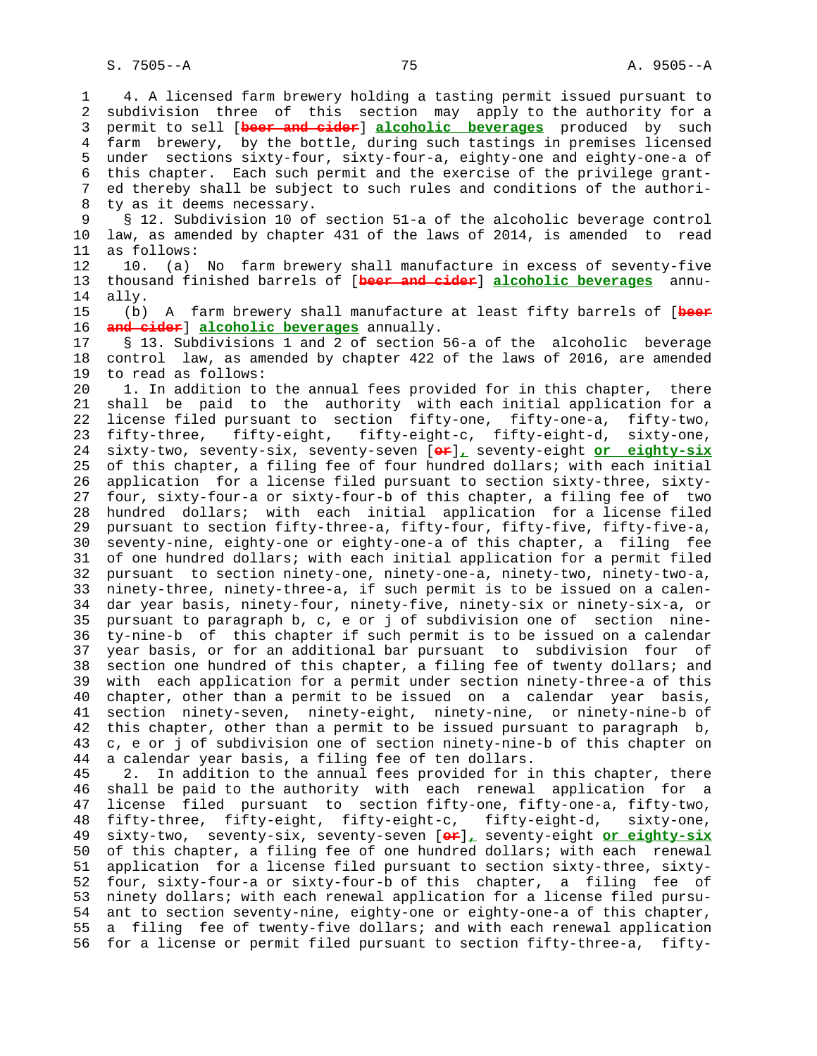4. A licensed farm brewery holding a tasting permit issued pursuant to subdivision three of this section may apply to the authority for a permit to sell [~~beer and cider~~] **alcoholic beverages** produced by such farm brewery, by the bottle, during such tastings in premises licensed under sections sixty-four, sixty-four-a, eighty-one and eighty-one-a of this chapter. Each such permit and the exercise of the privilege granted thereby shall be subject to such rules and conditions of the authority as it deems necessary.

§ 12. Subdivision 10 of section 51-a of the alcoholic beverage control law, as amended by chapter 431 of the laws of 2014, is amended to read as follows:

10. (a) No farm brewery shall manufacture in excess of seventy-five thousand finished barrels of [~~beer and cider~~] **alcoholic beverages** annually.

(b) A farm brewery shall manufacture at least fifty barrels of [~~beer and cider~~] **alcoholic beverages** annually.

§ 13. Subdivisions 1 and 2 of section 56-a of the alcoholic beverage control law, as amended by chapter 422 of the laws of 2016, are amended to read as follows:

1. In addition to the annual fees provided for in this chapter, there shall be paid to the authority with each initial application for a license filed pursuant to section fifty-one, fifty-one-a, fifty-two, fifty-three, fifty-eight, fifty-eight-c, fifty-eight-d, sixty-one, sixty-two, seventy-six, seventy-seven [~~or~~]**,** seventy-eight **or eighty-six** of this chapter, a filing fee of four hundred dollars; with each initial application for a license filed pursuant to section sixty-three, sixty-four, sixty-four-a or sixty-four-b of this chapter, a filing fee of two hundred dollars; with each initial application for a license filed pursuant to section fifty-three-a, fifty-four, fifty-five, fifty-five-a, seventy-nine, eighty-one or eighty-one-a of this chapter, a filing fee of one hundred dollars; with each initial application for a permit filed pursuant to section ninety-one, ninety-one-a, ninety-two, ninety-two-a, ninety-three, ninety-three-a, if such permit is to be issued on a calendar year basis, ninety-four, ninety-five, ninety-six or ninety-six-a, or pursuant to paragraph b, c, e or j of subdivision one of section ninety-nine-b of this chapter if such permit is to be issued on a calendar year basis, or for an additional bar pursuant to subdivision four of section one hundred of this chapter, a filing fee of twenty dollars; and with each application for a permit under section ninety-three-a of this chapter, other than a permit to be issued on a calendar year basis, section ninety-seven, ninety-eight, ninety-nine, or ninety-nine-b of this chapter, other than a permit to be issued pursuant to paragraph b, c, e or j of subdivision one of section ninety-nine-b of this chapter on a calendar year basis, a filing fee of ten dollars.

2. In addition to the annual fees provided for in this chapter, there shall be paid to the authority with each renewal application for a license filed pursuant to section fifty-one, fifty-one-a, fifty-two, fifty-three, fifty-eight, fifty-eight-c, fifty-eight-d, sixty-one, sixty-two, seventy-six, seventy-seven [~~or~~]**,** seventy-eight **or eighty-six** of this chapter, a filing fee of one hundred dollars; with each renewal application for a license filed pursuant to section sixty-three, sixty-four, sixty-four-a or sixty-four-b of this chapter, a filing fee of ninety dollars; with each renewal application for a license filed pursuant to section seventy-nine, eighty-one or eighty-one-a of this chapter, a filing fee of twenty-five dollars; and with each renewal application for a license or permit filed pursuant to section fifty-three-a, fifty-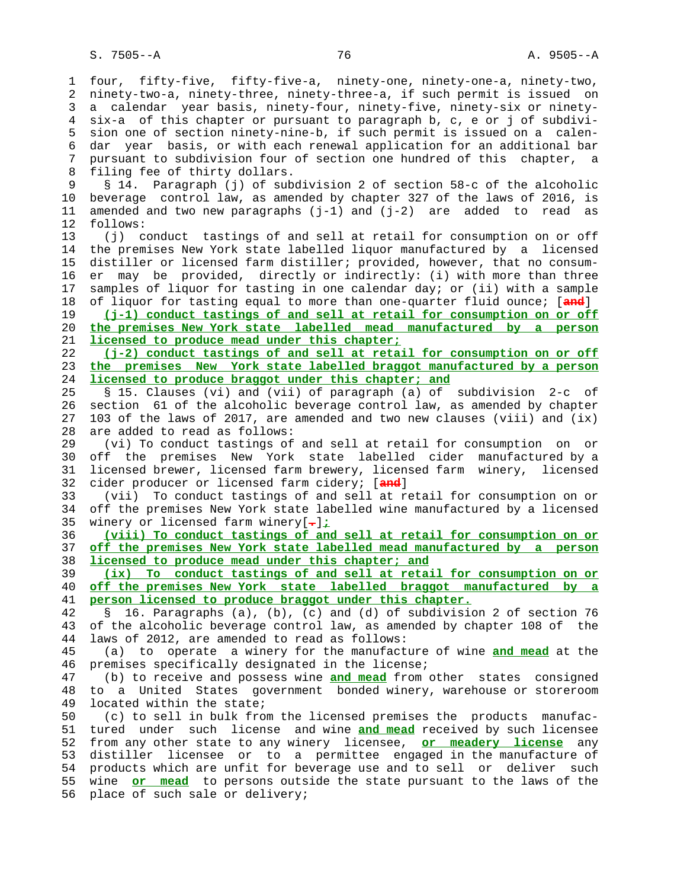four, fifty-five, fifty-five-a, ninety-one, ninety-one-a, ninety-two, ninety-two-a, ninety-three, ninety-three-a, if such permit is issued on a calendar year basis, ninety-four, ninety-five, ninety-six or ninety-six-a of this chapter or pursuant to paragraph b, c, e or j of subdivision one of section ninety-nine-b, if such permit is issued on a calendar year basis, or with each renewal application for an additional bar pursuant to subdivision four of section one hundred of this chapter, a filing fee of thirty dollars.

§ 14. Paragraph (j) of subdivision 2 of section 58-c of the alcoholic beverage control law, as amended by chapter 327 of the laws of 2016, is amended and two new paragraphs (j-1) and (j-2) are added to read as follows:

(j) conduct tastings of and sell at retail for consumption on or off the premises New York state labelled liquor manufactured by a licensed distiller or licensed farm distiller; provided, however, that no consumer may be provided, directly or indirectly: (i) with more than three samples of liquor for tasting in one calendar day; or (ii) with a sample of liquor for tasting equal to more than one-quarter fluid ounce; [**and**]

**(j-1) conduct tastings of and sell at retail for consumption on or off the premises New York state labelled mead manufactured by a person licensed to produce mead under this chapter;**

**(j-2) conduct tastings of and sell at retail for consumption on or off the premises New York state labelled braggot manufactured by a person licensed to produce braggot under this chapter; and**

§ 15. Clauses (vi) and (vii) of paragraph (a) of subdivision 2-c of section 61 of the alcoholic beverage control law, as amended by chapter 103 of the laws of 2017, are amended and two new clauses (viii) and (ix) are added to read as follows:

(vi) To conduct tastings of and sell at retail for consumption on or off the premises New York state labelled cider manufactured by a licensed brewer, licensed farm brewery, licensed farm winery, licensed cider producer or licensed farm cidery; [**and**]

(vii) To conduct tastings of and sell at retail for consumption on or off the premises New York state labelled wine manufactured by a licensed winery or licensed farm winery[**.**]**;**

**(viii) To conduct tastings of and sell at retail for consumption on or off the premises New York state labelled mead manufactured by a person licensed to produce mead under this chapter; and**

**(ix) To conduct tastings of and sell at retail for consumption on or off the premises New York state labelled braggot manufactured by a person licensed to produce braggot under this chapter.**

§ 16. Paragraphs (a), (b), (c) and (d) of subdivision 2 of section 76 of the alcoholic beverage control law, as amended by chapter 108 of the laws of 2012, are amended to read as follows:

(a) to operate a winery for the manufacture of wine **and mead** at the premises specifically designated in the license;

(b) to receive and possess wine **and mead** from other states consigned to a United States government bonded winery, warehouse or storeroom located within the state;

(c) to sell in bulk from the licensed premises the products manufactured under such license and wine **and mead** received by such licensee from any other state to any winery licensee, **or meadery license** any distiller licensee or to a permittee engaged in the manufacture of products which are unfit for beverage use and to sell or deliver such wine **or mead** to persons outside the state pursuant to the laws of the place of such sale or delivery;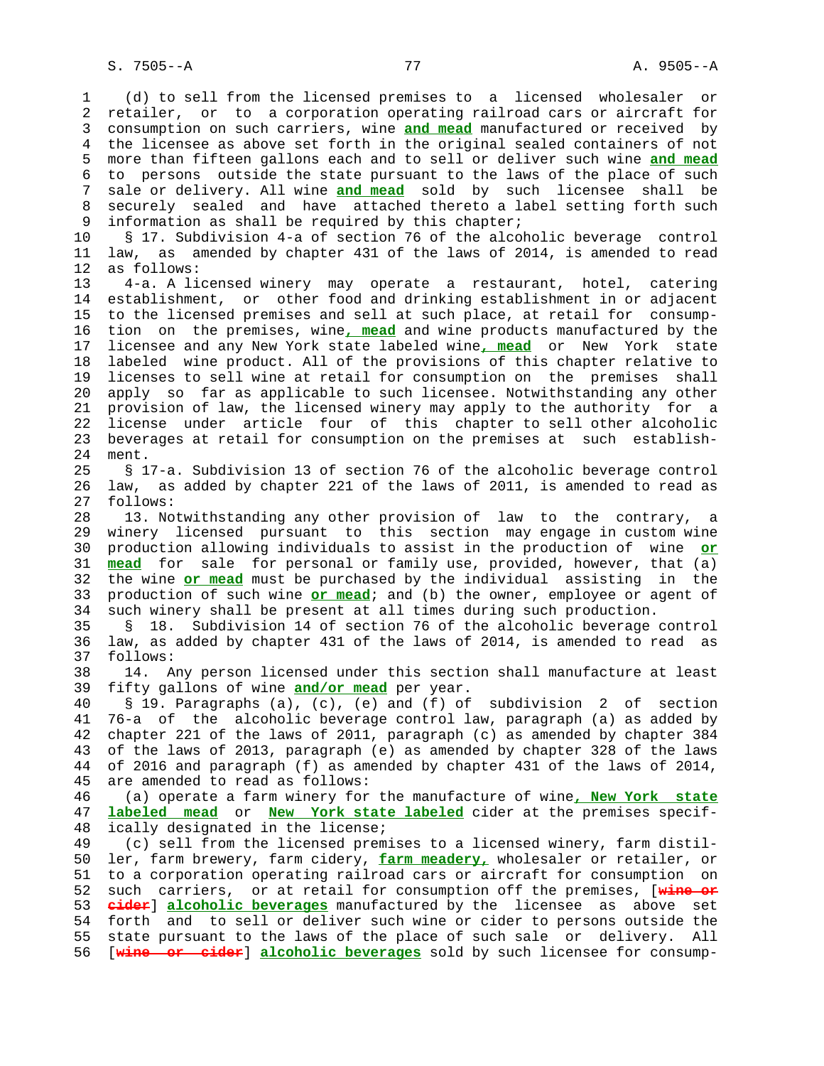(d) to sell from the licensed premises to a licensed wholesaler or retailer, or to a corporation operating railroad cars or aircraft for consumption on such carriers, wine **and mead** manufactured or received by the licensee as above set forth in the original sealed containers of not more than fifteen gallons each and to sell or deliver such wine **and mead** to persons outside the state pursuant to the laws of the place of such sale or delivery. All wine **and mead** sold by such licensee shall be securely sealed and have attached thereto a label setting forth such information as shall be required by this chapter;

§ 17. Subdivision 4-a of section 76 of the alcoholic beverage control law, as amended by chapter 431 of the laws of 2014, is amended to read as follows:

4-a. A licensed winery may operate a restaurant, hotel, catering establishment, or other food and drinking establishment in or adjacent to the licensed premises and sell at such place, at retail for consumption on the premises, wine**, mead** and wine products manufactured by the licensee and any New York state labeled wine**, mead** or New York state labeled wine product. All of the provisions of this chapter relative to licenses to sell wine at retail for consumption on the premises shall apply so far as applicable to such licensee. Notwithstanding any other provision of law, the licensed winery may apply to the authority for a license under article four of this chapter to sell other alcoholic beverages at retail for consumption on the premises at such establishment.

§ 17-a. Subdivision 13 of section 76 of the alcoholic beverage control law, as added by chapter 221 of the laws of 2011, is amended to read as follows:

13. Notwithstanding any other provision of law to the contrary, a winery licensed pursuant to this section may engage in custom wine production allowing individuals to assist in the production of wine **or mead** for personal or family use, provided, however, that (a) the wine **or mead** must be purchased by the individual assisting in the production of such wine **or mead**; and (b) the owner, employee or agent of such winery shall be present at all times during such production.

§ 18. Subdivision 14 of section 76 of the alcoholic beverage control law, as added by chapter 431 of the laws of 2014, is amended to read as follows:

14. Any person licensed under this section shall manufacture at least fifty gallons of wine **and/or mead** per year.

§ 19. Paragraphs (a), (c), (e) and (f) of subdivision 2 of section 76-a of the alcoholic beverage control law, paragraph (a) as added by chapter 221 of the laws of 2011, paragraph (c) as amended by chapter 384 of the laws of 2013, paragraph (e) as amended by chapter 328 of the laws of 2016 and paragraph (f) as amended by chapter 431 of the laws of 2014, are amended to read as follows:

(a) operate a farm winery for the manufacture of wine**, New York state labeled mead** or **New York state labeled** cider at the premises specifically designated in the license;

(c) sell from the licensed premises to a licensed winery, farm distiller, farm brewery, farm cidery, **farm meadery,** wholesaler or retailer, or to a corporation operating railroad cars or aircraft for consumption on such carriers, or at retail for consumption off the premises, [~~wine or cider~~] **alcoholic beverages** manufactured by the licensee as above set forth and to sell or deliver such wine or cider to persons outside the state pursuant to the laws of the place of such sale or delivery. All [~~wine or cider~~] **alcoholic beverages** sold by such licensee for consump-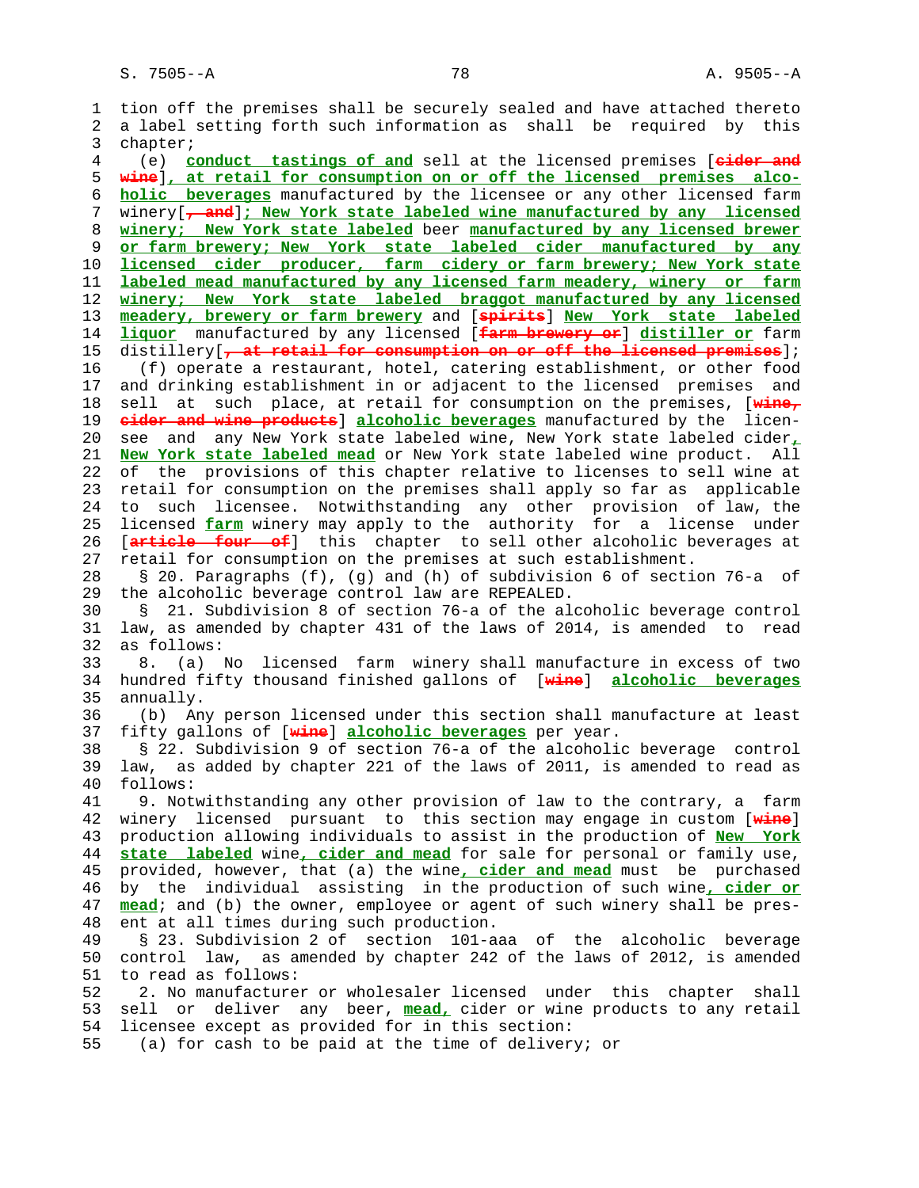tion off the premises shall be securely sealed and have attached thereto a label setting forth such information as shall be required by this chapter;

(e) **conduct tastings of and** sell at the licensed premises [~~cider and wine~~]**, at retail for consumption on or off the licensed premises alcoholic beverages** manufactured by the licensee or any other licensed farm winery[~~, and~~]**; New York state labeled wine manufactured by any licensed winery; New York state labeled** beer **manufactured by any licensed brewer or farm brewery; New York state labeled cider manufactured by any licensed cider producer, farm cidery or farm brewery; New York state labeled mead manufactured by any licensed farm meadery, winery or farm winery; New York state labeled braggot manufactured by any licensed meadery, brewery or farm brewery** and [~~spirits~~] **New York state labeled liquor** manufactured by any licensed [~~farm brewery or~~] **distiller or** farm distillery[~~, at retail for consumption on or off the licensed premises~~];

(f) operate a restaurant, hotel, catering establishment, or other food and drinking establishment in or adjacent to the licensed premises and sell at such place, at retail for consumption on the premises, [~~wine, cider and wine products~~] **alcoholic beverages** manufactured by the licensee and any New York state labeled wine, New York state labeled cider**, New York state labeled mead** or New York state labeled wine product. All of the provisions of this chapter relative to licenses to sell wine at retail for consumption on the premises shall apply so far as applicable to such licensee. Notwithstanding any other provision of law, the licensed **farm** winery may apply to the authority for a license under [~~article four of~~] this chapter to sell other alcoholic beverages at retail for consumption on the premises at such establishment.

§ 20. Paragraphs (f), (g) and (h) of subdivision 6 of section 76-a of the alcoholic beverage control law are REPEALED.

§ 21. Subdivision 8 of section 76-a of the alcoholic beverage control law, as amended by chapter 431 of the laws of 2014, is amended to read as follows:

8. (a) No licensed farm winery shall manufacture in excess of two hundred fifty thousand finished gallons of [~~wine~~] **alcoholic beverages** annually.

(b) Any person licensed under this section shall manufacture at least fifty gallons of [~~wine~~] **alcoholic beverages** per year.

§ 22. Subdivision 9 of section 76-a of the alcoholic beverage control law, as added by chapter 221 of the laws of 2011, is amended to read as follows:

9. Notwithstanding any other provision of law to the contrary, a farm winery licensed pursuant to this section may engage in custom [~~wine~~] production allowing individuals to assist in the production of **New York state labeled** wine**, cider and mead** for sale for personal or family use, provided, however, that (a) the wine**, cider and mead** must be purchased by the individual assisting in the production of such wine**, cider or mead**; and (b) the owner, employee or agent of such winery shall be present at all times during such production.

§ 23. Subdivision 2 of section 101-aaa of the alcoholic beverage control law, as amended by chapter 242 of the laws of 2012, is amended to read as follows:

2. No manufacturer or wholesaler licensed under this chapter shall sell or deliver any beer, **mead,** cider or wine products to any retail licensee except as provided for in this section:

(a) for cash to be paid at the time of delivery; or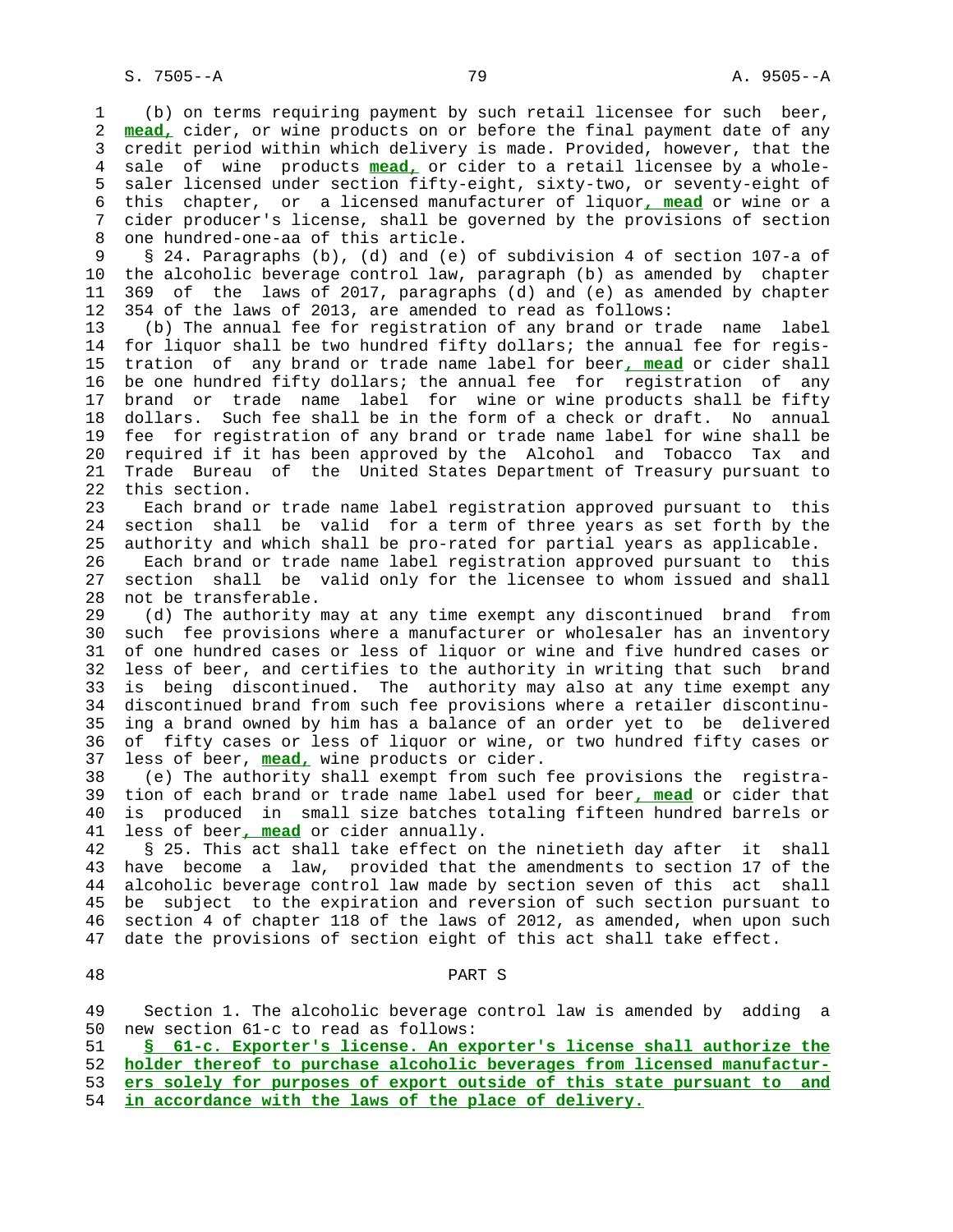(b) on terms requiring payment by such retail licensee for such beer, **mead,** cider, or wine products on or before the final payment date of any credit period within which delivery is made. Provided, however, that the sale of wine products **mead,** or cider to a retail licensee by a wholesaler licensed under section fifty-eight, sixty-two, or seventy-eight of this chapter, or a licensed manufacturer of liquor**, mead** or wine or a cider producer's license, shall be governed by the provisions of section one hundred-one-aa of this article.

§ 24. Paragraphs (b), (d) and (e) of subdivision 4 of section 107-a of the alcoholic beverage control law, paragraph (b) as amended by chapter 369 of the laws of 2017, paragraphs (d) and (e) as amended by chapter 354 of the laws of 2013, are amended to read as follows:

(b) The annual fee for registration of any brand or trade name label for liquor shall be two hundred fifty dollars; the annual fee for registration of any brand or trade name label for beer**, mead** or cider shall be one hundred fifty dollars; the annual fee for registration of any brand or trade name label for wine or wine products shall be fifty dollars. Such fee shall be in the form of a check or draft. No annual fee for registration of any brand or trade name label for wine shall be required if it has been approved by the Alcohol and Tobacco Tax and Trade Bureau of the United States Department of Treasury pursuant to this section.

Each brand or trade name label registration approved pursuant to this section shall be valid for a term of three years as set forth by the authority and which shall be pro-rated for partial years as applicable.

Each brand or trade name label registration approved pursuant to this section shall be valid only for the licensee to whom issued and shall not be transferable.

(d) The authority may at any time exempt any discontinued brand from such fee provisions where a manufacturer or wholesaler has an inventory of one hundred cases or less of liquor or wine and five hundred cases or less of beer, and certifies to the authority in writing that such brand is being discontinued. The authority may also at any time exempt any discontinued brand from such fee provisions where a retailer discontinuing a brand owned by him has a balance of an order yet to be delivered of fifty cases or less of liquor or wine, or two hundred fifty cases or less of beer, **mead,** wine products or cider.

(e) The authority shall exempt from such fee provisions the registration of each brand or trade name label used for beer**, mead** or cider that is produced in small size batches totaling fifteen hundred barrels or less of beer**, mead** or cider annually.

§ 25. This act shall take effect on the ninetieth day after it shall have become a law, provided that the amendments to section 17 of the alcoholic beverage control law made by section seven of this act shall be subject to the expiration and reversion of such section pursuant to section 4 of chapter 118 of the laws of 2012, as amended, when upon such date the provisions of section eight of this act shall take effect.

PART S

Section 1. The alcoholic beverage control law is amended by adding a new section 61-c to read as follows:

**§ 61-c. Exporter's license. An exporter's license shall authorize the holder thereof to purchase alcoholic beverages from licensed manufacturers solely for purposes of export outside of this state pursuant to and in accordance with the laws of the place of delivery.**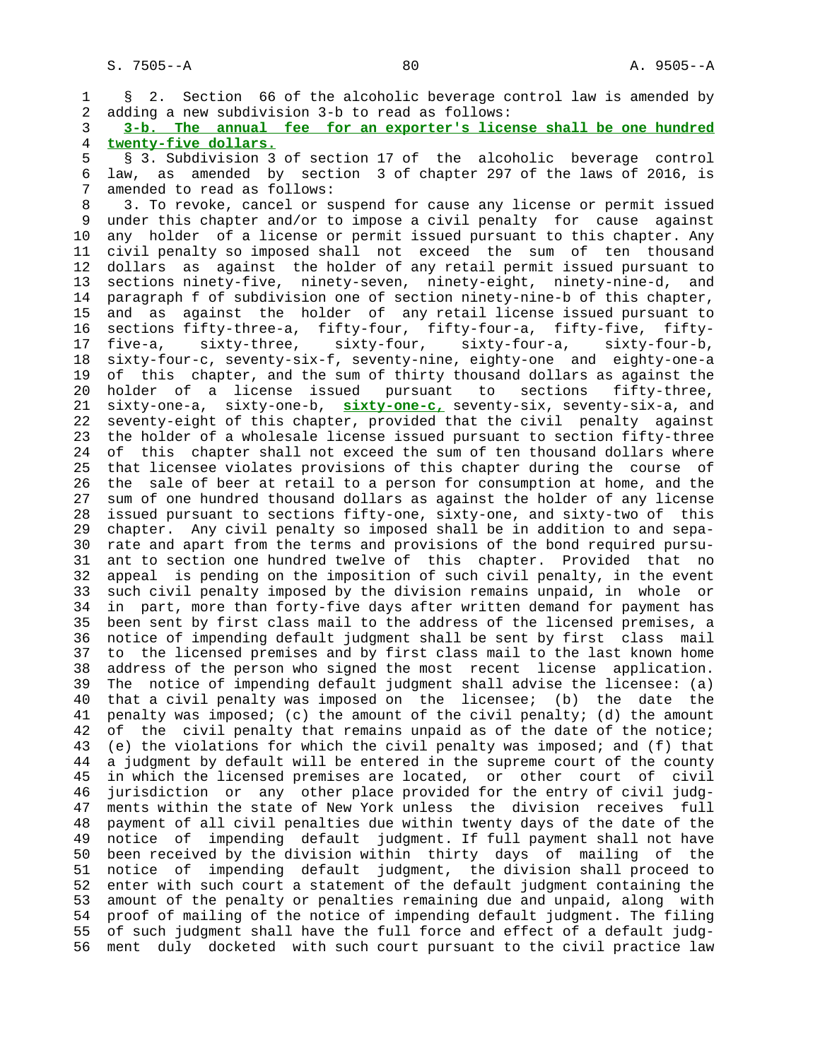§ 2. Section 66 of the alcoholic beverage control law is amended by adding a new subdivision 3-b to read as follows:

**3-b. The annual fee for an exporter's license shall be one hundred twenty-five dollars.**

§ 3. Subdivision 3 of section 17 of the alcoholic beverage control law, as amended by section 3 of chapter 297 of the laws of 2016, is amended to read as follows:

3. To revoke, cancel or suspend for cause any license or permit issued under this chapter and/or to impose a civil penalty for cause against any holder of a license or permit issued pursuant to this chapter. Any civil penalty so imposed shall not exceed the sum of ten thousand dollars as against the holder of any retail permit issued pursuant to sections ninety-five, ninety-seven, ninety-eight, ninety-nine-d, and paragraph f of subdivision one of section ninety-nine-b of this chapter, and as against the holder of any retail license issued pursuant to sections fifty-three-a, fifty-four, fifty-four-a, fifty-five, fifty-five-a, sixty-three, sixty-four, sixty-four-a, sixty-four-b, sixty-four-c, seventy-six-f, seventy-nine, eighty-one and eighty-one-a of this chapter, and the sum of thirty thousand dollars as against the holder of a license issued pursuant to sections fifty-three, sixty-one-a, sixty-one-b, **sixty-one-c,** seventy-six, seventy-six-a, and seventy-eight of this chapter, provided that the civil penalty against the holder of a wholesale license issued pursuant to section fifty-three of this chapter shall not exceed the sum of ten thousand dollars where that licensee violates provisions of this chapter during the course of the sale of beer at retail to a person for consumption at home, and the sum of one hundred thousand dollars as against the holder of any license issued pursuant to sections fifty-one, sixty-one, and sixty-two of this chapter. Any civil penalty so imposed shall be in addition to and separate and apart from the terms and provisions of the bond required pursuant to section one hundred twelve of this chapter. Provided that no appeal is pending on the imposition of such civil penalty, in the event such civil penalty imposed by the division remains unpaid, in whole or in part, more than forty-five days after written demand for payment has been sent by first class mail to the address of the licensed premises, a notice of impending default judgment shall be sent by first class mail to the licensed premises and by first class mail to the last known home address of the person who signed the most recent license application. The notice of impending default judgment shall advise the licensee: (a) that a civil penalty was imposed on the licensee; (b) the date the penalty was imposed; (c) the amount of the civil penalty; (d) the amount of the civil penalty that remains unpaid as of the date of the notice; (e) the violations for which the civil penalty was imposed; and (f) that a judgment by default will be entered in the supreme court of the county in which the licensed premises are located, or other court of civil jurisdiction or any other place provided for the entry of civil judgments within the state of New York unless the division receives full payment of all civil penalties due within twenty days of the date of the notice of impending default judgment. If full payment shall not have been received by the division within thirty days of mailing of the notice of impending default judgment, the division shall proceed to enter with such court a statement of the default judgment containing the amount of the penalty or penalties remaining due and unpaid, along with proof of mailing of the notice of impending default judgment. The filing of such judgment shall have the full force and effect of a default judgment duly docketed with such court pursuant to the civil practice law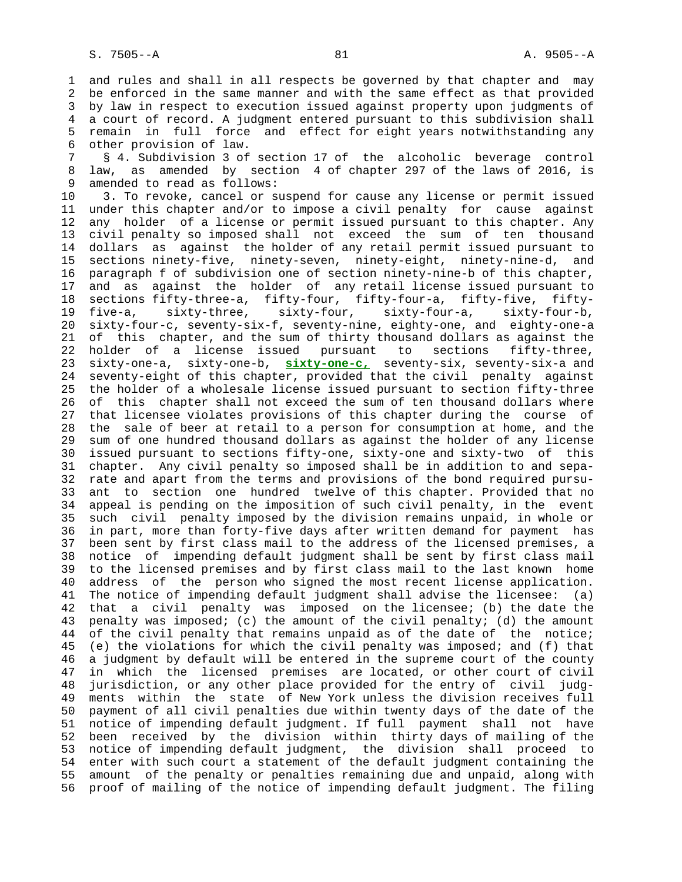and rules and shall in all respects be governed by that chapter and may be enforced in the same manner and with the same effect as that provided by law in respect to execution issued against property upon judgments of a court of record. A judgment entered pursuant to this subdivision shall remain in full force and effect for eight years notwithstanding any other provision of law.

§ 4. Subdivision 3 of section 17 of the alcoholic beverage control law, as amended by section 4 of chapter 297 of the laws of 2016, is amended to read as follows:

3. To revoke, cancel or suspend for cause any license or permit issued under this chapter and/or to impose a civil penalty for cause against any holder of a license or permit issued pursuant to this chapter. Any civil penalty so imposed shall not exceed the sum of ten thousand dollars as against the holder of any retail permit issued pursuant to sections ninety-five, ninety-seven, ninety-eight, ninety-nine-d, and paragraph f of subdivision one of section ninety-nine-b of this chapter, and as against the holder of any retail license issued pursuant to sections fifty-three-a, fifty-four, fifty-four-a, fifty-five, fifty-five-a, sixty-three, sixty-four, sixty-four-a, sixty-four-b, sixty-four-c, seventy-six-f, seventy-nine, eighty-one, and eighty-one-a of this chapter, and the sum of thirty thousand dollars as against the holder of a license issued pursuant to sections fifty-three, sixty-one-a, sixty-one-b, **sixty-one-c,** seventy-six, seventy-six-a and seventy-eight of this chapter, provided that the civil penalty against the holder of a wholesale license issued pursuant to section fifty-three of this chapter shall not exceed the sum of ten thousand dollars where that licensee violates provisions of this chapter during the course of the sale of beer at retail to a person for consumption at home, and the sum of one hundred thousand dollars as against the holder of any license issued pursuant to sections fifty-one, sixty-one and sixty-two of this chapter. Any civil penalty so imposed shall be in addition to and separate and apart from the terms and provisions of the bond required pursuant to section one hundred twelve of this chapter. Provided that no appeal is pending on the imposition of such civil penalty, in the event such civil penalty imposed by the division remains unpaid, in whole or in part, more than forty-five days after written demand for payment has been sent by first class mail to the address of the licensed premises, a notice of impending default judgment shall be sent by first class mail to the licensed premises and by first class mail to the last known home address of the person who signed the most recent license application. The notice of impending default judgment shall advise the licensee: (a) that a civil penalty was imposed on the licensee; (b) the date the penalty was imposed; (c) the amount of the civil penalty; (d) the amount of the civil penalty that remains unpaid as of the date of the notice; (e) the violations for which the civil penalty was imposed; and (f) that a judgment by default will be entered in the supreme court of the county in which the licensed premises are located, or other court of civil jurisdiction, or any other place provided for the entry of civil judgments within the state of New York unless the division receives full payment of all civil penalties due within twenty days of the date of the notice of impending default judgment. If full payment shall not have been received by the division within thirty days of mailing of the notice of impending default judgment, the division shall proceed to enter with such court a statement of the default judgment containing the amount of the penalty or penalties remaining due and unpaid, along with proof of mailing of the notice of impending default judgment. The filing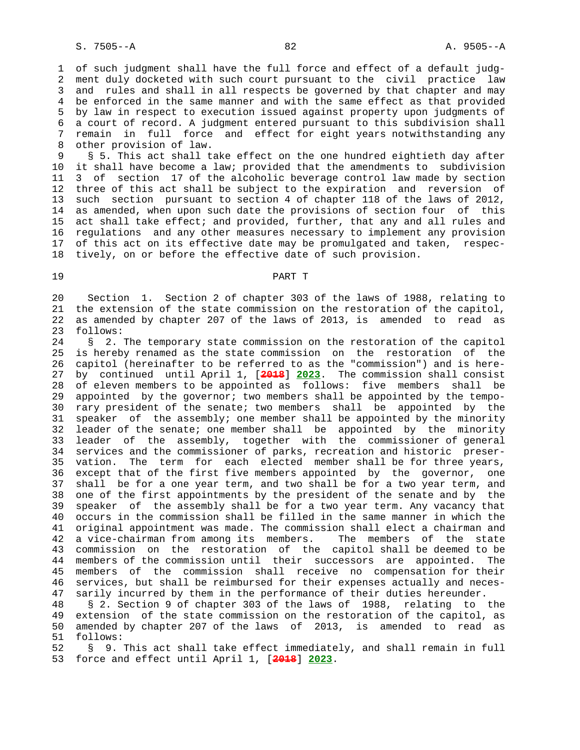of such judgment shall have the full force and effect of a default judgment duly docketed with such court pursuant to the civil practice law and rules and shall in all respects be governed by that chapter and may be enforced in the same manner and with the same effect as that provided by law in respect to execution issued against property upon judgments of a court of record. A judgment entered pursuant to this subdivision shall remain in full force and effect for eight years notwithstanding any other provision of law.

§ 5. This act shall take effect on the one hundred eightieth day after it shall have become a law; provided that the amendments to subdivision 3 of section 17 of the alcoholic beverage control law made by section three of this act shall be subject to the expiration and reversion of such section pursuant to section 4 of chapter 118 of the laws of 2012, as amended, when upon such date the provisions of section four of this act shall take effect; and provided, further, that any and all rules and regulations and any other measures necessary to implement any provision of this act on its effective date may be promulgated and taken, respectively, on or before the effective date of such provision.

## PART T

Section 1. Section 2 of chapter 303 of the laws of 1988, relating to the extension of the state commission on the restoration of the capitol, as amended by chapter 207 of the laws of 2013, is amended to read as follows:

§ 2. The temporary state commission on the restoration of the capitol is hereby renamed as the state commission on the restoration of the capitol (hereinafter to be referred to as the "commission") and is hereby continued until April 1, [2018] 2023. The commission shall consist of eleven members to be appointed as follows: five members shall be appointed by the governor; two members shall be appointed by the temporary president of the senate; two members shall be appointed by the speaker of the assembly; one member shall be appointed by the minority leader of the senate; one member shall be appointed by the minority leader of the assembly, together with the commissioner of general services and the commissioner of parks, recreation and historic preservation. The term for each elected member shall be for three years, except that of the first five members appointed by the governor, one shall be for a one year term, and two shall be for a two year term, and one of the first appointments by the president of the senate and by the speaker of the assembly shall be for a two year term. Any vacancy that occurs in the commission shall be filled in the same manner in which the original appointment was made. The commission shall elect a chairman and a vice-chairman from among its members. The members of the state commission on the restoration of the capitol shall be deemed to be members of the commission until their successors are appointed. The members of the commission shall receive no compensation for their services, but shall be reimbursed for their expenses actually and necessarily incurred by them in the performance of their duties hereunder.

§ 2. Section 9 of chapter 303 of the laws of 1988, relating to the extension of the state commission on the restoration of the capitol, as amended by chapter 207 of the laws of 2013, is amended to read as follows:

§ 9. This act shall take effect immediately, and shall remain in full force and effect until April 1, [2018] 2023.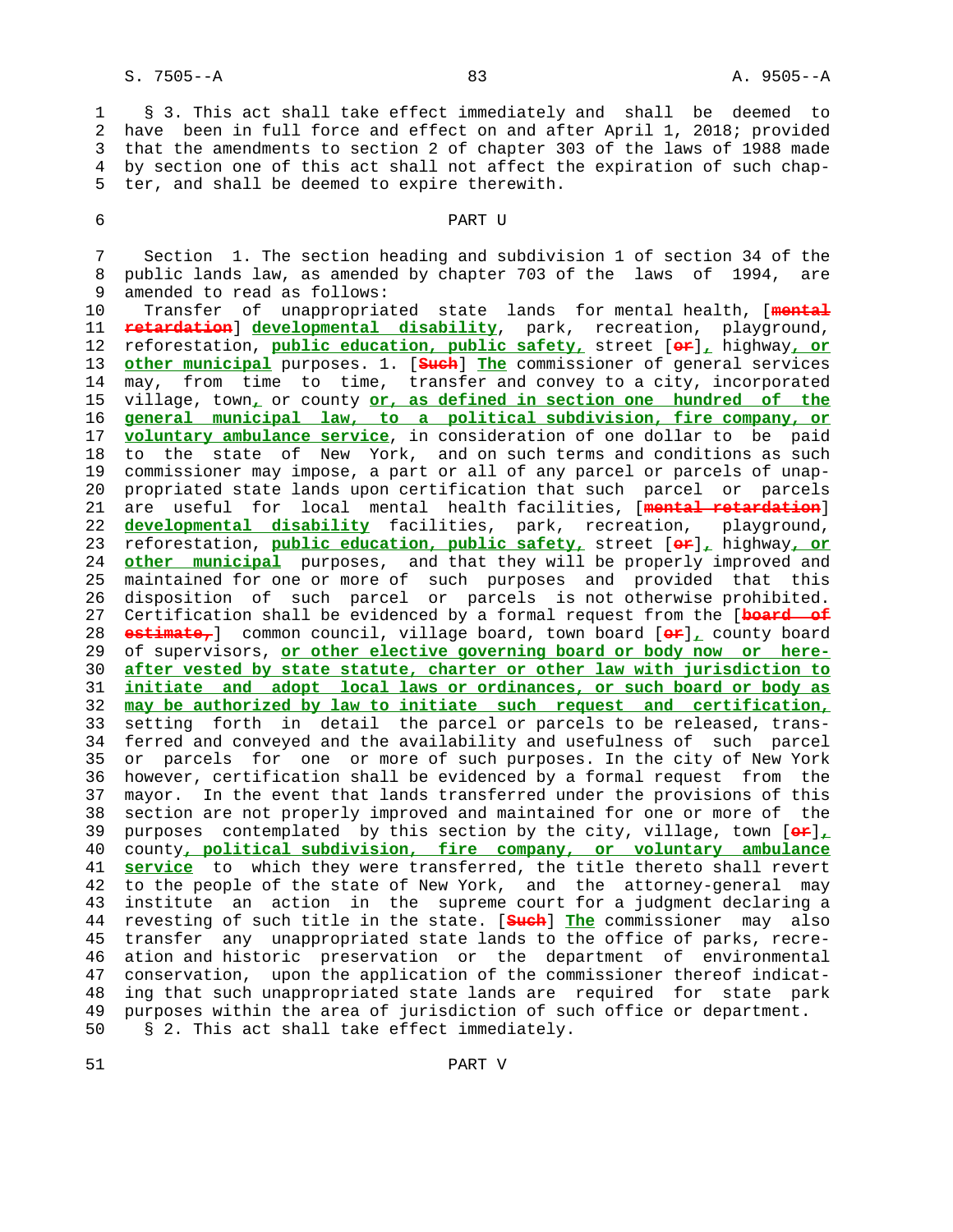§ 3. This act shall take effect immediately and shall be deemed to have been in full force and effect on and after April 1, 2018; provided that the amendments to section 2 of chapter 303 of the laws of 1988 made by section one of this act shall not affect the expiration of such chapter, and shall be deemed to expire therewith.

PART U

Section 1. The section heading and subdivision 1 of section 34 of the public lands law, as amended by chapter 703 of the laws of 1994, are amended to read as follows:

Transfer of unappropriated state lands for mental health, [~~mental retardation~~] **developmental disability**, park, recreation, playground, reforestation, **public education, public safety,** street [~~or~~]**,** highway**, or other municipal** purposes. 1. [~~Such~~] **The** commissioner of general services may, from time to time, transfer and convey to a city, incorporated village, town**,** or county **or, as defined in section one hundred of the general municipal law, to a political subdivision, fire company, or voluntary ambulance service**, in consideration of one dollar to be paid to the state of New York, and on such terms and conditions as such commissioner may impose, a part or all of any parcel or parcels of unappropriated state lands upon certification that such parcel or parcels are useful for local mental health facilities, [~~mental retardation~~] **developmental disability** facilities, park, recreation, playground, reforestation, **public education, public safety,** street [~~or~~]**,** highway**, or other municipal** purposes, and that they will be properly improved and maintained for one or more of such purposes and provided that this disposition of such parcel or parcels is not otherwise prohibited. Certification shall be evidenced by a formal request from the [~~board of estimate,~~] common council, village board, town board [~~or~~]**,** county board of supervisors, **or other elective governing board or body now or hereafter vested by state statute, charter or other law with jurisdiction to initiate and adopt local laws or ordinances, or such board or body as may be authorized by law to initiate such request and certification,** setting forth in detail the parcel or parcels to be released, transferred and conveyed and the availability and usefulness of such parcel or parcels for one or more of such purposes. In the city of New York however, certification shall be evidenced by a formal request from the mayor. In the event that lands transferred under the provisions of this section are not properly improved and maintained for one or more of the purposes contemplated by this section by the city, village, town [~~or~~]**,** county**, political subdivision, fire company, or voluntary ambulance service** to which they were transferred, the title thereto shall revert to the people of the state of New York, and the attorney-general may institute an action in the supreme court for a judgment declaring a revesting of such title in the state. [~~Such~~] **The** commissioner may also transfer any unappropriated state lands to the office of parks, recreation and historic preservation or the department of environmental conservation, upon the application of the commissioner thereof indicating that such unappropriated state lands are required for state park purposes within the area of jurisdiction of such office or department.

§ 2. This act shall take effect immediately.

PART V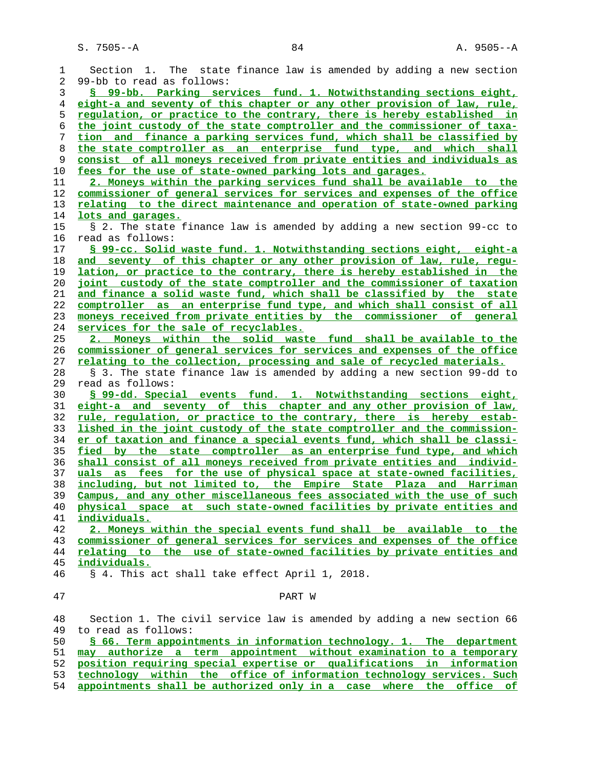Section 1. The state finance law is amended by adding a new section 99-bb to read as follows:

**§ 99-bb. Parking services fund. 1. Notwithstanding sections eight, eight-a and seventy of this chapter or any other provision of law, rule, regulation, or practice to the contrary, there is hereby established in the joint custody of the state comptroller and the commissioner of taxation and finance a parking services fund, which shall be classified by the state comptroller as an enterprise fund type, and which shall consist of all moneys received from private entities and individuals as fees for the use of state-owned parking lots and garages.**

**2. Moneys within the parking services fund shall be available to the commissioner of general services for services and expenses of the office relating to the direct maintenance and operation of state-owned parking lots and garages.**

§ 2. The state finance law is amended by adding a new section 99-cc to read as follows:

**§ 99-cc. Solid waste fund. 1. Notwithstanding sections eight, eight-a and seventy of this chapter or any other provision of law, rule, regulation, or practice to the contrary, there is hereby established in the joint custody of the state comptroller and the commissioner of taxation and finance a solid waste fund, which shall be classified by the state comptroller as an enterprise fund type, and which shall consist of all moneys received from private entities by the commissioner of general services for the sale of recyclables.**

**2. Moneys within the solid waste fund shall be available to the commissioner of general services for services and expenses of the office relating to the collection, processing and sale of recycled materials.**

§ 3. The state finance law is amended by adding a new section 99-dd to read as follows:

**§ 99-dd. Special events fund. 1. Notwithstanding sections eight, eight-a and seventy of this chapter and any other provision of law, rule, regulation, or practice to the contrary, there is hereby established in the joint custody of the state comptroller and the commissioner of taxation and finance a special events fund, which shall be classified by the state comptroller as an enterprise fund type, and which shall consist of all moneys received from private entities and individuals as fees for the use of physical space at state-owned facilities, including, but not limited to, the Empire State Plaza and Harriman Campus, and any other miscellaneous fees associated with the use of such physical space at such state-owned facilities by private entities and individuals.**

**2. Moneys within the special events fund shall be available to the commissioner of general services for services and expenses of the office relating to the use of state-owned facilities by private entities and individuals.**

§ 4. This act shall take effect April 1, 2018.

## PART W

Section 1. The civil service law is amended by adding a new section 66 to read as follows:

**§ 66. Term appointments in information technology. 1. The department may authorize a term appointment without examination to a temporary position requiring special expertise or qualifications in information technology within the office of information technology services. Such appointments shall be authorized only in a case where the office of**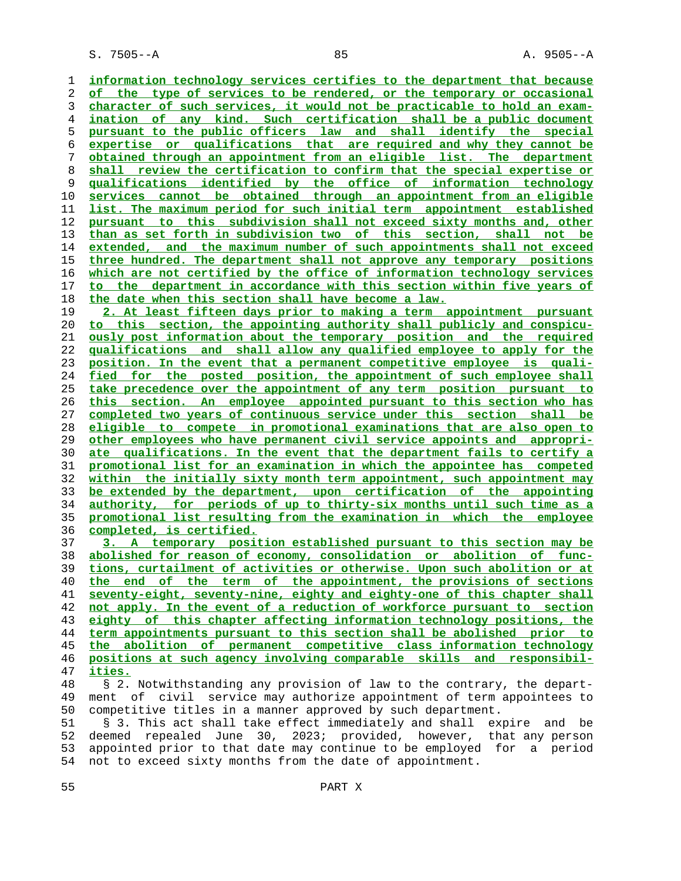information technology services certifies to the department that because of the type of services to be rendered, or the temporary or occasional character of such services, it would not be practicable to hold an examination of any kind. Such certification shall be a public document pursuant to the public officers law and shall identify the special expertise or qualifications that are required and why they cannot be obtained through an appointment from an eligible list. The department shall review the certification to confirm that the special expertise or qualifications identified by the office of information technology services cannot be obtained through an appointment from an eligible list. The maximum period for such initial term appointment established pursuant to this subdivision shall not exceed sixty months and, other than as set forth in subdivision two of this section, shall not be extended, and the maximum number of such appointments shall not exceed three hundred. The department shall not approve any temporary positions which are not certified by the office of information technology services to the department in accordance with this section within five years of the date when this section shall have become a law.

2. At least fifteen days prior to making a term appointment pursuant to this section, the appointing authority shall publicly and conspicuously post information about the temporary position and the required qualifications and shall allow any qualified employee to apply for the position. In the event that a permanent competitive employee is qualified for the posted position, the appointment of such employee shall take precedence over the appointment of any term position pursuant to this section. An employee appointed pursuant to this section who has completed two years of continuous service under this section shall be eligible to compete in promotional examinations that are also open to other employees who have permanent civil service appoints and appropriate qualifications. In the event that the department fails to certify a promotional list for an examination in which the appointee has competed within the initially sixty month term appointment, such appointment may be extended by the department, upon certification of the appointing authority, for periods of up to thirty-six months until such time as a promotional list resulting from the examination in which the employee completed, is certified.

3. A temporary position established pursuant to this section may be abolished for reason of economy, consolidation or abolition of functions, curtailment of activities or otherwise. Upon such abolition or at the end of the term of the appointment, the provisions of sections seventy-eight, seventy-nine, eighty and eighty-one of this chapter shall not apply. In the event of a reduction of workforce pursuant to section eighty of this chapter affecting information technology positions, the term appointments pursuant to this section shall be abolished prior to the abolition of permanent competitive class information technology positions at such agency involving comparable skills and responsibilities.

§ 2. Notwithstanding any provision of law to the contrary, the department of civil service may authorize appointment of term appointees to competitive titles in a manner approved by such department.

§ 3. This act shall take effect immediately and shall expire and be deemed repealed June 30, 2023; provided, however, that any person appointed prior to that date may continue to be employed for a period not to exceed sixty months from the date of appointment.

PART X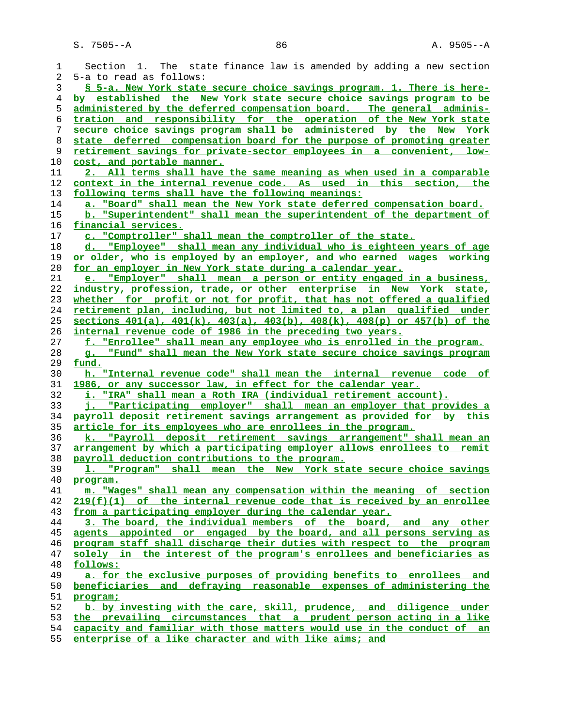Section 1. The state finance law is amended by adding a new section 5-a to read as follows:

§ 5-a. New York state secure choice savings program. 1. There is hereby established the New York state secure choice savings program to be administered by the deferred compensation board. The general administration and responsibility for the operation of the New York state secure choice savings program shall be administered by the New York state deferred compensation board for the purpose of promoting greater retirement savings for private-sector employees in a convenient, low-cost, and portable manner.

2. All terms shall have the same meaning as when used in a comparable context in the internal revenue code. As used in this section, the following terms shall have the following meanings:

a. "Board" shall mean the New York state deferred compensation board.

b. "Superintendent" shall mean the superintendent of the department of financial services.

c. "Comptroller" shall mean the comptroller of the state.

d. "Employee" shall mean any individual who is eighteen years of age or older, who is employed by an employer, and who earned wages working for an employer in New York state during a calendar year.

e. "Employer" shall mean a person or entity engaged in a business, industry, profession, trade, or other enterprise in New York state, whether for profit or not for profit, that has not offered a qualified retirement plan, including, but not limited to, a plan qualified under sections 401(a), 401(k), 403(a), 403(b), 408(k), 408(p) or 457(b) of the internal revenue code of 1986 in the preceding two years.

f. "Enrollee" shall mean any employee who is enrolled in the program.

g. "Fund" shall mean the New York state secure choice savings program fund.

h. "Internal revenue code" shall mean the internal revenue code of 1986, or any successor law, in effect for the calendar year.

i. "IRA" shall mean a Roth IRA (individual retirement account).

j. "Participating employer" shall mean an employer that provides a payroll deposit retirement savings arrangement as provided for by this article for its employees who are enrollees in the program.

k. "Payroll deposit retirement savings arrangement" shall mean an arrangement by which a participating employer allows enrollees to remit payroll deduction contributions to the program.

l. "Program" shall mean the New York state secure choice savings program.

m. "Wages" shall mean any compensation within the meaning of section 219(f)(1) of the internal revenue code that is received by an enrollee from a participating employer during the calendar year.

3. The board, the individual members of the board, and any other agents appointed or engaged by the board, and all persons serving as program staff shall discharge their duties with respect to the program solely in the interest of the program's enrollees and beneficiaries as follows:

a. for the exclusive purposes of providing benefits to enrollees and beneficiaries and defraying reasonable expenses of administering the program;

b. by investing with the care, skill, prudence, and diligence under the prevailing circumstances that a prudent person acting in a like capacity and familiar with those matters would use in the conduct of an enterprise of a like character and with like aims; and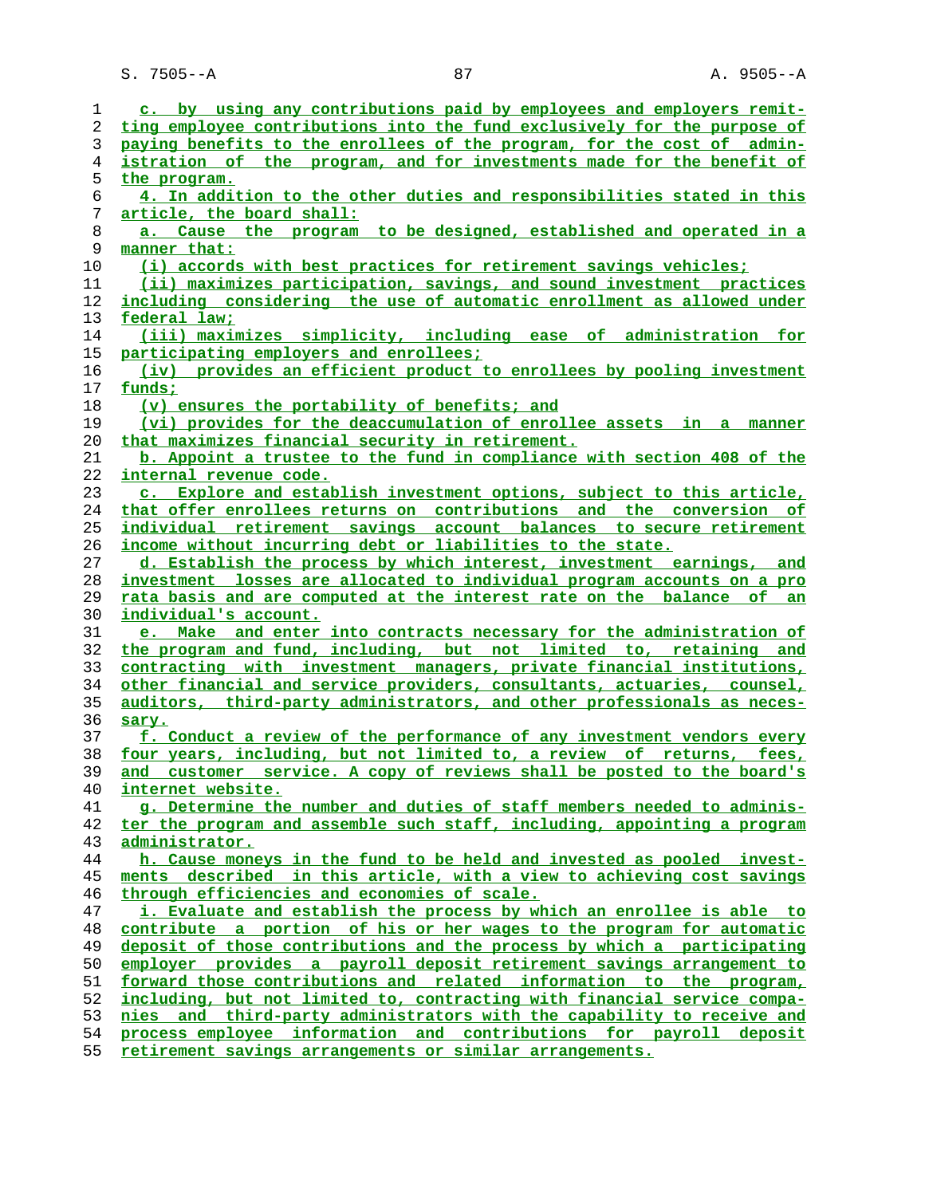c. by using any contributions paid by employees and employers remitting employee contributions into the fund exclusively for the purpose of paying benefits to the enrollees of the program, for the cost of administration of the program, and for investments made for the benefit of the program.

4. In addition to the other duties and responsibilities stated in this article, the board shall:

a. Cause the program to be designed, established and operated in a manner that:

(i) accords with best practices for retirement savings vehicles;

(ii) maximizes participation, savings, and sound investment practices including considering the use of automatic enrollment as allowed under federal law;

(iii) maximizes simplicity, including ease of administration for participating employers and enrollees;

(iv) provides an efficient product to enrollees by pooling investment funds;

(v) ensures the portability of benefits; and

(vi) provides for the deaccumulation of enrollee assets in a manner that maximizes financial security in retirement.

b. Appoint a trustee to the fund in compliance with section 408 of the internal revenue code.

c. Explore and establish investment options, subject to this article, that offer enrollees returns on contributions and the conversion of individual retirement savings account balances to secure retirement income without incurring debt or liabilities to the state.

d. Establish the process by which interest, investment earnings, and investment losses are allocated to individual program accounts on a pro rata basis and are computed at the interest rate on the balance of an individual's account.

e. Make and enter into contracts necessary for the administration of the program and fund, including, but not limited to, retaining and contracting with investment managers, private financial institutions, other financial and service providers, consultants, actuaries, counsel, auditors, third-party administrators, and other professionals as necessary.

f. Conduct a review of the performance of any investment vendors every four years, including, but not limited to, a review of returns, fees, and customer service. A copy of reviews shall be posted to the board's internet website.

g. Determine the number and duties of staff members needed to administer the program and assemble such staff, including, appointing a program administrator.

h. Cause moneys in the fund to be held and invested as pooled investments described in this article, with a view to achieving cost savings through efficiencies and economies of scale.

i. Evaluate and establish the process by which an enrollee is able to contribute a portion of his or her wages to the program for automatic deposit of those contributions and the process by which a participating employer provides a payroll deposit retirement savings arrangement to forward those contributions and related information to the program, including, but not limited to, contracting with financial service companies and third-party administrators with the capability to receive and process employee information and contributions for payroll deposit retirement savings arrangements or similar arrangements.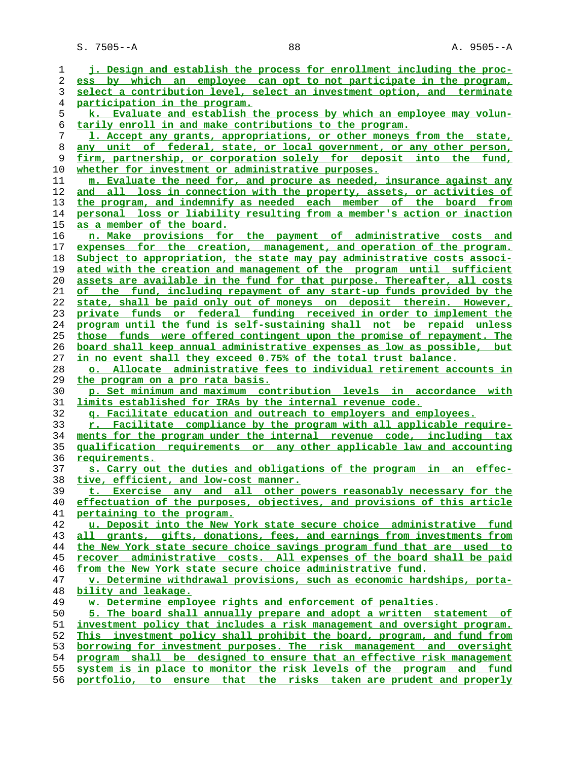j. Design and establish the process for enrollment including the process by which an employee can opt to not participate in the program, select a contribution level, select an investment option, and terminate participation in the program.

k. Evaluate and establish the process by which an employee may voluntarily enroll in and make contributions to the program.

l. Accept any grants, appropriations, or other moneys from the state, any unit of federal, state, or local government, or any other person, firm, partnership, or corporation solely for deposit into the fund, whether for investment or administrative purposes.

m. Evaluate the need for, and procure as needed, insurance against any and all loss in connection with the property, assets, or activities of the program, and indemnify as needed each member of the board from personal loss or liability resulting from a member's action or inaction as a member of the board.

n. Make provisions for the payment of administrative costs and expenses for the creation, management, and operation of the program. Subject to appropriation, the state may pay administrative costs associated with the creation and management of the program until sufficient assets are available in the fund for that purpose. Thereafter, all costs of the fund, including repayment of any start-up funds provided by the state, shall be paid only out of moneys on deposit therein. However, private funds or federal funding received in order to implement the program until the fund is self-sustaining shall not be repaid unless those funds were offered contingent upon the promise of repayment. The board shall keep annual administrative expenses as low as possible, but in no event shall they exceed 0.75% of the total trust balance.

o. Allocate administrative fees to individual retirement accounts in the program on a pro rata basis.

p. Set minimum and maximum contribution levels in accordance with limits established for IRAs by the internal revenue code.

q. Facilitate education and outreach to employers and employees.

r. Facilitate compliance by the program with all applicable requirements for the program under the internal revenue code, including tax qualification requirements or any other applicable law and accounting requirements.

s. Carry out the duties and obligations of the program in an effective, efficient, and low-cost manner.

t. Exercise any and all other powers reasonably necessary for the effectuation of the purposes, objectives, and provisions of this article pertaining to the program.

u. Deposit into the New York state secure choice administrative fund all grants, gifts, donations, fees, and earnings from investments from the New York state secure choice savings program fund that are used to recover administrative costs. All expenses of the board shall be paid from the New York state secure choice administrative fund.

v. Determine withdrawal provisions, such as economic hardships, portability and leakage.

w. Determine employee rights and enforcement of penalties.

5. The board shall annually prepare and adopt a written statement of investment policy that includes a risk management and oversight program. This investment policy shall prohibit the board, program, and fund from borrowing for investment purposes. The risk management and oversight program shall be designed to ensure that an effective risk management system is in place to monitor the risk levels of the program and fund portfolio, to ensure that the risks taken are prudent and properly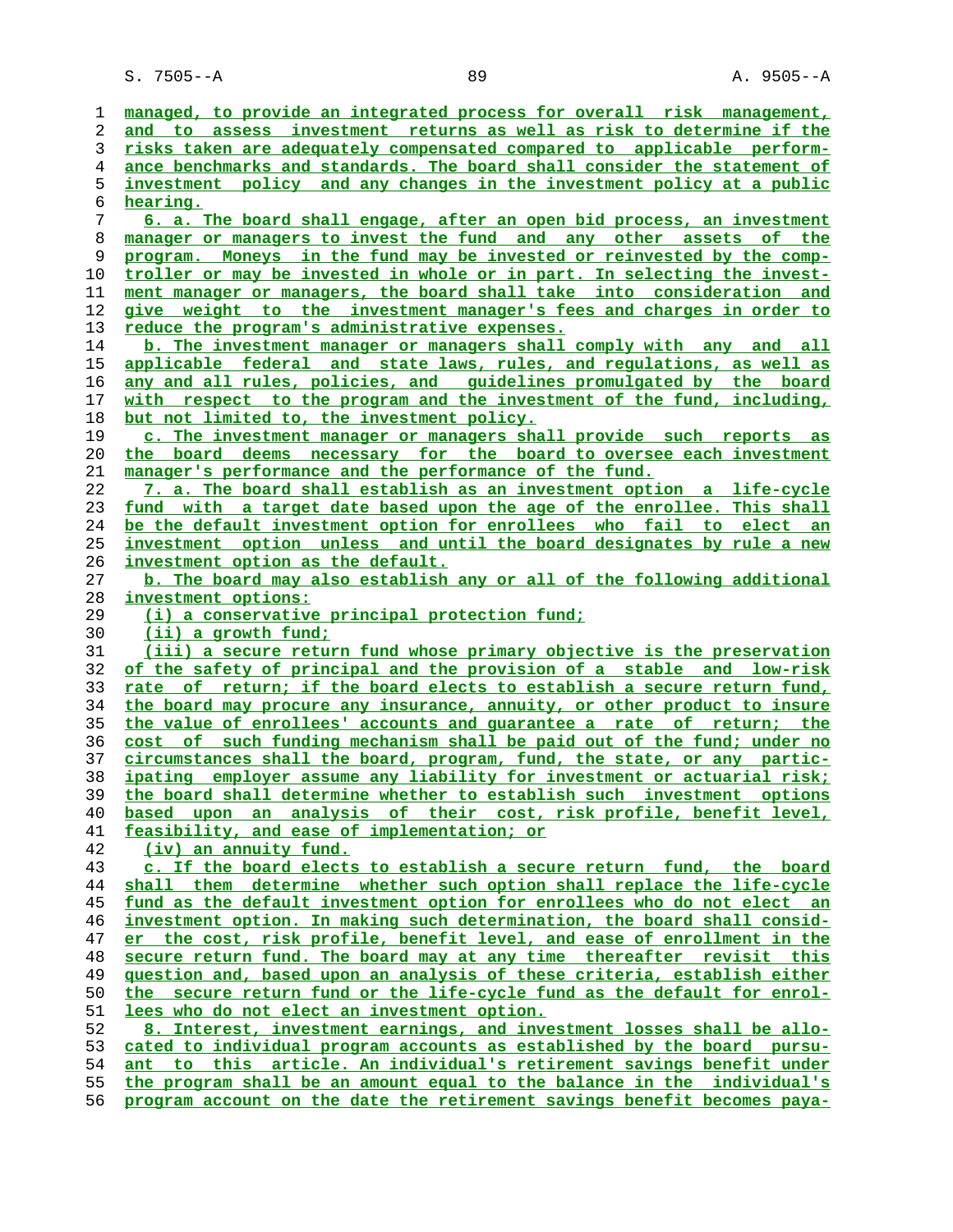managed, to provide an integrated process for overall risk management, and to assess investment returns as well as risk to determine if the risks taken are adequately compensated compared to applicable performance benchmarks and standards. The board shall consider the statement of investment policy and any changes in the investment policy at a public hearing.

6. a. The board shall engage, after an open bid process, an investment manager or managers to invest the fund and any other assets of the program. Moneys in the fund may be invested or reinvested by the comptroller or may be invested in whole or in part. In selecting the investment manager or managers, the board shall take into consideration and give weight to the investment manager's fees and charges in order to reduce the program's administrative expenses.

b. The investment manager or managers shall comply with any and all applicable federal and state laws, rules, and regulations, as well as any and all rules, policies, and guidelines promulgated by the board with respect to the program and the investment of the fund, including, but not limited to, the investment policy.

c. The investment manager or managers shall provide such reports as the board deems necessary for the board to oversee each investment manager's performance and the performance of the fund.

7. a. The board shall establish as an investment option a life-cycle fund with a target date based upon the age of the enrollee. This shall be the default investment option for enrollees who fail to elect an investment option unless and until the board designates by rule a new investment option as the default.

b. The board may also establish any or all of the following additional investment options:

(i) a conservative principal protection fund;

(ii) a growth fund;

(iii) a secure return fund whose primary objective is the preservation of the safety of principal and the provision of a stable and low-risk rate of return; if the board elects to establish a secure return fund, the board may procure any insurance, annuity, or other product to insure the value of enrollees' accounts and guarantee a rate of return; the cost of such funding mechanism shall be paid out of the fund; under no circumstances shall the board, program, fund, the state, or any participating employer assume any liability for investment or actuarial risk; the board shall determine whether to establish such investment options based upon an analysis of their cost, risk profile, benefit level, feasibility, and ease of implementation; or

(iv) an annuity fund.

c. If the board elects to establish a secure return fund, the board shall them determine whether such option shall replace the life-cycle fund as the default investment option for enrollees who do not elect an investment option. In making such determination, the board shall consider the cost, risk profile, benefit level, and ease of enrollment in the secure return fund. The board may at any time thereafter revisit this question and, based upon an analysis of these criteria, establish either the secure return fund or the life-cycle fund as the default for enrollees who do not elect an investment option.

8. Interest, investment earnings, and investment losses shall be allocated to individual program accounts as established by the board pursuant to this article. An individual's retirement savings benefit under the program shall be an amount equal to the balance in the individual's program account on the date the retirement savings benefit becomes paya-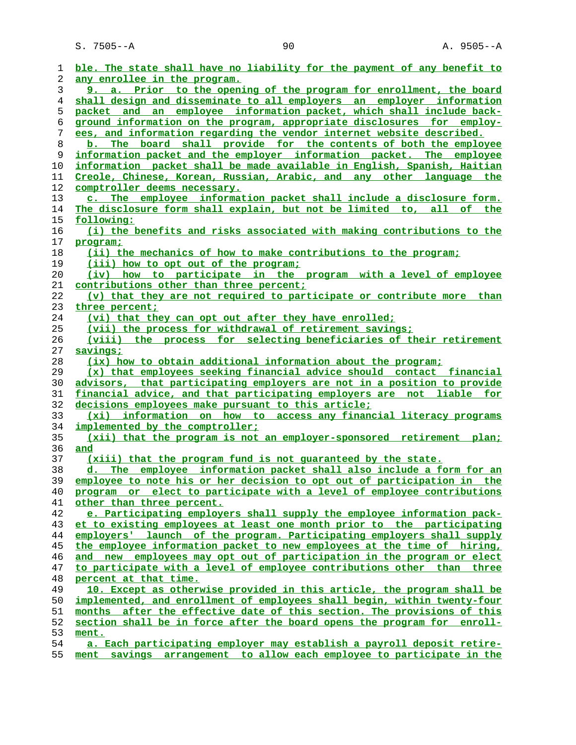ble. The state shall have no liability for the payment of any benefit to any enrollee in the program.

9. a. Prior to the opening of the program for enrollment, the board shall design and disseminate to all employers an employer information packet and an employee information packet, which shall include background information on the program, appropriate disclosures for employees, and information regarding the vendor internet website described.

b. The board shall provide for the contents of both the employee information packet and the employer information packet. The employee information packet shall be made available in English, Spanish, Haitian Creole, Chinese, Korean, Russian, Arabic, and any other language the comptroller deems necessary.

c. The employee information packet shall include a disclosure form. The disclosure form shall explain, but not be limited to, all of the following:

(i) the benefits and risks associated with making contributions to the program;

(ii) the mechanics of how to make contributions to the program;

(iii) how to opt out of the program;

(iv) how to participate in the program with a level of employee contributions other than three percent;

(v) that they are not required to participate or contribute more than three percent;

(vi) that they can opt out after they have enrolled;

(vii) the process for withdrawal of retirement savings;

(viii) the process for selecting beneficiaries of their retirement savings;

(ix) how to obtain additional information about the program;

(x) that employees seeking financial advice should contact financial advisors, that participating employers are not in a position to provide financial advice, and that participating employers are not liable for decisions employees make pursuant to this article;

(xi) information on how to access any financial literacy programs implemented by the comptroller;

(xii) that the program is not an employer-sponsored retirement plan; and

(xiii) that the program fund is not guaranteed by the state.

d. The employee information packet shall also include a form for an employee to note his or her decision to opt out of participation in the program or elect to participate with a level of employee contributions other than three percent.

e. Participating employers shall supply the employee information packet to existing employees at least one month prior to the participating employers' launch of the program. Participating employers shall supply the employee information packet to new employees at the time of hiring, and new employees may opt out of participation in the program or elect to participate with a level of employee contributions other than three percent at that time.

10. Except as otherwise provided in this article, the program shall be implemented, and enrollment of employees shall begin, within twenty-four months after the effective date of this section. The provisions of this section shall be in force after the board opens the program for enrollment.

a. Each participating employer may establish a payroll deposit retirement savings arrangement to allow each employee to participate in the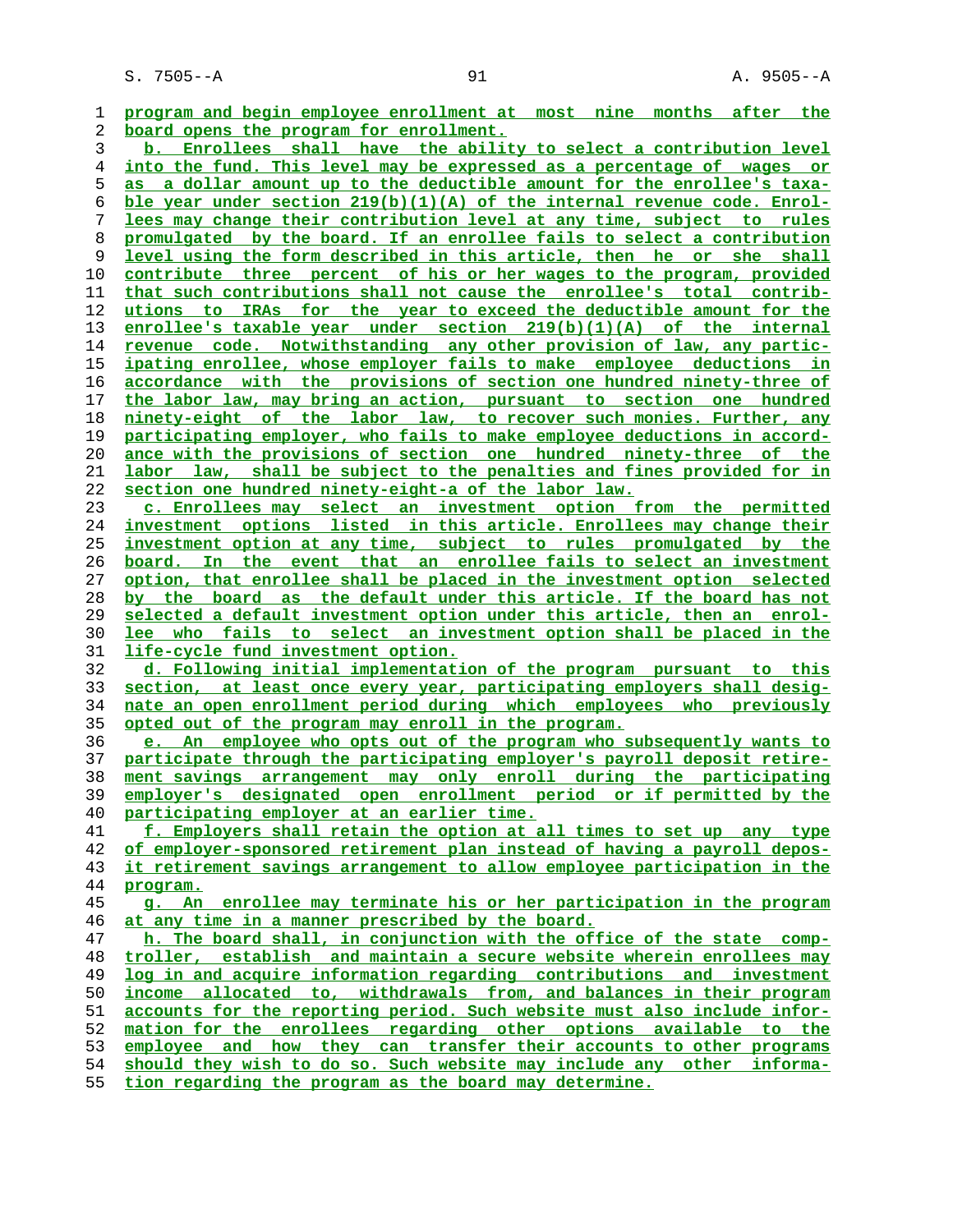program and begin employee enrollment at most nine months after the board opens the program for enrollment.

b. Enrollees shall have the ability to select a contribution level into the fund. This level may be expressed as a percentage of wages or as a dollar amount up to the deductible amount for the enrollee's taxable year under section 219(b)(1)(A) of the internal revenue code. Enrollees may change their contribution level at any time, subject to rules promulgated by the board. If an enrollee fails to select a contribution level using the form described in this article, then he or she shall contribute three percent of his or her wages to the program, provided that such contributions shall not cause the enrollee's total contributions to IRAs for the year to exceed the deductible amount for the enrollee's taxable year under section 219(b)(1)(A) of the internal revenue code. Notwithstanding any other provision of law, any participating enrollee, whose employer fails to make employee deductions in accordance with the provisions of section one hundred ninety-three of the labor law, may bring an action, pursuant to section one hundred ninety-eight of the labor law, to recover such monies. Further, any participating employer, who fails to make employee deductions in accordance with the provisions of section one hundred ninety-three of the labor law, shall be subject to the penalties and fines provided for in section one hundred ninety-eight-a of the labor law.

c. Enrollees may select an investment option from the permitted investment options listed in this article. Enrollees may change their investment option at any time, subject to rules promulgated by the board. In the event that an enrollee fails to select an investment option, that enrollee shall be placed in the investment option selected by the board as the default under this article. If the board has not selected a default investment option under this article, then an enrollee who fails to select an investment option shall be placed in the life-cycle fund investment option.

d. Following initial implementation of the program pursuant to this section, at least once every year, participating employers shall designate an open enrollment period during which employees who previously opted out of the program may enroll in the program.

e. An employee who opts out of the program who subsequently wants to participate through the participating employer's payroll deposit retirement savings arrangement may only enroll during the participating employer's designated open enrollment period or if permitted by the participating employer at an earlier time.

f. Employers shall retain the option at all times to set up any type of employer-sponsored retirement plan instead of having a payroll deposit retirement savings arrangement to allow employee participation in the program.

g. An enrollee may terminate his or her participation in the program at any time in a manner prescribed by the board.

h. The board shall, in conjunction with the office of the state comptroller, establish and maintain a secure website wherein enrollees may log in and acquire information regarding contributions and investment income allocated to, withdrawals from, and balances in their program accounts for the reporting period. Such website must also include information for the enrollees regarding other options available to the employee and how they can transfer their accounts to other programs should they wish to do so. Such website may include any other information regarding the program as the board may determine.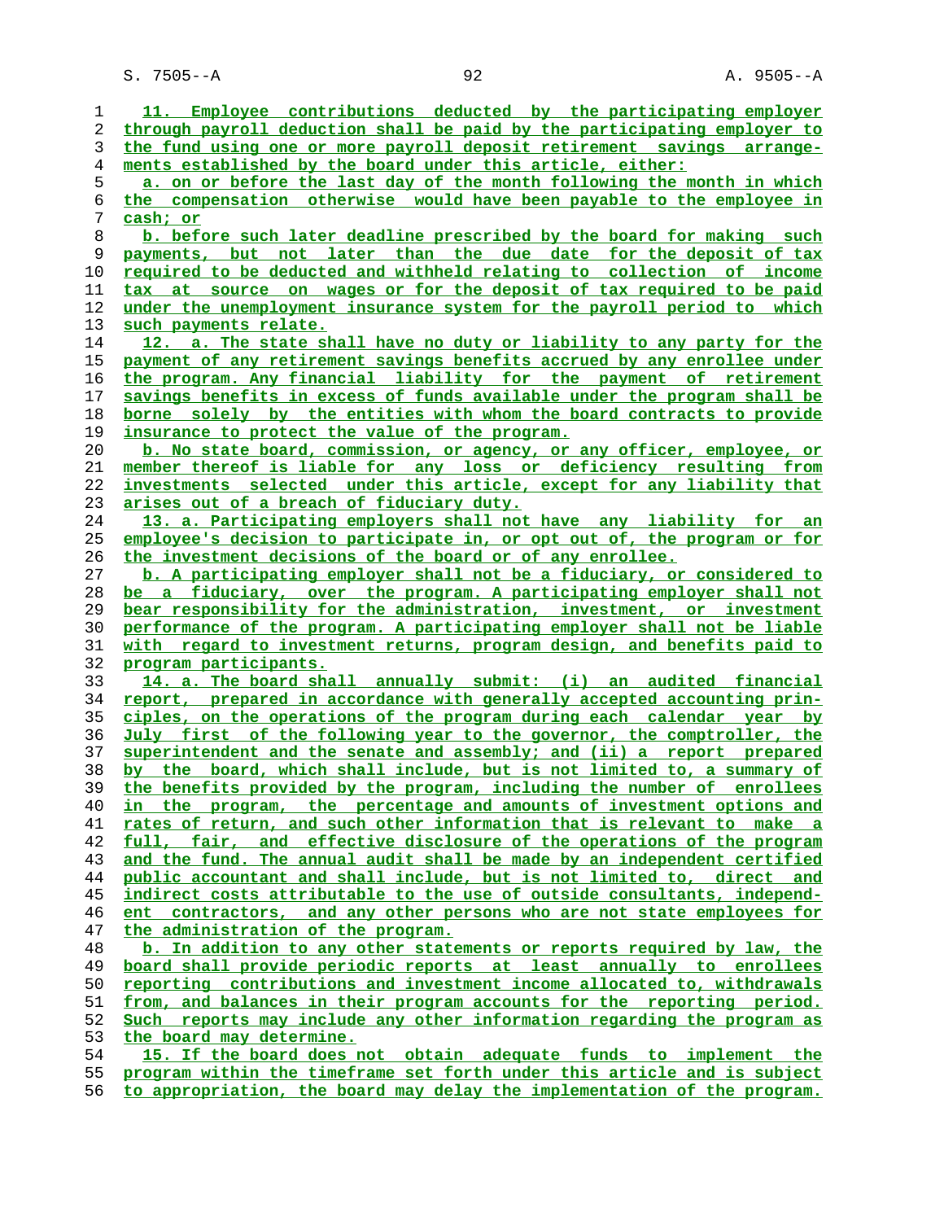11. Employee contributions deducted by the participating employer through payroll deduction shall be paid by the participating employer to the fund using one or more payroll deposit retirement savings arrangements established by the board under this article, either:

a. on or before the last day of the month following the month in which the compensation otherwise would have been payable to the employee in cash; or

b. before such later deadline prescribed by the board for making such payments, but not later than the due date for the deposit of tax required to be deducted and withheld relating to collection of income tax at source on wages or for the deposit of tax required to be paid under the unemployment insurance system for the payroll period to which such payments relate.

12. a. The state shall have no duty or liability to any party for the payment of any retirement savings benefits accrued by any enrollee under the program. Any financial liability for the payment of retirement savings benefits in excess of funds available under the program shall be borne solely by the entities with whom the board contracts to provide insurance to protect the value of the program.

b. No state board, commission, or agency, or any officer, employee, or member thereof is liable for any loss or deficiency resulting from investments selected under this article, except for any liability that arises out of a breach of fiduciary duty.

13. a. Participating employers shall not have any liability for an employee's decision to participate in, or opt out of, the program or for the investment decisions of the board or of any enrollee.

b. A participating employer shall not be a fiduciary, or considered to be a fiduciary, over the program. A participating employer shall not bear responsibility for the administration, investment, or investment performance of the program. A participating employer shall not be liable with regard to investment returns, program design, and benefits paid to program participants.

14. a. The board shall annually submit: (i) an audited financial report, prepared in accordance with generally accepted accounting principles, on the operations of the program during each calendar year by July first of the following year to the governor, the comptroller, the superintendent and the senate and assembly; and (ii) a report prepared by the board, which shall include, but is not limited to, a summary of the benefits provided by the program, including the number of enrollees in the program, the percentage and amounts of investment options and rates of return, and such other information that is relevant to make a full, fair, and effective disclosure of the operations of the program and the fund. The annual audit shall be made by an independent certified public accountant and shall include, but is not limited to, direct and indirect costs attributable to the use of outside consultants, independent contractors, and any other persons who are not state employees for the administration of the program.

b. In addition to any other statements or reports required by law, the board shall provide periodic reports at least annually to enrollees reporting contributions and investment income allocated to, withdrawals from, and balances in their program accounts for the reporting period. Such reports may include any other information regarding the program as the board may determine.

15. If the board does not obtain adequate funds to implement the program within the timeframe set forth under this article and is subject to appropriation, the board may delay the implementation of the program.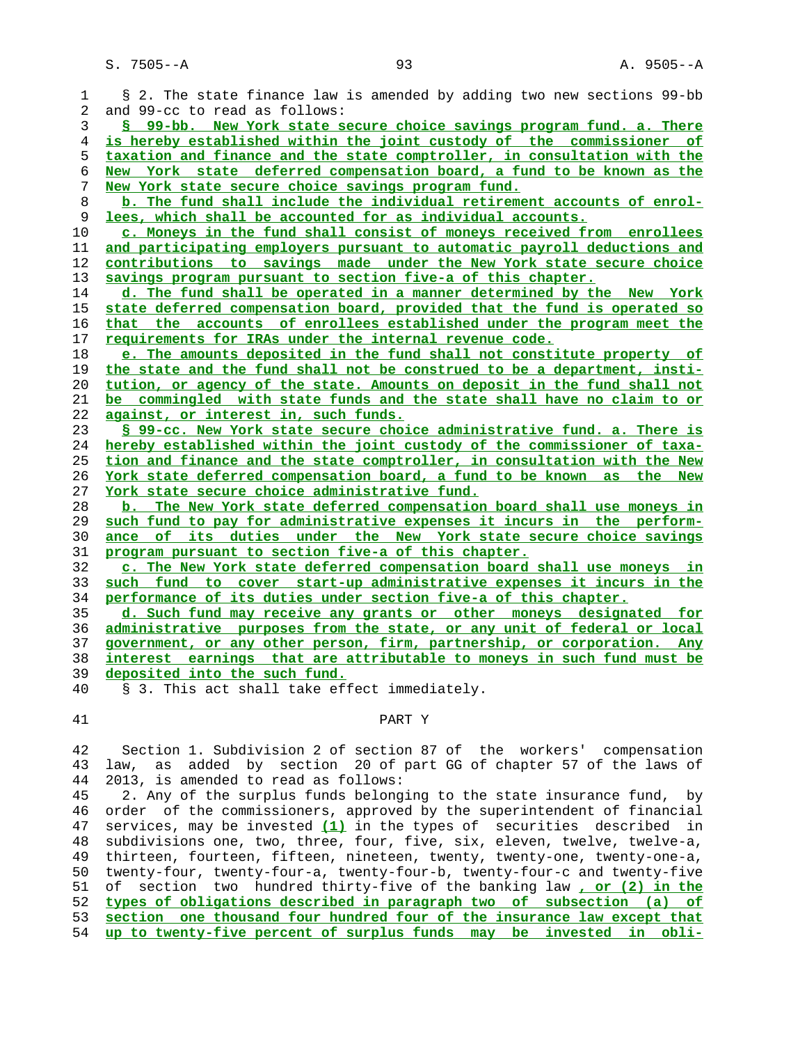§ 2. The state finance law is amended by adding two new sections 99-bb and 99-cc to read as follows:

§ 99-bb. New York state secure choice savings program fund. a. There is hereby established within the joint custody of the commissioner of taxation and finance and the state comptroller, in consultation with the New York state deferred compensation board, a fund to be known as the New York state secure choice savings program fund.

b. The fund shall include the individual retirement accounts of enrollees, which shall be accounted for as individual accounts.

c. Moneys in the fund shall consist of moneys received from enrollees and participating employers pursuant to automatic payroll deductions and contributions to savings made under the New York state secure choice savings program pursuant to section five-a of this chapter.

d. The fund shall be operated in a manner determined by the New York state deferred compensation board, provided that the fund is operated so that the accounts of enrollees established under the program meet the requirements for IRAs under the internal revenue code.

e. The amounts deposited in the fund shall not constitute property of the state and the fund shall not be construed to be a department, institution, or agency of the state. Amounts on deposit in the fund shall not be commingled with state funds and the state shall have no claim to or against, or interest in, such funds.

§ 99-cc. New York state secure choice administrative fund. a. There is hereby established within the joint custody of the commissioner of taxation and finance and the state comptroller, in consultation with the New York state deferred compensation board, a fund to be known as the New York state secure choice administrative fund.

b. The New York state deferred compensation board shall use moneys in such fund to pay for administrative expenses it incurs in the performance of its duties under the New York state secure choice savings program pursuant to section five-a of this chapter.

c. The New York state deferred compensation board shall use moneys in such fund to cover start-up administrative expenses it incurs in the performance of its duties under section five-a of this chapter.

d. Such fund may receive any grants or other moneys designated for administrative purposes from the state, or any unit of federal or local government, or any other person, firm, partnership, or corporation. Any interest earnings that are attributable to moneys in such fund must be deposited into the such fund.

§ 3. This act shall take effect immediately.

PART Y

Section 1. Subdivision 2 of section 87 of the workers' compensation law, as added by section 20 of part GG of chapter 57 of the laws of 2013, is amended to read as follows:

2. Any of the surplus funds belonging to the state insurance fund, by order of the commissioners, approved by the superintendent of financial services, may be invested (1) in the types of securities described in subdivisions one, two, three, four, five, six, eleven, twelve, twelve-a, thirteen, fourteen, fifteen, nineteen, twenty, twenty-one, twenty-one-a, twenty-four, twenty-four-a, twenty-four-b, twenty-four-c and twenty-five of section two hundred thirty-five of the banking law, or (2) in the types of obligations described in paragraph two of subsection (a) of section one thousand four hundred four of the insurance law except that up to twenty-five percent of surplus funds may be invested in obli-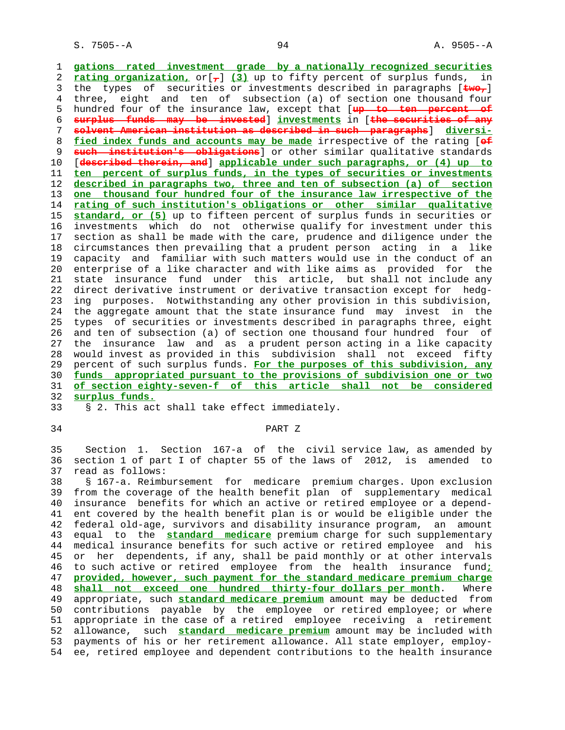gations rated investment grade by a nationally recognized securities rating organization, or[,] (3) up to fifty percent of surplus funds, in the types of securities or investments described in paragraphs [two,] three, eight and ten of subsection (a) of section one thousand four hundred four of the insurance law, except that [up to ten percent of surplus funds may be invested] investments in [the securities of any solvent American institution as described in such paragraphs] diversified index funds and accounts may be made irrespective of the rating [of such institution's obligations] or other similar qualitative standards [described therein, and] applicable under such paragraphs, or (4) up to ten percent of surplus funds, in the types of securities or investments described in paragraphs two, three and ten of subsection (a) of section one thousand four hundred four of the insurance law irrespective of the rating of such institution's obligations or other similar qualitative standard, or (5) up to fifteen percent of surplus funds in securities or investments which do not otherwise qualify for investment under this section as shall be made with the care, prudence and diligence under the circumstances then prevailing that a prudent person acting in a like capacity and familiar with such matters would use in the conduct of an enterprise of a like character and with like aims as provided for the state insurance fund under this article, but shall not include any direct derivative instrument or derivative transaction except for hedging purposes. Notwithstanding any other provision in this subdivision, the aggregate amount that the state insurance fund may invest in the types of securities or investments described in paragraphs three, eight and ten of subsection (a) of section one thousand four hundred four of the insurance law and as a prudent person acting in a like capacity would invest as provided in this subdivision shall not exceed fifty percent of such surplus funds. For the purposes of this subdivision, any funds appropriated pursuant to the provisions of subdivision one or two of section eighty-seven-f of this article shall not be considered surplus funds.

§ 2. This act shall take effect immediately.

## PART Z

Section 1. Section 167-a of the civil service law, as amended by section 1 of part I of chapter 55 of the laws of 2012, is amended to read as follows:

§ 167-a. Reimbursement for medicare premium charges. Upon exclusion from the coverage of the health benefit plan of supplementary medical insurance benefits for which an active or retired employee or a dependent covered by the health benefit plan is or would be eligible under the federal old-age, survivors and disability insurance program, an amount equal to the standard medicare premium charge for such supplementary medical insurance benefits for such active or retired employee and his or her dependents, if any, shall be paid monthly or at other intervals to such active or retired employee from the health insurance fund; provided, however, such payment for the standard medicare premium charge shall not exceed one hundred thirty-four dollars per month. Where appropriate, such standard medicare premium amount may be deducted from contributions payable by the employee or retired employee; or where appropriate in the case of a retired employee receiving a retirement allowance, such standard medicare premium amount may be included with payments of his or her retirement allowance. All state employer, employee, retired employee and dependent contributions to the health insurance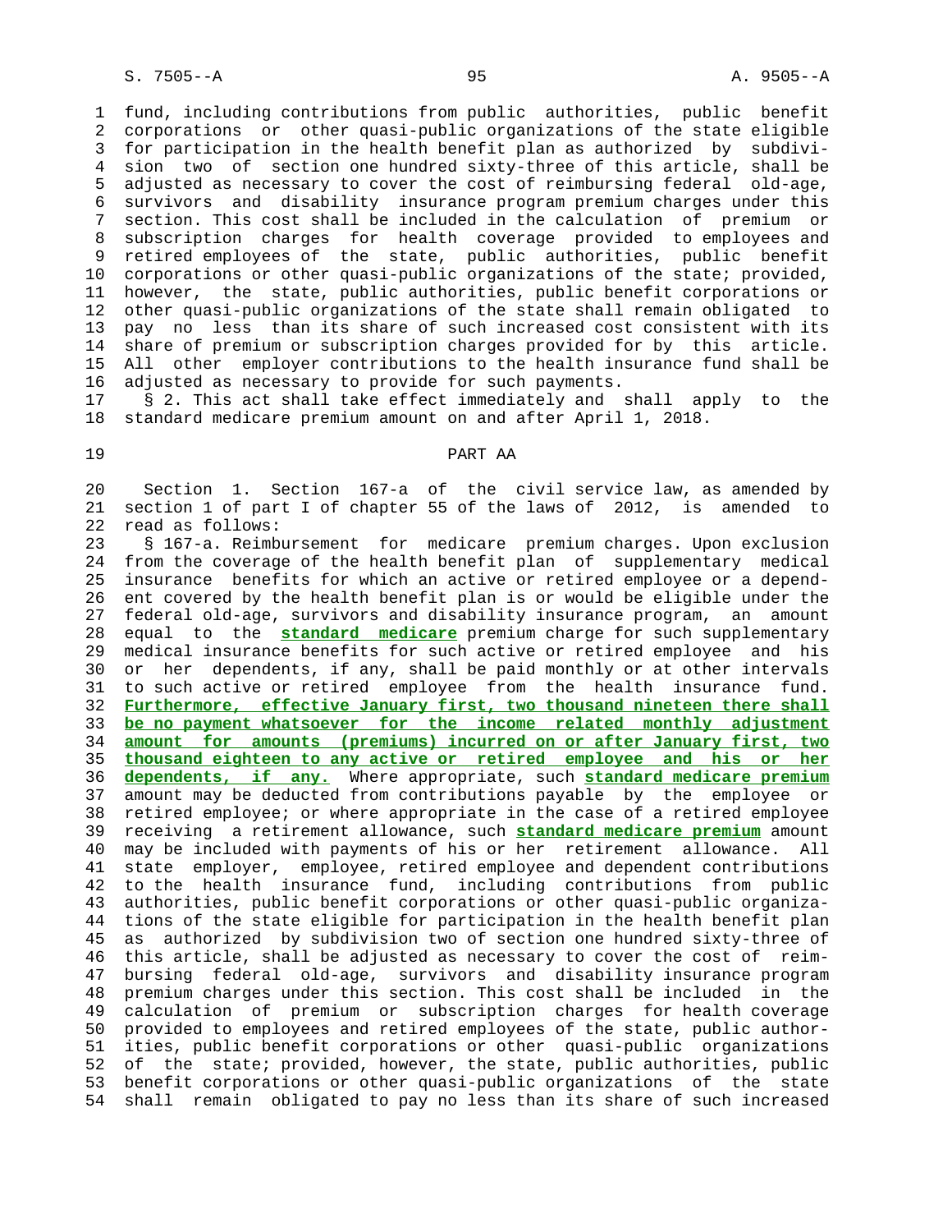fund, including contributions from public authorities, public benefit corporations or other quasi-public organizations of the state eligible for participation in the health benefit plan as authorized by subdivision two of section one hundred sixty-three of this article, shall be adjusted as necessary to cover the cost of reimbursing federal old-age, survivors and disability insurance program premium charges under this section. This cost shall be included in the calculation of premium or subscription charges for health coverage provided to employees and retired employees of the state, public authorities, public benefit corporations or other quasi-public organizations of the state; provided, however, the state, public authorities, public benefit corporations or other quasi-public organizations of the state shall remain obligated to pay no less than its share of such increased cost consistent with its share of premium or subscription charges provided for by this article. All other employer contributions to the health insurance fund shall be adjusted as necessary to provide for such payments.

§ 2. This act shall take effect immediately and shall apply to the standard medicare premium amount on and after April 1, 2018.

## PART AA

Section 1. Section 167-a of the civil service law, as amended by section 1 of part I of chapter 55 of the laws of 2012, is amended to read as follows:

§ 167-a. Reimbursement for medicare premium charges. Upon exclusion from the coverage of the health benefit plan of supplementary medical insurance benefits for which an active or retired employee or a dependent covered by the health benefit plan is or would be eligible under the federal old-age, survivors and disability insurance program, an amount equal to the **standard medicare** premium charge for such supplementary medical insurance benefits for such active or retired employee and his or her dependents, if any, shall be paid monthly or at other intervals to such active or retired employee from the health insurance fund. **Furthermore, effective January first, two thousand nineteen there shall be no payment whatsoever for the income related monthly adjustment amount for amounts (premiums) incurred on or after January first, two thousand eighteen to any active or retired employee and his or her dependents, if any.** Where appropriate, such **standard medicare premium** amount may be deducted from contributions payable by the employee or retired employee; or where appropriate in the case of a retired employee receiving a retirement allowance, such **standard medicare premium** amount may be included with payments of his or her retirement allowance. All state employer, employee, retired employee and dependent contributions to the health insurance fund, including contributions from public authorities, public benefit corporations or other quasi-public organizations of the state eligible for participation in the health benefit plan as authorized by subdivision two of section one hundred sixty-three of this article, shall be adjusted as necessary to cover the cost of reimbursing federal old-age, survivors and disability insurance program premium charges under this section. This cost shall be included in the calculation of premium or subscription charges for health coverage provided to employees and retired employees of the state, public authorities, public benefit corporations or other quasi-public organizations of the state; provided, however, the state, public authorities, public benefit corporations or other quasi-public organizations of the state shall remain obligated to pay no less than its share of such increased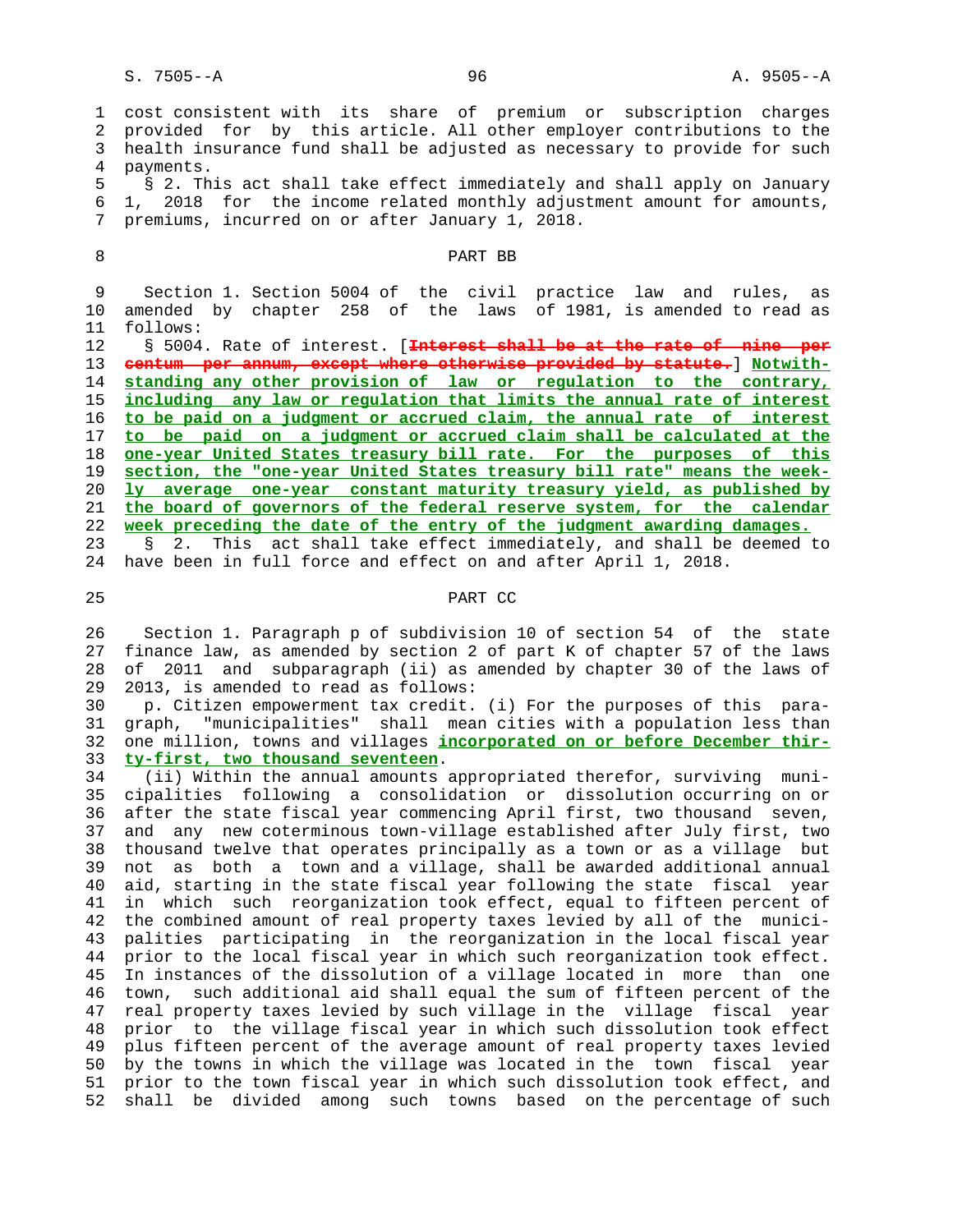cost consistent with its share of premium or subscription charges provided for by this article. All other employer contributions to the health insurance fund shall be adjusted as necessary to provide for such payments.

§ 2. This act shall take effect immediately and shall apply on January 1, 2018 for the income related monthly adjustment amount for amounts, premiums, incurred on or after January 1, 2018.

PART BB

Section 1. Section 5004 of the civil practice law and rules, as amended by chapter 258 of the laws of 1981, is amended to read as follows:

§ 5004. Rate of interest. [~~Interest shall be at the rate of nine per centum per annum, except where otherwise provided by statute.~~] **Notwithstanding any other provision of law or regulation to the contrary, including any law or regulation that limits the annual rate of interest to be paid on a judgment or accrued claim, the annual rate of interest to be paid on a judgment or accrued claim shall be calculated at the one-year United States treasury bill rate. For the purposes of this section, the "one-year United States treasury bill rate" means the weekly average one-year constant maturity treasury yield, as published by the board of governors of the federal reserve system, for the calendar week preceding the date of the entry of the judgment awarding damages.**

§ 2. This act shall take effect immediately, and shall be deemed to have been in full force and effect on and after April 1, 2018.

PART CC

Section 1. Paragraph p of subdivision 10 of section 54 of the state finance law, as amended by section 2 of part K of chapter 57 of the laws of 2011 and subparagraph (ii) as amended by chapter 30 of the laws of 2013, is amended to read as follows:

p. Citizen empowerment tax credit. (i) For the purposes of this paragraph, "municipalities" shall mean cities with a population less than one million, towns and villages **incorporated on or before December thirty-first, two thousand seventeen**.

(ii) Within the annual amounts appropriated therefor, surviving municipalities following a consolidation or dissolution occurring on or after the state fiscal year commencing April first, two thousand seven, and any new coterminous town-village established after July first, two thousand twelve that operates principally as a town or as a village but not as both a town and a village, shall be awarded additional annual aid, starting in the state fiscal year following the state fiscal year in which such reorganization took effect, equal to fifteen percent of the combined amount of real property taxes levied by all of the municipalities participating in the reorganization in the local fiscal year prior to the local fiscal year in which such reorganization took effect. In instances of the dissolution of a village located in more than one town, such additional aid shall equal the sum of fifteen percent of the real property taxes levied by such village in the village fiscal year prior to the village fiscal year in which such dissolution took effect plus fifteen percent of the average amount of real property taxes levied by the towns in which the village was located in the town fiscal year prior to the town fiscal year in which such dissolution took effect, and shall be divided among such towns based on the percentage of such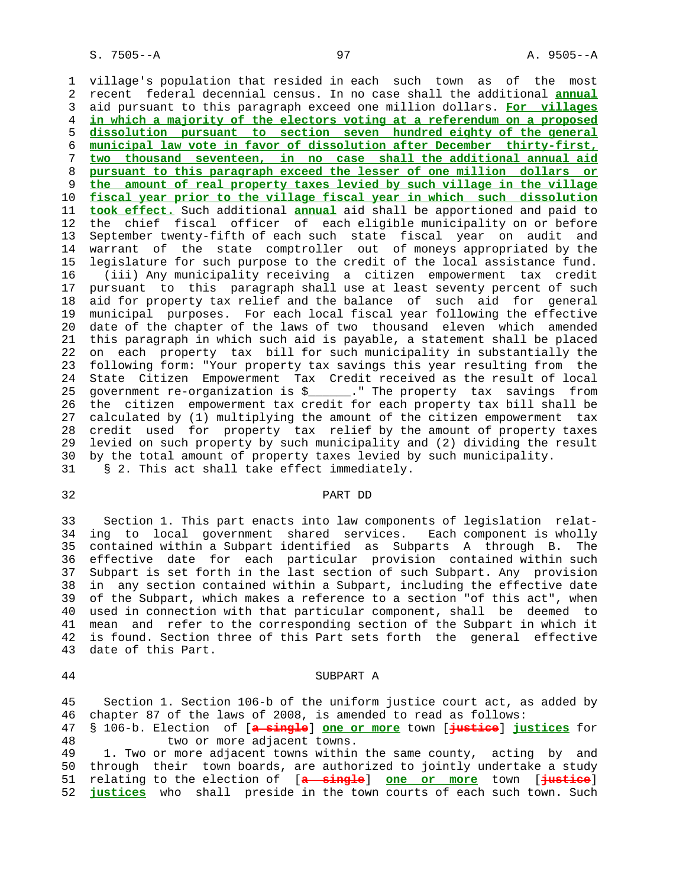village's population that resided in each such town as of the most recent federal decennial census. In no case shall the additional **annual** aid pursuant to this paragraph exceed one million dollars. **For villages in which a majority of the electors voting at a referendum on a proposed dissolution pursuant to section seven hundred eighty of the general municipal law vote in favor of dissolution after December thirty-first, two thousand seventeen, in no case shall the additional annual aid pursuant to this paragraph exceed the lesser of one million dollars or the amount of real property taxes levied by such village in the village fiscal year prior to the village fiscal year in which such dissolution took effect.** Such additional **annual** aid shall be apportioned and paid to the chief fiscal officer of each eligible municipality on or before September twenty-fifth of each such state fiscal year on audit and warrant of the state comptroller out of moneys appropriated by the legislature for such purpose to the credit of the local assistance fund.

(iii) Any municipality receiving a citizen empowerment tax credit pursuant to this paragraph shall use at least seventy percent of such aid for property tax relief and the balance of such aid for general municipal purposes. For each local fiscal year following the effective date of the chapter of the laws of two thousand eleven which amended this paragraph in which such aid is payable, a statement shall be placed on each property tax bill for such municipality in substantially the following form: "Your property tax savings this year resulting from the State Citizen Empowerment Tax Credit received as the result of local government re-organization is $______." The property tax savings from the citizen empowerment tax credit for each property tax bill shall be calculated by (1) multiplying the amount of the citizen empowerment tax credit used for property tax relief by the amount of property taxes levied on such property by such municipality and (2) dividing the result by the total amount of property taxes levied by such municipality.

§ 2. This act shall take effect immediately.

## PART DD

Section 1. This part enacts into law components of legislation relating to local government shared services. Each component is wholly contained within a Subpart identified as Subparts A through B. The effective date for each particular provision contained within such Subpart is set forth in the last section of such Subpart. Any provision in any section contained within a Subpart, including the effective date of the Subpart, which makes a reference to a section "of this act", when used in connection with that particular component, shall be deemed to mean and refer to the corresponding section of the Subpart in which it is found. Section three of this Part sets forth the general effective date of this Part.

### SUBPART A

Section 1. Section 106-b of the uniform justice court act, as added by chapter 87 of the laws of 2008, is amended to read as follows:

§ 106-b. Election of [~~a single~~] **one or more** town [~~justice~~] **justices** for two or more adjacent towns.

1. Two or more adjacent towns within the same county, acting by and through their town boards, are authorized to jointly undertake a study relating to the election of [~~a single~~] **one or more** town [~~justice~~] **justices** who shall preside in the town courts of each such town. Such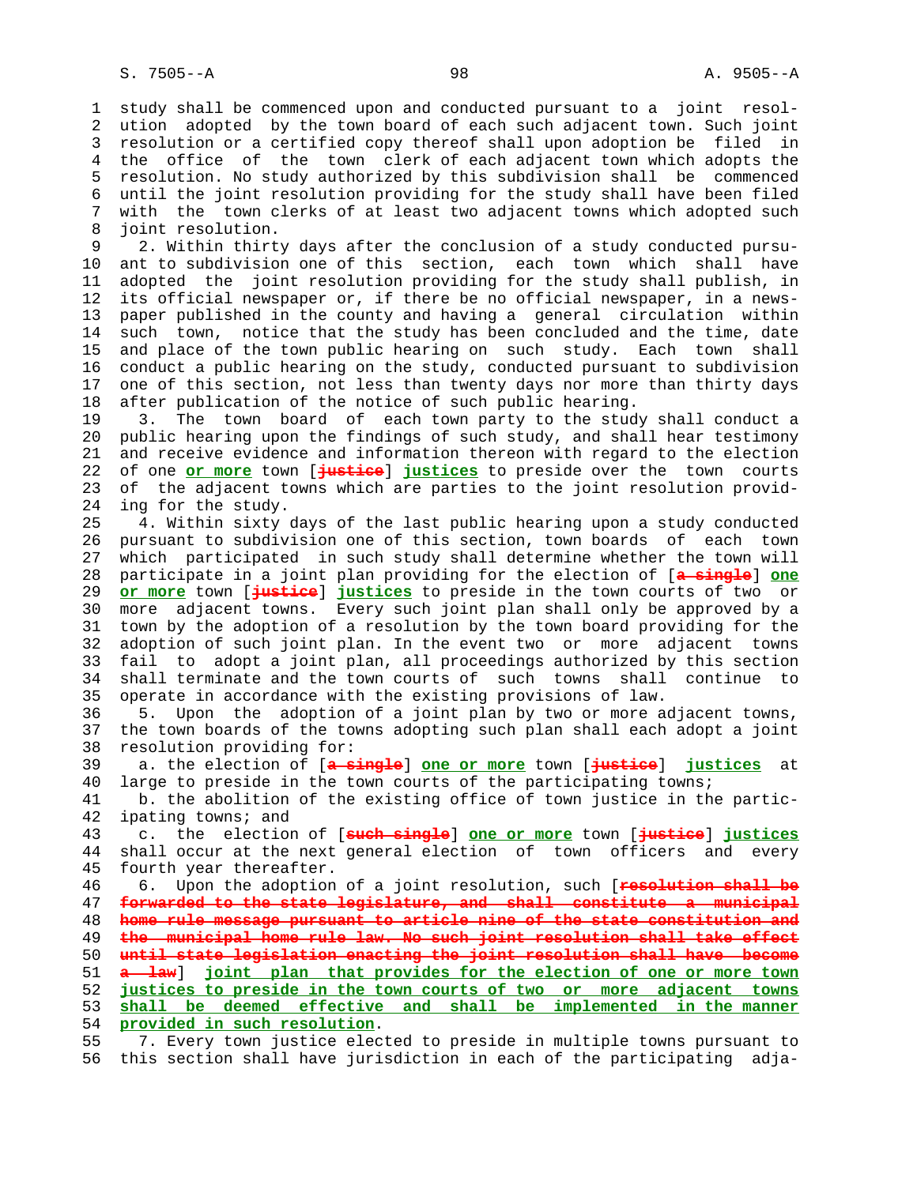study shall be commenced upon and conducted pursuant to a joint resolution adopted by the town board of each such adjacent town. Such joint resolution or a certified copy thereof shall upon adoption be filed in the office of the town clerk of each adjacent town which adopts the resolution. No study authorized by this subdivision shall be commenced until the joint resolution providing for the study shall have been filed with the town clerks of at least two adjacent towns which adopted such joint resolution.

2. Within thirty days after the conclusion of a study conducted pursuant to subdivision one of this section, each town which shall have adopted the joint resolution providing for the study shall publish, in its official newspaper or, if there be no official newspaper, in a newspaper published in the county and having a general circulation within such town, notice that the study has been concluded and the time, date and place of the town public hearing on such study. Each town shall conduct a public hearing on the study, conducted pursuant to subdivision one of this section, not less than twenty days nor more than thirty days after publication of the notice of such public hearing.

3. The town board of each town party to the study shall conduct a public hearing upon the findings of such study, and shall hear testimony and receive evidence and information thereon with regard to the election of one **or more** town [~~justice~~] **justices** to preside over the town courts of the adjacent towns which are parties to the joint resolution providing for the study.

4. Within sixty days of the last public hearing upon a study conducted pursuant to subdivision one of this section, town boards of each town which participated in such study shall determine whether the town will participate in a joint plan providing for the election of [~~a single~~] **one or more** town [~~justice~~] **justices** to preside in the town courts of two or more adjacent towns. Every such joint plan shall only be approved by a town by the adoption of a resolution by the town board providing for the adoption of such joint plan. In the event two or more adjacent towns fail to adopt a joint plan, all proceedings authorized by this section shall terminate and the town courts of such towns shall continue to operate in accordance with the existing provisions of law.

5. Upon the adoption of a joint plan by two or more adjacent towns, the town boards of the towns adopting such plan shall each adopt a joint resolution providing for:

a. the election of [~~a single~~] **one or more** town [~~justice~~] **justices** at large to preside in the town courts of the participating towns;

b. the abolition of the existing office of town justice in the participating towns; and

c. the election of [~~such single~~] **one or more** town [~~justice~~] **justices** shall occur at the next general election of town officers and every fourth year thereafter.

6. Upon the adoption of a joint resolution, such [~~resolution shall be forwarded to the state legislature, and shall constitute a municipal home rule message pursuant to article nine of the state constitution and the municipal home rule law. No such joint resolution shall take effect until state legislation enacting the joint resolution shall have become a law~~] **joint plan that provides for the election of one or more town justices to preside in the town courts of two or more adjacent towns shall be deemed effective and shall be implemented in the manner provided in such resolution**.

7. Every town justice elected to preside in multiple towns pursuant to this section shall have jurisdiction in each of the participating adja-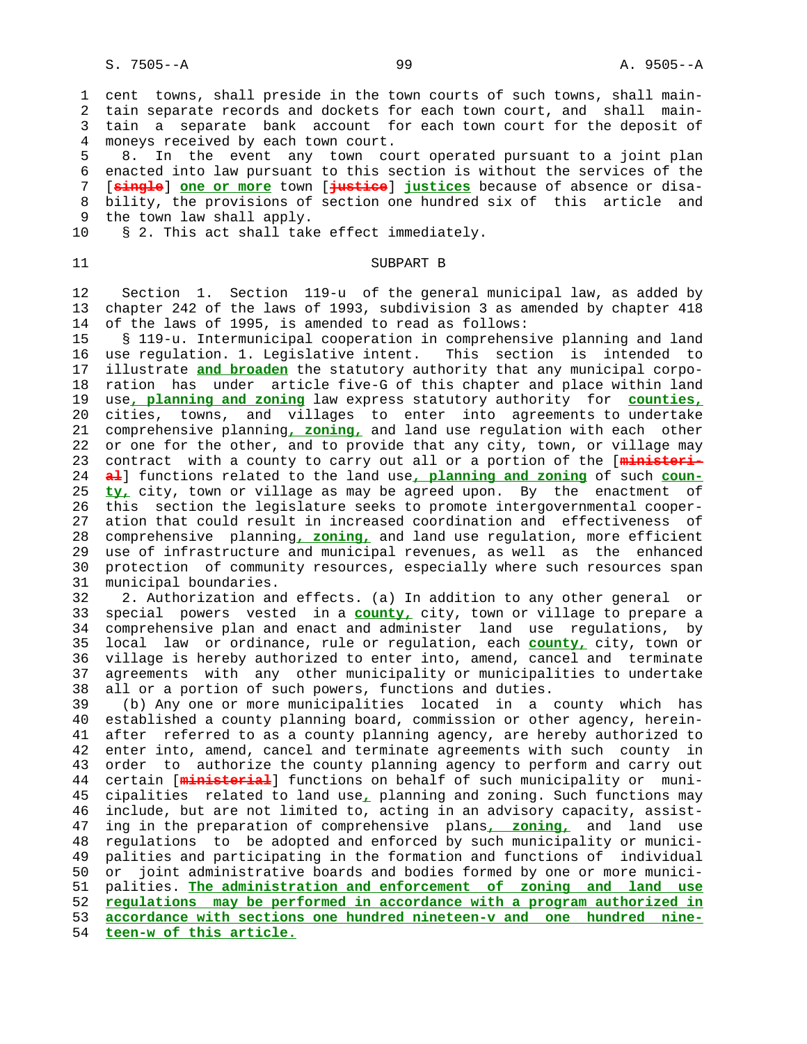cent towns, shall preside in the town courts of such towns, shall maintain separate records and dockets for each town court, and shall maintain a separate bank account for each town court for the deposit of moneys received by each town court.

8. In the event any town court operated pursuant to a joint plan enacted into law pursuant to this section is without the services of the [~~single~~] **one or more** town [~~justice~~] **justices** because of absence or disability, the provisions of section one hundred six of this article and the town law shall apply.

§ 2. This act shall take effect immediately.

SUBPART B

Section 1. Section 119-u of the general municipal law, as added by chapter 242 of the laws of 1993, subdivision 3 as amended by chapter 418 of the laws of 1995, is amended to read as follows:

§ 119-u. Intermunicipal cooperation in comprehensive planning and land use regulation. 1. Legislative intent. This section is intended to illustrate **and broaden** the statutory authority that any municipal corporation has under article five-G of this chapter and place within land use**, planning and zoning** law express statutory authority for **counties,** cities, towns, and villages to enter into agreements to undertake comprehensive planning**, zoning,** and land use regulation with each other or one for the other, and to provide that any city, town, or village may contract with a county to carry out all or a portion of the [~~ministerial~~] functions related to the land use**, planning and zoning** of such **county,** city, town or village as may be agreed upon. By the enactment of this section the legislature seeks to promote intergovernmental cooperation that could result in increased coordination and effectiveness of comprehensive planning**, zoning,** and land use regulation, more efficient use of infrastructure and municipal revenues, as well as the enhanced protection of community resources, especially where such resources span municipal boundaries.

2. Authorization and effects. (a) In addition to any other general or special powers vested in a **county,** city, town or village to prepare a comprehensive plan and enact and administer land use regulations, by local law or ordinance, rule or regulation, each **county,** city, town or village is hereby authorized to enter into, amend, cancel and terminate agreements with any other municipality or municipalities to undertake all or a portion of such powers, functions and duties.

(b) Any one or more municipalities located in a county which has established a county planning board, commission or other agency, hereinafter referred to as a county planning agency, are hereby authorized to enter into, amend, cancel and terminate agreements with such county in order to authorize the county planning agency to perform and carry out certain [~~ministerial~~] functions on behalf of such municipality or municipalities related to land use**,** planning and zoning. Such functions may include, but are not limited to, acting in an advisory capacity, assisting in the preparation of comprehensive plans**, zoning,** and land use regulations to be adopted and enforced by such municipality or municipalities and participating in the formation and functions of individual or joint administrative boards and bodies formed by one or more municipalities. **The administration and enforcement of zoning and land use regulations may be performed in accordance with a program authorized in accordance with sections one hundred nineteen-v and one hundred nineteen-w of this article.**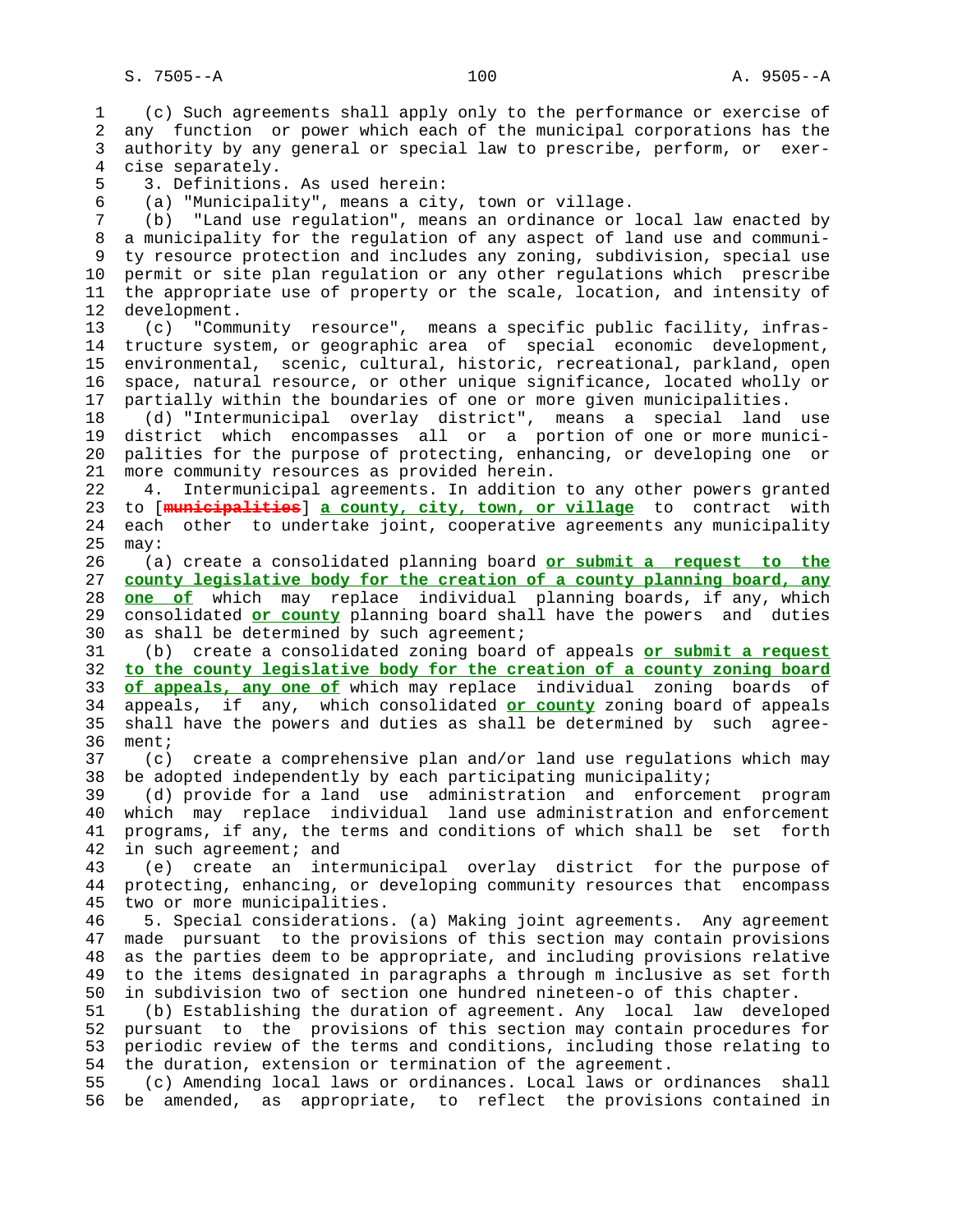(c) Such agreements shall apply only to the performance or exercise of any function or power which each of the municipal corporations has the authority by any general or special law to prescribe, perform, or exercise separately.

3. Definitions. As used herein:

(a) "Municipality", means a city, town or village.

(b) "Land use regulation", means an ordinance or local law enacted by a municipality for the regulation of any aspect of land use and community resource protection and includes any zoning, subdivision, special use permit or site plan regulation or any other regulations which prescribe the appropriate use of property or the scale, location, and intensity of development.

(c) "Community resource", means a specific public facility, infrastructure system, or geographic area of special economic development, environmental, scenic, cultural, historic, recreational, parkland, open space, natural resource, or other unique significance, located wholly or partially within the boundaries of one or more given municipalities.

(d) "Intermunicipal overlay district", means a special land use district which encompasses all or a portion of one or more municipalities for the purpose of protecting, enhancing, or developing one or more community resources as provided herein.

4. Intermunicipal agreements. In addition to any other powers granted to [~~municipalities~~] **a county, city, town, or village** to contract with each other to undertake joint, cooperative agreements any municipality may:

(a) create a consolidated planning board **or submit a request to the county legislative body for the creation of a county planning board, any one of** which may replace individual planning boards, if any, which consolidated **or county** planning board shall have the powers and duties as shall be determined by such agreement;

(b) create a consolidated zoning board of appeals **or submit a request to the county legislative body for the creation of a county zoning board of appeals, any one of** which may replace individual zoning boards of appeals, if any, which consolidated **or county** zoning board of appeals shall have the powers and duties as shall be determined by such agreement;

(c) create a comprehensive plan and/or land use regulations which may be adopted independently by each participating municipality;

(d) provide for a land use administration and enforcement program which may replace individual land use administration and enforcement programs, if any, the terms and conditions of which shall be set forth in such agreement; and

(e) create an intermunicipal overlay district for the purpose of protecting, enhancing, or developing community resources that encompass two or more municipalities.

5. Special considerations. (a) Making joint agreements. Any agreement made pursuant to the provisions of this section may contain provisions as the parties deem to be appropriate, and including provisions relative to the items designated in paragraphs a through m inclusive as set forth in subdivision two of section one hundred nineteen-o of this chapter.

(b) Establishing the duration of agreement. Any local law developed pursuant to the provisions of this section may contain procedures for periodic review of the terms and conditions, including those relating to the duration, extension or termination of the agreement.

(c) Amending local laws or ordinances. Local laws or ordinances shall be amended, as appropriate, to reflect the provisions contained in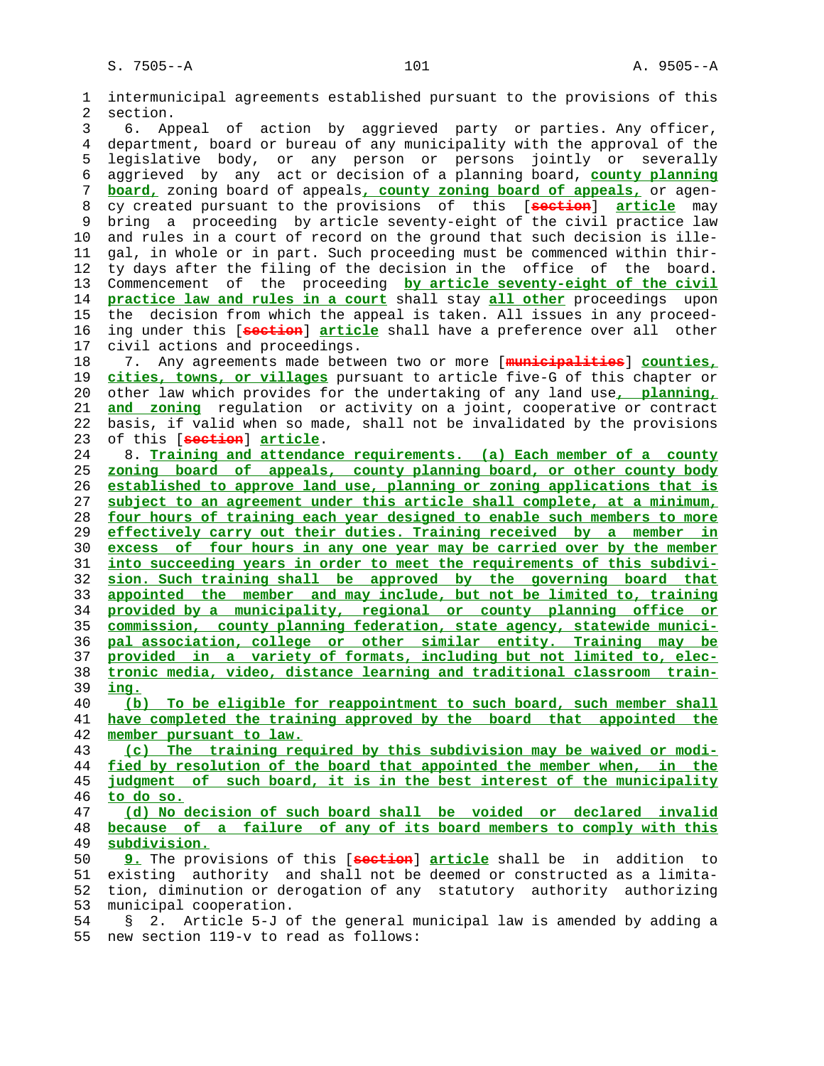intermunicipal agreements established pursuant to the provisions of this section.

6. Appeal of action by aggrieved party or parties. Any officer, department, board or bureau of any municipality with the approval of the legislative body, or any person or persons jointly or severally aggrieved by any act or decision of a planning board, <u>county planning board,</u> zoning board of appeals<u>, county zoning board of appeals,</u> or agency created pursuant to the provisions of this [~~section~~] <u>article</u> may bring a proceeding by article seventy-eight of the civil practice law and rules in a court of record on the ground that such decision is illegal, in whole or in part. Such proceeding must be commenced within thirty days after the filing of the decision in the office of the board. Commencement of the proceeding <u>by article seventy-eight of the civil practice law and rules in a court</u> shall stay <u>all other</u> proceedings upon the decision from which the appeal is taken. All issues in any proceeding under this [~~section~~] <u>article</u> shall have a preference over all other civil actions and proceedings.

7. Any agreements made between two or more [~~municipalities~~] <u>counties, cities, towns, or villages</u> pursuant to article five-G of this chapter or other law which provides for the undertaking of any land use<u>, planning, and zoning</u> regulation or activity on a joint, cooperative or contract basis, if valid when so made, shall not be invalidated by the provisions of this [~~section~~] <u>article</u>.

8. <u>Training and attendance requirements. (a) Each member of a county zoning board of appeals, county planning board, or other county body established to approve land use, planning or zoning applications that is subject to an agreement under this article shall complete, at a minimum, four hours of training each year designed to enable such members to more effectively carry out their duties. Training received by a member in excess of four hours in any one year may be carried over by the member into succeeding years in order to meet the requirements of this subdivision. Such training shall be approved by the governing board that appointed the member and may include, but not be limited to, training provided by a municipality, regional or county planning office or commission, county planning federation, state agency, statewide municipal association, college or other similar entity. Training may be provided in a variety of formats, including but not limited to, electronic media, video, distance learning and traditional classroom training.</u>

<u>(b) To be eligible for reappointment to such board, such member shall have completed the training approved by the board that appointed the member pursuant to law.</u>

<u>(c) The training required by this subdivision may be waived or modified by resolution of the board that appointed the member when, in the judgment of such board, it is in the best interest of the municipality to do so.</u>

<u>(d) No decision of such board shall be voided or declared invalid because of a failure of any of its board members to comply with this subdivision.</u>

<u>9.</u> The provisions of this [~~section~~] <u>article</u> shall be in addition to existing authority and shall not be deemed or constructed as a limitation, diminution or derogation of any statutory authority authorizing municipal cooperation.

§ 2. Article 5-J of the general municipal law is amended by adding a new section 119-v to read as follows: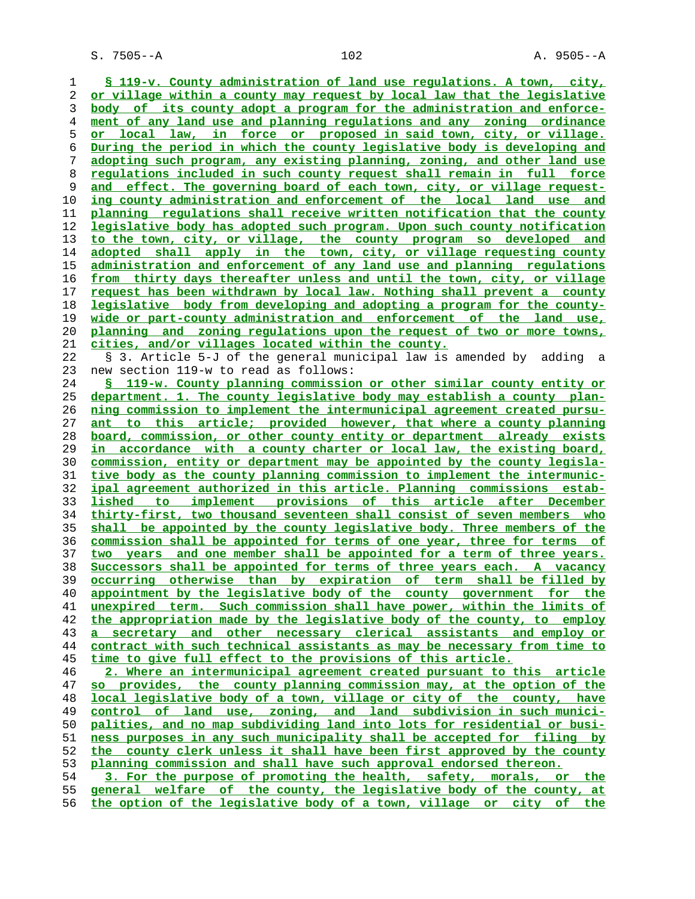§ 119-v. County administration of land use regulations. A town, city, or village within a county may request by local law that the legislative body of its county adopt a program for the administration and enforcement of any land use and planning regulations and any zoning ordinance or local law, in force or proposed in said town, city, or village. During the period in which the county legislative body is developing and adopting such program, any existing planning, zoning, and other land use regulations included in such county request shall remain in full force and effect. The governing board of each town, city, or village requesting county administration and enforcement of the local land use and planning regulations shall receive written notification that the county legislative body has adopted such program. Upon such county notification to the town, city, or village, the county program so developed and adopted shall apply in the town, city, or village requesting county administration and enforcement of any land use and planning regulations from thirty days thereafter unless and until the town, city, or village request has been withdrawn by local law. Nothing shall prevent a county legislative body from developing and adopting a program for the county-wide or part-county administration and enforcement of the land use, planning and zoning regulations upon the request of two or more towns, cities, and/or villages located within the county.

§ 3. Article 5-J of the general municipal law is amended by adding a new section 119-w to read as follows:

§ 119-w. County planning commission or other similar county entity or department. 1. The county legislative body may establish a county planning commission to implement the intermunicipal agreement created pursuant to this article; provided however, that where a county planning board, commission, or other county entity or department already exists in accordance with a county charter or local law, the existing board, commission, entity or department may be appointed by the county legislative body as the county planning commission to implement the intermunicipal agreement authorized in this article. Planning commissions established to implement provisions of this article after December thirty-first, two thousand seventeen shall consist of seven members who shall be appointed by the county legislative body. Three members of the commission shall be appointed for terms of one year, three for terms of two years and one member shall be appointed for a term of three years. Successors shall be appointed for terms of three years each. A vacancy occurring otherwise than by expiration of term shall be filled by appointment by the legislative body of the county government for the unexpired term. Such commission shall have power, within the limits of the appropriation made by the legislative body of the county, to employ a secretary and other necessary clerical assistants and employ or contract with such technical assistants as may be necessary from time to time to give full effect to the provisions of this article.

2. Where an intermunicipal agreement created pursuant to this article so provides, the county planning commission may, at the option of the local legislative body of a town, village or city of the county, have control of land use, zoning, and land subdivision in such municipalities, and no map subdividing land into lots for residential or business purposes in any such municipality shall be accepted for filing by the county clerk unless it shall have been first approved by the county planning commission and shall have such approval endorsed thereon.

3. For the purpose of promoting the health, safety, morals, or the general welfare of the county, the legislative body of the county, at the option of the legislative body of a town, village or city of the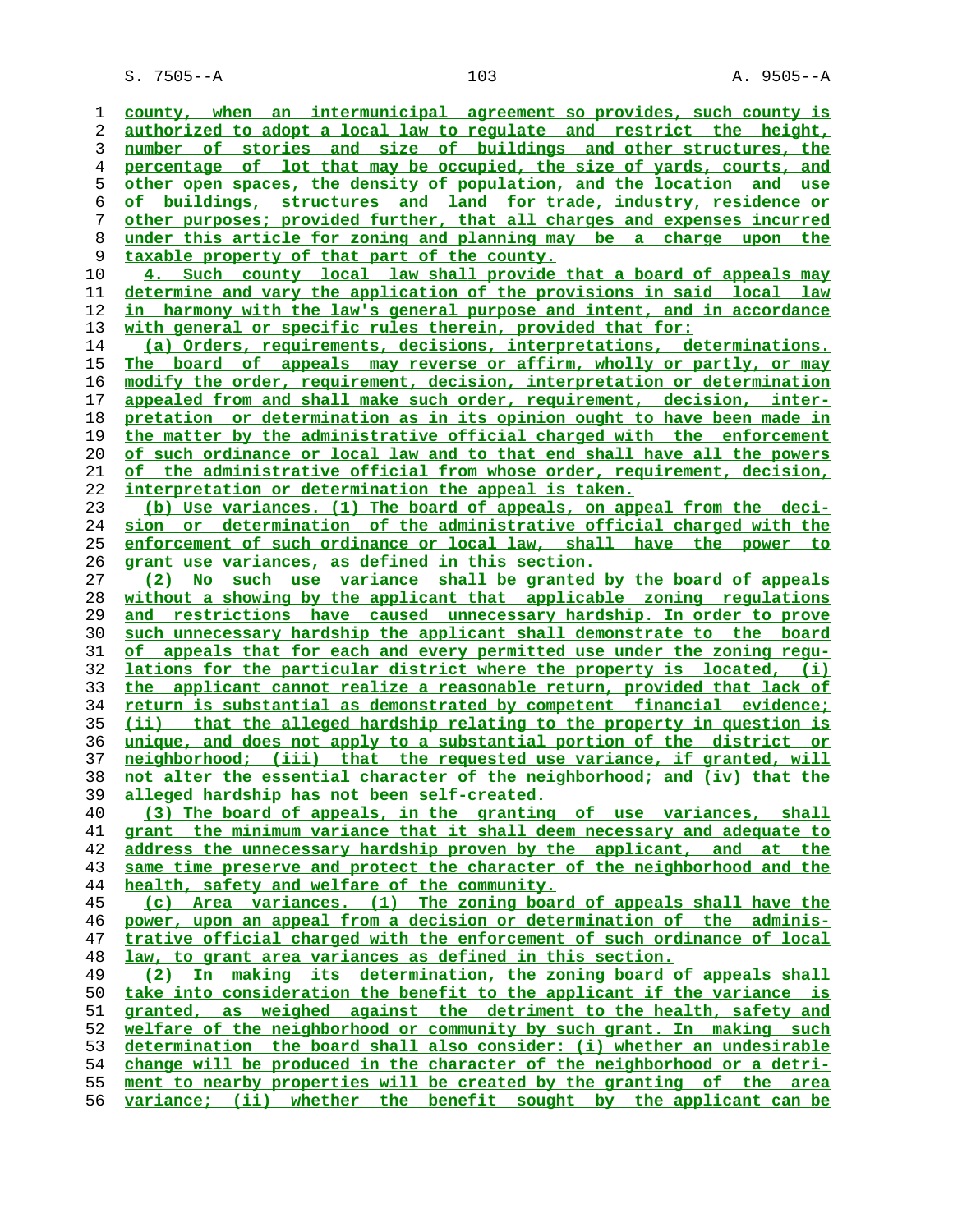county, when an intermunicipal agreement so provides, such county is authorized to adopt a local law to regulate and restrict the height, number of stories and size of buildings and other structures, the percentage of lot that may be occupied, the size of yards, courts, and other open spaces, the density of population, and the location and use of buildings, structures and land for trade, industry, residence or other purposes; provided further, that all charges and expenses incurred under this article for zoning and planning may be a charge upon the taxable property of that part of the county.

4. Such county local law shall provide that a board of appeals may determine and vary the application of the provisions in said local law in harmony with the law's general purpose and intent, and in accordance with general or specific rules therein, provided that for:

(a) Orders, requirements, decisions, interpretations, determinations. The board of appeals may reverse or affirm, wholly or partly, or may modify the order, requirement, decision, interpretation or determination appealed from and shall make such order, requirement, decision, interpretation or determination as in its opinion ought to have been made in the matter by the administrative official charged with the enforcement of such ordinance or local law and to that end shall have all the powers of the administrative official from whose order, requirement, decision, interpretation or determination the appeal is taken.

(b) Use variances. (1) The board of appeals, on appeal from the decision or determination of the administrative official charged with the enforcement of such ordinance or local law, shall have the power to grant use variances, as defined in this section.

(2) No such use variance shall be granted by the board of appeals without a showing by the applicant that applicable zoning regulations and restrictions have caused unnecessary hardship. In order to prove such unnecessary hardship the applicant shall demonstrate to the board of appeals that for each and every permitted use under the zoning regulations for the particular district where the property is located, (i) the applicant cannot realize a reasonable return, provided that lack of return is substantial as demonstrated by competent financial evidence; (ii) that the alleged hardship relating to the property in question is unique, and does not apply to a substantial portion of the district or neighborhood; (iii) that the requested use variance, if granted, will not alter the essential character of the neighborhood; and (iv) that the alleged hardship has not been self-created.

(3) The board of appeals, in the granting of use variances, shall grant the minimum variance that it shall deem necessary and adequate to address the unnecessary hardship proven by the applicant, and at the same time preserve and protect the character of the neighborhood and the health, safety and welfare of the community.

(c) Area variances. (1) The zoning board of appeals shall have the power, upon an appeal from a decision or determination of the administrative official charged with the enforcement of such ordinance of local law, to grant area variances as defined in this section.

(2) In making its determination, the zoning board of appeals shall take into consideration the benefit to the applicant if the variance is granted, as weighed against the detriment to the health, safety and welfare of the neighborhood or community by such grant. In making such determination the board shall also consider: (i) whether an undesirable change will be produced in the character of the neighborhood or a detriment to nearby properties will be created by the granting of the area variance; (ii) whether the benefit sought by the applicant can be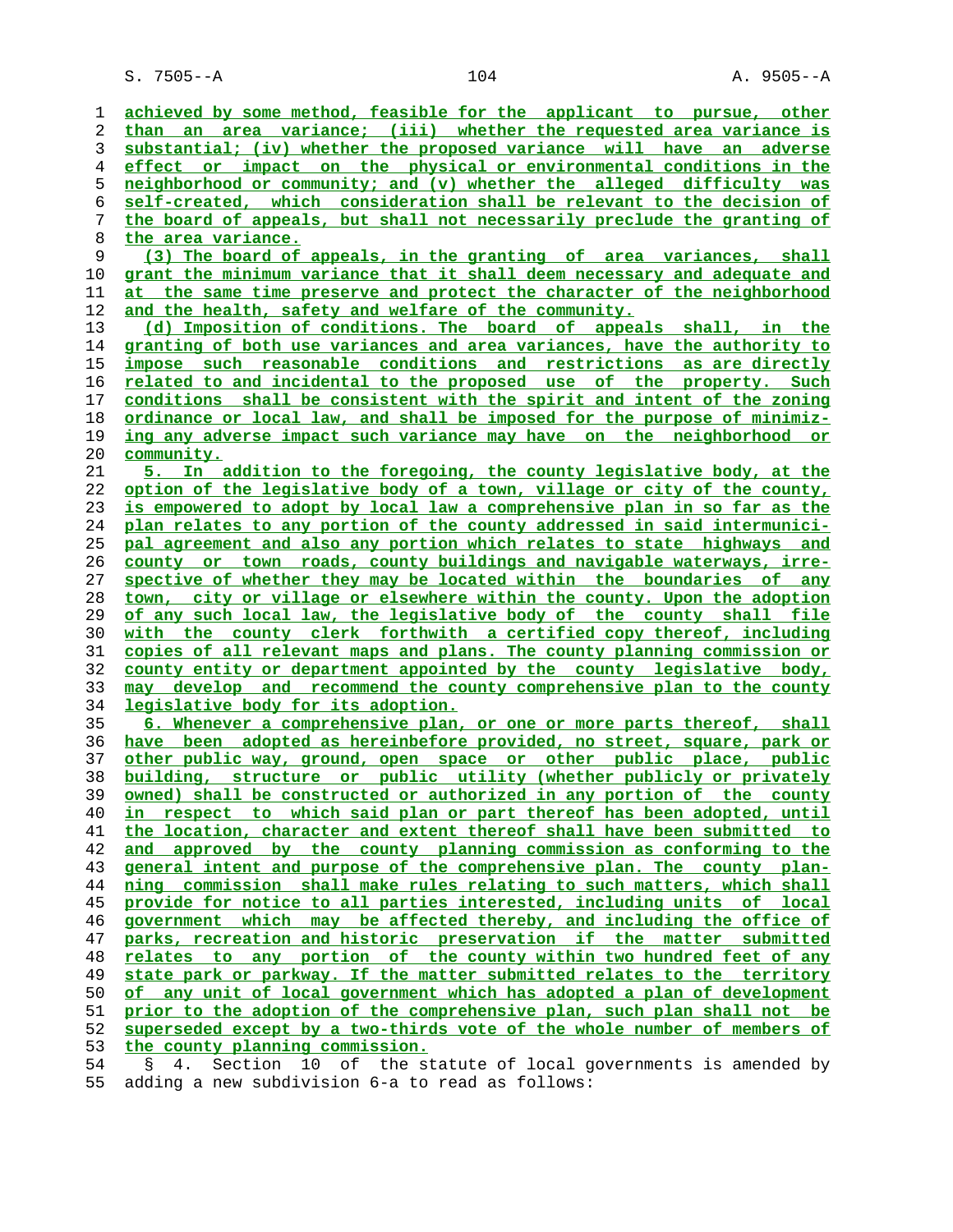achieved by some method, feasible for the applicant to pursue, other than an area variance; (iii) whether the requested area variance is substantial; (iv) whether the proposed variance will have an adverse effect or impact on the physical or environmental conditions in the neighborhood or community; and (v) whether the alleged difficulty was self-created, which consideration shall be relevant to the decision of the board of appeals, but shall not necessarily preclude the granting of the area variance.

(3) The board of appeals, in the granting of area variances, shall grant the minimum variance that it shall deem necessary and adequate and at the same time preserve and protect the character of the neighborhood and the health, safety and welfare of the community.

(d) Imposition of conditions. The board of appeals shall, in the granting of both use variances and area variances, have the authority to impose such reasonable conditions and restrictions as are directly related to and incidental to the proposed use of the property. Such conditions shall be consistent with the spirit and intent of the zoning ordinance or local law, and shall be imposed for the purpose of minimizing any adverse impact such variance may have on the neighborhood or community.

5. In addition to the foregoing, the county legislative body, at the option of the legislative body of a town, village or city of the county, is empowered to adopt by local law a comprehensive plan in so far as the plan relates to any portion of the county addressed in said intermunicipal agreement and also any portion which relates to state highways and county or town roads, county buildings and navigable waterways, irrespective of whether they may be located within the boundaries of any town, city or village or elsewhere within the county. Upon the adoption of any such local law, the legislative body of the county shall file with the county clerk forthwith a certified copy thereof, including copies of all relevant maps and plans. The county planning commission or county entity or department appointed by the county legislative body, may develop and recommend the county comprehensive plan to the county legislative body for its adoption.

6. Whenever a comprehensive plan, or one or more parts thereof, shall have been adopted as hereinbefore provided, no street, square, park or other public way, ground, open space or other public place, public building, structure or public utility (whether publicly or privately owned) shall be constructed or authorized in any portion of the county in respect to which said plan or part thereof has been adopted, until the location, character and extent thereof shall have been submitted to and approved by the county planning commission as conforming to the general intent and purpose of the comprehensive plan. The county planning commission shall make rules relating to such matters, which shall provide for notice to all parties interested, including units of local government which may be affected thereby, and including the office of parks, recreation and historic preservation if the matter submitted relates to any portion of the county within two hundred feet of any state park or parkway. If the matter submitted relates to the territory of any unit of local government which has adopted a plan of development prior to the adoption of the comprehensive plan, such plan shall not be superseded except by a two-thirds vote of the whole number of members of the county planning commission.

§ 4. Section 10 of the statute of local governments is amended by adding a new subdivision 6-a to read as follows: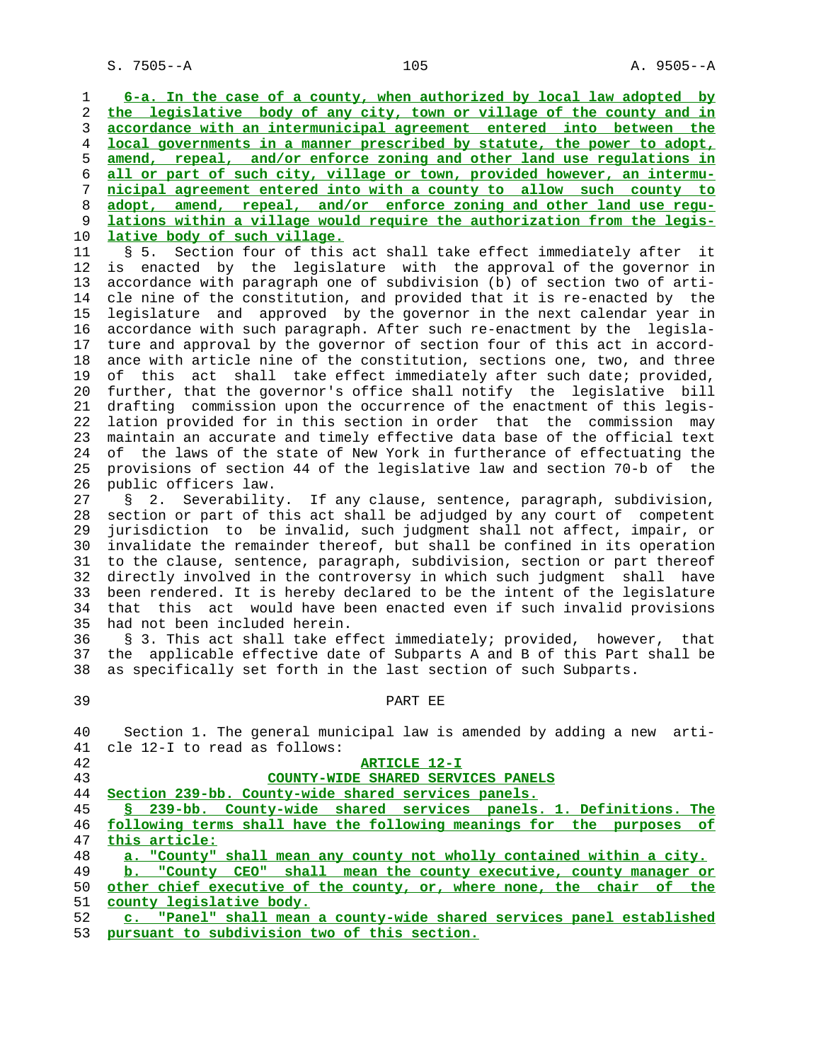6-a. In the case of a county, when authorized by local law adopted by the legislative body of any city, town or village of the county and in accordance with an intermunicipal agreement entered into between the local governments in a manner prescribed by statute, the power to adopt, amend, repeal, and/or enforce zoning and other land use regulations in all or part of such city, village or town, provided however, an intermunicipal agreement entered into with a county to allow such county to adopt, amend, repeal, and/or enforce zoning and other land use regulations within a village would require the authorization from the legislative body of such village.

§ 5. Section four of this act shall take effect immediately after it is enacted by the legislature with the approval of the governor in accordance with paragraph one of subdivision (b) of section two of article nine of the constitution, and provided that it is re-enacted by the legislature and approved by the governor in the next calendar year in accordance with such paragraph. After such re-enactment by the legislature and approval by the governor of section four of this act in accordance with article nine of the constitution, sections one, two, and three of this act shall take effect immediately after such date; provided, further, that the governor's office shall notify the legislative bill drafting commission upon the occurrence of the enactment of this legislation provided for in this section in order that the commission may maintain an accurate and timely effective data base of the official text of the laws of the state of New York in furtherance of effectuating the provisions of section 44 of the legislative law and section 70-b of the public officers law.

§ 2. Severability. If any clause, sentence, paragraph, subdivision, section or part of this act shall be adjudged by any court of competent jurisdiction to be invalid, such judgment shall not affect, impair, or invalidate the remainder thereof, but shall be confined in its operation to the clause, sentence, paragraph, subdivision, section or part thereof directly involved in the controversy in which such judgment shall have been rendered. It is hereby declared to be the intent of the legislature that this act would have been enacted even if such invalid provisions had not been included herein.

§ 3. This act shall take effect immediately; provided, however, that the applicable effective date of Subparts A and B of this Part shall be as specifically set forth in the last section of such Subparts.

## PART EE

Section 1. The general municipal law is amended by adding a new article 12-I to read as follows:

### ARTICLE 12-I
### COUNTY-WIDE SHARED SERVICES PANELS

Section 239-bb. County-wide shared services panels.

§ 239-bb. County-wide shared services panels. 1. Definitions. The following terms shall have the following meanings for the purposes of this article:

a. "County" shall mean any county not wholly contained within a city.

b. "County CEO" shall mean the county executive, county manager or other chief executive of the county, or, where none, the chair of the county legislative body.

c. "Panel" shall mean a county-wide shared services panel established pursuant to subdivision two of this section.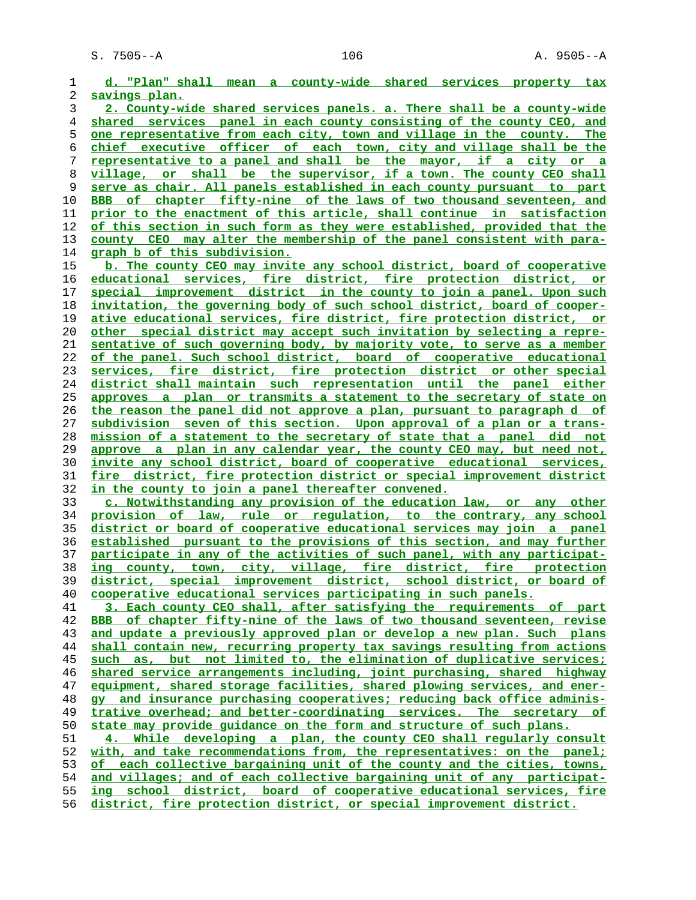d. "Plan" shall mean a county-wide shared services property tax savings plan.

2. County-wide shared services panels. a. There shall be a county-wide shared services panel in each county consisting of the county CEO, and one representative from each city, town and village in the county. The chief executive officer of each town, city and village shall be the representative to a panel and shall be the mayor, if a city or a village, or shall be the supervisor, if a town. The county CEO shall serve as chair. All panels established in each county pursuant to part BBB of chapter fifty-nine of the laws of two thousand seventeen, and prior to the enactment of this article, shall continue in satisfaction of this section in such form as they were established, provided that the county CEO may alter the membership of the panel consistent with paragraph b of this subdivision.

b. The county CEO may invite any school district, board of cooperative educational services, fire district, fire protection district, or special improvement district in the county to join a panel. Upon such invitation, the governing body of such school district, board of cooperative educational services, fire district, fire protection district, or other special district may accept such invitation by selecting a representative of such governing body, by majority vote, to serve as a member of the panel. Such school district, board of cooperative educational services, fire district, fire protection district or other special district shall maintain such representation until the panel either approves a plan or transmits a statement to the secretary of state on the reason the panel did not approve a plan, pursuant to paragraph d of subdivision seven of this section. Upon approval of a plan or a transmission of a statement to the secretary of state that a panel did not approve a plan in any calendar year, the county CEO may, but need not, invite any school district, board of cooperative educational services, fire district, fire protection district or special improvement district in the county to join a panel thereafter convened.

c. Notwithstanding any provision of the education law, or any other provision of law, rule or regulation, to the contrary, any school district or board of cooperative educational services may join a panel established pursuant to the provisions of this section, and may further participate in any of the activities of such panel, with any participating county, town, city, village, fire district, fire protection district, special improvement district, school district, or board of cooperative educational services participating in such panels.

3. Each county CEO shall, after satisfying the requirements of part BBB of chapter fifty-nine of the laws of two thousand seventeen, revise and update a previously approved plan or develop a new plan. Such plans shall contain new, recurring property tax savings resulting from actions such as, but not limited to, the elimination of duplicative services; shared service arrangements including, joint purchasing, shared highway equipment, shared storage facilities, shared plowing services, and energy and insurance purchasing cooperatives; reducing back office administrative overhead; and better-coordinating services. The secretary of state may provide guidance on the form and structure of such plans.

4. While developing a plan, the county CEO shall regularly consult with, and take recommendations from, the representatives: on the panel; of each collective bargaining unit of the county and the cities, towns, and villages; and of each collective bargaining unit of any participating school district, board of cooperative educational services, fire district, fire protection district, or special improvement district.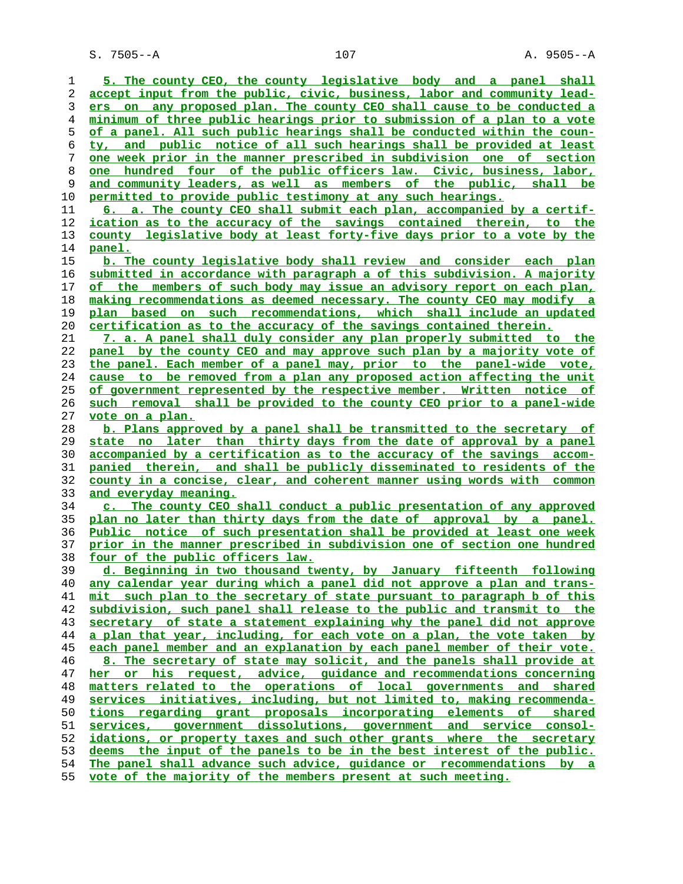5. The county CEO, the county legislative body and a panel shall accept input from the public, civic, business, labor and community leaders on any proposed plan. The county CEO shall cause to be conducted a minimum of three public hearings prior to submission of a plan to a vote of a panel. All such public hearings shall be conducted within the county, and public notice of all such hearings shall be provided at least one week prior in the manner prescribed in subdivision one of section one hundred four of the public officers law. Civic, business, labor, and community leaders, as well as members of the public, shall be permitted to provide public testimony at any such hearings.

6. a. The county CEO shall submit each plan, accompanied by a certification as to the accuracy of the savings contained therein, to the county legislative body at least forty-five days prior to a vote by the panel.

b. The county legislative body shall review and consider each plan submitted in accordance with paragraph a of this subdivision. A majority of the members of such body may issue an advisory report on each plan, making recommendations as deemed necessary. The county CEO may modify a plan based on such recommendations, which shall include an updated certification as to the accuracy of the savings contained therein.

7. a. A panel shall duly consider any plan properly submitted to the panel by the county CEO and may approve such plan by a majority vote of the panel. Each member of a panel may, prior to the panel-wide vote, cause to be removed from a plan any proposed action affecting the unit of government represented by the respective member. Written notice of such removal shall be provided to the county CEO prior to a panel-wide vote on a plan.

b. Plans approved by a panel shall be transmitted to the secretary of state no later than thirty days from the date of approval by a panel accompanied by a certification as to the accuracy of the savings accompanied therein, and shall be publicly disseminated to residents of the county in a concise, clear, and coherent manner using words with common and everyday meaning.

c. The county CEO shall conduct a public presentation of any approved plan no later than thirty days from the date of approval by a panel. Public notice of such presentation shall be provided at least one week prior in the manner prescribed in subdivision one of section one hundred four of the public officers law.

d. Beginning in two thousand twenty, by January fifteenth following any calendar year during which a panel did not approve a plan and transmit such plan to the secretary of state pursuant to paragraph b of this subdivision, such panel shall release to the public and transmit to the secretary of state a statement explaining why the panel did not approve a plan that year, including, for each vote on a plan, the vote taken by each panel member and an explanation by each panel member of their vote.

8. The secretary of state may solicit, and the panels shall provide at her or his request, advice, guidance and recommendations concerning matters related to the operations of local governments and shared services initiatives, including, but not limited to, making recommendations regarding grant proposals incorporating elements of shared services, government dissolutions, government and service consolidations, or property taxes and such other grants where the secretary deems the input of the panels to be in the best interest of the public. The panel shall advance such advice, guidance or recommendations by a vote of the majority of the members present at such meeting.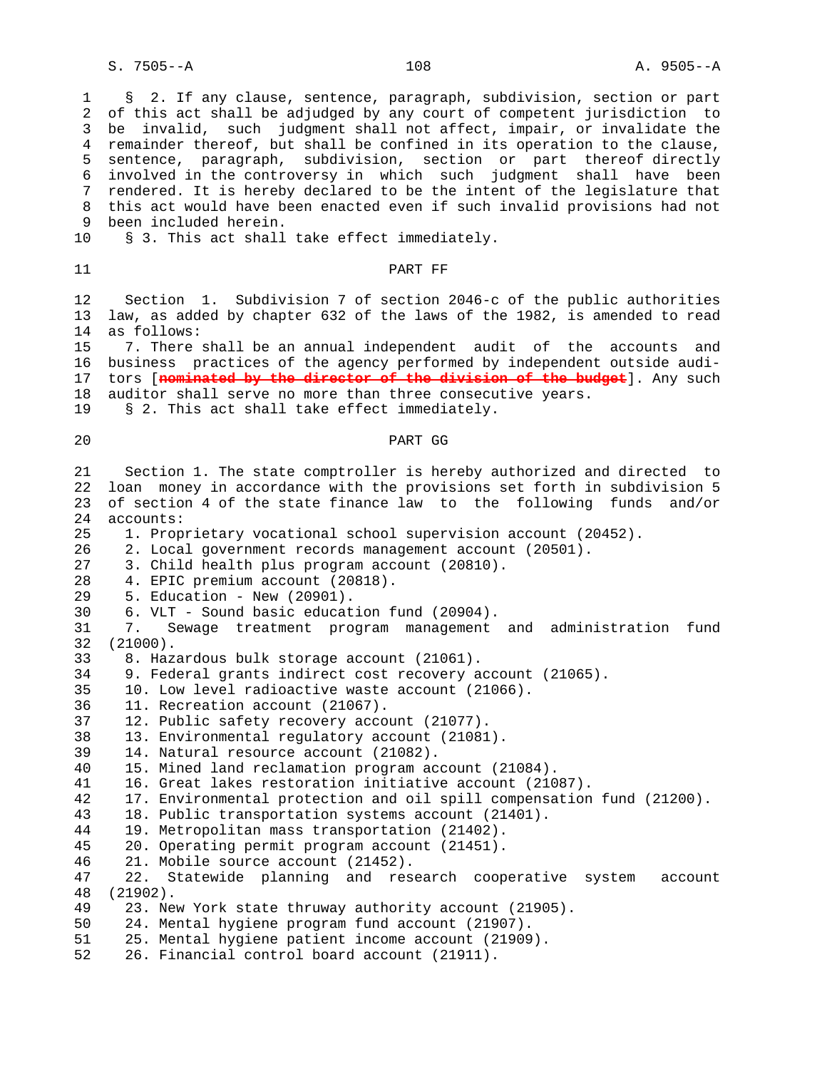§ 2. If any clause, sentence, paragraph, subdivision, section or part of this act shall be adjudged by any court of competent jurisdiction to be invalid, such judgment shall not affect, impair, or invalidate the remainder thereof, but shall be confined in its operation to the clause, sentence, paragraph, subdivision, section or part thereof directly involved in the controversy in which such judgment shall have been rendered. It is hereby declared to be the intent of the legislature that this act would have been enacted even if such invalid provisions had not been included herein.

§ 3. This act shall take effect immediately.

PART FF

Section 1. Subdivision 7 of section 2046-c of the public authorities law, as added by chapter 632 of the laws of the 1982, is amended to read as follows:

7. There shall be an annual independent audit of the accounts and business practices of the agency performed by independent outside auditors [~~nominated by the director of the division of the budget~~]. Any such auditor shall serve no more than three consecutive years.

§ 2. This act shall take effect immediately.

PART GG

Section 1. The state comptroller is hereby authorized and directed to loan money in accordance with the provisions set forth in subdivision 5 of section 4 of the state finance law to the following funds and/or accounts:

1. Proprietary vocational school supervision account (20452).
2. Local government records management account (20501).
3. Child health plus program account (20810).
4. EPIC premium account (20818).
5. Education - New (20901).
6. VLT - Sound basic education fund (20904).
7. Sewage treatment program management and administration fund (21000).
8. Hazardous bulk storage account (21061).
9. Federal grants indirect cost recovery account (21065).
10. Low level radioactive waste account (21066).
11. Recreation account (21067).
12. Public safety recovery account (21077).
13. Environmental regulatory account (21081).
14. Natural resource account (21082).
15. Mined land reclamation program account (21084).
16. Great lakes restoration initiative account (21087).
17. Environmental protection and oil spill compensation fund (21200).
18. Public transportation systems account (21401).
19. Metropolitan mass transportation (21402).
20. Operating permit program account (21451).
21. Mobile source account (21452).
22. Statewide planning and research cooperative system account (21902).
23. New York state thruway authority account (21905).
24. Mental hygiene program fund account (21907).
25. Mental hygiene patient income account (21909).
26. Financial control board account (21911).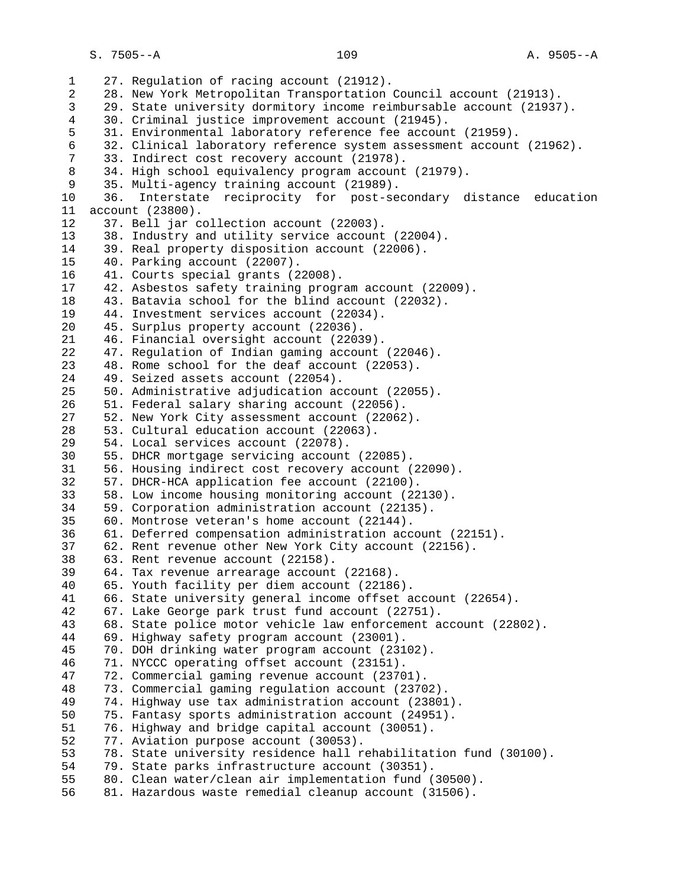27. Regulation of racing account (21912).
28. New York Metropolitan Transportation Council account (21913).
29. State university dormitory income reimbursable account (21937).
30. Criminal justice improvement account (21945).
31. Environmental laboratory reference fee account (21959).
32. Clinical laboratory reference system assessment account (21962).
33. Indirect cost recovery account (21978).
34. High school equivalency program account (21979).
35. Multi-agency training account (21989).
36. Interstate reciprocity for post-secondary distance education account (23800).
37. Bell jar collection account (22003).
38. Industry and utility service account (22004).
39. Real property disposition account (22006).
40. Parking account (22007).
41. Courts special grants (22008).
42. Asbestos safety training program account (22009).
43. Batavia school for the blind account (22032).
44. Investment services account (22034).
45. Surplus property account (22036).
46. Financial oversight account (22039).
47. Regulation of Indian gaming account (22046).
48. Rome school for the deaf account (22053).
49. Seized assets account (22054).
50. Administrative adjudication account (22055).
51. Federal salary sharing account (22056).
52. New York City assessment account (22062).
53. Cultural education account (22063).
54. Local services account (22078).
55. DHCR mortgage servicing account (22085).
56. Housing indirect cost recovery account (22090).
57. DHCR-HCA application fee account (22100).
58. Low income housing monitoring account (22130).
59. Corporation administration account (22135).
60. Montrose veteran's home account (22144).
61. Deferred compensation administration account (22151).
62. Rent revenue other New York City account (22156).
63. Rent revenue account (22158).
64. Tax revenue arrearage account (22168).
65. Youth facility per diem account (22186).
66. State university general income offset account (22654).
67. Lake George park trust fund account (22751).
68. State police motor vehicle law enforcement account (22802).
69. Highway safety program account (23001).
70. DOH drinking water program account (23102).
71. NYCCC operating offset account (23151).
72. Commercial gaming revenue account (23701).
73. Commercial gaming regulation account (23702).
74. Highway use tax administration account (23801).
75. Fantasy sports administration account (24951).
76. Highway and bridge capital account (30051).
77. Aviation purpose account (30053).
78. State university residence hall rehabilitation fund (30100).
79. State parks infrastructure account (30351).
80. Clean water/clean air implementation fund (30500).
81. Hazardous waste remedial cleanup account (31506).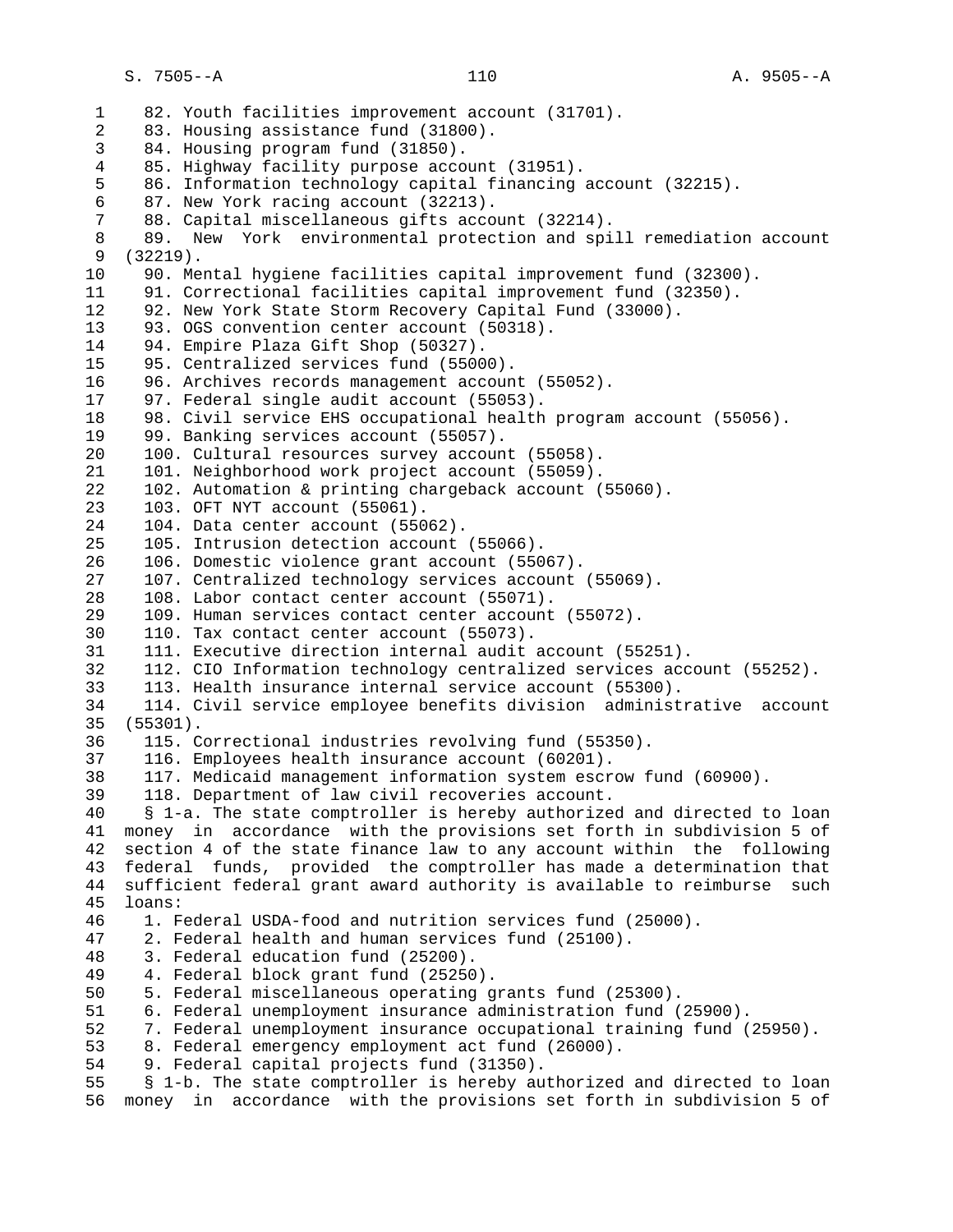82. Youth facilities improvement account (31701).
83. Housing assistance fund (31800).
84. Housing program fund (31850).
85. Highway facility purpose account (31951).
86. Information technology capital financing account (32215).
87. New York racing account (32213).
88. Capital miscellaneous gifts account (32214).
89. New York environmental protection and spill remediation account (32219).
90. Mental hygiene facilities capital improvement fund (32300).
91. Correctional facilities capital improvement fund (32350).
92. New York State Storm Recovery Capital Fund (33000).
93. OGS convention center account (50318).
94. Empire Plaza Gift Shop (50327).
95. Centralized services fund (55000).
96. Archives records management account (55052).
97. Federal single audit account (55053).
98. Civil service EHS occupational health program account (55056).
99. Banking services account (55057).
100. Cultural resources survey account (55058).
101. Neighborhood work project account (55059).
102. Automation & printing chargeback account (55060).
103. OFT NYT account (55061).
104. Data center account (55062).
105. Intrusion detection account (55066).
106. Domestic violence grant account (55067).
107. Centralized technology services account (55069).
108. Labor contact center account (55071).
109. Human services contact center account (55072).
110. Tax contact center account (55073).
111. Executive direction internal audit account (55251).
112. CIO Information technology centralized services account (55252).
113. Health insurance internal service account (55300).
114. Civil service employee benefits division administrative account (55301).
115. Correctional industries revolving fund (55350).
116. Employees health insurance account (60201).
117. Medicaid management information system escrow fund (60900).
118. Department of law civil recoveries account.

§ 1-a. The state comptroller is hereby authorized and directed to loan money in accordance with the provisions set forth in subdivision 5 of section 4 of the state finance law to any account within the following federal funds, provided the comptroller has made a determination that sufficient federal grant award authority is available to reimburse such loans:

1. Federal USDA-food and nutrition services fund (25000).
2. Federal health and human services fund (25100).
3. Federal education fund (25200).
4. Federal block grant fund (25250).
5. Federal miscellaneous operating grants fund (25300).
6. Federal unemployment insurance administration fund (25900).
7. Federal unemployment insurance occupational training fund (25950).
8. Federal emergency employment act fund (26000).
9. Federal capital projects fund (31350).

§ 1-b. The state comptroller is hereby authorized and directed to loan money in accordance with the provisions set forth in subdivision 5 of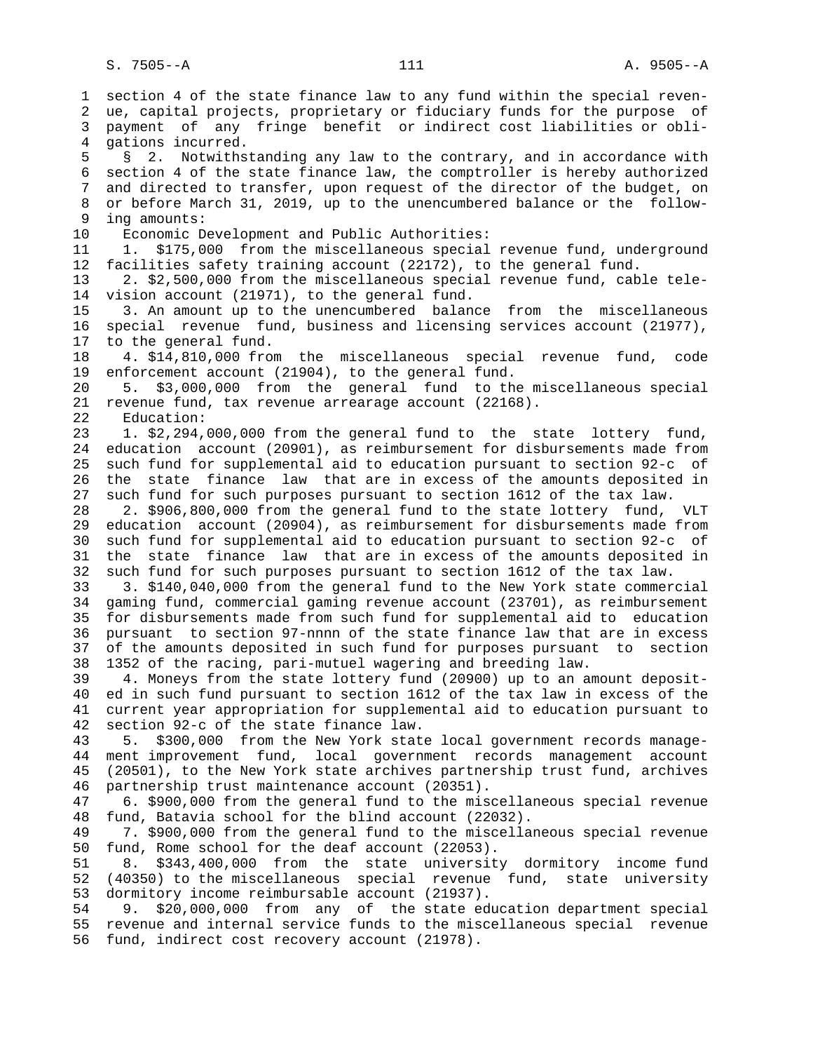section 4 of the state finance law to any fund within the special revenue, capital projects, proprietary or fiduciary funds for the purpose of payment of any fringe benefit or indirect cost liabilities or obligations incurred.

§ 2. Notwithstanding any law to the contrary, and in accordance with section 4 of the state finance law, the comptroller is hereby authorized and directed to transfer, upon request of the director of the budget, on or before March 31, 2019, up to the unencumbered balance or the following amounts:

Economic Development and Public Authorities:

1. $175,000 from the miscellaneous special revenue fund, underground facilities safety training account (22172), to the general fund.

2. $2,500,000 from the miscellaneous special revenue fund, cable television account (21971), to the general fund.

3. An amount up to the unencumbered balance from the miscellaneous special revenue fund, business and licensing services account (21977), to the general fund.

4. $14,810,000 from the miscellaneous special revenue fund, code enforcement account (21904), to the general fund.

5. $3,000,000 from the general fund to the miscellaneous special revenue fund, tax revenue arrearage account (22168).

Education:

1. $2,294,000,000 from the general fund to the state lottery fund, education account (20901), as reimbursement for disbursements made from such fund for supplemental aid to education pursuant to section 92-c of the state finance law that are in excess of the amounts deposited in such fund for such purposes pursuant to section 1612 of the tax law.

2. $906,800,000 from the general fund to the state lottery fund, VLT education account (20904), as reimbursement for disbursements made from such fund for supplemental aid to education pursuant to section 92-c of the state finance law that are in excess of the amounts deposited in such fund for such purposes pursuant to section 1612 of the tax law.

3. $140,040,000 from the general fund to the New York state commercial gaming fund, commercial gaming revenue account (23701), as reimbursement for disbursements made from such fund for supplemental aid to education pursuant to section 97-nnnn of the state finance law that are in excess of the amounts deposited in such fund for purposes pursuant to section 1352 of the racing, pari-mutuel wagering and breeding law.

4. Moneys from the state lottery fund (20900) up to an amount deposited in such fund pursuant to section 1612 of the tax law in excess of the current year appropriation for supplemental aid to education pursuant to section 92-c of the state finance law.

5. $300,000 from the New York state local government records management improvement fund, local government records management account (20501), to the New York state archives partnership trust fund, archives partnership trust maintenance account (20351).

6. $900,000 from the general fund to the miscellaneous special revenue fund, Batavia school for the blind account (22032).

7. $900,000 from the general fund to the miscellaneous special revenue fund, Rome school for the deaf account (22053).

8. $343,400,000 from the state university dormitory income fund (40350) to the miscellaneous special revenue fund, state university dormitory income reimbursable account (21937).

9. $20,000,000 from any of the state education department special revenue and internal service funds to the miscellaneous special revenue fund, indirect cost recovery account (21978).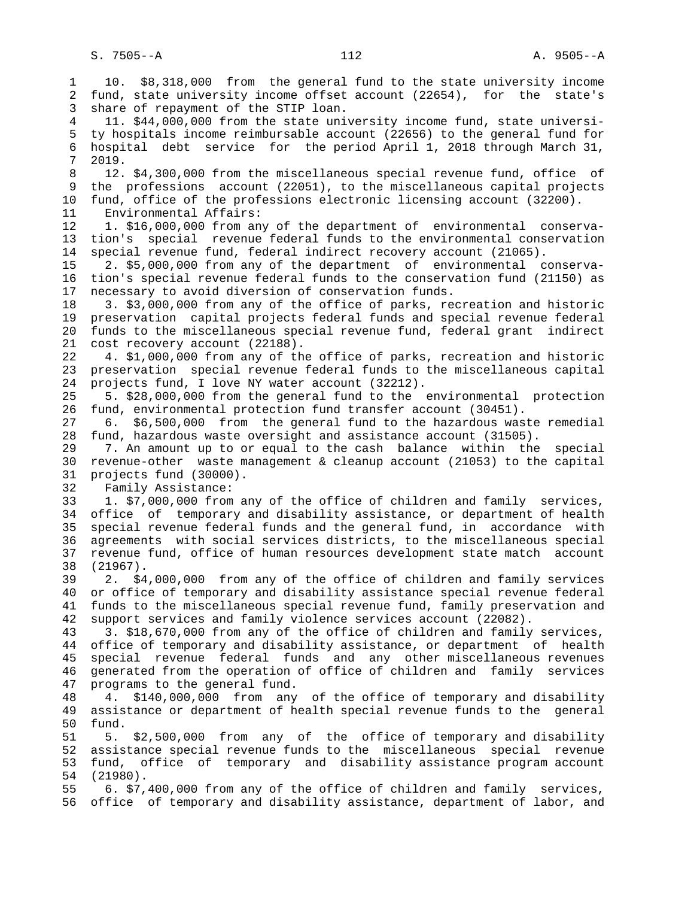10. $8,318,000 from the general fund to the state university income fund, state university income offset account (22654), for the state's share of repayment of the STIP loan.

11. $44,000,000 from the state university income fund, state university hospitals income reimbursable account (22656) to the general fund for hospital debt service for the period April 1, 2018 through March 31, 2019.

12. $4,300,000 from the miscellaneous special revenue fund, office of the professions account (22051), to the miscellaneous capital projects fund, office of the professions electronic licensing account (32200).

Environmental Affairs:

1. $16,000,000 from any of the department of environmental conservation's special revenue federal funds to the environmental conservation special revenue fund, federal indirect recovery account (21065).

2. $5,000,000 from any of the department of environmental conservation's special revenue federal funds to the conservation fund (21150) as necessary to avoid diversion of conservation funds.

3. $3,000,000 from any of the office of parks, recreation and historic preservation capital projects federal funds and special revenue federal funds to the miscellaneous special revenue fund, federal grant indirect cost recovery account (22188).

4. $1,000,000 from any of the office of parks, recreation and historic preservation special revenue federal funds to the miscellaneous capital projects fund, I love NY water account (32212).

5. $28,000,000 from the general fund to the environmental protection fund, environmental protection fund transfer account (30451).

6. $6,500,000 from the general fund to the hazardous waste remedial fund, hazardous waste oversight and assistance account (31505).

7. An amount up to or equal to the cash balance within the special revenue-other waste management & cleanup account (21053) to the capital projects fund (30000).

Family Assistance:

1. $7,000,000 from any of the office of children and family services, office of temporary and disability assistance, or department of health special revenue federal funds and the general fund, in accordance with agreements with social services districts, to the miscellaneous special revenue fund, office of human resources development state match account (21967).

2. $4,000,000 from any of the office of children and family services or office of temporary and disability assistance special revenue federal funds to the miscellaneous special revenue fund, family preservation and support services and family violence services account (22082).

3. $18,670,000 from any of the office of children and family services, office of temporary and disability assistance, or department of health special revenue federal funds and any other miscellaneous revenues generated from the operation of office of children and family services programs to the general fund.

4. $140,000,000 from any of the office of temporary and disability assistance or department of health special revenue funds to the general fund.

5. $2,500,000 from any of the office of temporary and disability assistance special revenue funds to the miscellaneous special revenue fund, office of temporary and disability assistance program account (21980).

6. $7,400,000 from any of the office of children and family services, office of temporary and disability assistance, department of labor, and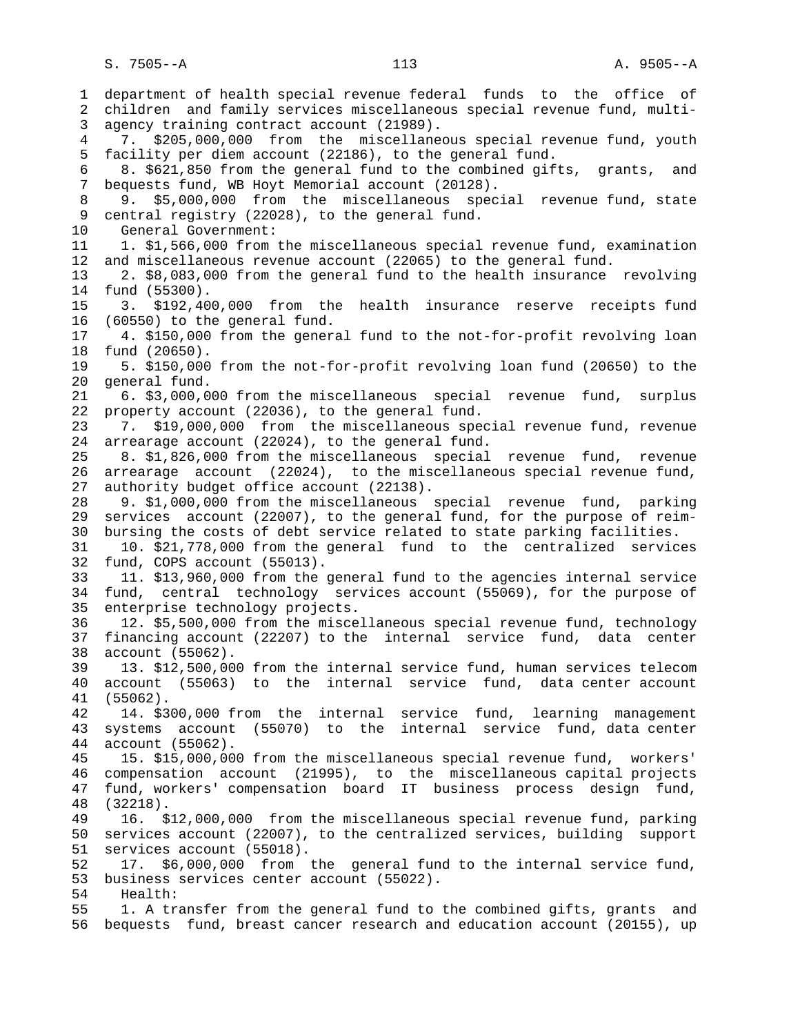department of health special revenue federal funds to the office of children and family services miscellaneous special revenue fund, multi-agency training contract account (21989).

7. $205,000,000 from the miscellaneous special revenue fund, youth facility per diem account (22186), to the general fund.

8. $621,850 from the general fund to the combined gifts, grants, and bequests fund, WB Hoyt Memorial account (20128).

9. $5,000,000 from the miscellaneous special revenue fund, state central registry (22028), to the general fund.

General Government:

1. $1,566,000 from the miscellaneous special revenue fund, examination and miscellaneous revenue account (22065) to the general fund.

2. $8,083,000 from the general fund to the health insurance revolving fund (55300).

3. $192,400,000 from the health insurance reserve receipts fund (60550) to the general fund.

4. $150,000 from the general fund to the not-for-profit revolving loan fund (20650).

5. $150,000 from the not-for-profit revolving loan fund (20650) to the general fund.

6. $3,000,000 from the miscellaneous special revenue fund, surplus property account (22036), to the general fund.

7. $19,000,000 from the miscellaneous special revenue fund, revenue arrearage account (22024), to the general fund.

8. $1,826,000 from the miscellaneous special revenue fund, revenue arrearage account (22024), to the miscellaneous special revenue fund, authority budget office account (22138).

9. $1,000,000 from the miscellaneous special revenue fund, parking services account (22007), to the general fund, for the purpose of reimbursing the costs of debt service related to state parking facilities.

10. $21,778,000 from the general fund to the centralized services fund, COPS account (55013).

11. $13,960,000 from the general fund to the agencies internal service fund, central technology services account (55069), for the purpose of enterprise technology projects.

12. $5,500,000 from the miscellaneous special revenue fund, technology financing account (22207) to the internal service fund, data center account (55062).

13. $12,500,000 from the internal service fund, human services telecom account (55063) to the internal service fund, data center account (55062).

14. $300,000 from the internal service fund, learning management systems account (55070) to the internal service fund, data center account (55062).

15. $15,000,000 from the miscellaneous special revenue fund, workers' compensation account (21995), to the miscellaneous capital projects fund, workers' compensation board IT business process design fund, (32218).

16. $12,000,000 from the miscellaneous special revenue fund, parking services account (22007), to the centralized services, building support services account (55018).

17. $6,000,000 from the general fund to the internal service fund, business services center account (55022).

Health:

1. A transfer from the general fund to the combined gifts, grants and bequests fund, breast cancer research and education account (20155), up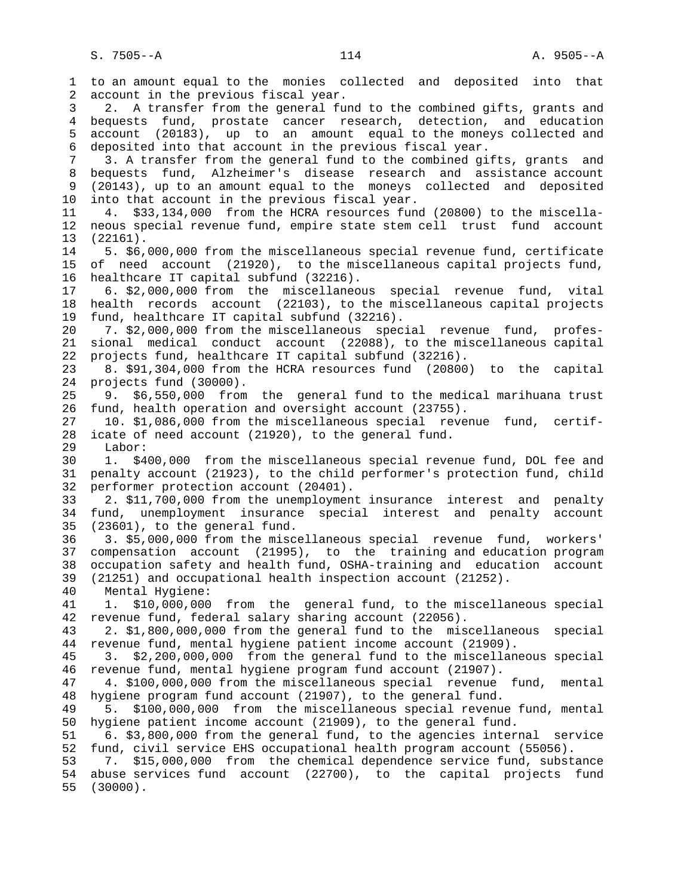to an amount equal to the monies collected and deposited into that account in the previous fiscal year.

2. A transfer from the general fund to the combined gifts, grants and bequests fund, prostate cancer research, detection, and education account (20183), up to an amount equal to the moneys collected and deposited into that account in the previous fiscal year.

3. A transfer from the general fund to the combined gifts, grants and bequests fund, Alzheimer's disease research and assistance account (20143), up to an amount equal to the moneys collected and deposited into that account in the previous fiscal year.

4. $33,134,000 from the HCRA resources fund (20800) to the miscellaneous special revenue fund, empire state stem cell trust fund account (22161).

5. $6,000,000 from the miscellaneous special revenue fund, certificate of need account (21920), to the miscellaneous capital projects fund, healthcare IT capital subfund (32216).

6. $2,000,000 from the miscellaneous special revenue fund, vital health records account (22103), to the miscellaneous capital projects fund, healthcare IT capital subfund (32216).

7. $2,000,000 from the miscellaneous special revenue fund, professional medical conduct account (22088), to the miscellaneous capital projects fund, healthcare IT capital subfund (32216).

8. $91,304,000 from the HCRA resources fund (20800) to the capital projects fund (30000).

9. $6,550,000 from the general fund to the medical marihuana trust fund, health operation and oversight account (23755).

10. $1,086,000 from the miscellaneous special revenue fund, certificate of need account (21920), to the general fund.

Labor:

1. $400,000 from the miscellaneous special revenue fund, DOL fee and penalty account (21923), to the child performer's protection fund, child performer protection account (20401).

2. $11,700,000 from the unemployment insurance interest and penalty fund, unemployment insurance special interest and penalty account (23601), to the general fund.

3. $5,000,000 from the miscellaneous special revenue fund, workers' compensation account (21995), to the training and education program occupation safety and health fund, OSHA-training and education account (21251) and occupational health inspection account (21252).

Mental Hygiene:

1. $10,000,000 from the general fund, to the miscellaneous special revenue fund, federal salary sharing account (22056).

2. $1,800,000,000 from the general fund to the miscellaneous special revenue fund, mental hygiene patient income account (21909).

3. $2,200,000,000 from the general fund to the miscellaneous special revenue fund, mental hygiene program fund account (21907).

4. $100,000,000 from the miscellaneous special revenue fund, mental hygiene program fund account (21907), to the general fund.

5. $100,000,000 from the miscellaneous special revenue fund, mental hygiene patient income account (21909), to the general fund.

6. $3,800,000 from the general fund, to the agencies internal service fund, civil service EHS occupational health program account (55056).

7. $15,000,000 from the chemical dependence service fund, substance abuse services fund account (22700), to the capital projects fund (30000).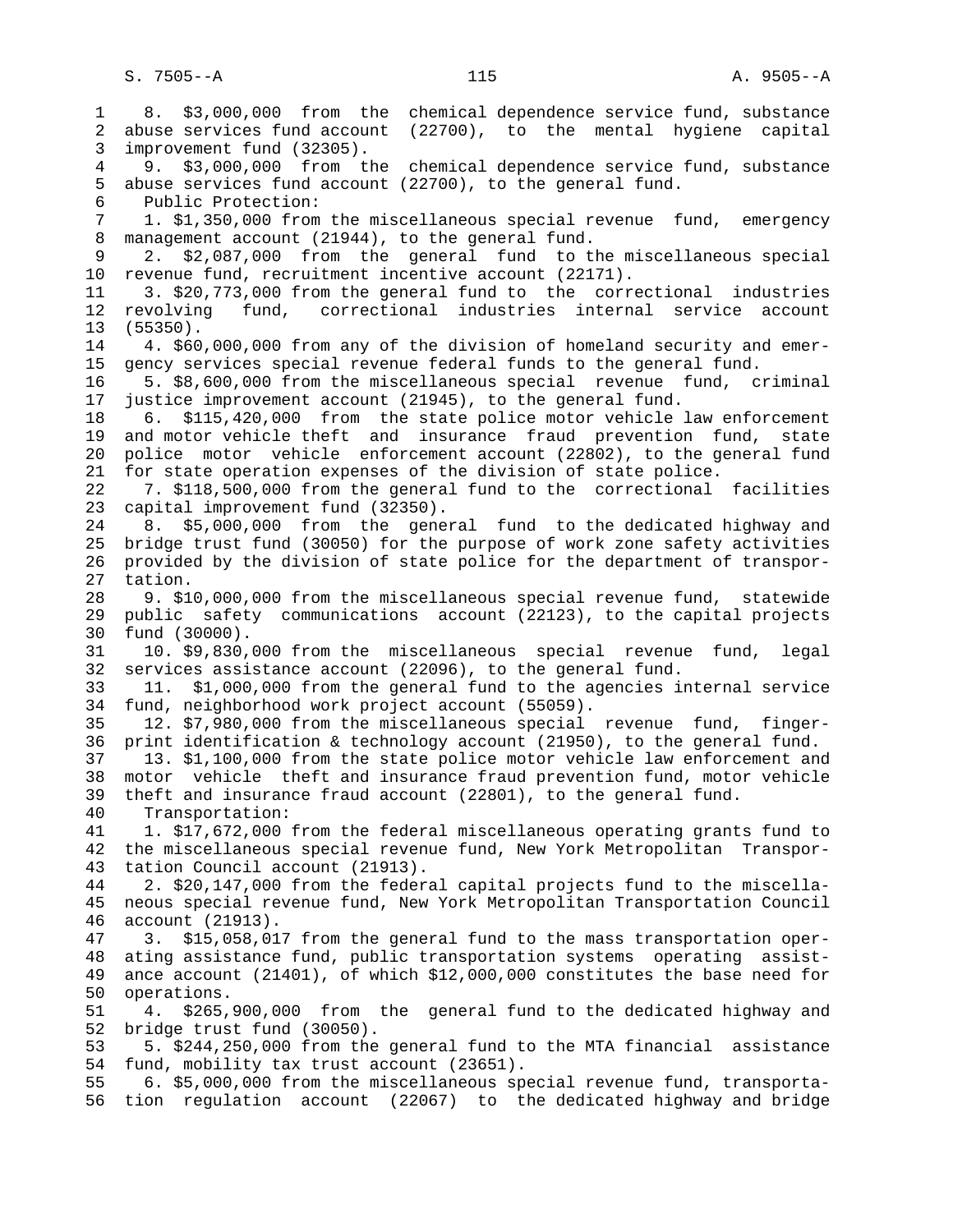8. $3,000,000 from the chemical dependence service fund, substance abuse services fund account (22700), to the mental hygiene capital improvement fund (32305).

9. $3,000,000 from the chemical dependence service fund, substance abuse services fund account (22700), to the general fund.

Public Protection:

1. $1,350,000 from the miscellaneous special revenue fund, emergency management account (21944), to the general fund.

2. $2,087,000 from the general fund to the miscellaneous special revenue fund, recruitment incentive account (22171).

3. $20,773,000 from the general fund to the correctional industries revolving fund, correctional industries internal service account (55350).

4. $60,000,000 from any of the division of homeland security and emergency services special revenue federal funds to the general fund.

5. $8,600,000 from the miscellaneous special revenue fund, criminal justice improvement account (21945), to the general fund.

6. $115,420,000 from the state police motor vehicle law enforcement and motor vehicle theft and insurance fraud prevention fund, state police motor vehicle enforcement account (22802), to the general fund for state operation expenses of the division of state police.

7. $118,500,000 from the general fund to the correctional facilities capital improvement fund (32350).

8. $5,000,000 from the general fund to the dedicated highway and bridge trust fund (30050) for the purpose of work zone safety activities provided by the division of state police for the department of transportation.

9. $10,000,000 from the miscellaneous special revenue fund, statewide public safety communications account (22123), to the capital projects fund (30000).

10. $9,830,000 from the miscellaneous special revenue fund, legal services assistance account (22096), to the general fund.

11. $1,000,000 from the general fund to the agencies internal service fund, neighborhood work project account (55059).

12. $7,980,000 from the miscellaneous special revenue fund, fingerprint identification & technology account (21950), to the general fund.

13. $1,100,000 from the state police motor vehicle law enforcement and motor vehicle theft and insurance fraud prevention fund, motor vehicle theft and insurance fraud account (22801), to the general fund.

Transportation:

1. $17,672,000 from the federal miscellaneous operating grants fund to the miscellaneous special revenue fund, New York Metropolitan Transportation Council account (21913).

2. $20,147,000 from the federal capital projects fund to the miscellaneous special revenue fund, New York Metropolitan Transportation Council account (21913).

3. $15,058,017 from the general fund to the mass transportation operating assistance fund, public transportation systems operating assistance account (21401), of which $12,000,000 constitutes the base need for operations.

4. $265,900,000 from the general fund to the dedicated highway and bridge trust fund (30050).

5. $244,250,000 from the general fund to the MTA financial assistance fund, mobility tax trust account (23651).

6. $5,000,000 from the miscellaneous special revenue fund, transportation regulation account (22067) to the dedicated highway and bridge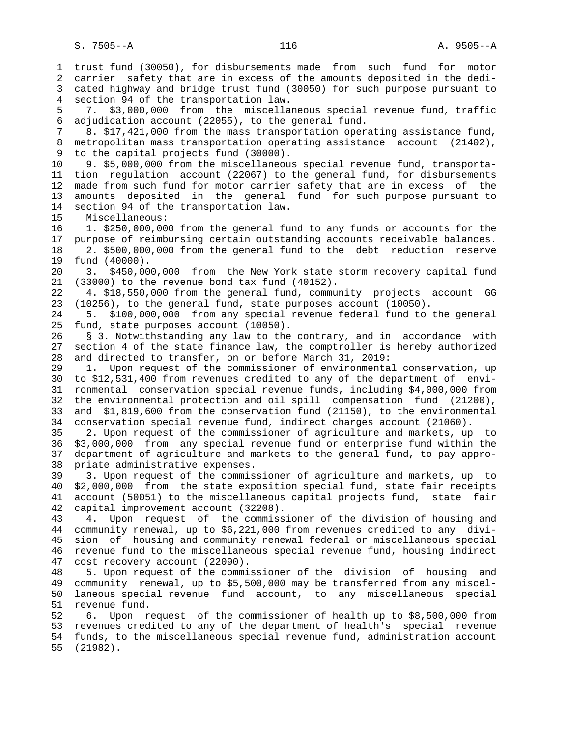trust fund (30050), for disbursements made from such fund for motor carrier safety that are in excess of the amounts deposited in the dedicated highway and bridge trust fund (30050) for such purpose pursuant to section 94 of the transportation law.

7. $3,000,000 from the miscellaneous special revenue fund, traffic adjudication account (22055), to the general fund.

8. $17,421,000 from the mass transportation operating assistance fund, metropolitan mass transportation operating assistance account (21402), to the capital projects fund (30000).

9. $5,000,000 from the miscellaneous special revenue fund, transportation regulation account (22067) to the general fund, for disbursements made from such fund for motor carrier safety that are in excess of the amounts deposited in the general fund for such purpose pursuant to section 94 of the transportation law.

Miscellaneous:

1. $250,000,000 from the general fund to any funds or accounts for the purpose of reimbursing certain outstanding accounts receivable balances.

2. $500,000,000 from the general fund to the debt reduction reserve fund (40000).

3. $450,000,000 from the New York state storm recovery capital fund (33000) to the revenue bond tax fund (40152).

4. $18,550,000 from the general fund, community projects account GG (10256), to the general fund, state purposes account (10050).

5. $100,000,000 from any special revenue federal fund to the general fund, state purposes account (10050).

§ 3. Notwithstanding any law to the contrary, and in accordance with section 4 of the state finance law, the comptroller is hereby authorized and directed to transfer, on or before March 31, 2019:

1. Upon request of the commissioner of environmental conservation, up to $12,531,400 from revenues credited to any of the department of environmental conservation special revenue funds, including $4,000,000 from the environmental protection and oil spill compensation fund (21200), and $1,819,600 from the conservation fund (21150), to the environmental conservation special revenue fund, indirect charges account (21060).

2. Upon request of the commissioner of agriculture and markets, up to $3,000,000 from any special revenue fund or enterprise fund within the department of agriculture and markets to the general fund, to pay appropriate administrative expenses.

3. Upon request of the commissioner of agriculture and markets, up to $2,000,000 from the state exposition special fund, state fair receipts account (50051) to the miscellaneous capital projects fund, state fair capital improvement account (32208).

4. Upon request of the commissioner of the division of housing and community renewal, up to $6,221,000 from revenues credited to any division of housing and community renewal federal or miscellaneous special revenue fund to the miscellaneous special revenue fund, housing indirect cost recovery account (22090).

5. Upon request of the commissioner of the division of housing and community renewal, up to $5,500,000 may be transferred from any miscellaneous special revenue fund account, to any miscellaneous special revenue fund.

6. Upon request of the commissioner of health up to $8,500,000 from revenues credited to any of the department of health's special revenue funds, to the miscellaneous special revenue fund, administration account (21982).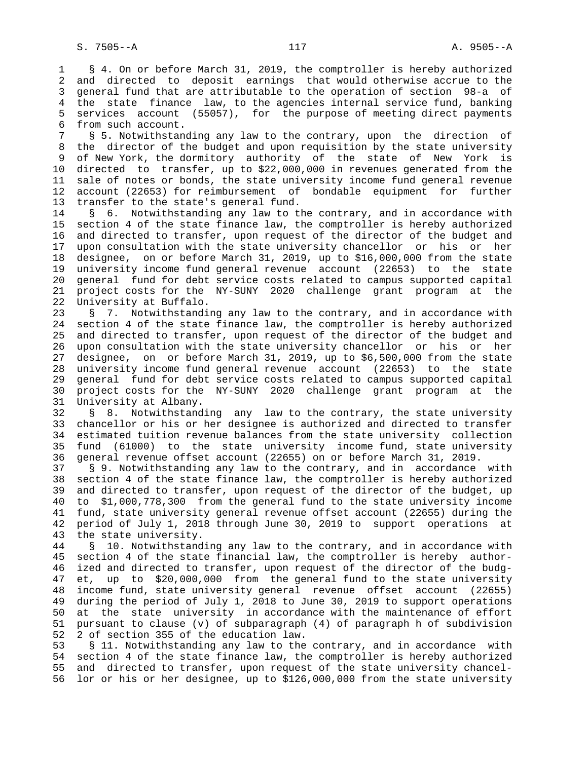§ 4. On or before March 31, 2019, the comptroller is hereby authorized and directed to deposit earnings that would otherwise accrue to the general fund that are attributable to the operation of section 98-a of the state finance law, to the agencies internal service fund, banking services account (55057), for the purpose of meeting direct payments from such account.

§ 5. Notwithstanding any law to the contrary, upon the direction of the director of the budget and upon requisition by the state university of New York, the dormitory authority of the state of New York is directed to transfer, up to $22,000,000 in revenues generated from the sale of notes or bonds, the state university income fund general revenue account (22653) for reimbursement of bondable equipment for further transfer to the state's general fund.

§ 6. Notwithstanding any law to the contrary, and in accordance with section 4 of the state finance law, the comptroller is hereby authorized and directed to transfer, upon request of the director of the budget and upon consultation with the state university chancellor or his or her designee, on or before March 31, 2019, up to $16,000,000 from the state university income fund general revenue account (22653) to the state general fund for debt service costs related to campus supported capital project costs for the NY-SUNY 2020 challenge grant program at the University at Buffalo.

§ 7. Notwithstanding any law to the contrary, and in accordance with section 4 of the state finance law, the comptroller is hereby authorized and directed to transfer, upon request of the director of the budget and upon consultation with the state university chancellor or his or her designee, on or before March 31, 2019, up to $6,500,000 from the state university income fund general revenue account (22653) to the state general fund for debt service costs related to campus supported capital project costs for the NY-SUNY 2020 challenge grant program at the University at Albany.

§ 8. Notwithstanding any law to the contrary, the state university chancellor or his or her designee is authorized and directed to transfer estimated tuition revenue balances from the state university collection fund (61000) to the state university income fund, state university general revenue offset account (22655) on or before March 31, 2019.

§ 9. Notwithstanding any law to the contrary, and in accordance with section 4 of the state finance law, the comptroller is hereby authorized and directed to transfer, upon request of the director of the budget, up to $1,000,778,300 from the general fund to the state university income fund, state university general revenue offset account (22655) during the period of July 1, 2018 through June 30, 2019 to support operations at the state university.

§ 10. Notwithstanding any law to the contrary, and in accordance with section 4 of the state financial law, the comptroller is hereby authorized and directed to transfer, upon request of the director of the budget, up to $20,000,000 from the general fund to the state university income fund, state university general revenue offset account (22655) during the period of July 1, 2018 to June 30, 2019 to support operations at the state university in accordance with the maintenance of effort pursuant to clause (v) of subparagraph (4) of paragraph h of subdivision 2 of section 355 of the education law.

§ 11. Notwithstanding any law to the contrary, and in accordance with section 4 of the state finance law, the comptroller is hereby authorized and directed to transfer, upon request of the state university chancellor or his or her designee, up to $126,000,000 from the state university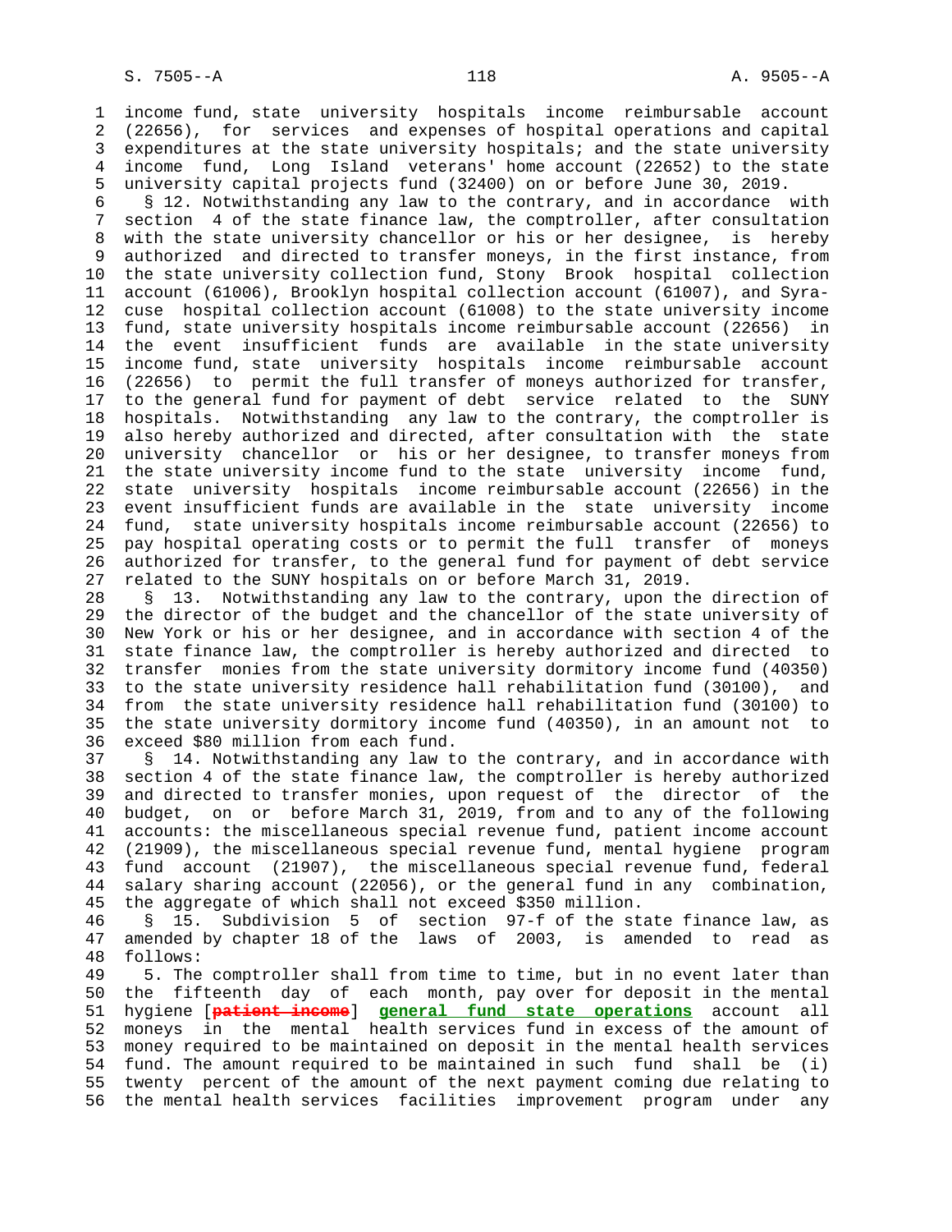income fund, state university hospitals income reimbursable account (22656), for services and expenses of hospital operations and capital expenditures at the state university hospitals; and the state university income fund, Long Island veterans' home account (22652) to the state university capital projects fund (32400) on or before June 30, 2019.

§ 12. Notwithstanding any law to the contrary, and in accordance with section 4 of the state finance law, the comptroller, after consultation with the state university chancellor or his or her designee, is hereby authorized and directed to transfer moneys, in the first instance, from the state university collection fund, Stony Brook hospital collection account (61006), Brooklyn hospital collection account (61007), and Syracuse hospital collection account (61008) to the state university income fund, state university hospitals income reimbursable account (22656) in the event insufficient funds are available in the state university income fund, state university hospitals income reimbursable account (22656) to permit the full transfer of moneys authorized for transfer, to the general fund for payment of debt service related to the SUNY hospitals. Notwithstanding any law to the contrary, the comptroller is also hereby authorized and directed, after consultation with the state university chancellor or his or her designee, to transfer moneys from the state university income fund to the state university income fund, state university hospitals income reimbursable account (22656) in the event insufficient funds are available in the state university income fund, state university hospitals income reimbursable account (22656) to pay hospital operating costs or to permit the full transfer of moneys authorized for transfer, to the general fund for payment of debt service related to the SUNY hospitals on or before March 31, 2019.

§ 13. Notwithstanding any law to the contrary, upon the direction of the director of the budget and the chancellor of the state university of New York or his or her designee, and in accordance with section 4 of the state finance law, the comptroller is hereby authorized and directed to transfer monies from the state university dormitory income fund (40350) to the state university residence hall rehabilitation fund (30100), and from the state university residence hall rehabilitation fund (30100) to the state university dormitory income fund (40350), in an amount not to exceed $80 million from each fund.

§ 14. Notwithstanding any law to the contrary, and in accordance with section 4 of the state finance law, the comptroller is hereby authorized and directed to transfer monies, upon request of the director of the budget, on or before March 31, 2019, from and to any of the following accounts: the miscellaneous special revenue fund, patient income account (21909), the miscellaneous special revenue fund, mental hygiene program fund account (21907), the miscellaneous special revenue fund, federal salary sharing account (22056), or the general fund in any combination, the aggregate of which shall not exceed $350 million.

§ 15. Subdivision 5 of section 97-f of the state finance law, as amended by chapter 18 of the laws of 2003, is amended to read as follows:

5. The comptroller shall from time to time, but in no event later than the fifteenth day of each month, pay over for deposit in the mental hygiene [~~patient income~~] <u>general fund state operations</u> account all moneys in the mental health services fund in excess of the amount of money required to be maintained on deposit in the mental health services fund. The amount required to be maintained in such fund shall be (i) twenty percent of the amount of the next payment coming due relating to the mental health services facilities improvement program under any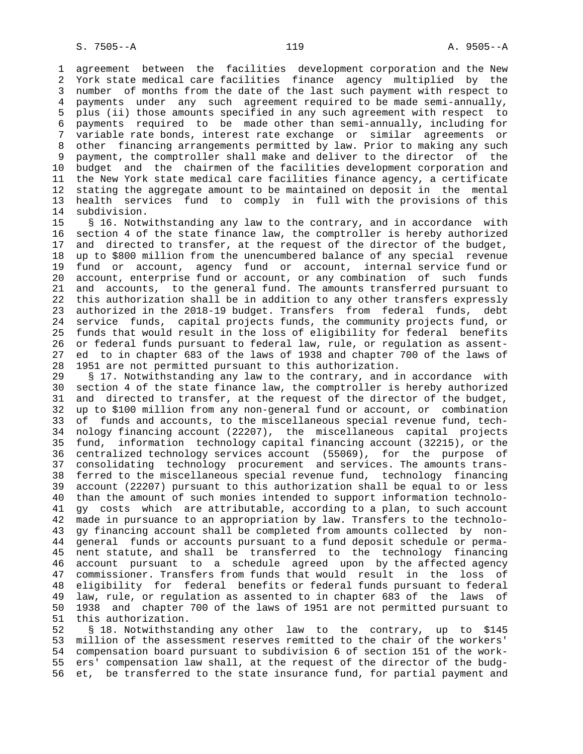agreement between the facilities development corporation and the New York state medical care facilities finance agency multiplied by the number of months from the date of the last such payment with respect to payments under any such agreement required to be made semi-annually, plus (ii) those amounts specified in any such agreement with respect to payments required to be made other than semi-annually, including for variable rate bonds, interest rate exchange or similar agreements or other financing arrangements permitted by law. Prior to making any such payment, the comptroller shall make and deliver to the director of the budget and the chairmen of the facilities development corporation and the New York state medical care facilities finance agency, a certificate stating the aggregate amount to be maintained on deposit in the mental health services fund to comply in full with the provisions of this subdivision.

§ 16. Notwithstanding any law to the contrary, and in accordance with section 4 of the state finance law, the comptroller is hereby authorized and directed to transfer, at the request of the director of the budget, up to $800 million from the unencumbered balance of any special revenue fund or account, agency fund or account, internal service fund or account, enterprise fund or account, or any combination of such funds and accounts, to the general fund. The amounts transferred pursuant to this authorization shall be in addition to any other transfers expressly authorized in the 2018-19 budget. Transfers from federal funds, debt service funds, capital projects funds, the community projects fund, or funds that would result in the loss of eligibility for federal benefits or federal funds pursuant to federal law, rule, or regulation as assented to in chapter 683 of the laws of 1938 and chapter 700 of the laws of 1951 are not permitted pursuant to this authorization.

§ 17. Notwithstanding any law to the contrary, and in accordance with section 4 of the state finance law, the comptroller is hereby authorized and directed to transfer, at the request of the director of the budget, up to $100 million from any non-general fund or account, or combination of funds and accounts, to the miscellaneous special revenue fund, technology financing account (22207), the miscellaneous capital projects fund, information technology capital financing account (32215), or the centralized technology services account (55069), for the purpose of consolidating technology procurement and services. The amounts transferred to the miscellaneous special revenue fund, technology financing account (22207) pursuant to this authorization shall be equal to or less than the amount of such monies intended to support information technology costs which are attributable, according to a plan, to such account made in pursuance to an appropriation by law. Transfers to the technology financing account shall be completed from amounts collected by non-general funds or accounts pursuant to a fund deposit schedule or permanent statute, and shall be transferred to the technology financing account pursuant to a schedule agreed upon by the affected agency commissioner. Transfers from funds that would result in the loss of eligibility for federal benefits or federal funds pursuant to federal law, rule, or regulation as assented to in chapter 683 of the laws of 1938 and chapter 700 of the laws of 1951 are not permitted pursuant to this authorization.

§ 18. Notwithstanding any other law to the contrary, up to $145 million of the assessment reserves remitted to the chair of the workers' compensation board pursuant to subdivision 6 of section 151 of the workers' compensation law shall, at the request of the director of the budget, be transferred to the state insurance fund, for partial payment and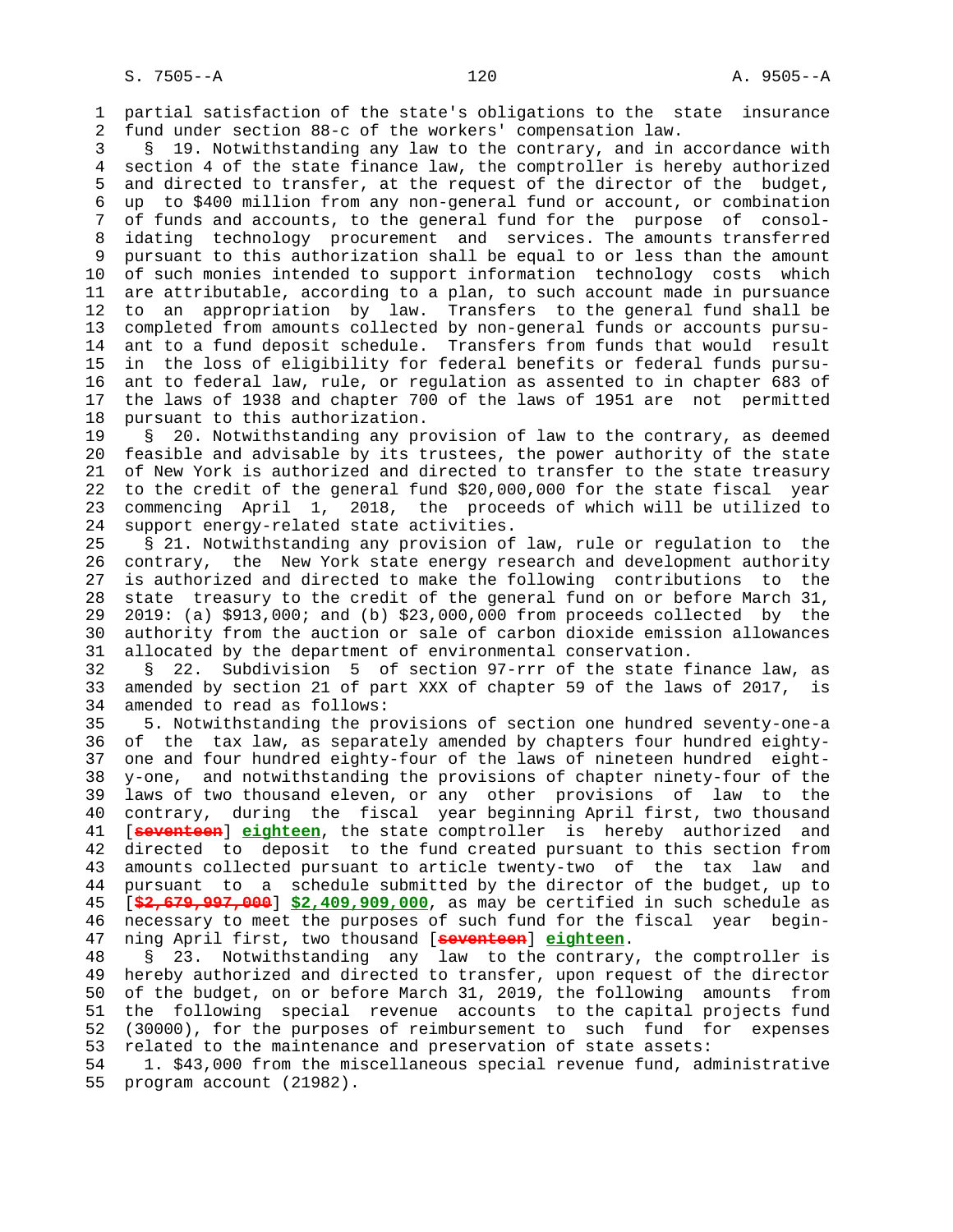partial satisfaction of the state's obligations to the state insurance fund under section 88-c of the workers' compensation law.

§ 19. Notwithstanding any law to the contrary, and in accordance with section 4 of the state finance law, the comptroller is hereby authorized and directed to transfer, at the request of the director of the budget, up to $400 million from any non-general fund or account, or combination of funds and accounts, to the general fund for the purpose of consolidating technology procurement and services. The amounts transferred pursuant to this authorization shall be equal to or less than the amount of such monies intended to support information technology costs which are attributable, according to a plan, to such account made in pursuance to an appropriation by law. Transfers to the general fund shall be completed from amounts collected by non-general funds or accounts pursuant to a fund deposit schedule. Transfers from funds that would result in the loss of eligibility for federal benefits or federal funds pursuant to federal law, rule, or regulation as assented to in chapter 683 of the laws of 1938 and chapter 700 of the laws of 1951 are not permitted pursuant to this authorization.

§ 20. Notwithstanding any provision of law to the contrary, as deemed feasible and advisable by its trustees, the power authority of the state of New York is authorized and directed to transfer to the state treasury to the credit of the general fund $20,000,000 for the state fiscal year commencing April 1, 2018, the proceeds of which will be utilized to support energy-related state activities.

§ 21. Notwithstanding any provision of law, rule or regulation to the contrary, the New York state energy research and development authority is authorized and directed to make the following contributions to the state treasury to the credit of the general fund on or before March 31, 2019: (a) $913,000; and (b) $23,000,000 from proceeds collected by the authority from the auction or sale of carbon dioxide emission allowances allocated by the department of environmental conservation.

§ 22. Subdivision 5 of section 97-rrr of the state finance law, as amended by section 21 of part XXX of chapter 59 of the laws of 2017, is amended to read as follows:

5. Notwithstanding the provisions of section one hundred seventy-one-a of the tax law, as separately amended by chapters four hundred eighty-one and four hundred eighty-four of the laws of nineteen hundred eighty-one, and notwithstanding the provisions of chapter ninety-four of the laws of two thousand eleven, or any other provisions of law to the contrary, during the fiscal year beginning April first, two thousand [~~seventeen~~] **eighteen**, the state comptroller is hereby authorized and directed to deposit to the fund created pursuant to this section from amounts collected pursuant to article twenty-two of the tax law and pursuant to a schedule submitted by the director of the budget, up to [~~$2,679,997,000~~] **$2,409,909,000**, as may be certified in such schedule as necessary to meet the purposes of such fund for the fiscal year beginning April first, two thousand [~~seventeen~~] **eighteen**.

§ 23. Notwithstanding any law to the contrary, the comptroller is hereby authorized and directed to transfer, upon request of the director of the budget, on or before March 31, 2019, the following amounts from the following special revenue accounts to the capital projects fund (30000), for the purposes of reimbursement to such fund for expenses related to the maintenance and preservation of state assets:

1. $43,000 from the miscellaneous special revenue fund, administrative program account (21982).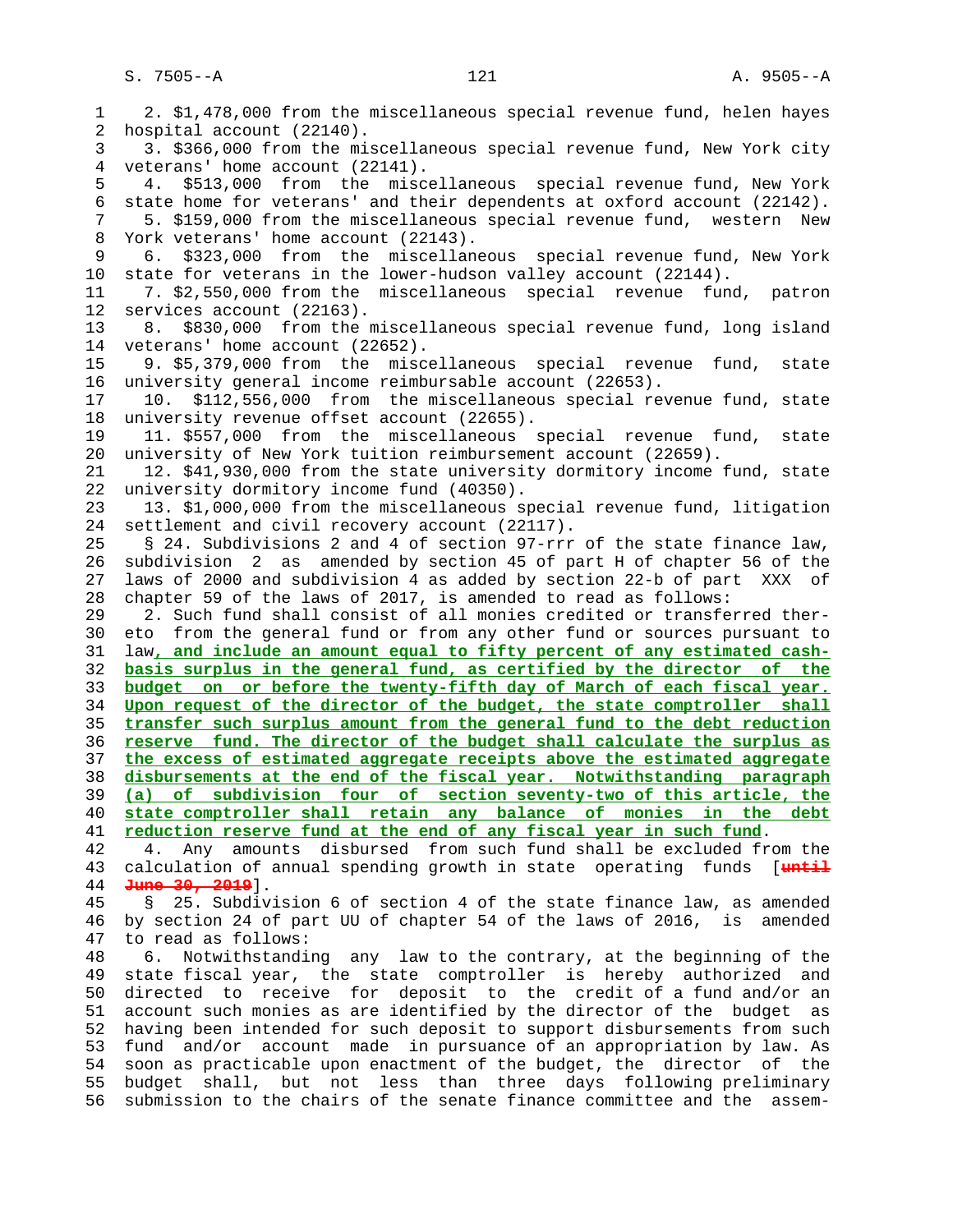2. $1,478,000 from the miscellaneous special revenue fund, helen hayes hospital account (22140).

3. $366,000 from the miscellaneous special revenue fund, New York city veterans' home account (22141).

4. $513,000 from the miscellaneous special revenue fund, New York state home for veterans' and their dependents at oxford account (22142).

5. $159,000 from the miscellaneous special revenue fund, western New York veterans' home account (22143).

6. $323,000 from the miscellaneous special revenue fund, New York state for veterans in the lower-hudson valley account (22144).

7. $2,550,000 from the miscellaneous special revenue fund, patron services account (22163).

8. $830,000 from the miscellaneous special revenue fund, long island veterans' home account (22652).

9. $5,379,000 from the miscellaneous special revenue fund, state university general income reimbursable account (22653).

10. $112,556,000 from the miscellaneous special revenue fund, state university revenue offset account (22655).

11. $557,000 from the miscellaneous special revenue fund, state university of New York tuition reimbursement account (22659).

12. $41,930,000 from the state university dormitory income fund, state university dormitory income fund (40350).

13. $1,000,000 from the miscellaneous special revenue fund, litigation settlement and civil recovery account (22117).

§ 24. Subdivisions 2 and 4 of section 97-rrr of the state finance law, subdivision 2 as amended by section 45 of part H of chapter 56 of the laws of 2000 and subdivision 4 as added by section 22-b of part XXX of chapter 59 of the laws of 2017, is amended to read as follows:

2. Such fund shall consist of all monies credited or transferred thereto from the general fund or from any other fund or sources pursuant to law, and include an amount equal to fifty percent of any estimated cash-basis surplus in the general fund, as certified by the director of the budget on or before the twenty-fifth day of March of each fiscal year. Upon request of the director of the budget, the state comptroller shall transfer such surplus amount from the general fund to the debt reduction reserve fund. The director of the budget shall calculate the surplus as the excess of estimated aggregate receipts above the estimated aggregate disbursements at the end of the fiscal year. Notwithstanding paragraph (a) of subdivision four of section seventy-two of this article, the state comptroller shall retain any balance of monies in the debt reduction reserve fund at the end of any fiscal year in such fund.

4. Any amounts disbursed from such fund shall be excluded from the calculation of annual spending growth in state operating funds [until June 30, 2019].

§ 25. Subdivision 6 of section 4 of the state finance law, as amended by section 24 of part UU of chapter 54 of the laws of 2016, is amended to read as follows:

6. Notwithstanding any law to the contrary, at the beginning of the state fiscal year, the state comptroller is hereby authorized and directed to receive for deposit to the credit of a fund and/or an account such monies as are identified by the director of the budget as having been intended for such deposit to support disbursements from such fund and/or account made in pursuance of an appropriation by law. As soon as practicable upon enactment of the budget, the director of the budget shall, but not less than three days following preliminary submission to the chairs of the senate finance committee and the assem-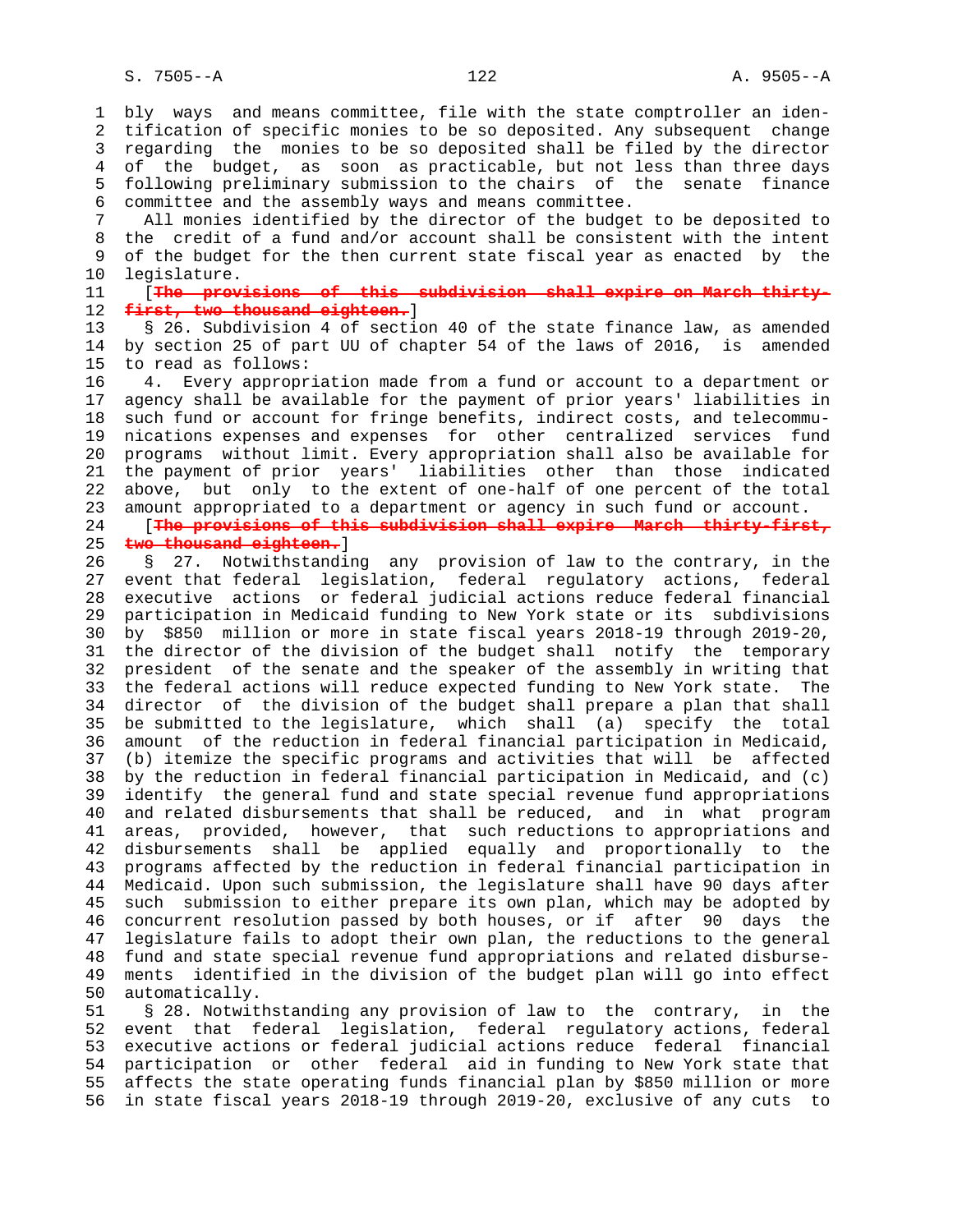bly ways and means committee, file with the state comptroller an identification of specific monies to be so deposited. Any subsequent change regarding the monies to be so deposited shall be filed by the director of the budget, as soon as practicable, but not less than three days following preliminary submission to the chairs of the senate finance committee and the assembly ways and means committee.

All monies identified by the director of the budget to be deposited to the credit of a fund and/or account shall be consistent with the intent of the budget for the then current state fiscal year as enacted by the legislature.

[~~The provisions of this subdivision shall expire on March thirty-first, two thousand eighteen.~~]

§ 26. Subdivision 4 of section 40 of the state finance law, as amended by section 25 of part UU of chapter 54 of the laws of 2016, is amended to read as follows:

4. Every appropriation made from a fund or account to a department or agency shall be available for the payment of prior years' liabilities in such fund or account for fringe benefits, indirect costs, and telecommunications expenses and expenses for other centralized services fund programs without limit. Every appropriation shall also be available for the payment of prior years' liabilities other than those indicated above, but only to the extent of one-half of one percent of the total amount appropriated to a department or agency in such fund or account.

[~~The provisions of this subdivision shall expire March thirty-first, two thousand eighteen.~~]

§ 27. Notwithstanding any provision of law to the contrary, in the event that federal legislation, federal regulatory actions, federal executive actions or federal judicial actions reduce federal financial participation in Medicaid funding to New York state or its subdivisions by $850 million or more in state fiscal years 2018-19 through 2019-20, the director of the division of the budget shall notify the temporary president of the senate and the speaker of the assembly in writing that the federal actions will reduce expected funding to New York state. The director of the division of the budget shall prepare a plan that shall be submitted to the legislature, which shall (a) specify the total amount of the reduction in federal financial participation in Medicaid, (b) itemize the specific programs and activities that will be affected by the reduction in federal financial participation in Medicaid, and (c) identify the general fund and state special revenue fund appropriations and related disbursements that shall be reduced, and in what program areas, provided, however, that such reductions to appropriations and disbursements shall be applied equally and proportionally to the programs affected by the reduction in federal financial participation in Medicaid. Upon such submission, the legislature shall have 90 days after such submission to either prepare its own plan, which may be adopted by concurrent resolution passed by both houses, or if after 90 days the legislature fails to adopt their own plan, the reductions to the general fund and state special revenue fund appropriations and related disbursements identified in the division of the budget plan will go into effect automatically.

§ 28. Notwithstanding any provision of law to the contrary, in the event that federal legislation, federal regulatory actions, federal executive actions or federal judicial actions reduce federal financial participation or other federal aid in funding to New York state that affects the state operating funds financial plan by $850 million or more in state fiscal years 2018-19 through 2019-20, exclusive of any cuts to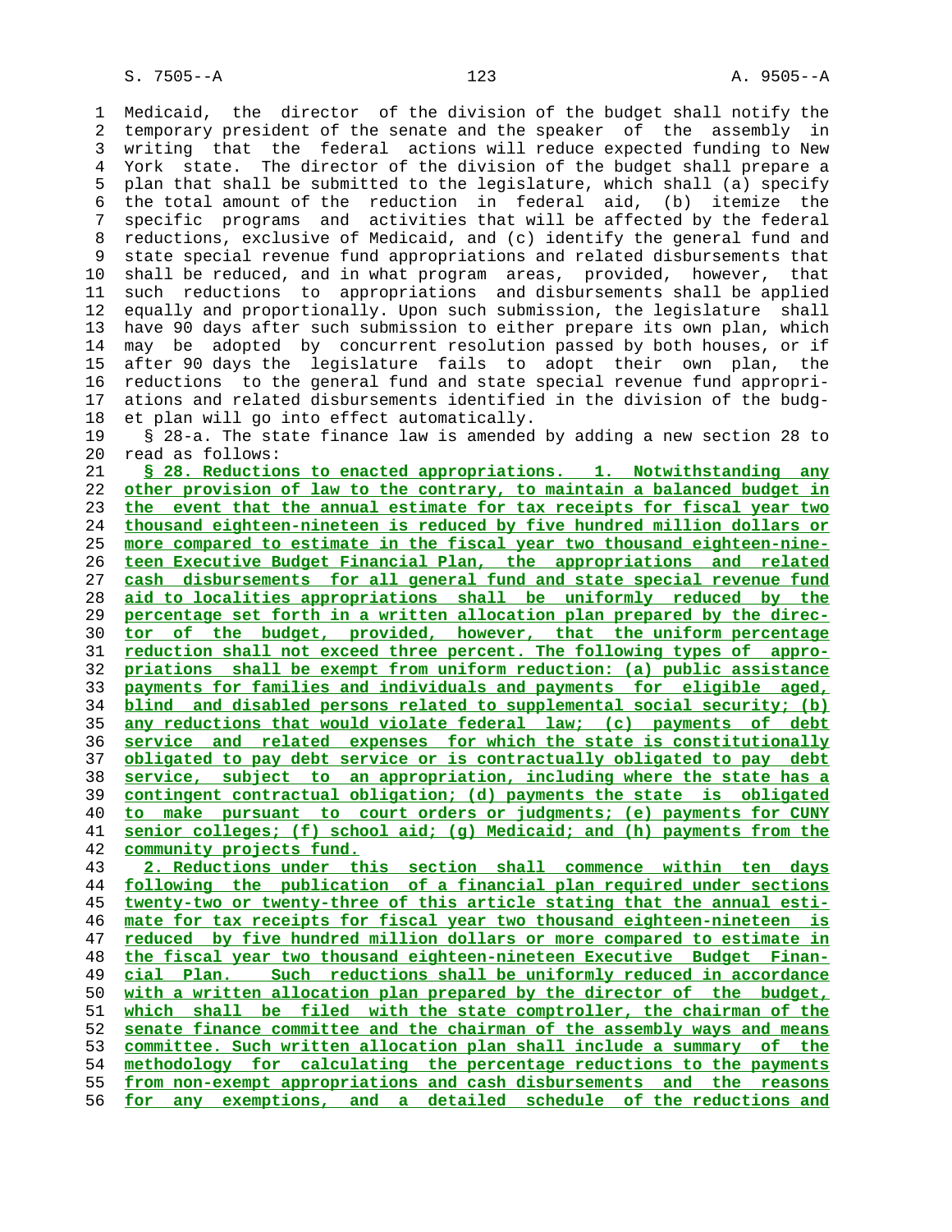Medicaid, the director of the division of the budget shall notify the temporary president of the senate and the speaker of the assembly in writing that the federal actions will reduce expected funding to New York state. The director of the division of the budget shall prepare a plan that shall be submitted to the legislature, which shall (a) specify the total amount of the reduction in federal aid, (b) itemize the specific programs and activities that will be affected by the federal reductions, exclusive of Medicaid, and (c) identify the general fund and state special revenue fund appropriations and related disbursements that shall be reduced, and in what program areas, provided, however, that such reductions to appropriations and disbursements shall be applied equally and proportionally. Upon such submission, the legislature shall have 90 days after such submission to either prepare its own plan, which may be adopted by concurrent resolution passed by both houses, or if after 90 days the legislature fails to adopt their own plan, the reductions to the general fund and state special revenue fund appropriations and related disbursements identified in the division of the budget plan will go into effect automatically.

§ 28-a. The state finance law is amended by adding a new section 28 to read as follows:

**§ 28. Reductions to enacted appropriations. 1. Notwithstanding any other provision of law to the contrary, to maintain a balanced budget in the event that the annual estimate for tax receipts for fiscal year two thousand eighteen-nineteen is reduced by five hundred million dollars or more compared to estimate in the fiscal year two thousand eighteen-nineteen Executive Budget Financial Plan, the appropriations and related cash disbursements for all general fund and state special revenue fund aid to localities appropriations shall be uniformly reduced by the percentage set forth in a written allocation plan prepared by the director of the budget, provided, however, that the uniform percentage reduction shall not exceed three percent. The following types of appropriations shall be exempt from uniform reduction: (a) public assistance payments for families and individuals and payments for eligible aged, blind and disabled persons related to supplemental social security; (b) any reductions that would violate federal law; (c) payments of debt service and related expenses for which the state is constitutionally obligated to pay debt service or is contractually obligated to pay debt service, subject to an appropriation, including where the state has a contingent contractual obligation; (d) payments the state is obligated to make pursuant to court orders or judgments; (e) payments for CUNY senior colleges; (f) school aid; (g) Medicaid; and (h) payments from the community projects fund.**

**2. Reductions under this section shall commence within ten days following the publication of a financial plan required under sections twenty-two or twenty-three of this article stating that the annual estimate for tax receipts for fiscal year two thousand eighteen-nineteen is reduced by five hundred million dollars or more compared to estimate in the fiscal year two thousand eighteen-nineteen Executive Budget Financial Plan. Such reductions shall be uniformly reduced in accordance with a written allocation plan prepared by the director of the budget, which shall be filed with the state comptroller, the chairman of the senate finance committee and the chairman of the assembly ways and means committee. Such written allocation plan shall include a summary of the methodology for calculating the percentage reductions to the payments from non-exempt appropriations and cash disbursements and the reasons for any exemptions, and a detailed schedule of the reductions and**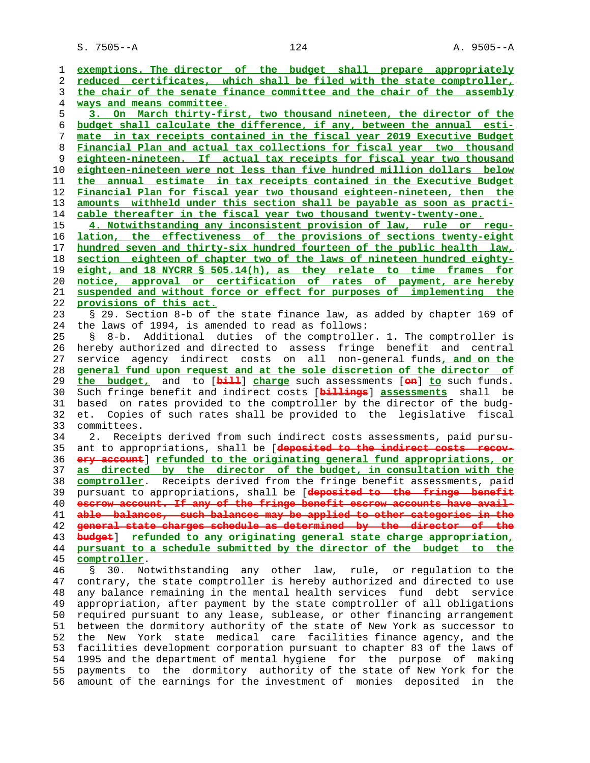exemptions. The director of the budget shall prepare appropriately reduced certificates, which shall be filed with the state comptroller, the chair of the senate finance committee and the chair of the assembly ways and means committee.

3. On March thirty-first, two thousand nineteen, the director of the budget shall calculate the difference, if any, between the annual estimate in tax receipts contained in the fiscal year 2019 Executive Budget Financial Plan and actual tax collections for fiscal year two thousand eighteen-nineteen. If actual tax receipts for fiscal year two thousand eighteen-nineteen were not less than five hundred million dollars below the annual estimate in tax receipts contained in the Executive Budget Financial Plan for fiscal year two thousand eighteen-nineteen, then the amounts withheld under this section shall be payable as soon as practicable thereafter in the fiscal year two thousand twenty-twenty-one.

4. Notwithstanding any inconsistent provision of law, rule or regulation, the effectiveness of the provisions of sections twenty-eight hundred seven and thirty-six hundred fourteen of the public health law, section eighteen of chapter two of the laws of nineteen hundred eighty-eight, and 18 NYCRR § 505.14(h), as they relate to time frames for notice, approval or certification of rates of payment, are hereby suspended and without force or effect for purposes of implementing the provisions of this act.

§ 29. Section 8-b of the state finance law, as added by chapter 169 of the laws of 1994, is amended to read as follows:

§ 8-b. Additional duties of the comptroller. 1. The comptroller is hereby authorized and directed to assess fringe benefit and central service agency indirect costs on all non-general funds, and on the general fund upon request and at the sole discretion of the director of the budget, and to [bill] charge such assessments [on] to such funds. Such fringe benefit and indirect costs [billings] assessments shall be based on rates provided to the comptroller by the director of the budget. Copies of such rates shall be provided to the legislative fiscal committees.

2. Receipts derived from such indirect costs assessments, paid pursuant to appropriations, shall be [deposited to the indirect costs recovery account] refunded to the originating general fund appropriations, or as directed by the director of the budget, in consultation with the comptroller. Receipts derived from the fringe benefit assessments, paid pursuant to appropriations, shall be [deposited to the fringe benefit escrow account. If any of the fringe benefit escrow accounts have available balances, such balances may be applied to other categories in the general state charges schedule as determined by the director of the budget] refunded to any originating general state charge appropriation, pursuant to a schedule submitted by the director of the budget to the comptroller.

§ 30. Notwithstanding any other law, rule, or regulation to the contrary, the state comptroller is hereby authorized and directed to use any balance remaining in the mental health services fund debt service appropriation, after payment by the state comptroller of all obligations required pursuant to any lease, sublease, or other financing arrangement between the dormitory authority of the state of New York as successor to the New York state medical care facilities finance agency, and the facilities development corporation pursuant to chapter 83 of the laws of 1995 and the department of mental hygiene for the purpose of making payments to the dormitory authority of the state of New York for the amount of the earnings for the investment of monies deposited in the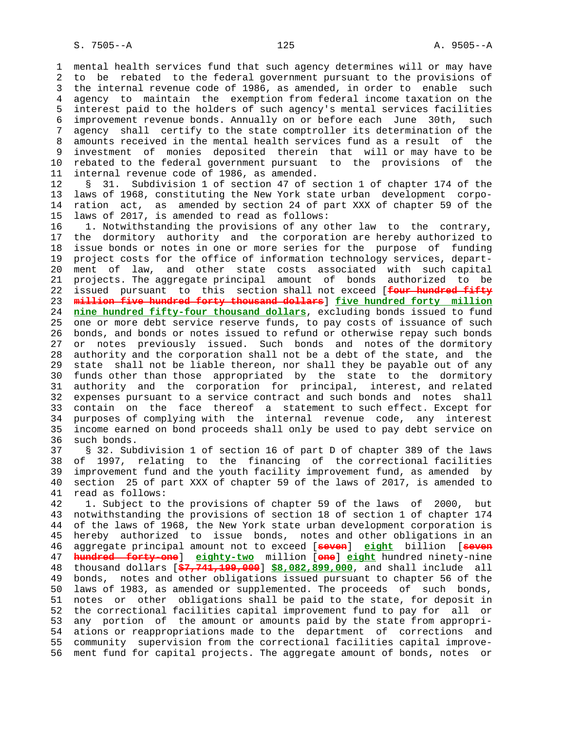mental health services fund that such agency determines will or may have to be rebated to the federal government pursuant to the provisions of the internal revenue code of 1986, as amended, in order to enable such agency to maintain the exemption from federal income taxation on the interest paid to the holders of such agency's mental services facilities improvement revenue bonds. Annually on or before each June 30th, such agency shall certify to the state comptroller its determination of the amounts received in the mental health services fund as a result of the investment of monies deposited therein that will or may have to be rebated to the federal government pursuant to the provisions of the internal revenue code of 1986, as amended.

§ 31. Subdivision 1 of section 47 of section 1 of chapter 174 of the laws of 1968, constituting the New York state urban development corporation act, as amended by section 24 of part XXX of chapter 59 of the laws of 2017, is amended to read as follows:

1. Notwithstanding the provisions of any other law to the contrary, the dormitory authority and the corporation are hereby authorized to issue bonds or notes in one or more series for the purpose of funding project costs for the office of information technology services, department of law, and other state costs associated with such capital projects. The aggregate principal amount of bonds authorized to be issued pursuant to this section shall not exceed [~~four hundred fifty million five hundred forty thousand dollars~~] **five hundred forty million nine hundred fifty-four thousand dollars**, excluding bonds issued to fund one or more debt service reserve funds, to pay costs of issuance of such bonds, and bonds or notes issued to refund or otherwise repay such bonds or notes previously issued. Such bonds and notes of the dormitory authority and the corporation shall not be a debt of the state, and the state shall not be liable thereon, nor shall they be payable out of any funds other than those appropriated by the state to the dormitory authority and the corporation for principal, interest, and related expenses pursuant to a service contract and such bonds and notes shall contain on the face thereof a statement to such effect. Except for purposes of complying with the internal revenue code, any interest income earned on bond proceeds shall only be used to pay debt service on such bonds.

§ 32. Subdivision 1 of section 16 of part D of chapter 389 of the laws of 1997, relating to the financing of the correctional facilities improvement fund and the youth facility improvement fund, as amended by section 25 of part XXX of chapter 59 of the laws of 2017, is amended to read as follows:

1. Subject to the provisions of chapter 59 of the laws of 2000, but notwithstanding the provisions of section 18 of section 1 of chapter 174 of the laws of 1968, the New York state urban development corporation is hereby authorized to issue bonds, notes and other obligations in an aggregate principal amount not to exceed [~~seven~~] **eight** billion [~~seven hundred forty-one~~] **eighty-two** million [~~one~~] **eight** hundred ninety-nine thousand dollars [~~$7,741,199,000~~] **$8,082,899,000**, and shall include all bonds, notes and other obligations issued pursuant to chapter 56 of the laws of 1983, as amended or supplemented. The proceeds of such bonds, notes or other obligations shall be paid to the state, for deposit in the correctional facilities capital improvement fund to pay for all or any portion of the amount or amounts paid by the state from appropriations or reappropriations made to the department of corrections and community supervision from the correctional facilities capital improvement fund for capital projects. The aggregate amount of bonds, notes or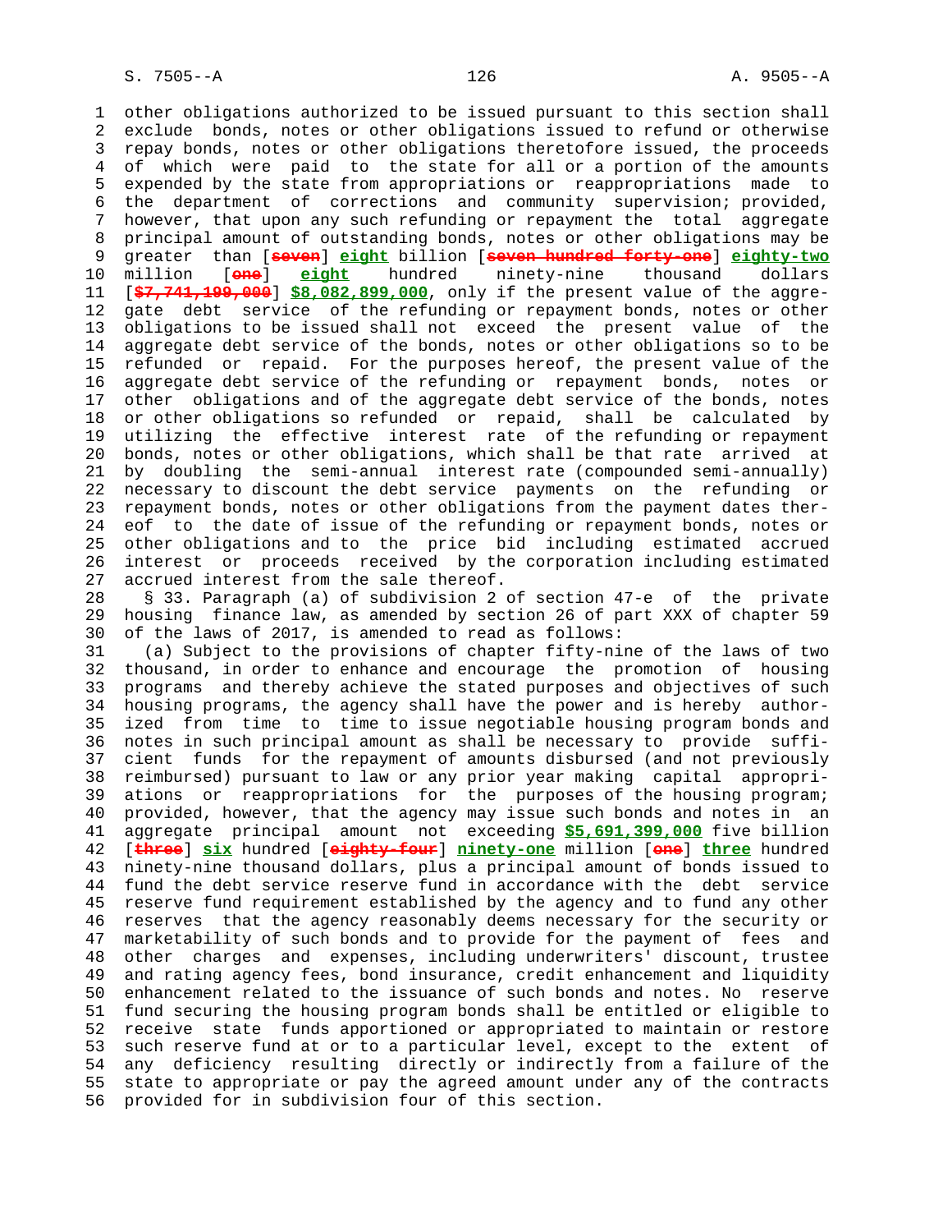other obligations authorized to be issued pursuant to this section shall exclude bonds, notes or other obligations issued to refund or otherwise repay bonds, notes or other obligations theretofore issued, the proceeds of which were paid to the state for all or a portion of the amounts expended by the state from appropriations or reappropriations made to the department of corrections and community supervision; provided, however, that upon any such refunding or repayment the total aggregate principal amount of outstanding bonds, notes or other obligations may be greater than [~~seven~~] **eight** billion [~~seven hundred forty-one~~] **eighty-two** million [~~one~~] **eight** hundred ninety-nine thousand dollars [~~$7,741,199,000~~] **$8,082,899,000**, only if the present value of the aggregate debt service of the refunding or repayment bonds, notes or other obligations to be issued shall not exceed the present value of the aggregate debt service of the bonds, notes or other obligations so to be refunded or repaid. For the purposes hereof, the present value of the aggregate debt service of the refunding or repayment bonds, notes or other obligations and of the aggregate debt service of the bonds, notes or other obligations so refunded or repaid, shall be calculated by utilizing the effective interest rate of the refunding or repayment bonds, notes or other obligations, which shall be that rate arrived at by doubling the semi-annual interest rate (compounded semi-annually) necessary to discount the debt service payments on the refunding or repayment bonds, notes or other obligations from the payment dates thereof to the date of issue of the refunding or repayment bonds, notes or other obligations and to the price bid including estimated accrued interest or proceeds received by the corporation including estimated accrued interest from the sale thereof.

§ 33. Paragraph (a) of subdivision 2 of section 47-e of the private housing finance law, as amended by section 26 of part XXX of chapter 59 of the laws of 2017, is amended to read as follows:

(a) Subject to the provisions of chapter fifty-nine of the laws of two thousand, in order to enhance and encourage the promotion of housing programs and thereby achieve the stated purposes and objectives of such housing programs, the agency shall have the power and is hereby authorized from time to time to issue negotiable housing program bonds and notes in such principal amount as shall be necessary to provide sufficient funds for the repayment of amounts disbursed (and not previously reimbursed) pursuant to law or any prior year making capital appropriations or reappropriations for the purposes of the housing program; provided, however, that the agency may issue such bonds and notes in an aggregate principal amount not exceeding **$5,691,399,000** five billion [~~three~~] **six** hundred [~~eighty-four~~] **ninety-one** million [~~one~~] **three** hundred ninety-nine thousand dollars, plus a principal amount of bonds issued to fund the debt service reserve fund in accordance with the debt service reserve fund requirement established by the agency and to fund any other reserves that the agency reasonably deems necessary for the security or marketability of such bonds and to provide for the payment of fees and other charges and expenses, including underwriters' discount, trustee and rating agency fees, bond insurance, credit enhancement and liquidity enhancement related to the issuance of such bonds and notes. No reserve fund securing the housing program bonds shall be entitled or eligible to receive state funds apportioned or appropriated to maintain or restore such reserve fund at or to a particular level, except to the extent of any deficiency resulting directly or indirectly from a failure of the state to appropriate or pay the agreed amount under any of the contracts provided for in subdivision four of this section.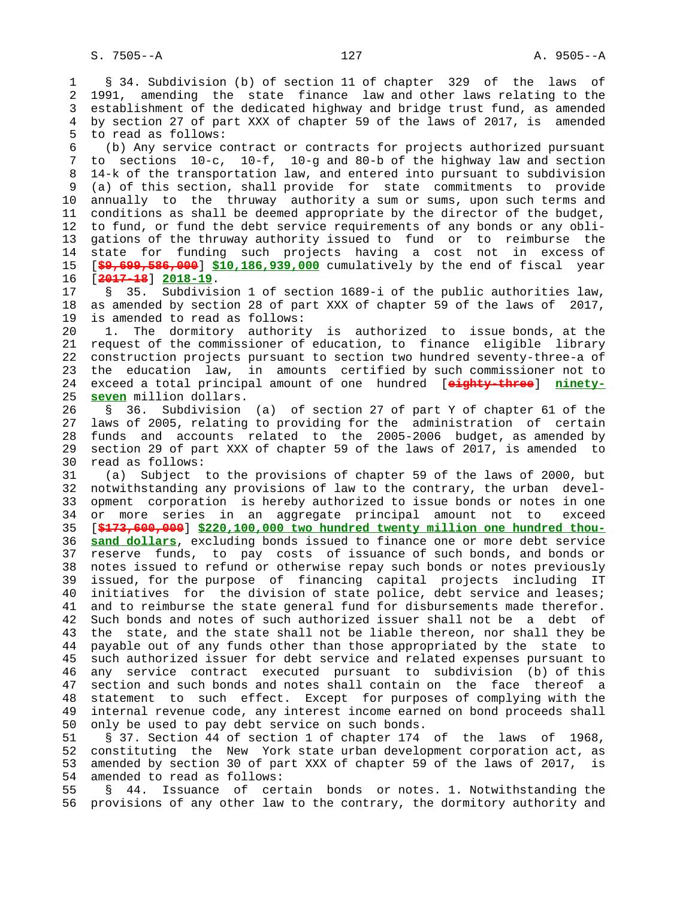§ 34. Subdivision (b) of section 11 of chapter 329 of the laws of 1991, amending the state finance law and other laws relating to the establishment of the dedicated highway and bridge trust fund, as amended by section 27 of part XXX of chapter 59 of the laws of 2017, is amended to read as follows:

(b) Any service contract or contracts for projects authorized pursuant to sections 10-c, 10-f, 10-g and 80-b of the highway law and section 14-k of the transportation law, and entered into pursuant to subdivision (a) of this section, shall provide for state commitments to provide annually to the thruway authority a sum or sums, upon such terms and conditions as shall be deemed appropriate by the director of the budget, to fund, or fund the debt service requirements of any bonds or any obligations of the thruway authority issued to fund or to reimburse the state for funding such projects having a cost not in excess of [~~$9,699,586,000~~] **$10,186,939,000** cumulatively by the end of fiscal year [~~2017-18~~] **2018-19**.

§ 35. Subdivision 1 of section 1689-i of the public authorities law, as amended by section 28 of part XXX of chapter 59 of the laws of 2017, is amended to read as follows:

1. The dormitory authority is authorized to issue bonds, at the request of the commissioner of education, to finance eligible library construction projects pursuant to section two hundred seventy-three-a of the education law, in amounts certified by such commissioner not to exceed a total principal amount of one hundred [~~eighty-three~~] **ninety-seven** million dollars.

§ 36. Subdivision (a) of section 27 of part Y of chapter 61 of the laws of 2005, relating to providing for the administration of certain funds and accounts related to the 2005-2006 budget, as amended by section 29 of part XXX of chapter 59 of the laws of 2017, is amended to read as follows:

(a) Subject to the provisions of chapter 59 of the laws of 2000, but notwithstanding any provisions of law to the contrary, the urban development corporation is hereby authorized to issue bonds or notes in one or more series in an aggregate principal amount not to exceed [~~$173,600,000~~] **$220,100,000 two hundred twenty million one hundred thousand dollars**, excluding bonds issued to finance one or more debt service reserve funds, to pay costs of issuance of such bonds, and bonds or notes issued to refund or otherwise repay such bonds or notes previously issued, for the purpose of financing capital projects including IT initiatives for the division of state police, debt service and leases; and to reimburse the state general fund for disbursements made therefor. Such bonds and notes of such authorized issuer shall not be a debt of the state, and the state shall not be liable thereon, nor shall they be payable out of any funds other than those appropriated by the state to such authorized issuer for debt service and related expenses pursuant to any service contract executed pursuant to subdivision (b) of this section and such bonds and notes shall contain on the face thereof a statement to such effect. Except for purposes of complying with the internal revenue code, any interest income earned on bond proceeds shall only be used to pay debt service on such bonds.

§ 37. Section 44 of section 1 of chapter 174 of the laws of 1968, constituting the New York state urban development corporation act, as amended by section 30 of part XXX of chapter 59 of the laws of 2017, is amended to read as follows:

§ 44. Issuance of certain bonds or notes. 1. Notwithstanding the provisions of any other law to the contrary, the dormitory authority and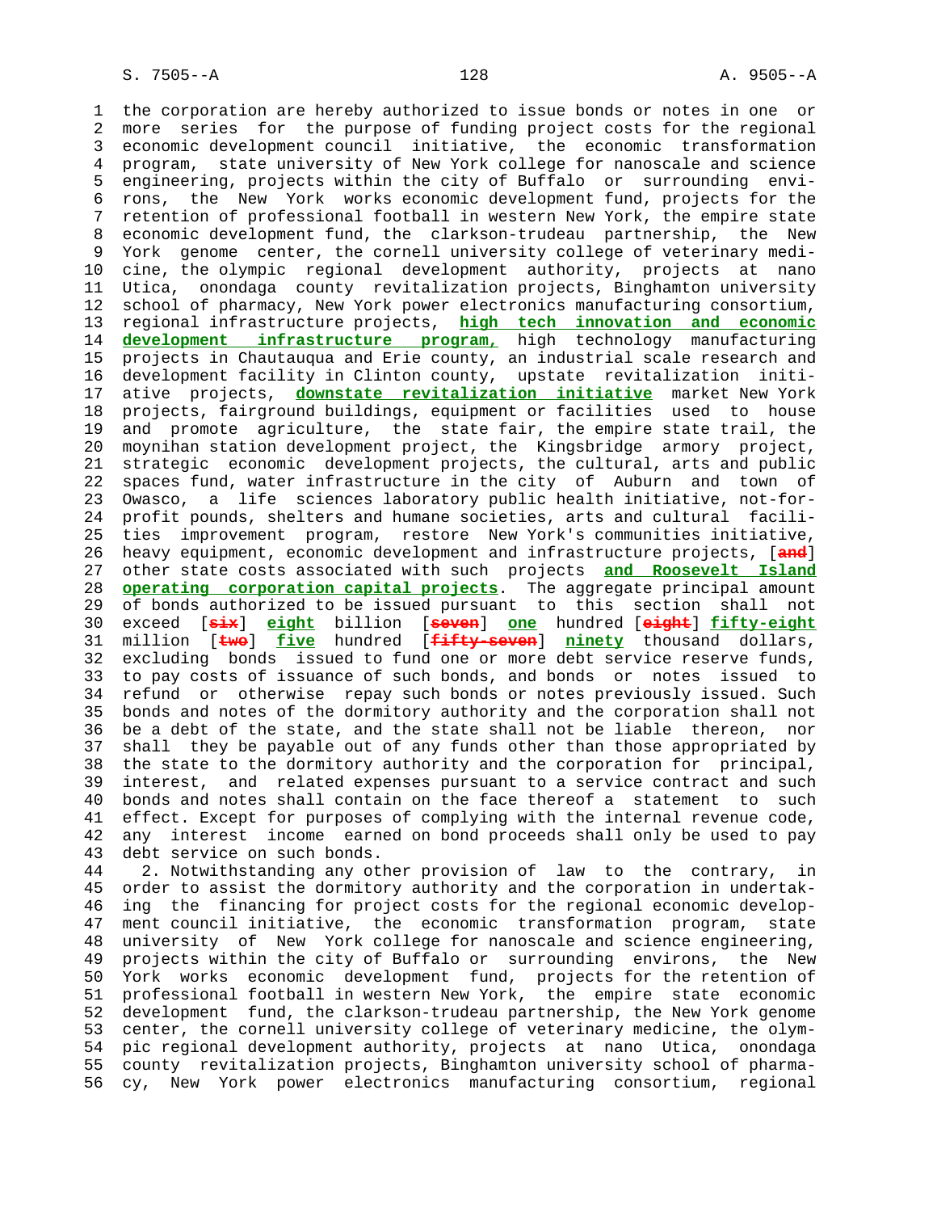the corporation are hereby authorized to issue bonds or notes in one or more series for the purpose of funding project costs for the regional economic development council initiative, the economic transformation program, state university of New York college for nanoscale and science engineering, projects within the city of Buffalo or surrounding environs, the New York works economic development fund, projects for the retention of professional football in western New York, the empire state economic development fund, the clarkson-trudeau partnership, the New York genome center, the cornell university college of veterinary medicine, the olympic regional development authority, projects at nano Utica, onondaga county revitalization projects, Binghamton university school of pharmacy, New York power electronics manufacturing consortium, regional infrastructure projects, **high tech innovation and economic development infrastructure program,** high technology manufacturing projects in Chautauqua and Erie county, an industrial scale research and development facility in Clinton county, upstate revitalization initiative projects, **downstate revitalization initiative** market New York projects, fairground buildings, equipment or facilities used to house and promote agriculture, the state fair, the empire state trail, the moynihan station development project, the Kingsbridge armory project, strategic economic development projects, the cultural, arts and public spaces fund, water infrastructure in the city of Auburn and town of Owasco, a life sciences laboratory public health initiative, not-for-profit pounds, shelters and humane societies, arts and cultural facilities improvement program, restore New York's communities initiative, heavy equipment, economic development and infrastructure projects, [~~and~~] other state costs associated with such projects **and Roosevelt Island operating corporation capital projects**. The aggregate principal amount of bonds authorized to be issued pursuant to this section shall not exceed [~~six~~] **eight** billion [~~seven~~] **one** hundred [~~eight~~] **fifty-eight** million [~~two~~] **five** hundred [~~fifty-seven~~] **ninety** thousand dollars, excluding bonds issued to fund one or more debt service reserve funds, to pay costs of issuance of such bonds, and bonds or notes issued to refund or otherwise repay such bonds or notes previously issued. Such bonds and notes of the dormitory authority and the corporation shall not be a debt of the state, and the state shall not be liable thereon, nor shall they be payable out of any funds other than those appropriated by the state to the dormitory authority and the corporation for principal, interest, and related expenses pursuant to a service contract and such bonds and notes shall contain on the face thereof a statement to such effect. Except for purposes of complying with the internal revenue code, any interest income earned on bond proceeds shall only be used to pay debt service on such bonds.

2. Notwithstanding any other provision of law to the contrary, in order to assist the dormitory authority and the corporation in undertaking the financing for project costs for the regional economic development council initiative, the economic transformation program, state university of New York college for nanoscale and science engineering, projects within the city of Buffalo or surrounding environs, the New York works economic development fund, projects for the retention of professional football in western New York, the empire state economic development fund, the clarkson-trudeau partnership, the New York genome center, the cornell university college of veterinary medicine, the olympic regional development authority, projects at nano Utica, onondaga county revitalization projects, Binghamton university school of pharmacy, New York power electronics manufacturing consortium, regional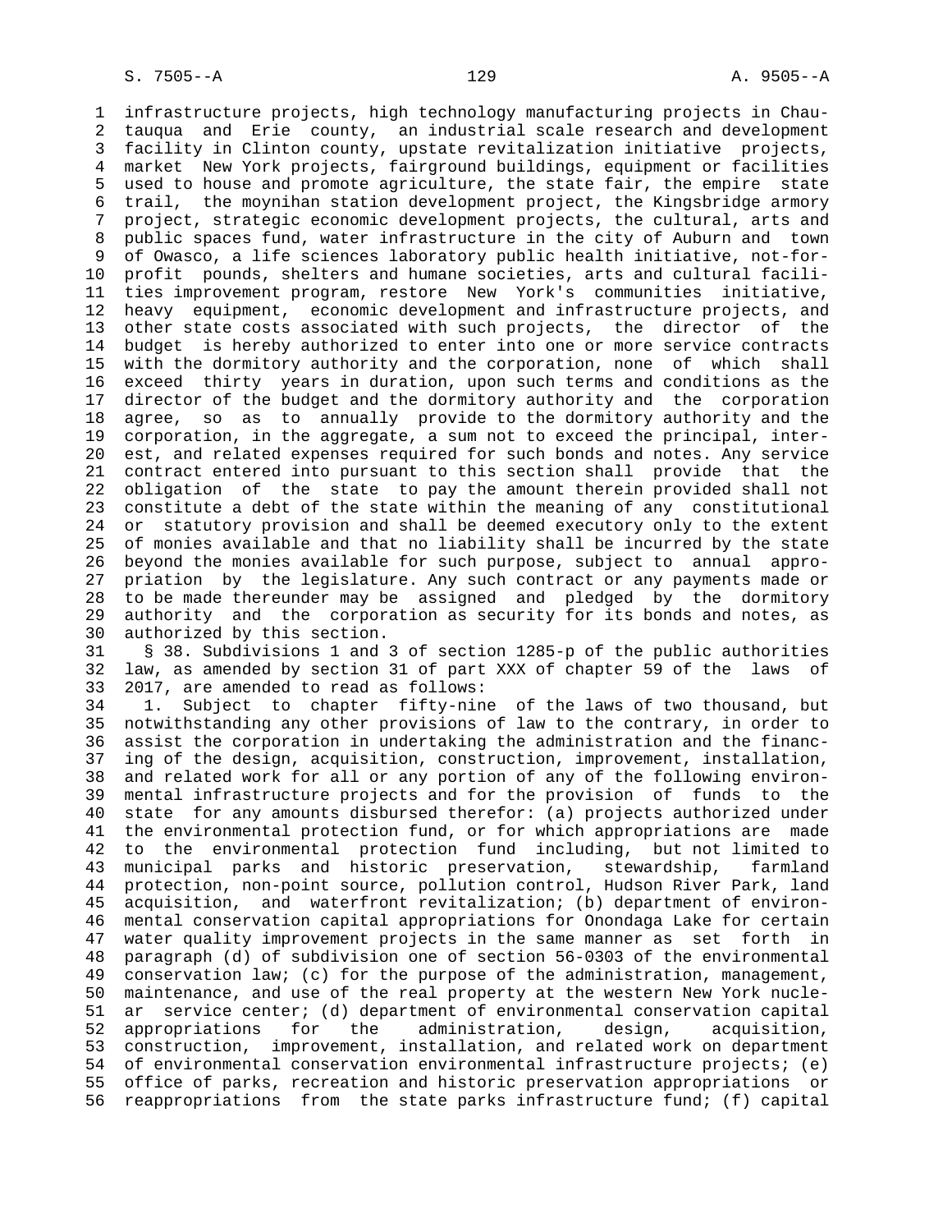infrastructure projects, high technology manufacturing projects in Chautauqua and Erie county, an industrial scale research and development facility in Clinton county, upstate revitalization initiative projects, market New York projects, fairground buildings, equipment or facilities used to house and promote agriculture, the state fair, the empire state trail, the moynihan station development project, the Kingsbridge armory project, strategic economic development projects, the cultural, arts and public spaces fund, water infrastructure in the city of Auburn and town of Owasco, a life sciences laboratory public health initiative, not-for-profit pounds, shelters and humane societies, arts and cultural facilities improvement program, restore New York's communities initiative, heavy equipment, economic development and infrastructure projects, and other state costs associated with such projects, the director of the budget is hereby authorized to enter into one or more service contracts with the dormitory authority and the corporation, none of which shall exceed thirty years in duration, upon such terms and conditions as the director of the budget and the dormitory authority and the corporation agree, so as to annually provide to the dormitory authority and the corporation, in the aggregate, a sum not to exceed the principal, interest, and related expenses required for such bonds and notes. Any service contract entered into pursuant to this section shall provide that the obligation of the state to pay the amount therein provided shall not constitute a debt of the state within the meaning of any constitutional or statutory provision and shall be deemed executory only to the extent of monies available and that no liability shall be incurred by the state beyond the monies available for such purpose, subject to annual appropriation by the legislature. Any such contract or any payments made or to be made thereunder may be assigned and pledged by the dormitory authority and the corporation as security for its bonds and notes, as authorized by this section.

§ 38. Subdivisions 1 and 3 of section 1285-p of the public authorities law, as amended by section 31 of part XXX of chapter 59 of the laws of 2017, are amended to read as follows:

1. Subject to chapter fifty-nine of the laws of two thousand, but notwithstanding any other provisions of law to the contrary, in order to assist the corporation in undertaking the administration and the financing of the design, acquisition, construction, improvement, installation, and related work for all or any portion of any of the following environmental infrastructure projects and for the provision of funds to the state for any amounts disbursed therefor: (a) projects authorized under the environmental protection fund, or for which appropriations are made to the environmental protection fund including, but not limited to municipal parks and historic preservation, stewardship, farmland protection, non-point source, pollution control, Hudson River Park, land acquisition, and waterfront revitalization; (b) department of environmental conservation capital appropriations for Onondaga Lake for certain water quality improvement projects in the same manner as set forth in paragraph (d) of subdivision one of section 56-0303 of the environmental conservation law; (c) for the purpose of the administration, management, maintenance, and use of the real property at the western New York nuclear service center; (d) department of environmental conservation capital appropriations for the administration, design, acquisition, construction, improvement, installation, and related work on department of environmental conservation environmental infrastructure projects; (e) office of parks, recreation and historic preservation appropriations or reappropriations from the state parks infrastructure fund; (f) capital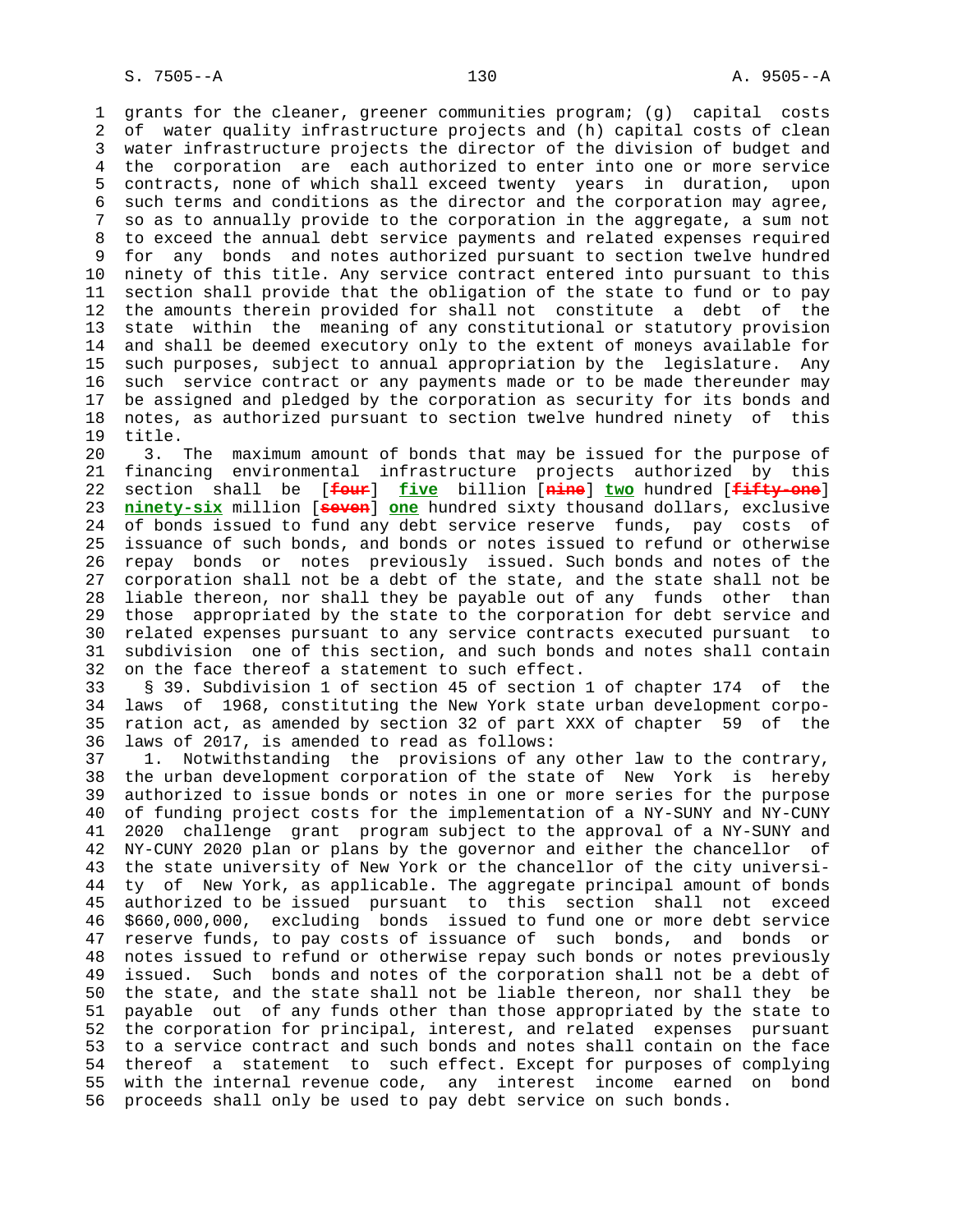grants for the cleaner, greener communities program; (g) capital costs of water quality infrastructure projects and (h) capital costs of clean water infrastructure projects the director of the division of budget and the corporation are each authorized to enter into one or more service contracts, none of which shall exceed twenty years in duration, upon such terms and conditions as the director and the corporation may agree, so as to annually provide to the corporation in the aggregate, a sum not to exceed the annual debt service payments and related expenses required for any bonds and notes authorized pursuant to section twelve hundred ninety of this title. Any service contract entered into pursuant to this section shall provide that the obligation of the state to fund or to pay the amounts therein provided for shall not constitute a debt of the state within the meaning of any constitutional or statutory provision and shall be deemed executory only to the extent of moneys available for such purposes, subject to annual appropriation by the legislature. Any such service contract or any payments made or to be made thereunder may be assigned and pledged by the corporation as security for its bonds and notes, as authorized pursuant to section twelve hundred ninety of this title.

3. The maximum amount of bonds that may be issued for the purpose of financing environmental infrastructure projects authorized by this section shall be [~~four~~] **five** billion [~~nine~~] **two** hundred [~~fifty-one~~] **ninety-six** million [~~seven~~] **one** hundred sixty thousand dollars, exclusive of bonds issued to fund any debt service reserve funds, pay costs of issuance of such bonds, and bonds or notes issued to refund or otherwise repay bonds or notes previously issued. Such bonds and notes of the corporation shall not be a debt of the state, and the state shall not be liable thereon, nor shall they be payable out of any funds other than those appropriated by the state to the corporation for debt service and related expenses pursuant to any service contracts executed pursuant to subdivision one of this section, and such bonds and notes shall contain on the face thereof a statement to such effect.

§ 39. Subdivision 1 of section 45 of section 1 of chapter 174 of the laws of 1968, constituting the New York state urban development corporation act, as amended by section 32 of part XXX of chapter 59 of the laws of 2017, is amended to read as follows:

1. Notwithstanding the provisions of any other law to the contrary, the urban development corporation of the state of New York is hereby authorized to issue bonds or notes in one or more series for the purpose of funding project costs for the implementation of a NY-SUNY and NY-CUNY 2020 challenge grant program subject to the approval of a NY-SUNY and NY-CUNY 2020 plan or plans by the governor and either the chancellor of the state university of New York or the chancellor of the city university of New York, as applicable. The aggregate principal amount of bonds authorized to be issued pursuant to this section shall not exceed $660,000,000, excluding bonds issued to fund one or more debt service reserve funds, to pay costs of issuance of such bonds, and bonds or notes issued to refund or otherwise repay such bonds or notes previously issued. Such bonds and notes of the corporation shall not be a debt of the state, and the state shall not be liable thereon, nor shall they be payable out of any funds other than those appropriated by the state to the corporation for principal, interest, and related expenses pursuant to a service contract and such bonds and notes shall contain on the face thereof a statement to such effect. Except for purposes of complying with the internal revenue code, any interest income earned on bond proceeds shall only be used to pay debt service on such bonds.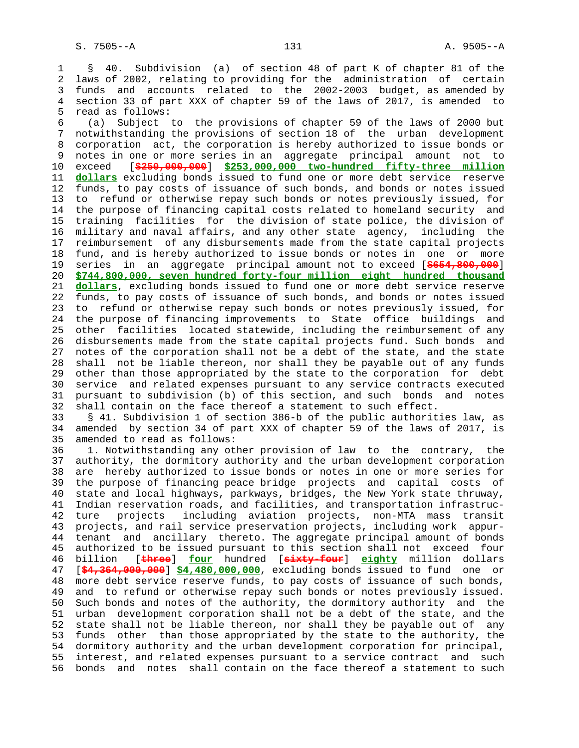§ 40. Subdivision (a) of section 48 of part K of chapter 81 of the laws of 2002, relating to providing for the administration of certain funds and accounts related to the 2002-2003 budget, as amended by section 33 of part XXX of chapter 59 of the laws of 2017, is amended to read as follows:

(a) Subject to the provisions of chapter 59 of the laws of 2000 but notwithstanding the provisions of section 18 of the urban development corporation act, the corporation is hereby authorized to issue bonds or notes in one or more series in an aggregate principal amount not to exceed [~~$250,000,000~~] **$253,000,000 two-hundred fifty-three million dollars** excluding bonds issued to fund one or more debt service reserve funds, to pay costs of issuance of such bonds, and bonds or notes issued to refund or otherwise repay such bonds or notes previously issued, for the purpose of financing capital costs related to homeland security and training facilities for the division of state police, the division of military and naval affairs, and any other state agency, including the reimbursement of any disbursements made from the state capital projects fund, and is hereby authorized to issue bonds or notes in one or more series in an aggregate principal amount not to exceed [~~$654,800,000~~] **$744,800,000, seven hundred forty-four million eight hundred thousand dollars**, excluding bonds issued to fund one or more debt service reserve funds, to pay costs of issuance of such bonds, and bonds or notes issued to refund or otherwise repay such bonds or notes previously issued, for the purpose of financing improvements to State office buildings and other facilities located statewide, including the reimbursement of any disbursements made from the state capital projects fund. Such bonds and notes of the corporation shall not be a debt of the state, and the state shall not be liable thereon, nor shall they be payable out of any funds other than those appropriated by the state to the corporation for debt service and related expenses pursuant to any service contracts executed pursuant to subdivision (b) of this section, and such bonds and notes shall contain on the face thereof a statement to such effect.

§ 41. Subdivision 1 of section 386-b of the public authorities law, as amended by section 34 of part XXX of chapter 59 of the laws of 2017, is amended to read as follows:

1. Notwithstanding any other provision of law to the contrary, the authority, the dormitory authority and the urban development corporation are hereby authorized to issue bonds or notes in one or more series for the purpose of financing peace bridge projects and capital costs of state and local highways, parkways, bridges, the New York state thruway, Indian reservation roads, and facilities, and transportation infrastructure projects including aviation projects, non-MTA mass transit projects, and rail service preservation projects, including work appurtenant and ancillary thereto. The aggregate principal amount of bonds authorized to be issued pursuant to this section shall not exceed four billion [~~three~~] **four** hundred [~~sixty-four~~] **eighty** million dollars [~~$4,364,000,000~~] **$4,480,000,000**, excluding bonds issued to fund one or more debt service reserve funds, to pay costs of issuance of such bonds, and to refund or otherwise repay such bonds or notes previously issued. Such bonds and notes of the authority, the dormitory authority and the urban development corporation shall not be a debt of the state, and the state shall not be liable thereon, nor shall they be payable out of any funds other than those appropriated by the state to the authority, the dormitory authority and the urban development corporation for principal, interest, and related expenses pursuant to a service contract and such bonds and notes shall contain on the face thereof a statement to such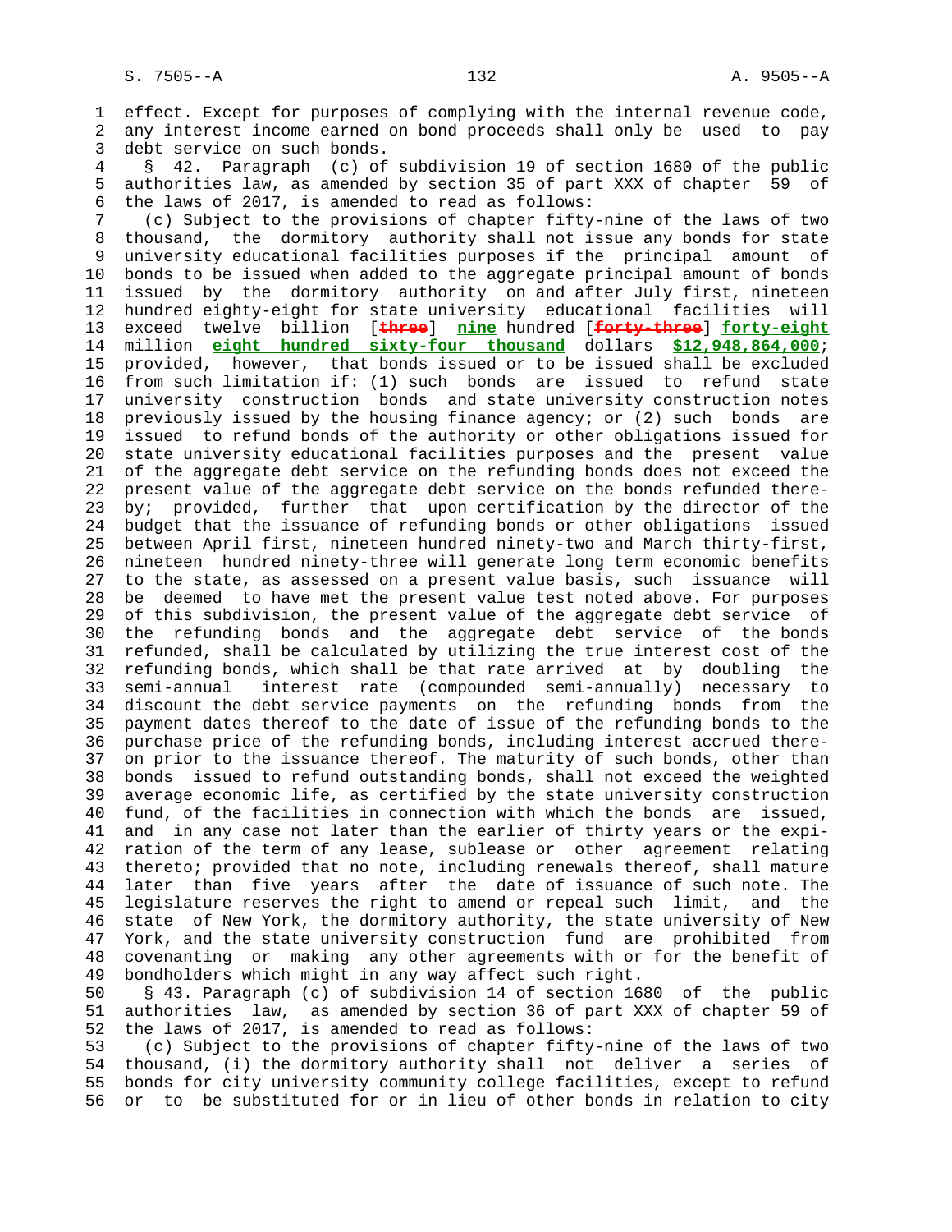effect. Except for purposes of complying with the internal revenue code, any interest income earned on bond proceeds shall only be used to pay debt service on such bonds.

§ 42. Paragraph (c) of subdivision 19 of section 1680 of the public authorities law, as amended by section 35 of part XXX of chapter 59 of the laws of 2017, is amended to read as follows:

(c) Subject to the provisions of chapter fifty-nine of the laws of two thousand, the dormitory authority shall not issue any bonds for state university educational facilities purposes if the principal amount of bonds to be issued when added to the aggregate principal amount of bonds issued by the dormitory authority on and after July first, nineteen hundred eighty-eight for state university educational facilities will exceed twelve billion [~~three~~] **nine** hundred [~~forty-three~~] **forty-eight** million **eight hundred sixty-four thousand** dollars **$12,948,864,000**; provided, however, that bonds issued or to be issued shall be excluded from such limitation if: (1) such bonds are issued to refund state university construction bonds and state university construction notes previously issued by the housing finance agency; or (2) such bonds are issued to refund bonds of the authority or other obligations issued for state university educational facilities purposes and the present value of the aggregate debt service on the refunding bonds does not exceed the present value of the aggregate debt service on the bonds refunded thereby; provided, further that upon certification by the director of the budget that the issuance of refunding bonds or other obligations issued between April first, nineteen hundred ninety-two and March thirty-first, nineteen hundred ninety-three will generate long term economic benefits to the state, as assessed on a present value basis, such issuance will be deemed to have met the present value test noted above. For purposes of this subdivision, the present value of the aggregate debt service of the refunding bonds and the aggregate debt service of the bonds refunded, shall be calculated by utilizing the true interest cost of the refunding bonds, which shall be that rate arrived at by doubling the semi-annual interest rate (compounded semi-annually) necessary to discount the debt service payments on the refunding bonds from the payment dates thereof to the date of issue of the refunding bonds to the purchase price of the refunding bonds, including interest accrued thereon prior to the issuance thereof. The maturity of such bonds, other than bonds issued to refund outstanding bonds, shall not exceed the weighted average economic life, as certified by the state university construction fund, of the facilities in connection with which the bonds are issued, and in any case not later than the earlier of thirty years or the expiration of the term of any lease, sublease or other agreement relating thereto; provided that no note, including renewals thereof, shall mature later than five years after the date of issuance of such note. The legislature reserves the right to amend or repeal such limit, and the state of New York, the dormitory authority, the state university of New York, and the state university construction fund are prohibited from covenanting or making any other agreements with or for the benefit of bondholders which might in any way affect such right.

§ 43. Paragraph (c) of subdivision 14 of section 1680 of the public authorities law, as amended by section 36 of part XXX of chapter 59 of the laws of 2017, is amended to read as follows:

(c) Subject to the provisions of chapter fifty-nine of the laws of two thousand, (i) the dormitory authority shall not deliver a series of bonds for city university community college facilities, except to refund or to be substituted for or in lieu of other bonds in relation to city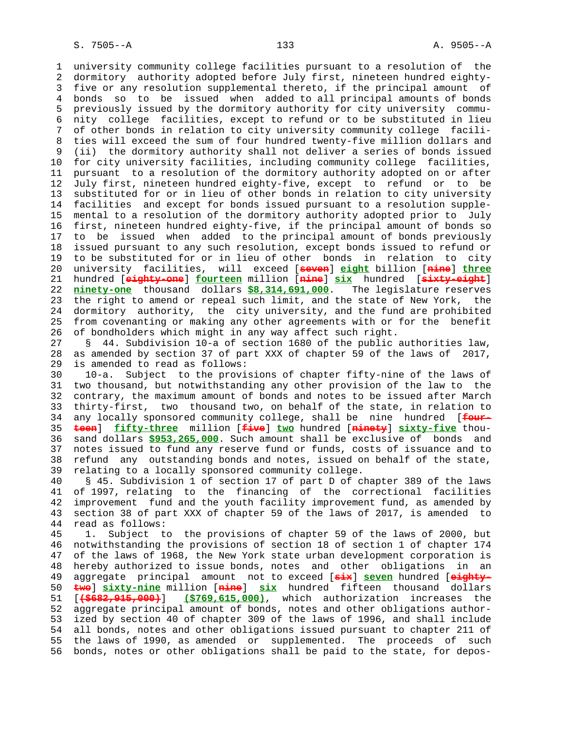university community college facilities pursuant to a resolution of the dormitory authority adopted before July first, nineteen hundred eighty-five or any resolution supplemental thereto, if the principal amount of bonds so to be issued when added to all principal amounts of bonds previously issued by the dormitory authority for city university community college facilities, except to refund or to be substituted in lieu of other bonds in relation to city university community college facilities will exceed the sum of four hundred twenty-five million dollars and (ii) the dormitory authority shall not deliver a series of bonds issued for city university facilities, including community college facilities, pursuant to a resolution of the dormitory authority adopted on or after July first, nineteen hundred eighty-five, except to refund or to be substituted for or in lieu of other bonds in relation to city university facilities and except for bonds issued pursuant to a resolution supplemental to a resolution of the dormitory authority adopted prior to July first, nineteen hundred eighty-five, if the principal amount of bonds so to be issued when added to the principal amount of bonds previously issued pursuant to any such resolution, except bonds issued to refund or to be substituted for or in lieu of other bonds in relation to city university facilities, will exceed [~~seven~~] **eight** billion [~~nine~~] **three** hundred [~~eighty-one~~] **fourteen** million [~~nine~~] **six** hundred [~~sixty-eight~~] **ninety-one** thousand dollars **$8,314,691,000**. The legislature reserves the right to amend or repeal such limit, and the state of New York, the dormitory authority, the city university, and the fund are prohibited from covenanting or making any other agreements with or for the benefit of bondholders which might in any way affect such right.

§ 44. Subdivision 10-a of section 1680 of the public authorities law, as amended by section 37 of part XXX of chapter 59 of the laws of 2017, is amended to read as follows:

10-a. Subject to the provisions of chapter fifty-nine of the laws of two thousand, but notwithstanding any other provision of the law to the contrary, the maximum amount of bonds and notes to be issued after March thirty-first, two thousand two, on behalf of the state, in relation to any locally sponsored community college, shall be nine hundred [~~fourteen~~] **fifty-three** million [~~five~~] **two** hundred [~~ninety~~] **sixty-five** thousand dollars **$953,265,000**. Such amount shall be exclusive of bonds and notes issued to fund any reserve fund or funds, costs of issuance and to refund any outstanding bonds and notes, issued on behalf of the state, relating to a locally sponsored community college.

§ 45. Subdivision 1 of section 17 of part D of chapter 389 of the laws of 1997, relating to the financing of the correctional facilities improvement fund and the youth facility improvement fund, as amended by section 38 of part XXX of chapter 59 of the laws of 2017, is amended to read as follows:

1. Subject to the provisions of chapter 59 of the laws of 2000, but notwithstanding the provisions of section 18 of section 1 of chapter 174 of the laws of 1968, the New York state urban development corporation is hereby authorized to issue bonds, notes and other obligations in an aggregate principal amount not to exceed [~~six~~] **seven** hundred [~~eighty-two~~] **sixty-nine** million [~~nine~~] **six** hundred fifteen thousand dollars [~~($682,915,000)~~] **($769,615,000)**, which authorization increases the aggregate principal amount of bonds, notes and other obligations authorized by section 40 of chapter 309 of the laws of 1996, and shall include all bonds, notes and other obligations issued pursuant to chapter 211 of the laws of 1990, as amended or supplemented. The proceeds of such bonds, notes or other obligations shall be paid to the state, for depos-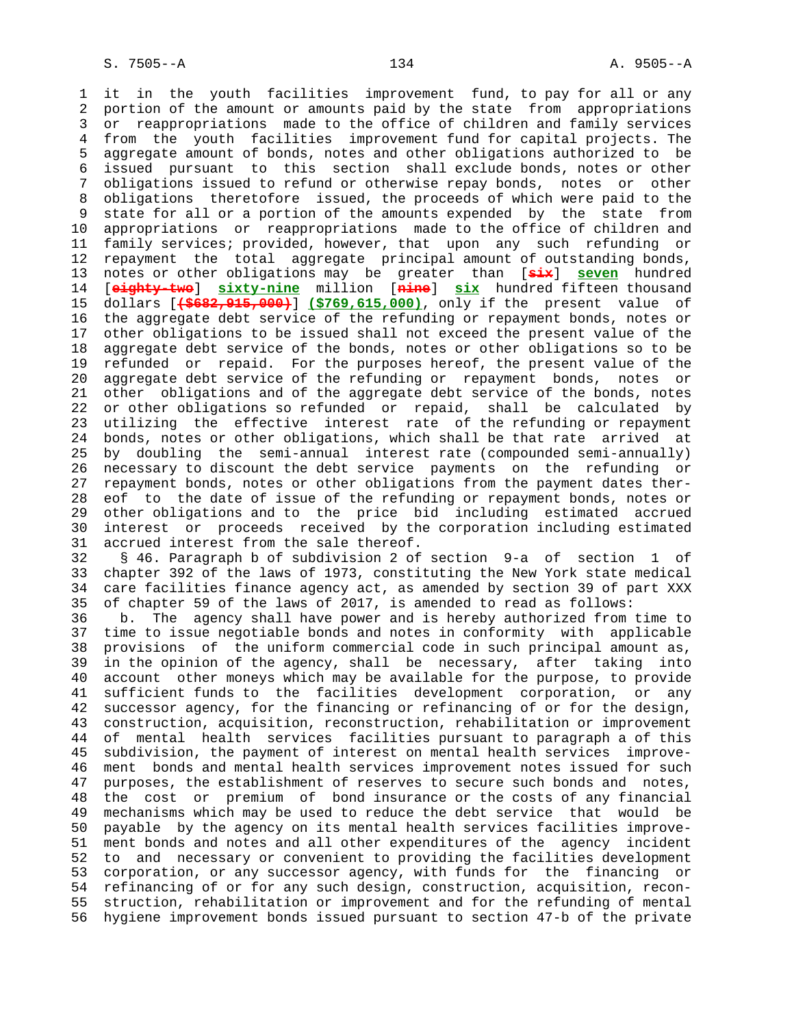it in the youth facilities improvement fund, to pay for all or any portion of the amount or amounts paid by the state from appropriations or reappropriations made to the office of children and family services from the youth facilities improvement fund for capital projects. The aggregate amount of bonds, notes and other obligations authorized to be issued pursuant to this section shall exclude bonds, notes or other obligations issued to refund or otherwise repay bonds, notes or other obligations theretofore issued, the proceeds of which were paid to the state for all or a portion of the amounts expended by the state from appropriations or reappropriations made to the office of children and family services; provided, however, that upon any such refunding or repayment the total aggregate principal amount of outstanding bonds, notes or other obligations may be greater than [~~six~~] **seven** hundred [~~eighty-two~~] **sixty-nine** million [~~nine~~] **six** hundred fifteen thousand dollars [~~($682,915,000)~~] **($769,615,000)**, only if the present value of the aggregate debt service of the refunding or repayment bonds, notes or other obligations to be issued shall not exceed the present value of the aggregate debt service of the bonds, notes or other obligations so to be refunded or repaid. For the purposes hereof, the present value of the aggregate debt service of the refunding or repayment bonds, notes or other obligations and of the aggregate debt service of the bonds, notes or other obligations so refunded or repaid, shall be calculated by utilizing the effective interest rate of the refunding or repayment bonds, notes or other obligations, which shall be that rate arrived at by doubling the semi-annual interest rate (compounded semi-annually) necessary to discount the debt service payments on the refunding or repayment bonds, notes or other obligations from the payment dates thereof to the date of issue of the refunding or repayment bonds, notes or other obligations and to the price bid including estimated accrued interest or proceeds received by the corporation including estimated accrued interest from the sale thereof.

§ 46. Paragraph b of subdivision 2 of section 9-a of section 1 of chapter 392 of the laws of 1973, constituting the New York state medical care facilities finance agency act, as amended by section 39 of part XXX of chapter 59 of the laws of 2017, is amended to read as follows:

b. The agency shall have power and is hereby authorized from time to time to issue negotiable bonds and notes in conformity with applicable provisions of the uniform commercial code in such principal amount as, in the opinion of the agency, shall be necessary, after taking into account other moneys which may be available for the purpose, to provide sufficient funds to the facilities development corporation, or any successor agency, for the financing or refinancing of or for the design, construction, acquisition, reconstruction, rehabilitation or improvement of mental health services facilities pursuant to paragraph a of this subdivision, the payment of interest on mental health services improvement bonds and mental health services improvement notes issued for such purposes, the establishment of reserves to secure such bonds and notes, the cost or premium of bond insurance or the costs of any financial mechanisms which may be used to reduce the debt service that would be payable by the agency on its mental health services facilities improvement bonds and notes and all other expenditures of the agency incident to and necessary or convenient to providing the facilities development corporation, or any successor agency, with funds for the financing or refinancing of or for any such design, construction, acquisition, reconstruction, rehabilitation or improvement and for the refunding of mental hygiene improvement bonds issued pursuant to section 47-b of the private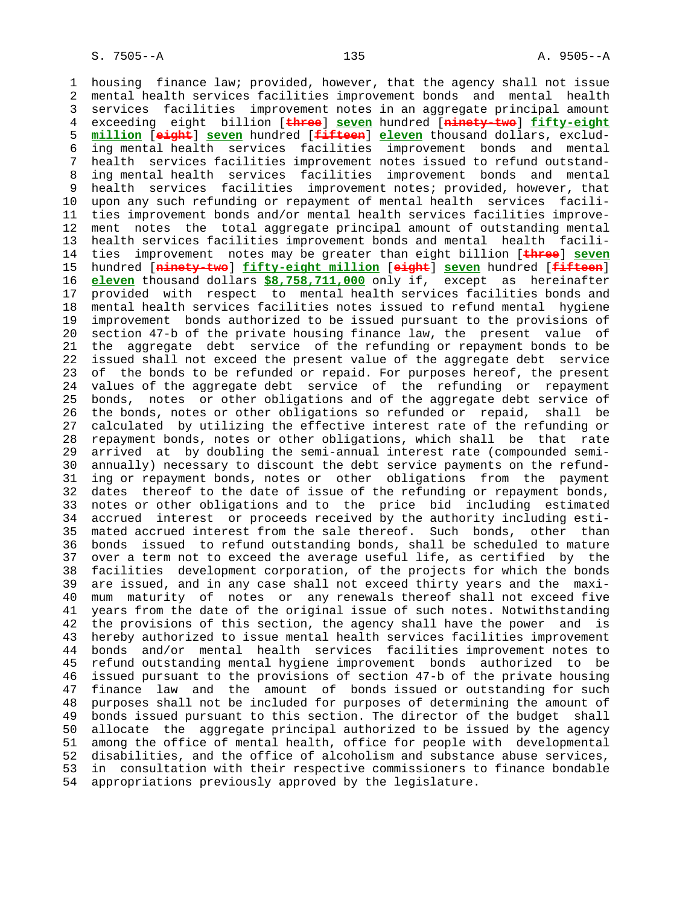housing finance law; provided, however, that the agency shall not issue mental health services facilities improvement bonds and mental health services facilities improvement notes in an aggregate principal amount exceeding eight billion [~~three~~] **seven** hundred [~~ninety-two~~] **fifty-eight million** [~~eight~~] **seven** hundred [~~fifteen~~] **eleven** thousand dollars, excluding mental health services facilities improvement bonds and mental health services facilities improvement notes issued to refund outstanding mental health services facilities improvement bonds and mental health services facilities improvement notes; provided, however, that upon any such refunding or repayment of mental health services facilities improvement bonds and/or mental health services facilities improvement notes the total aggregate principal amount of outstanding mental health services facilities improvement bonds and mental health facilities improvement notes may be greater than eight billion [~~three~~] **seven** hundred [~~ninety-two~~] **fifty-eight million** [~~eight~~] **seven** hundred [~~fifteen~~] **eleven** thousand dollars **$8,758,711,000** only if, except as hereinafter provided with respect to mental health services facilities bonds and mental health services facilities notes issued to refund mental hygiene improvement bonds authorized to be issued pursuant to the provisions of section 47-b of the private housing finance law, the present value of the aggregate debt service of the refunding or repayment bonds to be issued shall not exceed the present value of the aggregate debt service of the bonds to be refunded or repaid. For purposes hereof, the present values of the aggregate debt service of the refunding or repayment bonds, notes or other obligations and of the aggregate debt service of the bonds, notes or other obligations so refunded or repaid, shall be calculated by utilizing the effective interest rate of the refunding or repayment bonds, notes or other obligations, which shall be that rate arrived at by doubling the semi-annual interest rate (compounded semi-annually) necessary to discount the debt service payments on the refunding or repayment bonds, notes or other obligations from the payment dates thereof to the date of issue of the refunding or repayment bonds, notes or other obligations and to the price bid including estimated accrued interest or proceeds received by the authority including estimated accrued interest from the sale thereof. Such bonds, other than bonds issued to refund outstanding bonds, shall be scheduled to mature over a term not to exceed the average useful life, as certified by the facilities development corporation, of the projects for which the bonds are issued, and in any case shall not exceed thirty years and the maximum maturity of notes or any renewals thereof shall not exceed five years from the date of the original issue of such notes. Notwithstanding the provisions of this section, the agency shall have the power and is hereby authorized to issue mental health services facilities improvement bonds and/or mental health services facilities improvement notes to refund outstanding mental hygiene improvement bonds authorized to be issued pursuant to the provisions of section 47-b of the private housing finance law and the amount of bonds issued or outstanding for such purposes shall not be included for purposes of determining the amount of bonds issued pursuant to this section. The director of the budget shall allocate the aggregate principal authorized to be issued by the agency among the office of mental health, office for people with developmental disabilities, and the office of alcoholism and substance abuse services, in consultation with their respective commissioners to finance bondable appropriations previously approved by the legislature.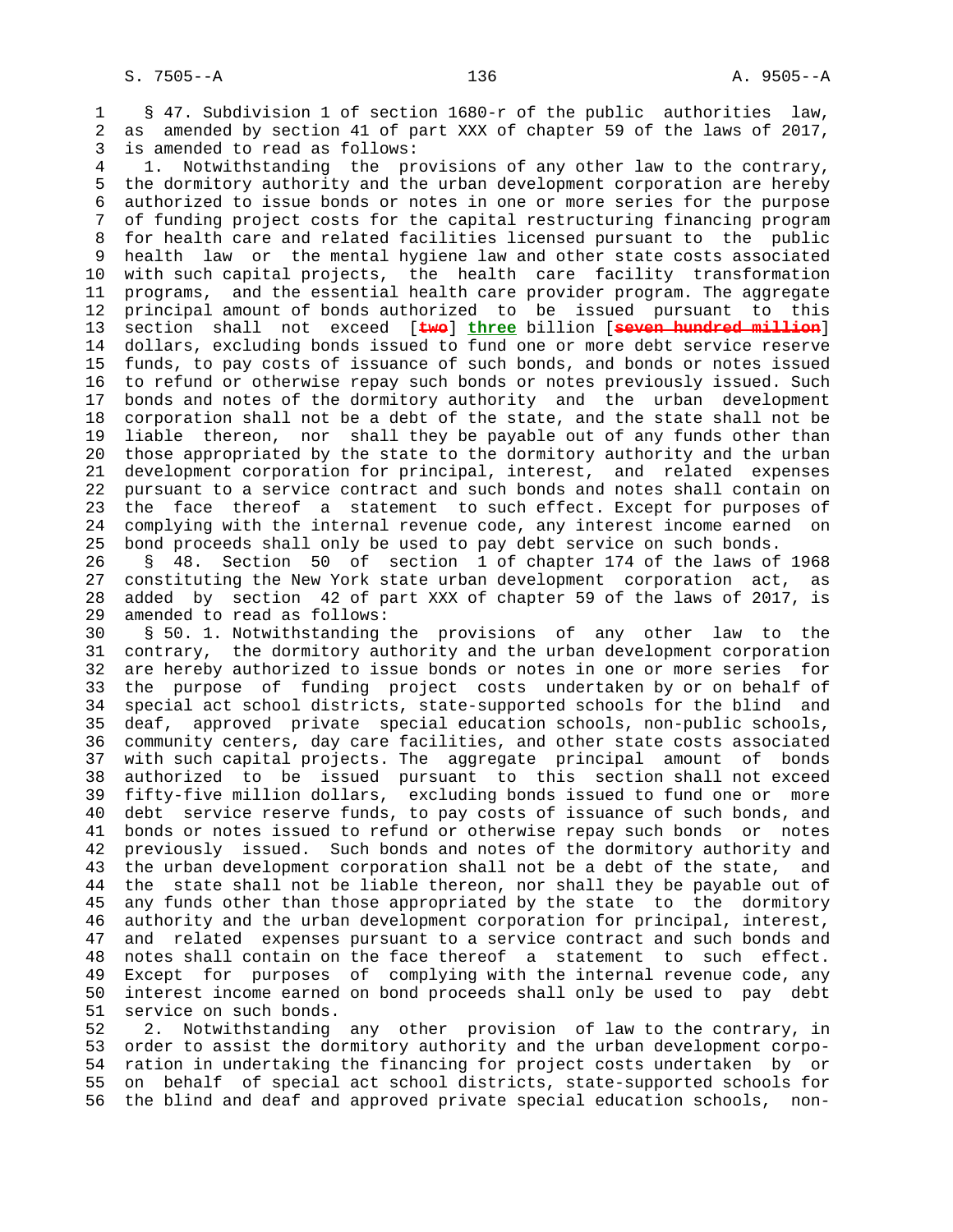§ 47. Subdivision 1 of section 1680-r of the public authorities law, as amended by section 41 of part XXX of chapter 59 of the laws of 2017, is amended to read as follows:

1. Notwithstanding the provisions of any other law to the contrary, the dormitory authority and the urban development corporation are hereby authorized to issue bonds or notes in one or more series for the purpose of funding project costs for the capital restructuring financing program for health care and related facilities licensed pursuant to the public health law or the mental hygiene law and other state costs associated with such capital projects, the health care facility transformation programs, and the essential health care provider program. The aggregate principal amount of bonds authorized to be issued pursuant to this section shall not exceed [~~two~~] **three** billion [~~seven hundred million~~] dollars, excluding bonds issued to fund one or more debt service reserve funds, to pay costs of issuance of such bonds, and bonds or notes issued to refund or otherwise repay such bonds or notes previously issued. Such bonds and notes of the dormitory authority and the urban development corporation shall not be a debt of the state, and the state shall not be liable thereon, nor shall they be payable out of any funds other than those appropriated by the state to the dormitory authority and the urban development corporation for principal, interest, and related expenses pursuant to a service contract and such bonds and notes shall contain on the face thereof a statement to such effect. Except for purposes of complying with the internal revenue code, any interest income earned on bond proceeds shall only be used to pay debt service on such bonds.

§ 48. Section 50 of section 1 of chapter 174 of the laws of 1968 constituting the New York state urban development corporation act, as added by section 42 of part XXX of chapter 59 of the laws of 2017, is amended to read as follows:

§ 50. 1. Notwithstanding the provisions of any other law to the contrary, the dormitory authority and the urban development corporation are hereby authorized to issue bonds or notes in one or more series for the purpose of funding project costs undertaken by or on behalf of special act school districts, state-supported schools for the blind and deaf, approved private special education schools, non-public schools, community centers, day care facilities, and other state costs associated with such capital projects. The aggregate principal amount of bonds authorized to be issued pursuant to this section shall not exceed fifty-five million dollars, excluding bonds issued to fund one or more debt service reserve funds, to pay costs of issuance of such bonds, and bonds or notes issued to refund or otherwise repay such bonds or notes previously issued. Such bonds and notes of the dormitory authority and the urban development corporation shall not be a debt of the state, and the state shall not be liable thereon, nor shall they be payable out of any funds other than those appropriated by the state to the dormitory authority and the urban development corporation for principal, interest, and related expenses pursuant to a service contract and such bonds and notes shall contain on the face thereof a statement to such effect. Except for purposes of complying with the internal revenue code, any interest income earned on bond proceeds shall only be used to pay debt service on such bonds.

2. Notwithstanding any other provision of law to the contrary, in order to assist the dormitory authority and the urban development corporation in undertaking the financing for project costs undertaken by or on behalf of special act school districts, state-supported schools for the blind and deaf and approved private special education schools, non-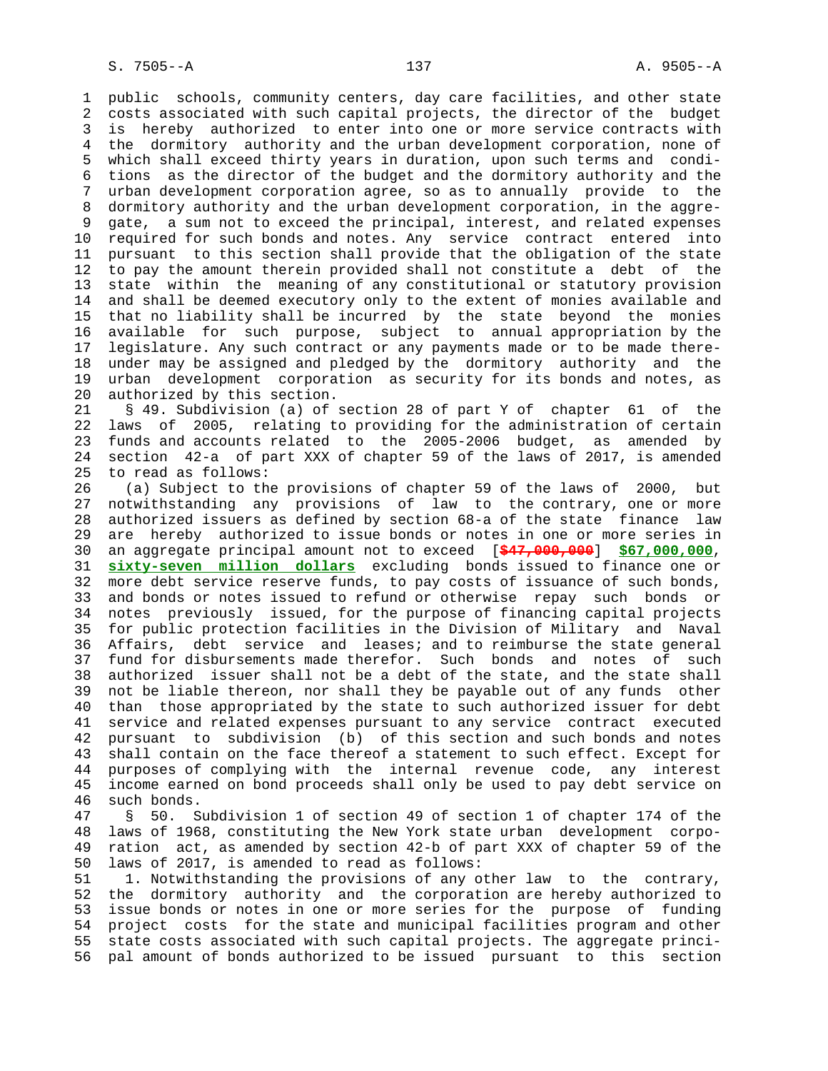public schools, community centers, day care facilities, and other state costs associated with such capital projects, the director of the budget is hereby authorized to enter into one or more service contracts with the dormitory authority and the urban development corporation, none of which shall exceed thirty years in duration, upon such terms and conditions as the director of the budget and the dormitory authority and the urban development corporation agree, so as to annually provide to the dormitory authority and the urban development corporation, in the aggregate, a sum not to exceed the principal, interest, and related expenses required for such bonds and notes. Any service contract entered into pursuant to this section shall provide that the obligation of the state to pay the amount therein provided shall not constitute a debt of the state within the meaning of any constitutional or statutory provision and shall be deemed executory only to the extent of monies available and that no liability shall be incurred by the state beyond the monies available for such purpose, subject to annual appropriation by the legislature. Any such contract or any payments made or to be made thereunder may be assigned and pledged by the dormitory authority and the urban development corporation as security for its bonds and notes, as authorized by this section.

§ 49. Subdivision (a) of section 28 of part Y of chapter 61 of the laws of 2005, relating to providing for the administration of certain funds and accounts related to the 2005-2006 budget, as amended by section 42-a of part XXX of chapter 59 of the laws of 2017, is amended to read as follows:

(a) Subject to the provisions of chapter 59 of the laws of 2000, but notwithstanding any provisions of law to the contrary, one or more authorized issuers as defined by section 68-a of the state finance law are hereby authorized to issue bonds or notes in one or more series in an aggregate principal amount not to exceed [~~$47,000,000~~] **$67,000,000, sixty-seven million dollars** excluding bonds issued to finance one or more debt service reserve funds, to pay costs of issuance of such bonds, and bonds or notes issued to refund or otherwise repay such bonds or notes previously issued, for the purpose of financing capital projects for public protection facilities in the Division of Military and Naval Affairs, debt service and leases; and to reimburse the state general fund for disbursements made therefor. Such bonds and notes of such authorized issuer shall not be a debt of the state, and the state shall not be liable thereon, nor shall they be payable out of any funds other than those appropriated by the state to such authorized issuer for debt service and related expenses pursuant to any service contract executed pursuant to subdivision (b) of this section and such bonds and notes shall contain on the face thereof a statement to such effect. Except for purposes of complying with the internal revenue code, any interest income earned on bond proceeds shall only be used to pay debt service on such bonds.

§ 50. Subdivision 1 of section 49 of section 1 of chapter 174 of the laws of 1968, constituting the New York state urban development corporation act, as amended by section 42-b of part XXX of chapter 59 of the laws of 2017, is amended to read as follows:

1. Notwithstanding the provisions of any other law to the contrary, the dormitory authority and the corporation are hereby authorized to issue bonds or notes in one or more series for the purpose of funding project costs for the state and municipal facilities program and other state costs associated with such capital projects. The aggregate principal amount of bonds authorized to be issued pursuant to this section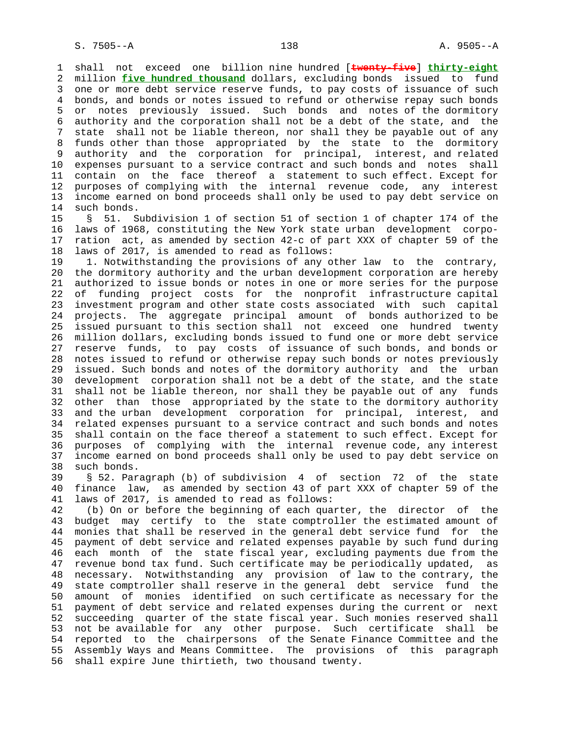shall not exceed one billion nine hundred [~~twenty-five~~] **thirty-eight** million **five hundred thousand** dollars, excluding bonds issued to fund one or more debt service reserve funds, to pay costs of issuance of such bonds, and bonds or notes issued to refund or otherwise repay such bonds or notes previously issued. Such bonds and notes of the dormitory authority and the corporation shall not be a debt of the state, and the state shall not be liable thereon, nor shall they be payable out of any funds other than those appropriated by the state to the dormitory authority and the corporation for principal, interest, and related expenses pursuant to a service contract and such bonds and notes shall contain on the face thereof a statement to such effect. Except for purposes of complying with the internal revenue code, any interest income earned on bond proceeds shall only be used to pay debt service on such bonds.

§ 51. Subdivision 1 of section 51 of section 1 of chapter 174 of the laws of 1968, constituting the New York state urban development corporation act, as amended by section 42-c of part XXX of chapter 59 of the laws of 2017, is amended to read as follows:

1. Notwithstanding the provisions of any other law to the contrary, the dormitory authority and the urban development corporation are hereby authorized to issue bonds or notes in one or more series for the purpose of funding project costs for the nonprofit infrastructure capital investment program and other state costs associated with such capital projects. The aggregate principal amount of bonds authorized to be issued pursuant to this section shall not exceed one hundred twenty million dollars, excluding bonds issued to fund one or more debt service reserve funds, to pay costs of issuance of such bonds, and bonds or notes issued to refund or otherwise repay such bonds or notes previously issued. Such bonds and notes of the dormitory authority and the urban development corporation shall not be a debt of the state, and the state shall not be liable thereon, nor shall they be payable out of any funds other than those appropriated by the state to the dormitory authority and the urban development corporation for principal, interest, and related expenses pursuant to a service contract and such bonds and notes shall contain on the face thereof a statement to such effect. Except for purposes of complying with the internal revenue code, any interest income earned on bond proceeds shall only be used to pay debt service on such bonds.

§ 52. Paragraph (b) of subdivision 4 of section 72 of the state finance law, as amended by section 43 of part XXX of chapter 59 of the laws of 2017, is amended to read as follows:

(b) On or before the beginning of each quarter, the director of the budget may certify to the state comptroller the estimated amount of monies that shall be reserved in the general debt service fund for the payment of debt service and related expenses payable by such fund during each month of the state fiscal year, excluding payments due from the revenue bond tax fund. Such certificate may be periodically updated, as necessary. Notwithstanding any provision of law to the contrary, the state comptroller shall reserve in the general debt service fund the amount of monies identified on such certificate as necessary for the payment of debt service and related expenses during the current or next succeeding quarter of the state fiscal year. Such monies reserved shall not be available for any other purpose. Such certificate shall be reported to the chairpersons of the Senate Finance Committee and the Assembly Ways and Means Committee. The provisions of this paragraph shall expire June thirtieth, two thousand twenty.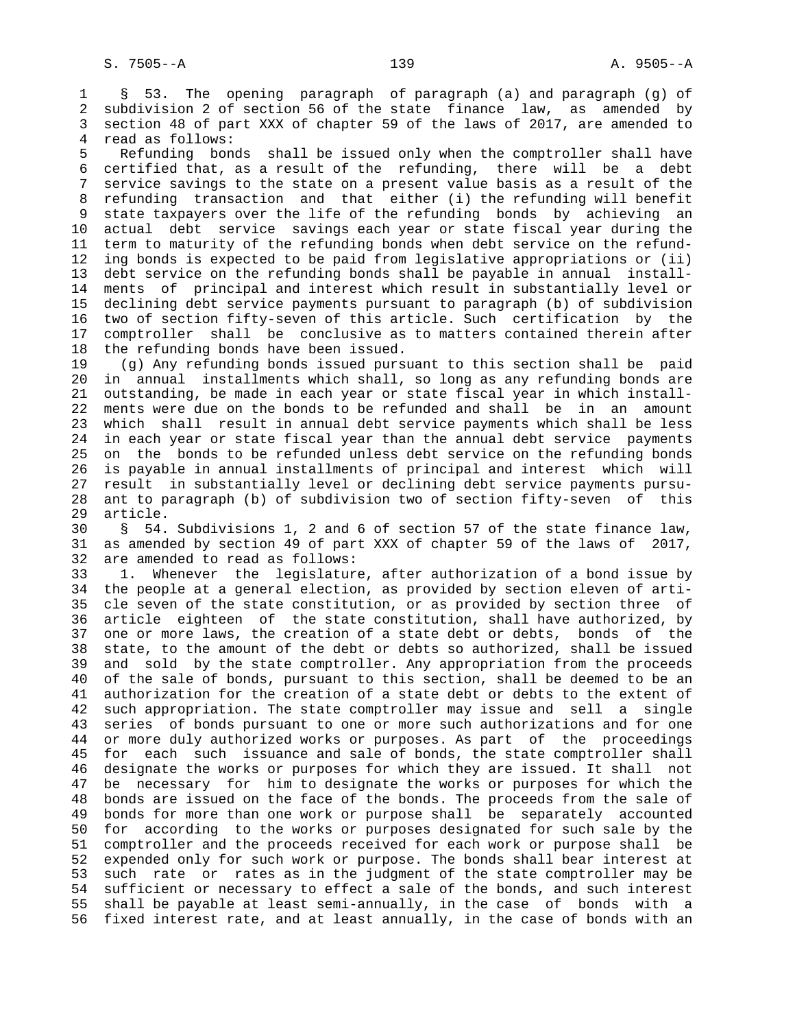§ 53. The opening paragraph of paragraph (a) and paragraph (g) of subdivision 2 of section 56 of the state finance law, as amended by section 48 of part XXX of chapter 59 of the laws of 2017, are amended to read as follows:

Refunding bonds shall be issued only when the comptroller shall have certified that, as a result of the refunding, there will be a debt service savings to the state on a present value basis as a result of the refunding transaction and that either (i) the refunding will benefit state taxpayers over the life of the refunding bonds by achieving an actual debt service savings each year or state fiscal year during the term to maturity of the refunding bonds when debt service on the refunding bonds is expected to be paid from legislative appropriations or (ii) debt service on the refunding bonds shall be payable in annual installments of principal and interest which result in substantially level or declining debt service payments pursuant to paragraph (b) of subdivision two of section fifty-seven of this article. Such certification by the comptroller shall be conclusive as to matters contained therein after the refunding bonds have been issued.

(g) Any refunding bonds issued pursuant to this section shall be paid in annual installments which shall, so long as any refunding bonds are outstanding, be made in each year or state fiscal year in which installments were due on the bonds to be refunded and shall be in an amount which shall result in annual debt service payments which shall be less in each year or state fiscal year than the annual debt service payments on the bonds to be refunded unless debt service on the refunding bonds is payable in annual installments of principal and interest which will result in substantially level or declining debt service payments pursuant to paragraph (b) of subdivision two of section fifty-seven of this article.

§ 54. Subdivisions 1, 2 and 6 of section 57 of the state finance law, as amended by section 49 of part XXX of chapter 59 of the laws of 2017, are amended to read as follows:

1. Whenever the legislature, after authorization of a bond issue by the people at a general election, as provided by section eleven of article seven of the state constitution, or as provided by section three of article eighteen of the state constitution, shall have authorized, by one or more laws, the creation of a state debt or debts, bonds of the state, to the amount of the debt or debts so authorized, shall be issued and sold by the state comptroller. Any appropriation from the proceeds of the sale of bonds, pursuant to this section, shall be deemed to be an authorization for the creation of a state debt or debts to the extent of such appropriation. The state comptroller may issue and sell a single series of bonds pursuant to one or more such authorizations and for one or more duly authorized works or purposes. As part of the proceedings for each such issuance and sale of bonds, the state comptroller shall designate the works or purposes for which they are issued. It shall not be necessary for him to designate the works or purposes for which the bonds are issued on the face of the bonds. The proceeds from the sale of bonds for more than one work or purpose shall be separately accounted for according to the works or purposes designated for such sale by the comptroller and the proceeds received for each work or purpose shall be expended only for such work or purpose. The bonds shall bear interest at such rate or rates as in the judgment of the state comptroller may be sufficient or necessary to effect a sale of the bonds, and such interest shall be payable at least semi-annually, in the case of bonds with a fixed interest rate, and at least annually, in the case of bonds with an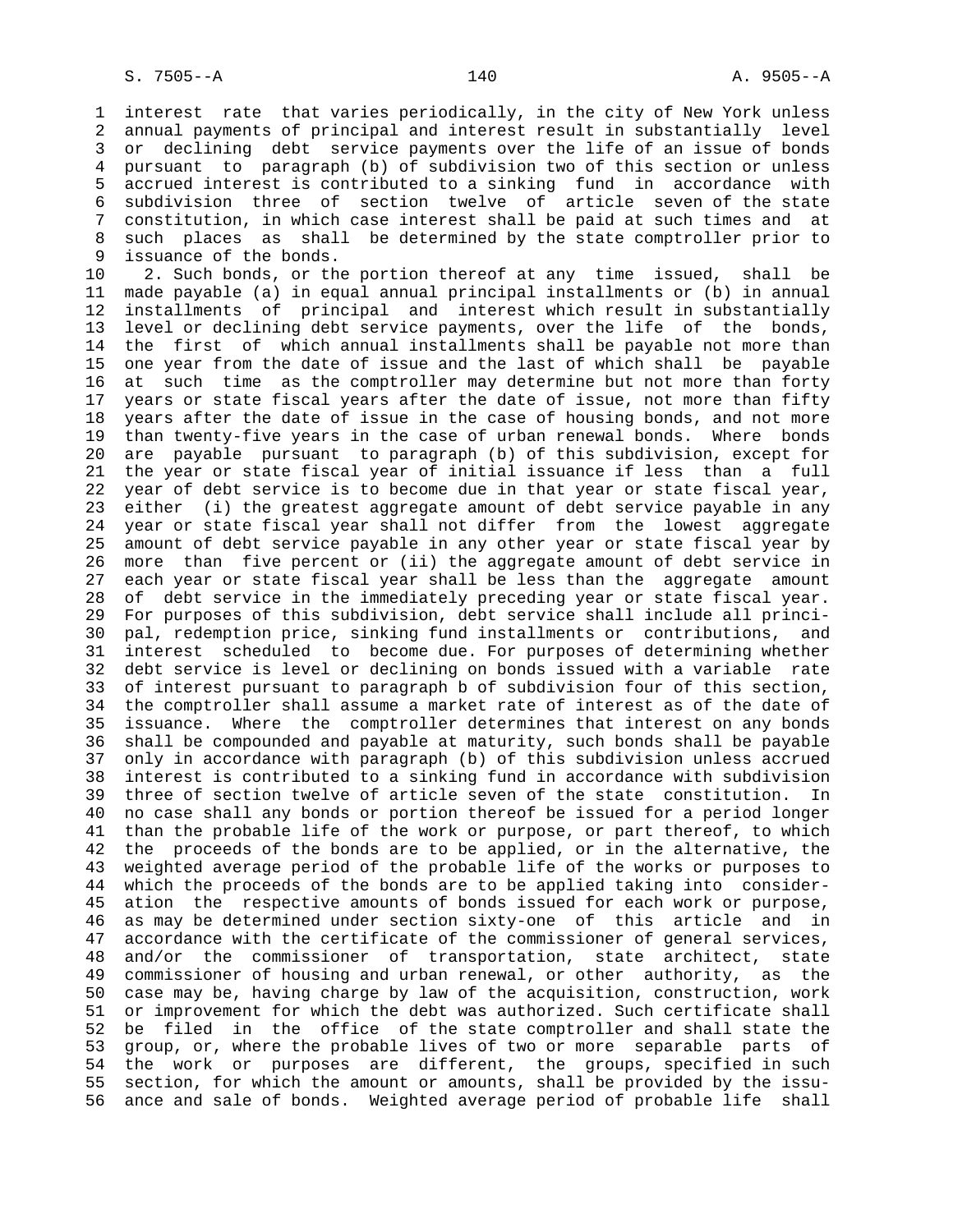interest rate that varies periodically, in the city of New York unless annual payments of principal and interest result in substantially level or declining debt service payments over the life of an issue of bonds pursuant to paragraph (b) of subdivision two of this section or unless accrued interest is contributed to a sinking fund in accordance with subdivision three of section twelve of article seven of the state constitution, in which case interest shall be paid at such times and at such places as shall be determined by the state comptroller prior to issuance of the bonds.

2. Such bonds, or the portion thereof at any time issued, shall be made payable (a) in equal annual principal installments or (b) in annual installments of principal and interest which result in substantially level or declining debt service payments, over the life of the bonds, the first of which annual installments shall be payable not more than one year from the date of issue and the last of which shall be payable at such time as the comptroller may determine but not more than forty years or state fiscal years after the date of issue, not more than fifty years after the date of issue in the case of housing bonds, and not more than twenty-five years in the case of urban renewal bonds. Where bonds are payable pursuant to paragraph (b) of this subdivision, except for the year or state fiscal year of initial issuance if less than a full year of debt service is to become due in that year or state fiscal year, either (i) the greatest aggregate amount of debt service payable in any year or state fiscal year shall not differ from the lowest aggregate amount of debt service payable in any other year or state fiscal year by more than five percent or (ii) the aggregate amount of debt service in each year or state fiscal year shall be less than the aggregate amount of debt service in the immediately preceding year or state fiscal year. For purposes of this subdivision, debt service shall include all principal, redemption price, sinking fund installments or contributions, and interest scheduled to become due. For purposes of determining whether debt service is level or declining on bonds issued with a variable rate of interest pursuant to paragraph b of subdivision four of this section, the comptroller shall assume a market rate of interest as of the date of issuance. Where the comptroller determines that interest on any bonds shall be compounded and payable at maturity, such bonds shall be payable only in accordance with paragraph (b) of this subdivision unless accrued interest is contributed to a sinking fund in accordance with subdivision three of section twelve of article seven of the state constitution. In no case shall any bonds or portion thereof be issued for a period longer than the probable life of the work or purpose, or part thereof, to which the proceeds of the bonds are to be applied, or in the alternative, the weighted average period of the probable life of the works or purposes to which the proceeds of the bonds are to be applied taking into consideration the respective amounts of bonds issued for each work or purpose, as may be determined under section sixty-one of this article and in accordance with the certificate of the commissioner of general services, and/or the commissioner of transportation, state architect, state commissioner of housing and urban renewal, or other authority, as the case may be, having charge by law of the acquisition, construction, work or improvement for which the debt was authorized. Such certificate shall be filed in the office of the state comptroller and shall state the group, or, where the probable lives of two or more separable parts of the work or purposes are different, the groups, specified in such section, for which the amount or amounts, shall be provided by the issuance and sale of bonds. Weighted average period of probable life shall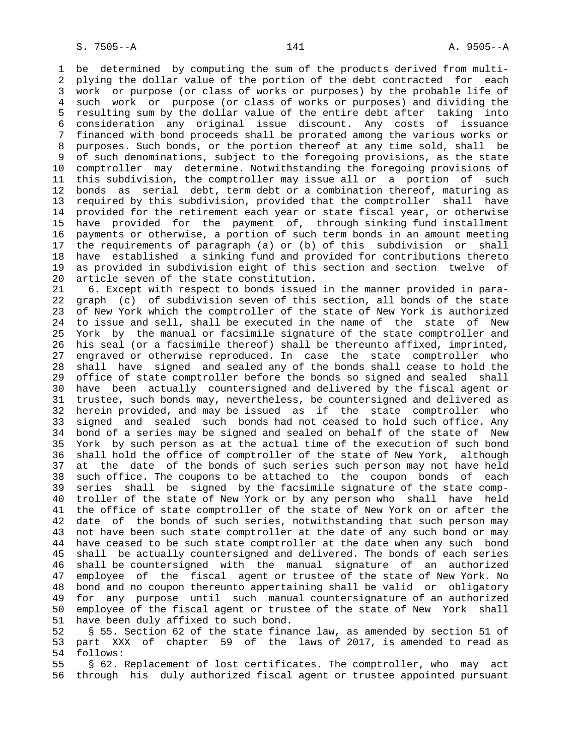be determined by computing the sum of the products derived from multiplying the dollar value of the portion of the debt contracted for each work or purpose (or class of works or purposes) by the probable life of such work or purpose (or class of works or purposes) and dividing the resulting sum by the dollar value of the entire debt after taking into consideration any original issue discount. Any costs of issuance financed with bond proceeds shall be prorated among the various works or purposes. Such bonds, or the portion thereof at any time sold, shall be of such denominations, subject to the foregoing provisions, as the state comptroller may determine. Notwithstanding the foregoing provisions of this subdivision, the comptroller may issue all or a portion of such bonds as serial debt, term debt or a combination thereof, maturing as required by this subdivision, provided that the comptroller shall have provided for the retirement each year or state fiscal year, or otherwise have provided for the payment of, through sinking fund installment payments or otherwise, a portion of such term bonds in an amount meeting the requirements of paragraph (a) or (b) of this subdivision or shall have established a sinking fund and provided for contributions thereto as provided in subdivision eight of this section and section twelve of article seven of the state constitution.

6. Except with respect to bonds issued in the manner provided in paragraph (c) of subdivision seven of this section, all bonds of the state of New York which the comptroller of the state of New York is authorized to issue and sell, shall be executed in the name of the state of New York by the manual or facsimile signature of the state comptroller and his seal (or a facsimile thereof) shall be thereunto affixed, imprinted, engraved or otherwise reproduced. In case the state comptroller who shall have signed and sealed any of the bonds shall cease to hold the office of state comptroller before the bonds so signed and sealed shall have been actually countersigned and delivered by the fiscal agent or trustee, such bonds may, nevertheless, be countersigned and delivered as herein provided, and may be issued as if the state comptroller who signed and sealed such bonds had not ceased to hold such office. Any bond of a series may be signed and sealed on behalf of the state of New York by such person as at the actual time of the execution of such bond shall hold the office of comptroller of the state of New York, although at the date of the bonds of such series such person may not have held such office. The coupons to be attached to the coupon bonds of each series shall be signed by the facsimile signature of the state comptroller of the state of New York or by any person who shall have held the office of state comptroller of the state of New York on or after the date of the bonds of such series, notwithstanding that such person may not have been such state comptroller at the date of any such bond or may have ceased to be such state comptroller at the date when any such bond shall be actually countersigned and delivered. The bonds of each series shall be countersigned with the manual signature of an authorized employee of the fiscal agent or trustee of the state of New York. No bond and no coupon thereunto appertaining shall be valid or obligatory for any purpose until such manual countersignature of an authorized employee of the fiscal agent or trustee of the state of New York shall have been duly affixed to such bond.

§ 55. Section 62 of the state finance law, as amended by section 51 of part XXX of chapter 59 of the laws of 2017, is amended to read as follows:

§ 62. Replacement of lost certificates. The comptroller, who may act through his duly authorized fiscal agent or trustee appointed pursuant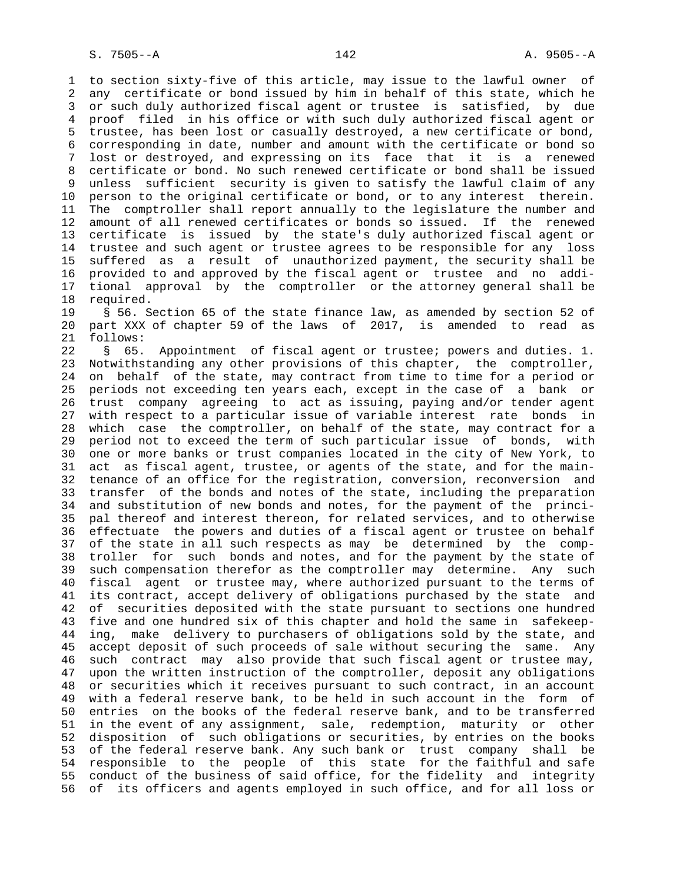to section sixty-five of this article, may issue to the lawful owner of any certificate or bond issued by him in behalf of this state, which he or such duly authorized fiscal agent or trustee is satisfied, by due proof filed in his office or with such duly authorized fiscal agent or trustee, has been lost or casually destroyed, a new certificate or bond, corresponding in date, number and amount with the certificate or bond so lost or destroyed, and expressing on its face that it is a renewed certificate or bond. No such renewed certificate or bond shall be issued unless sufficient security is given to satisfy the lawful claim of any person to the original certificate or bond, or to any interest therein. The comptroller shall report annually to the legislature the number and amount of all renewed certificates or bonds so issued. If the renewed certificate is issued by the state's duly authorized fiscal agent or trustee and such agent or trustee agrees to be responsible for any loss suffered as a result of unauthorized payment, the security shall be provided to and approved by the fiscal agent or trustee and no additional approval by the comptroller or the attorney general shall be required.

§ 56. Section 65 of the state finance law, as amended by section 52 of part XXX of chapter 59 of the laws of 2017, is amended to read as follows:

§ 65. Appointment of fiscal agent or trustee; powers and duties. 1. Notwithstanding any other provisions of this chapter, the comptroller, on behalf of the state, may contract from time to time for a period or periods not exceeding ten years each, except in the case of a bank or trust company agreeing to act as issuing, paying and/or tender agent with respect to a particular issue of variable interest rate bonds in which case the comptroller, on behalf of the state, may contract for a period not to exceed the term of such particular issue of bonds, with one or more banks or trust companies located in the city of New York, to act as fiscal agent, trustee, or agents of the state, and for the maintenance of an office for the registration, conversion, reconversion and transfer of the bonds and notes of the state, including the preparation and substitution of new bonds and notes, for the payment of the principal thereof and interest thereon, for related services, and to otherwise effectuate the powers and duties of a fiscal agent or trustee on behalf of the state in all such respects as may be determined by the comptroller for such bonds and notes, and for the payment by the state of such compensation therefor as the comptroller may determine. Any such fiscal agent or trustee may, where authorized pursuant to the terms of its contract, accept delivery of obligations purchased by the state and of securities deposited with the state pursuant to sections one hundred five and one hundred six of this chapter and hold the same in safekeeping, make delivery to purchasers of obligations sold by the state, and accept deposit of such proceeds of sale without securing the same. Any such contract may also provide that such fiscal agent or trustee may, upon the written instruction of the comptroller, deposit any obligations or securities which it receives pursuant to such contract, in an account with a federal reserve bank, to be held in such account in the form of entries on the books of the federal reserve bank, and to be transferred in the event of any assignment, sale, redemption, maturity or other disposition of such obligations or securities, by entries on the books of the federal reserve bank. Any such bank or trust company shall be responsible to the people of this state for the faithful and safe conduct of the business of said office, for the fidelity and integrity of its officers and agents employed in such office, and for all loss or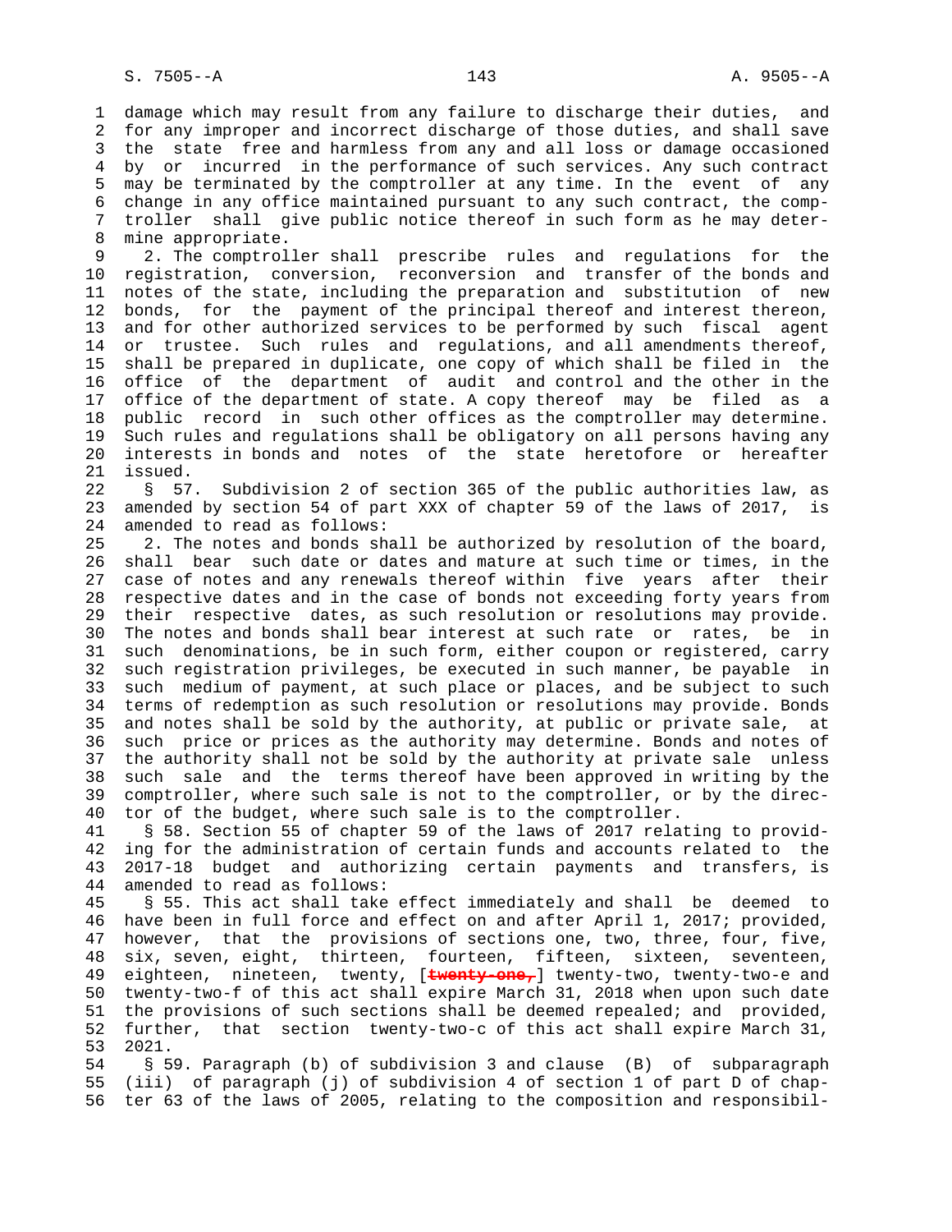damage which may result from any failure to discharge their duties, and for any improper and incorrect discharge of those duties, and shall save the state free and harmless from any and all loss or damage occasioned by or incurred in the performance of such services. Any such contract may be terminated by the comptroller at any time. In the event of any change in any office maintained pursuant to any such contract, the comptroller shall give public notice thereof in such form as he may determine appropriate.

2. The comptroller shall prescribe rules and regulations for the registration, conversion, reconversion and transfer of the bonds and notes of the state, including the preparation and substitution of new bonds, for the payment of the principal thereof and interest thereon, and for other authorized services to be performed by such fiscal agent or trustee. Such rules and regulations, and all amendments thereof, shall be prepared in duplicate, one copy of which shall be filed in the office of the department of audit and control and the other in the office of the department of state. A copy thereof may be filed as a public record in such other offices as the comptroller may determine. Such rules and regulations shall be obligatory on all persons having any interests in bonds and notes of the state heretofore or hereafter issued.

§ 57. Subdivision 2 of section 365 of the public authorities law, as amended by section 54 of part XXX of chapter 59 of the laws of 2017, is amended to read as follows:

2. The notes and bonds shall be authorized by resolution of the board, shall bear such date or dates and mature at such time or times, in the case of notes and any renewals thereof within five years after their respective dates and in the case of bonds not exceeding forty years from their respective dates, as such resolution or resolutions may provide. The notes and bonds shall bear interest at such rate or rates, be in such denominations, be in such form, either coupon or registered, carry such registration privileges, be executed in such manner, be payable in such medium of payment, at such place or places, and be subject to such terms of redemption as such resolution or resolutions may provide. Bonds and notes shall be sold by the authority, at public or private sale, at such price or prices as the authority may determine. Bonds and notes of the authority shall not be sold by the authority at private sale unless such sale and the terms thereof have been approved in writing by the comptroller, where such sale is not to the comptroller, or by the director of the budget, where such sale is to the comptroller.

§ 58. Section 55 of chapter 59 of the laws of 2017 relating to providing for the administration of certain funds and accounts related to the 2017-18 budget and authorizing certain payments and transfers, is amended to read as follows:

§ 55. This act shall take effect immediately and shall be deemed to have been in full force and effect on and after April 1, 2017; provided, however, that the provisions of sections one, two, three, four, five, six, seven, eight, thirteen, fourteen, fifteen, sixteen, seventeen, eighteen, nineteen, twenty, [~~twenty-one,~~] twenty-two, twenty-two-e and twenty-two-f of this act shall expire March 31, 2018 when upon such date the provisions of such sections shall be deemed repealed; and provided, further, that section twenty-two-c of this act shall expire March 31, 2021.

§ 59. Paragraph (b) of subdivision 3 and clause (B) of subparagraph (iii) of paragraph (j) of subdivision 4 of section 1 of part D of chapter 63 of the laws of 2005, relating to the composition and responsibil-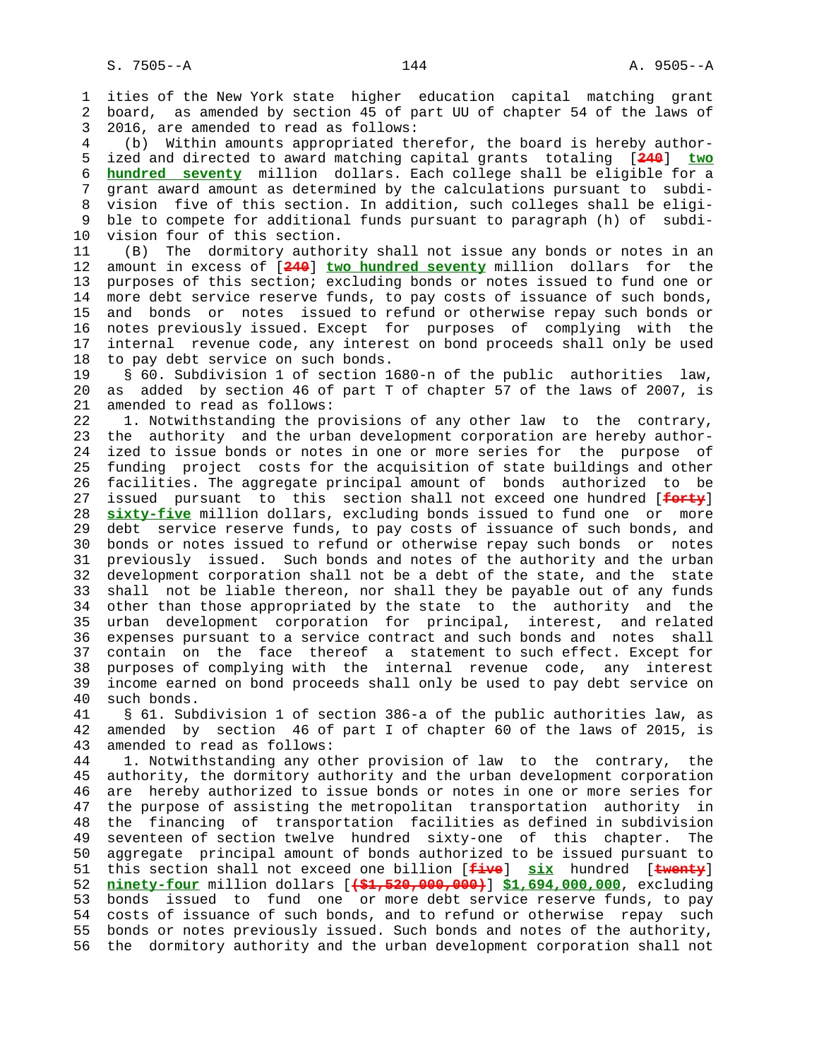ities of the New York state higher education capital matching grant board, as amended by section 45 of part UU of chapter 54 of the laws of 2016, are amended to read as follows:

(b) Within amounts appropriated therefor, the board is hereby authorized and directed to award matching capital grants totaling [~~240~~] **two hundred seventy** million dollars. Each college shall be eligible for a grant award amount as determined by the calculations pursuant to subdivision five of this section. In addition, such colleges shall be eligible to compete for additional funds pursuant to paragraph (h) of subdivision four of this section.

(B) The dormitory authority shall not issue any bonds or notes in an amount in excess of [~~240~~] **two hundred seventy** million dollars for the purposes of this section; excluding bonds or notes issued to fund one or more debt service reserve funds, to pay costs of issuance of such bonds, and bonds or notes issued to refund or otherwise repay such bonds or notes previously issued. Except for purposes of complying with the internal revenue code, any interest on bond proceeds shall only be used to pay debt service on such bonds.

§ 60. Subdivision 1 of section 1680-n of the public authorities law, as added by section 46 of part T of chapter 57 of the laws of 2007, is amended to read as follows:

1. Notwithstanding the provisions of any other law to the contrary, the authority and the urban development corporation are hereby authorized to issue bonds or notes in one or more series for the purpose of funding project costs for the acquisition of state buildings and other facilities. The aggregate principal amount of bonds authorized to be issued pursuant to this section shall not exceed one hundred [~~forty~~] **sixty-five** million dollars, excluding bonds issued to fund one or more debt service reserve funds, to pay costs of issuance of such bonds, and bonds or notes issued to refund or otherwise repay such bonds or notes previously issued. Such bonds and notes of the authority and the urban development corporation shall not be a debt of the state, and the state shall not be liable thereon, nor shall they be payable out of any funds other than those appropriated by the state to the authority and the urban development corporation for principal, interest, and related expenses pursuant to a service contract and such bonds and notes shall contain on the face thereof a statement to such effect. Except for purposes of complying with the internal revenue code, any interest income earned on bond proceeds shall only be used to pay debt service on such bonds.

§ 61. Subdivision 1 of section 386-a of the public authorities law, as amended by section 46 of part I of chapter 60 of the laws of 2015, is amended to read as follows:

1. Notwithstanding any other provision of law to the contrary, the authority, the dormitory authority and the urban development corporation are hereby authorized to issue bonds or notes in one or more series for the purpose of assisting the metropolitan transportation authority in the financing of transportation facilities as defined in subdivision seventeen of section twelve hundred sixty-one of this chapter. The aggregate principal amount of bonds authorized to be issued pursuant to this section shall not exceed one billion [~~five~~] **six** hundred [~~twenty~~] **ninety-four** million dollars [~~($1,520,000,000)~~] **$1,694,000,000**, excluding bonds issued to fund one or more debt service reserve funds, to pay costs of issuance of such bonds, and to refund or otherwise repay such bonds or notes previously issued. Such bonds and notes of the authority, the dormitory authority and the urban development corporation shall not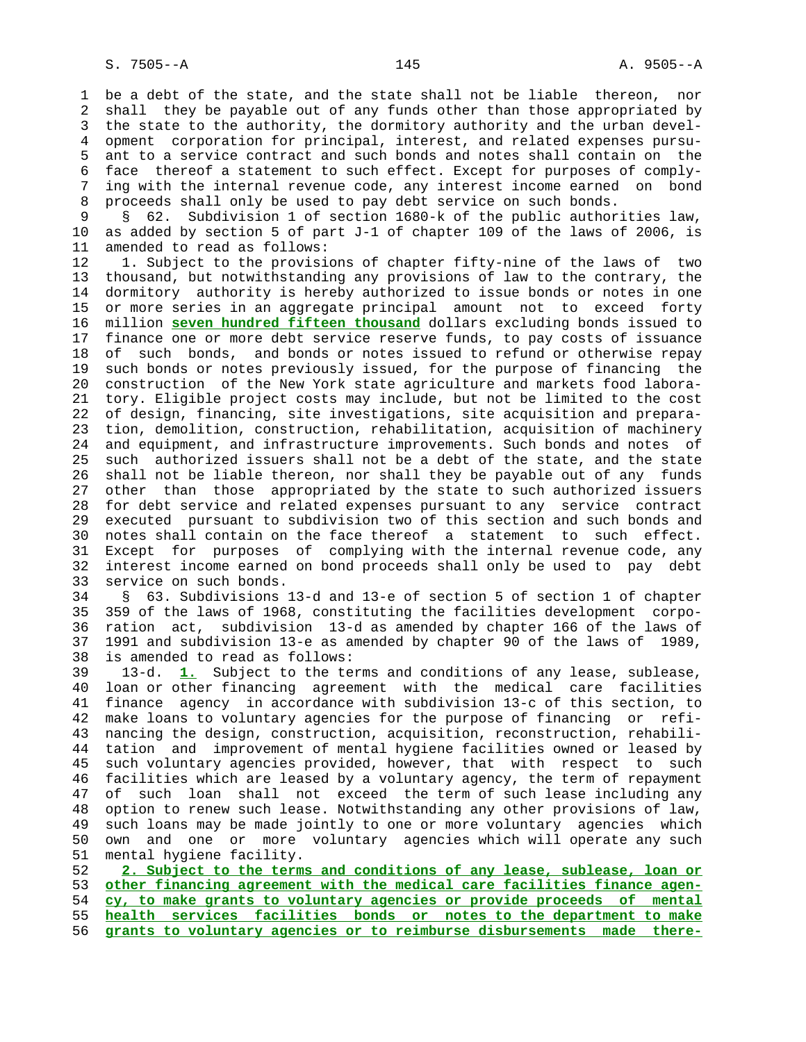be a debt of the state, and the state shall not be liable thereon, nor shall they be payable out of any funds other than those appropriated by the state to the authority, the dormitory authority and the urban development corporation for principal, interest, and related expenses pursuant to a service contract and such bonds and notes shall contain on the face thereof a statement to such effect. Except for purposes of complying with the internal revenue code, any interest income earned on bond proceeds shall only be used to pay debt service on such bonds.

§ 62. Subdivision 1 of section 1680-k of the public authorities law, as added by section 5 of part J-1 of chapter 109 of the laws of 2006, is amended to read as follows:

1. Subject to the provisions of chapter fifty-nine of the laws of two thousand, but notwithstanding any provisions of law to the contrary, the dormitory authority is hereby authorized to issue bonds or notes in one or more series in an aggregate principal amount not to exceed forty million **seven hundred fifteen thousand** dollars excluding bonds issued to finance one or more debt service reserve funds, to pay costs of issuance of such bonds, and bonds or notes issued to refund or otherwise repay such bonds or notes previously issued, for the purpose of financing the construction of the New York state agriculture and markets food laboratory. Eligible project costs may include, but not be limited to the cost of design, financing, site investigations, site acquisition and preparation, demolition, construction, rehabilitation, acquisition of machinery and equipment, and infrastructure improvements. Such bonds and notes of such authorized issuers shall not be a debt of the state, and the state shall not be liable thereon, nor shall they be payable out of any funds other than those appropriated by the state to such authorized issuers for debt service and related expenses pursuant to any service contract executed pursuant to subdivision two of this section and such bonds and notes shall contain on the face thereof a statement to such effect. Except for purposes of complying with the internal revenue code, any interest income earned on bond proceeds shall only be used to pay debt service on such bonds.

§ 63. Subdivisions 13-d and 13-e of section 5 of section 1 of chapter 359 of the laws of 1968, constituting the facilities development corporation act, subdivision 13-d as amended by chapter 166 of the laws of 1991 and subdivision 13-e as amended by chapter 90 of the laws of 1989, is amended to read as follows:

13-d. **1.** Subject to the terms and conditions of any lease, sublease, loan or other financing agreement with the medical care facilities finance agency in accordance with subdivision 13-c of this section, to make loans to voluntary agencies for the purpose of financing or refinancing the design, construction, acquisition, reconstruction, rehabilitation and improvement of mental hygiene facilities owned or leased by such voluntary agencies provided, however, that with respect to such facilities which are leased by a voluntary agency, the term of repayment of such loan shall not exceed the term of such lease including any option to renew such lease. Notwithstanding any other provisions of law, such loans may be made jointly to one or more voluntary agencies which own and one or more voluntary agencies which will operate any such mental hygiene facility.

**2. Subject to the terms and conditions of any lease, sublease, loan or other financing agreement with the medical care facilities finance agency, to make grants to voluntary agencies or provide proceeds of mental health services facilities bonds or notes to the department to make grants to voluntary agencies or to reimburse disbursements made there-**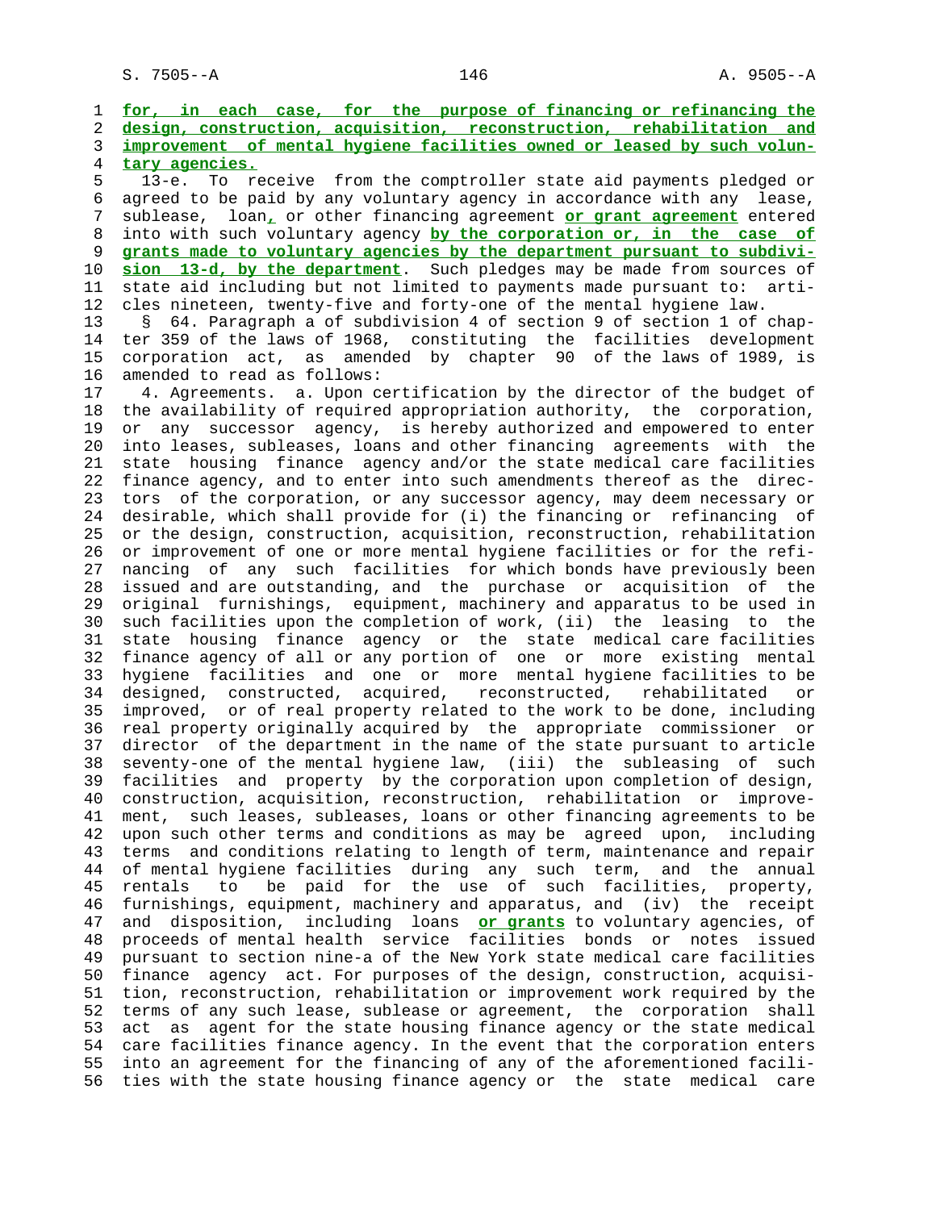**for, in each case, for the purpose of financing or refinancing the design, construction, acquisition, reconstruction, rehabilitation and improvement of mental hygiene facilities owned or leased by such voluntary agencies.**

13-e. To receive from the comptroller state aid payments pledged or agreed to be paid by any voluntary agency in accordance with any lease, sublease, loan**,** or other financing agreement **or grant agreement** entered into with such voluntary agency **by the corporation or, in the case of grants made to voluntary agencies by the department pursuant to subdivision 13-d, by the department**. Such pledges may be made from sources of state aid including but not limited to payments made pursuant to: articles nineteen, twenty-five and forty-one of the mental hygiene law.

§ 64. Paragraph a of subdivision 4 of section 9 of section 1 of chapter 359 of the laws of 1968, constituting the facilities development corporation act, as amended by chapter 90 of the laws of 1989, is amended to read as follows:

4. Agreements. a. Upon certification by the director of the budget of the availability of required appropriation authority, the corporation, or any successor agency, is hereby authorized and empowered to enter into leases, subleases, loans and other financing agreements with the state housing finance agency and/or the state medical care facilities finance agency, and to enter into such amendments thereof as the directors of the corporation, or any successor agency, may deem necessary or desirable, which shall provide for (i) the financing or refinancing of or the design, construction, acquisition, reconstruction, rehabilitation or improvement of one or more mental hygiene facilities or for the refinancing of any such facilities for which bonds have previously been issued and are outstanding, and the purchase or acquisition of the original furnishings, equipment, machinery and apparatus to be used in such facilities upon the completion of work, (ii) the leasing to the state housing finance agency or the state medical care facilities finance agency of all or any portion of one or more existing mental hygiene facilities and one or more mental hygiene facilities to be designed, constructed, acquired, reconstructed, rehabilitated or improved, or of real property related to the work to be done, including real property originally acquired by the appropriate commissioner or director of the department in the name of the state pursuant to article seventy-one of the mental hygiene law, (iii) the subleasing of such facilities and property by the corporation upon completion of design, construction, acquisition, reconstruction, rehabilitation or improvement, such leases, subleases, loans or other financing agreements to be upon such other terms and conditions as may be agreed upon, including terms and conditions relating to length of term, maintenance and repair of mental hygiene facilities during any such term, and the annual rentals to be paid for the use of such facilities, property, furnishings, equipment, machinery and apparatus, and (iv) the receipt and disposition, including loans **or grants** to voluntary agencies, of proceeds of mental health service facilities bonds or notes issued pursuant to section nine-a of the New York state medical care facilities finance agency act. For purposes of the design, construction, acquisition, reconstruction, rehabilitation or improvement work required by the terms of any such lease, sublease or agreement, the corporation shall act as agent for the state housing finance agency or the state medical care facilities finance agency. In the event that the corporation enters into an agreement for the financing of any of the aforementioned facilities with the state housing finance agency or the state medical care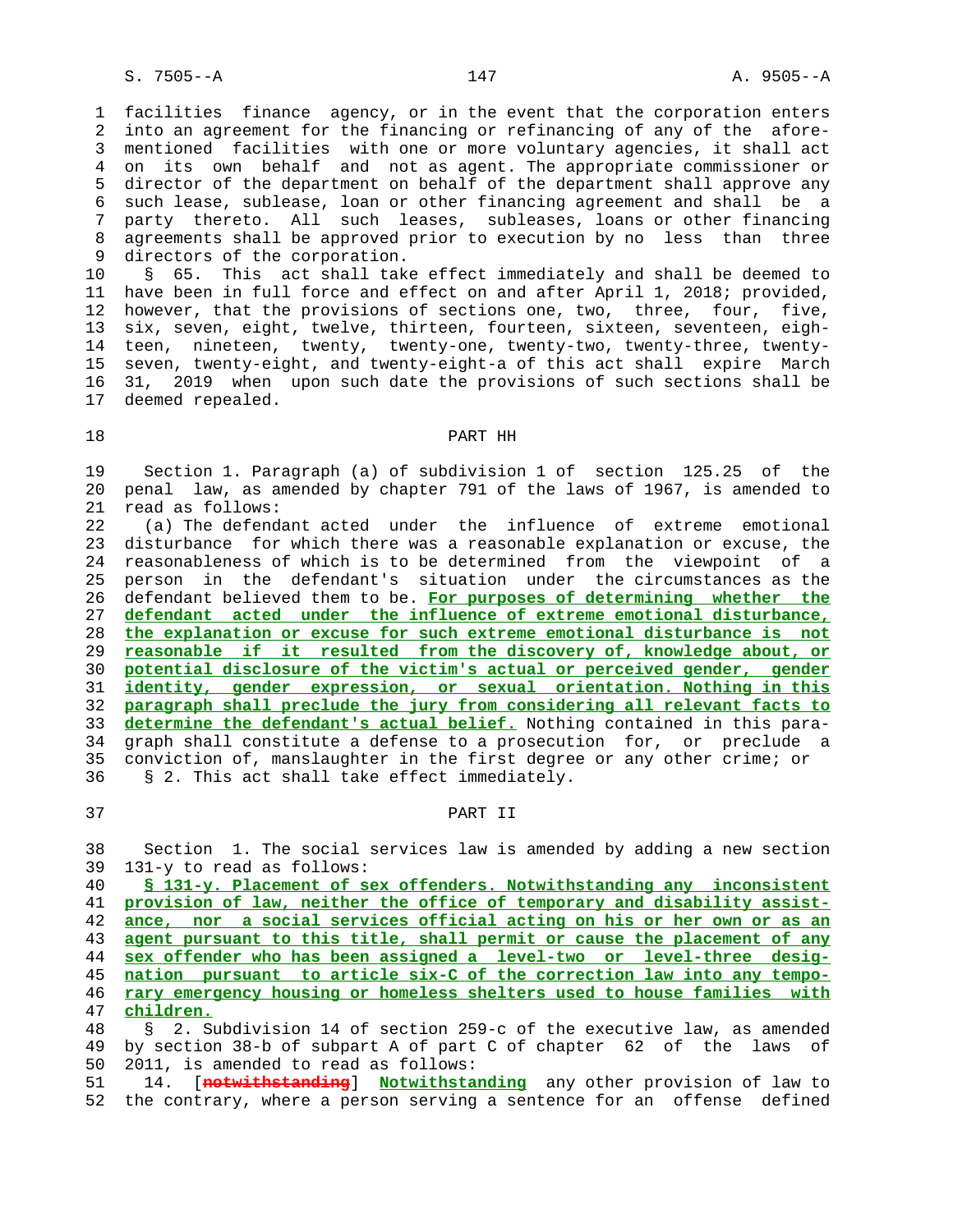facilities finance agency, or in the event that the corporation enters into an agreement for the financing or refinancing of any of the aforementioned facilities with one or more voluntary agencies, it shall act on its own behalf and not as agent. The appropriate commissioner or director of the department on behalf of the department shall approve any such lease, sublease, loan or other financing agreement and shall be a party thereto. All such leases, subleases, loans or other financing agreements shall be approved prior to execution by no less than three directors of the corporation.

§ 65. This act shall take effect immediately and shall be deemed to have been in full force and effect on and after April 1, 2018; provided, however, that the provisions of sections one, two, three, four, five, six, seven, eight, twelve, thirteen, fourteen, sixteen, seventeen, eighteen, nineteen, twenty, twenty-one, twenty-two, twenty-three, twenty-seven, twenty-eight, and twenty-eight-a of this act shall expire March 31, 2019 when upon such date the provisions of such sections shall be deemed repealed.

PART HH

Section 1. Paragraph (a) of subdivision 1 of section 125.25 of the penal law, as amended by chapter 791 of the laws of 1967, is amended to read as follows:

(a) The defendant acted under the influence of extreme emotional disturbance for which there was a reasonable explanation or excuse, the reasonableness of which is to be determined from the viewpoint of a person in the defendant's situation under the circumstances as the defendant believed them to be. **For purposes of determining whether the defendant acted under the influence of extreme emotional disturbance, the explanation or excuse for such extreme emotional disturbance is not reasonable if it resulted from the discovery of, knowledge about, or potential disclosure of the victim's actual or perceived gender, gender identity, gender expression, or sexual orientation. Nothing in this paragraph shall preclude the jury from considering all relevant facts to determine the defendant's actual belief.** Nothing contained in this paragraph shall constitute a defense to a prosecution for, or preclude a conviction of, manslaughter in the first degree or any other crime; or

§ 2. This act shall take effect immediately.

PART II

Section 1. The social services law is amended by adding a new section 131-y to read as follows:

**§ 131-y. Placement of sex offenders. Notwithstanding any inconsistent provision of law, neither the office of temporary and disability assistance, nor a social services official acting on his or her own or as an agent pursuant to this title, shall permit or cause the placement of any sex offender who has been assigned a level-two or level-three designation pursuant to article six-C of the correction law into any temporary emergency housing or homeless shelters used to house families with children.**

§ 2. Subdivision 14 of section 259-c of the executive law, as amended by section 38-b of subpart A of part C of chapter 62 of the laws of 2011, is amended to read as follows:

14. [~~notwithstanding~~] **Notwithstanding** any other provision of law to the contrary, where a person serving a sentence for an offense defined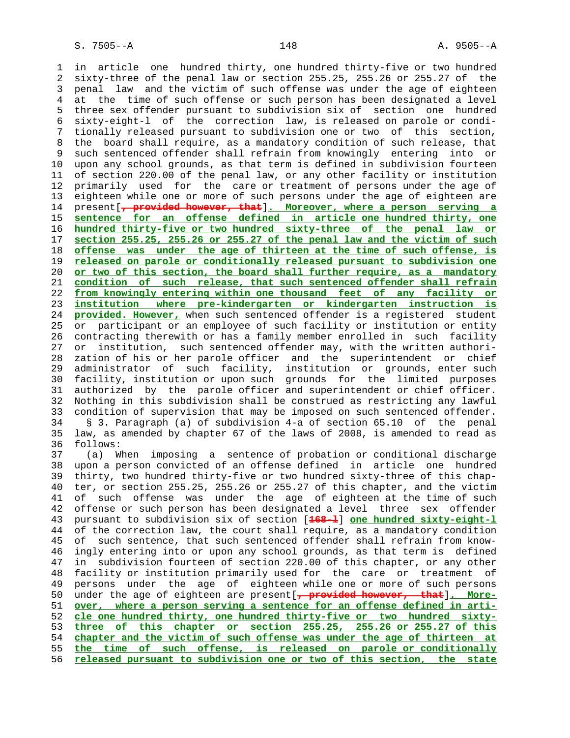in article one hundred thirty, one hundred thirty-five or two hundred sixty-three of the penal law or section 255.25, 255.26 or 255.27 of the penal law and the victim of such offense was under the age of eighteen at the time of such offense or such person has been designated a level three sex offender pursuant to subdivision six of section one hundred sixty-eight-l of the correction law, is released on parole or conditionally released pursuant to subdivision one or two of this section, the board shall require, as a mandatory condition of such release, that such sentenced offender shall refrain from knowingly entering into or upon any school grounds, as that term is defined in subdivision fourteen of section 220.00 of the penal law, or any other facility or institution primarily used for the care or treatment of persons under the age of eighteen while one or more of such persons under the age of eighteen are present[~~, provided however, that~~]**. Moreover, where a person serving a sentence for an offense defined in article one hundred thirty, one hundred thirty-five or two hundred sixty-three of the penal law or section 255.25, 255.26 or 255.27 of the penal law and the victim of such offense was under the age of thirteen at the time of such offense, is released on parole or conditionally released pursuant to subdivision one or two of this section, the board shall further require, as a mandatory condition of such release, that such sentenced offender shall refrain from knowingly entering within one thousand feet of any facility or institution where pre-kindergarten or kindergarten instruction is provided. However,** when such sentenced offender is a registered student or participant or an employee of such facility or institution or entity contracting therewith or has a family member enrolled in such facility or institution, such sentenced offender may, with the written authorization of his or her parole officer and the superintendent or chief administrator of such facility, institution or grounds, enter such facility, institution or upon such grounds for the limited purposes authorized by the parole officer and superintendent or chief officer. Nothing in this subdivision shall be construed as restricting any lawful condition of supervision that may be imposed on such sentenced offender.

§ 3. Paragraph (a) of subdivision 4-a of section 65.10 of the penal law, as amended by chapter 67 of the laws of 2008, is amended to read as follows:

(a) When imposing a sentence of probation or conditional discharge upon a person convicted of an offense defined in article one hundred thirty, two hundred thirty-five or two hundred sixty-three of this chapter, or section 255.25, 255.26 or 255.27 of this chapter, and the victim of such offense was under the age of eighteen at the time of such offense or such person has been designated a level three sex offender pursuant to subdivision six of section [~~168-l~~] **one hundred sixty-eight-l** of the correction law, the court shall require, as a mandatory condition of such sentence, that such sentenced offender shall refrain from knowingly entering into or upon any school grounds, as that term is defined in subdivision fourteen of section 220.00 of this chapter, or any other facility or institution primarily used for the care or treatment of persons under the age of eighteen while one or more of such persons under the age of eighteen are present[~~, provided however, that~~]**. Moreover, where a person serving a sentence for an offense defined in article one hundred thirty, one hundred thirty-five or two hundred sixty-three of this chapter or section 255.25, 255.26 or 255.27 of this chapter and the victim of such offense was under the age of thirteen at the time of such offense, is released on parole or conditionally released pursuant to subdivision one or two of this section, the state**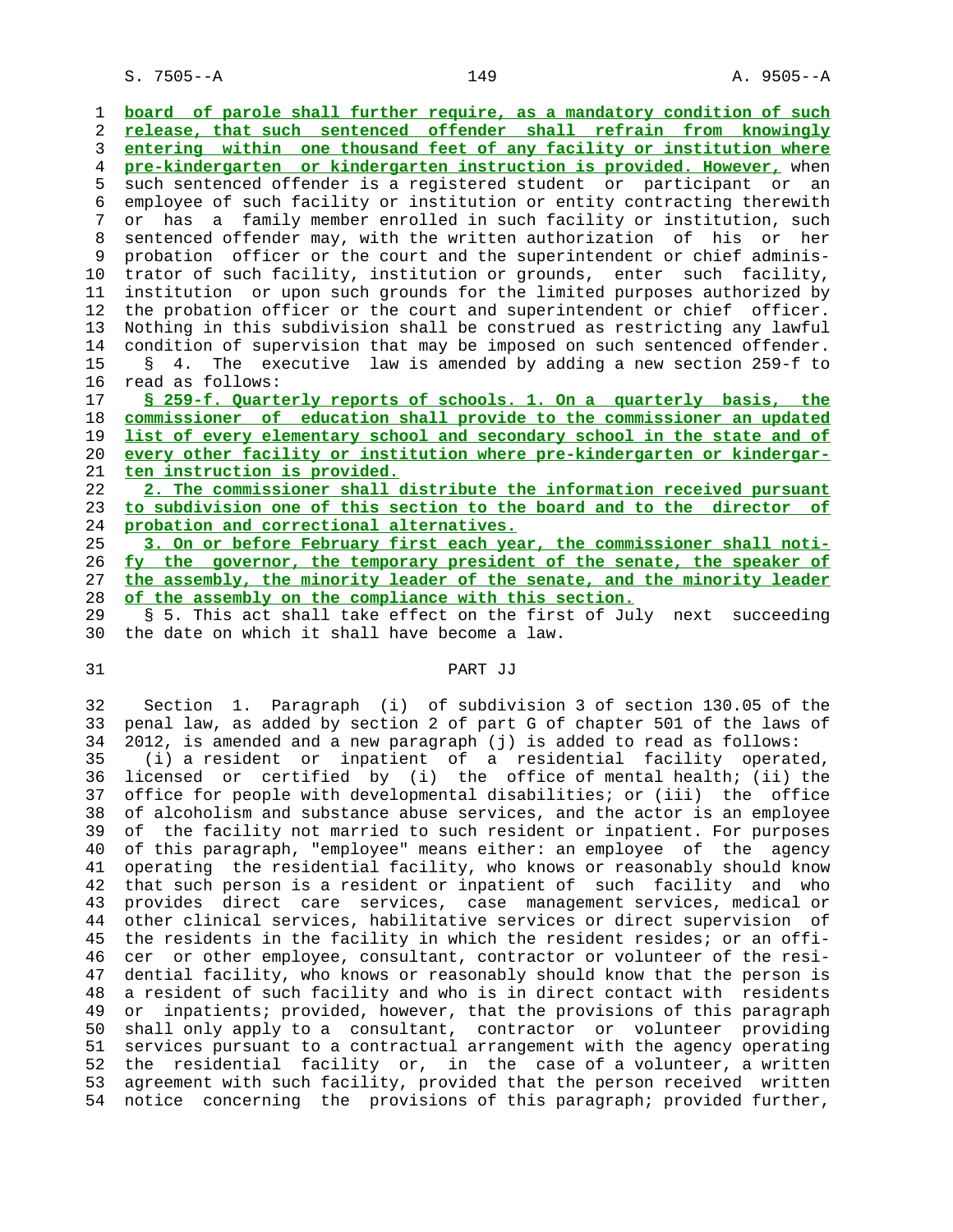board of parole shall further require, as a mandatory condition of such release, that such sentenced offender shall refrain from knowingly entering within one thousand feet of any facility or institution where pre-kindergarten or kindergarten instruction is provided. However, when such sentenced offender is a registered student or participant or an employee of such facility or institution or entity contracting therewith or has a family member enrolled in such facility or institution, such sentenced offender may, with the written authorization of his or her probation officer or the court and the superintendent or chief administrator of such facility, institution or grounds, enter such facility, institution or upon such grounds for the limited purposes authorized by the probation officer or the court and superintendent or chief officer. Nothing in this subdivision shall be construed as restricting any lawful condition of supervision that may be imposed on such sentenced offender.

§ 4. The executive law is amended by adding a new section 259-f to read as follows:

§ 259-f. Quarterly reports of schools. 1. On a quarterly basis, the commissioner of education shall provide to the commissioner an updated list of every elementary school and secondary school in the state and of every other facility or institution where pre-kindergarten or kindergarten instruction is provided.

2. The commissioner shall distribute the information received pursuant to subdivision one of this section to the board and to the director of probation and correctional alternatives.

3. On or before February first each year, the commissioner shall notify the governor, the temporary president of the senate, the speaker of the assembly, the minority leader of the senate, and the minority leader of the assembly on the compliance with this section.

§ 5. This act shall take effect on the first of July next succeeding the date on which it shall have become a law.

PART JJ

Section 1. Paragraph (i) of subdivision 3 of section 130.05 of the penal law, as added by section 2 of part G of chapter 501 of the laws of 2012, is amended and a new paragraph (j) is added to read as follows:

(i) a resident or inpatient of a residential facility operated, licensed or certified by (i) the office of mental health; (ii) the office for people with developmental disabilities; or (iii) the office of alcoholism and substance abuse services, and the actor is an employee of the facility not married to such resident or inpatient. For purposes of this paragraph, "employee" means either: an employee of the agency operating the residential facility, who knows or reasonably should know that such person is a resident or inpatient of such facility and who provides direct care services, case management services, medical or other clinical services, habilitative services or direct supervision of the residents in the facility in which the resident resides; or an officer or other employee, consultant, contractor or volunteer of the residential facility, who knows or reasonably should know that the person is a resident of such facility and who is in direct contact with residents or inpatients; provided, however, that the provisions of this paragraph shall only apply to a consultant, contractor or volunteer providing services pursuant to a contractual arrangement with the agency operating the residential facility or, in the case of a volunteer, a written agreement with such facility, provided that the person received written notice concerning the provisions of this paragraph; provided further,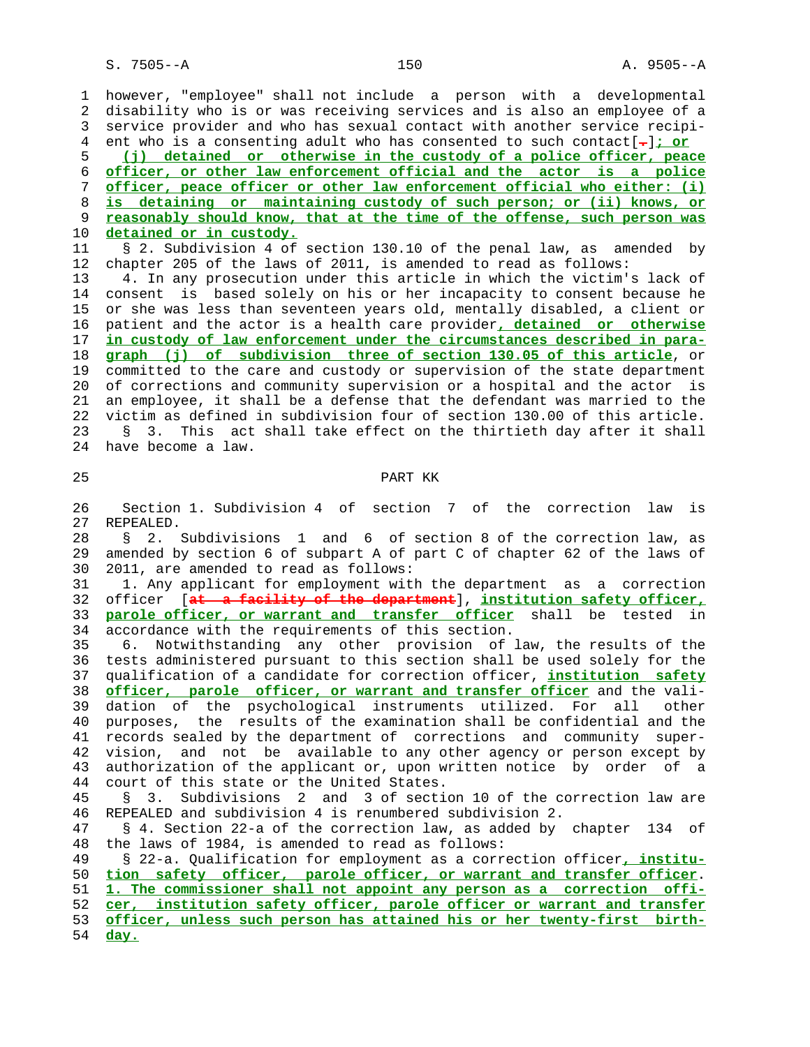however, "employee" shall not include a person with a developmental disability who is or was receiving services and is also an employee of a service provider and who has sexual contact with another service recipient who is a consenting adult who has consented to such contact[.]; or

(j) detained or otherwise in the custody of a police officer, peace officer, or other law enforcement official and the actor is a police officer, peace officer or other law enforcement official who either: (i) is detaining or maintaining custody of such person; or (ii) knows, or reasonably should know, that at the time of the offense, such person was detained or in custody.

§ 2. Subdivision 4 of section 130.10 of the penal law, as amended by chapter 205 of the laws of 2011, is amended to read as follows:

4. In any prosecution under this article in which the victim's lack of consent is based solely on his or her incapacity to consent because he or she was less than seventeen years old, mentally disabled, a client or patient and the actor is a health care provider, detained or otherwise in custody of law enforcement under the circumstances described in paragraph (j) of subdivision three of section 130.05 of this article, or committed to the care and custody or supervision of the state department of corrections and community supervision or a hospital and the actor is an employee, it shall be a defense that the defendant was married to the victim as defined in subdivision four of section 130.00 of this article.

§ 3. This act shall take effect on the thirtieth day after it shall have become a law.

PART KK

Section 1. Subdivision 4 of section 7 of the correction law is REPEALED.

§ 2. Subdivisions 1 and 6 of section 8 of the correction law, as amended by section 6 of subpart A of part C of chapter 62 of the laws of 2011, are amended to read as follows:

1. Any applicant for employment with the department as a correction officer [at a facility of the department], institution safety officer, parole officer, or warrant and transfer officer shall be tested in accordance with the requirements of this section.

6. Notwithstanding any other provision of law, the results of the tests administered pursuant to this section shall be used solely for the qualification of a candidate for correction officer, institution safety officer, parole officer, or warrant and transfer officer and the validation of the psychological instruments utilized. For all other purposes, the results of the examination shall be confidential and the records sealed by the department of corrections and community supervision, and not be available to any other agency or person except by authorization of the applicant or, upon written notice by order of a court of this state or the United States.

§ 3. Subdivisions 2 and 3 of section 10 of the correction law are REPEALED and subdivision 4 is renumbered subdivision 2.

§ 4. Section 22-a of the correction law, as added by chapter 134 of the laws of 1984, is amended to read as follows:

§ 22-a. Qualification for employment as a correction officer, institution safety officer, parole officer, or warrant and transfer officer. 1. The commissioner shall not appoint any person as a correction officer, institution safety officer, parole officer or warrant and transfer officer, unless such person has attained his or her twenty-first birthday.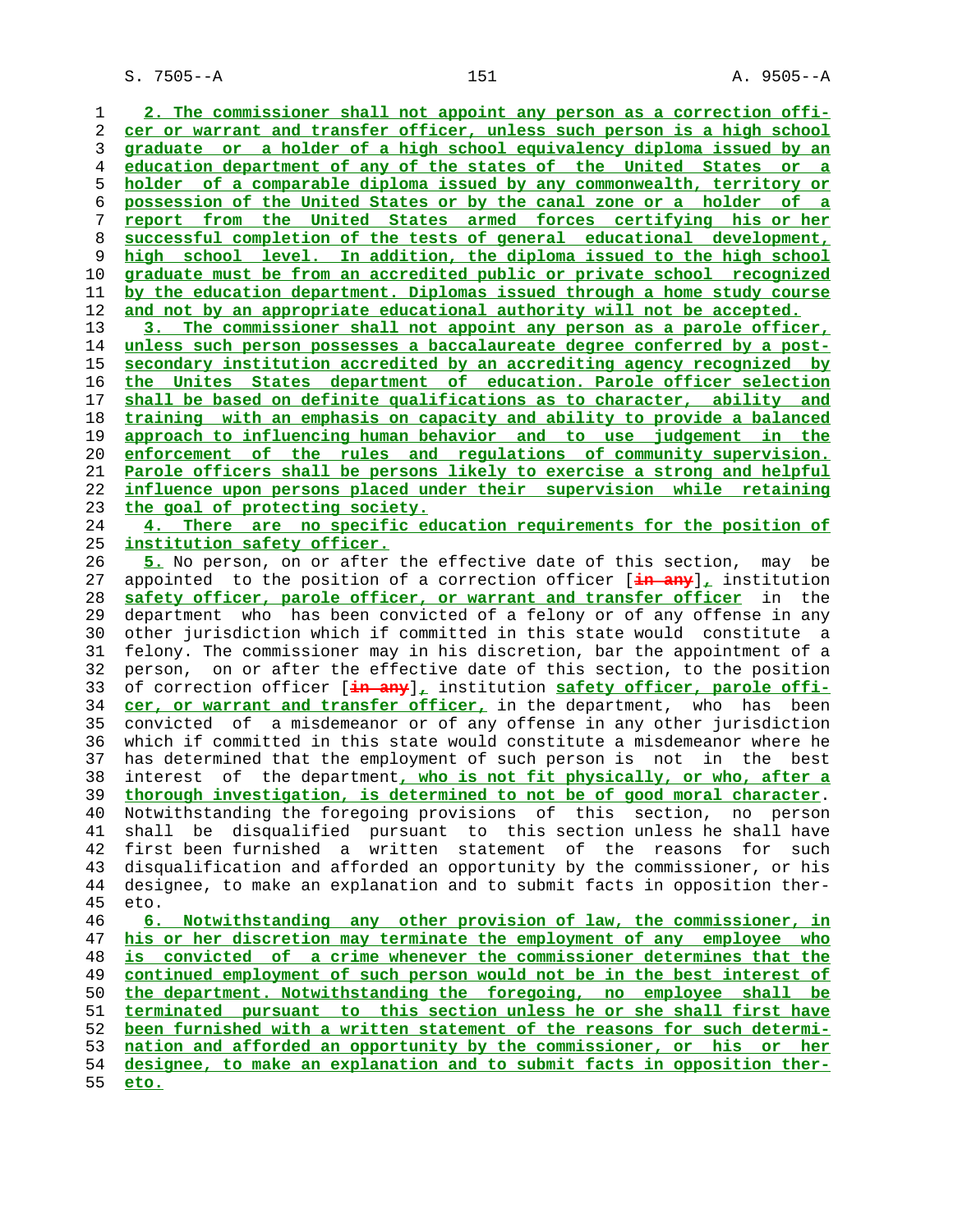2. The commissioner shall not appoint any person as a correction officer or warrant and transfer officer, unless such person is a high school graduate or a holder of a high school equivalency diploma issued by an education department of any of the states of the United States or a holder of a comparable diploma issued by any commonwealth, territory or possession of the United States or by the canal zone or a holder of a report from the United States armed forces certifying his or her successful completion of the tests of general educational development, high school level. In addition, the diploma issued to the high school graduate must be from an accredited public or private school recognized by the education department. Diplomas issued through a home study course and not by an appropriate educational authority will not be accepted.

3. The commissioner shall not appoint any person as a parole officer, unless such person possesses a baccalaureate degree conferred by a post-secondary institution accredited by an accrediting agency recognized by the Unites States department of education. Parole officer selection shall be based on definite qualifications as to character, ability and training with an emphasis on capacity and ability to provide a balanced approach to influencing human behavior and to use judgement in the enforcement of the rules and regulations of community supervision. Parole officers shall be persons likely to exercise a strong and helpful influence upon persons placed under their supervision while retaining the goal of protecting society.

4. There are no specific education requirements for the position of institution safety officer.

5. No person, on or after the effective date of this section, may be appointed to the position of a correction officer [in any], institution safety officer, parole officer, or warrant and transfer officer in the department who has been convicted of a felony or of any offense in any other jurisdiction which if committed in this state would constitute a felony. The commissioner may in his discretion, bar the appointment of a person, on or after the effective date of this section, to the position of correction officer [in any], institution safety officer, parole officer, or warrant and transfer officer, in the department, who has been convicted of a misdemeanor or of any offense in any other jurisdiction which if committed in this state would constitute a misdemeanor where he has determined that the employment of such person is not in the best interest of the department, who is not fit physically, or who, after a thorough investigation, is determined to not be of good moral character. Notwithstanding the foregoing provisions of this section, no person shall be disqualified pursuant to this section unless he shall have first been furnished a written statement of the reasons for such disqualification and afforded an opportunity by the commissioner, or his designee, to make an explanation and to submit facts in opposition thereto.

6. Notwithstanding any other provision of law, the commissioner, in his or her discretion may terminate the employment of any employee who is convicted of a crime whenever the commissioner determines that the continued employment of such person would not be in the best interest of the department. Notwithstanding the foregoing, no employee shall be terminated pursuant to this section unless he or she shall first have been furnished with a written statement of the reasons for such determination and afforded an opportunity by the commissioner, or his or her designee, to make an explanation and to submit facts in opposition thereto.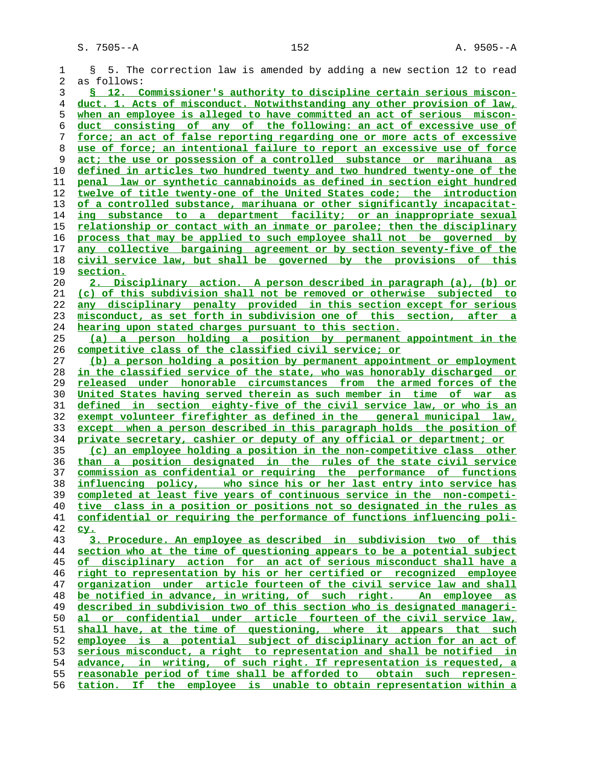§ 5. The correction law is amended by adding a new section 12 to read as follows:

§ 12. Commissioner's authority to discipline certain serious misconduct. 1. Acts of misconduct. Notwithstanding any other provision of law, when an employee is alleged to have committed an act of serious misconduct consisting of any of the following: an act of excessive use of force; an act of false reporting regarding one or more acts of excessive use of force; an intentional failure to report an excessive use of force act; the use or possession of a controlled substance or marihuana as defined in articles two hundred twenty and two hundred twenty-one of the penal law or synthetic cannabinoids as defined in section eight hundred twelve of title twenty-one of the United States code; the introduction of a controlled substance, marihuana or other significantly incapacitating substance to a department facility; or an inappropriate sexual relationship or contact with an inmate or parolee; then the disciplinary process that may be applied to such employee shall not be governed by any collective bargaining agreement or by section seventy-five of the civil service law, but shall be governed by the provisions of this section.

2. Disciplinary action. A person described in paragraph (a), (b) or (c) of this subdivision shall not be removed or otherwise subjected to any disciplinary penalty provided in this section except for serious misconduct, as set forth in subdivision one of this section, after a hearing upon stated charges pursuant to this section.

(a) a person holding a position by permanent appointment in the competitive class of the classified civil service; or

(b) a person holding a position by permanent appointment or employment in the classified service of the state, who was honorably discharged or released under honorable circumstances from the armed forces of the United States having served therein as such member in time of war as defined in section eighty-five of the civil service law, or who is an exempt volunteer firefighter as defined in the general municipal law, except when a person described in this paragraph holds the position of private secretary, cashier or deputy of any official or department; or

(c) an employee holding a position in the non-competitive class other than a position designated in the rules of the state civil service commission as confidential or requiring the performance of functions influencing policy, who since his or her last entry into service has completed at least five years of continuous service in the non-competitive class in a position or positions not so designated in the rules as confidential or requiring the performance of functions influencing policy.

3. Procedure. An employee as described in subdivision two of this section who at the time of questioning appears to be a potential subject of disciplinary action for an act of serious misconduct shall have a right to representation by his or her certified or recognized employee organization under article fourteen of the civil service law and shall be notified in advance, in writing, of such right. An employee as described in subdivision two of this section who is designated managerial or confidential under article fourteen of the civil service law, shall have, at the time of questioning, where it appears that such employee is a potential subject of disciplinary action for an act of serious misconduct, a right to representation and shall be notified in advance, in writing, of such right. If representation is requested, a reasonable period of time shall be afforded to obtain such representation. If the employee is unable to obtain representation within a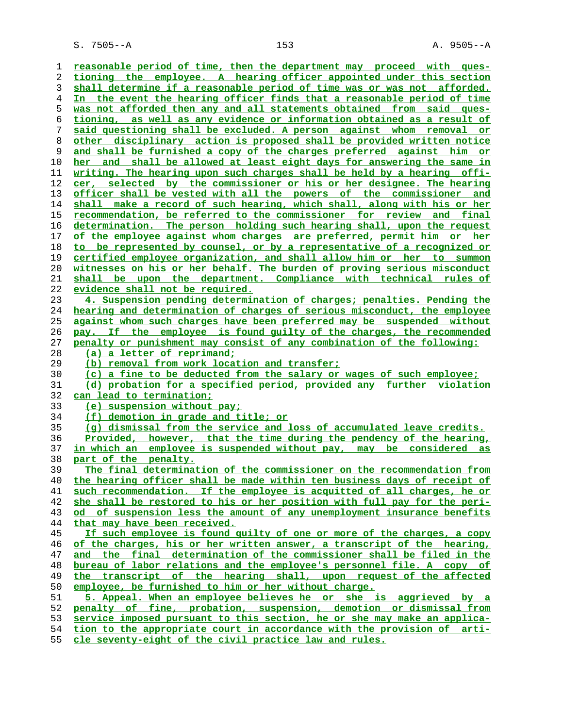reasonable period of time, then the department may proceed with questioning the employee. A hearing officer appointed under this section shall determine if a reasonable period of time was or was not afforded. In the event the hearing officer finds that a reasonable period of time was not afforded then any and all statements obtained from said questioning, as well as any evidence or information obtained as a result of said questioning shall be excluded. A person against whom removal or other disciplinary action is proposed shall be provided written notice and shall be furnished a copy of the charges preferred against him or her and shall be allowed at least eight days for answering the same in writing. The hearing upon such charges shall be held by a hearing officer, selected by the commissioner or his or her designee. The hearing officer shall be vested with all the powers of the commissioner and shall make a record of such hearing, which shall, along with his or her recommendation, be referred to the commissioner for review and final determination. The person holding such hearing shall, upon the request of the employee against whom charges are preferred, permit him or her to be represented by counsel, or by a representative of a recognized or certified employee organization, and shall allow him or her to summon witnesses on his or her behalf. The burden of proving serious misconduct shall be upon the department. Compliance with technical rules of evidence shall not be required.

4. Suspension pending determination of charges; penalties. Pending the hearing and determination of charges of serious misconduct, the employee against whom such charges have been preferred may be suspended without pay. If the employee is found guilty of the charges, the recommended penalty or punishment may consist of any combination of the following:

(a) a letter of reprimand;

(b) removal from work location and transfer;

(c) a fine to be deducted from the salary or wages of such employee;

(d) probation for a specified period, provided any further violation can lead to termination;

(e) suspension without pay;

(f) demotion in grade and title; or

(g) dismissal from the service and loss of accumulated leave credits.

Provided, however, that the time during the pendency of the hearing, in which an employee is suspended without pay, may be considered as part of the penalty.

The final determination of the commissioner on the recommendation from the hearing officer shall be made within ten business days of receipt of such recommendation. If the employee is acquitted of all charges, he or she shall be restored to his or her position with full pay for the period of suspension less the amount of any unemployment insurance benefits that may have been received.

If such employee is found guilty of one or more of the charges, a copy of the charges, his or her written answer, a transcript of the hearing, and the final determination of the commissioner shall be filed in the bureau of labor relations and the employee's personnel file. A copy of the transcript of the hearing shall, upon request of the affected employee, be furnished to him or her without charge.

5. Appeal. When an employee believes he or she is aggrieved by a penalty of fine, probation, suspension, demotion or dismissal from service imposed pursuant to this section, he or she may make an application to the appropriate court in accordance with the provision of article seventy-eight of the civil practice law and rules.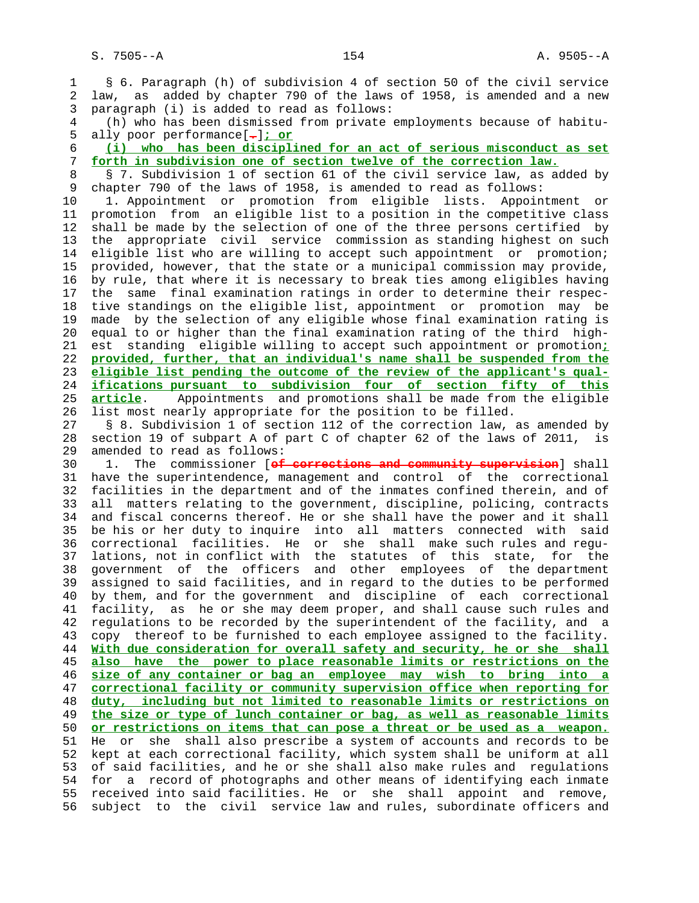§ 6. Paragraph (h) of subdivision 4 of section 50 of the civil service law, as added by chapter 790 of the laws of 1958, is amended and a new paragraph (i) is added to read as follows:

(h) who has been dismissed from private employments because of habitually poor performance[.]; or

(i) who has been disciplined for an act of serious misconduct as set forth in subdivision one of section twelve of the correction law.

§ 7. Subdivision 1 of section 61 of the civil service law, as added by chapter 790 of the laws of 1958, is amended to read as follows:

1. Appointment or promotion from eligible lists. Appointment or promotion from an eligible list to a position in the competitive class shall be made by the selection of one of the three persons certified by the appropriate civil service commission as standing highest on such eligible list who are willing to accept such appointment or promotion; provided, however, that the state or a municipal commission may provide, by rule, that where it is necessary to break ties among eligibles having the same final examination ratings in order to determine their respective standings on the eligible list, appointment or promotion may be made by the selection of any eligible whose final examination rating is equal to or higher than the final examination rating of the third highest standing eligible willing to accept such appointment or promotion; provided, further, that an individual's name shall be suspended from the eligible list pending the outcome of the review of the applicant's qualifications pursuant to subdivision four of section fifty of this article. Appointments and promotions shall be made from the eligible list most nearly appropriate for the position to be filled.

§ 8. Subdivision 1 of section 112 of the correction law, as amended by section 19 of subpart A of part C of chapter 62 of the laws of 2011, is amended to read as follows:

1. The commissioner [of corrections and community supervision] shall have the superintendence, management and control of the correctional facilities in the department and of the inmates confined therein, and of all matters relating to the government, discipline, policing, contracts and fiscal concerns thereof. He or she shall have the power and it shall be his or her duty to inquire into all matters connected with said correctional facilities. He or she shall make such rules and regulations, not in conflict with the statutes of this state, for the government of the officers and other employees of the department assigned to said facilities, and in regard to the duties to be performed by them, and for the government and discipline of each correctional facility, as he or she may deem proper, and shall cause such rules and regulations to be recorded by the superintendent of the facility, and a copy thereof to be furnished to each employee assigned to the facility. With due consideration for overall safety and security, he or she shall also have the power to place reasonable limits or restrictions on the size of any container or bag an employee may wish to bring into a correctional facility or community supervision office when reporting for duty, including but not limited to reasonable limits or restrictions on the size or type of lunch container or bag, as well as reasonable limits or restrictions on items that can pose a threat or be used as a weapon. He or she shall also prescribe a system of accounts and records to be kept at each correctional facility, which system shall be uniform at all of said facilities, and he or she shall also make rules and regulations for a record of photographs and other means of identifying each inmate received into said facilities. He or she shall appoint and remove, subject to the civil service law and rules, subordinate officers and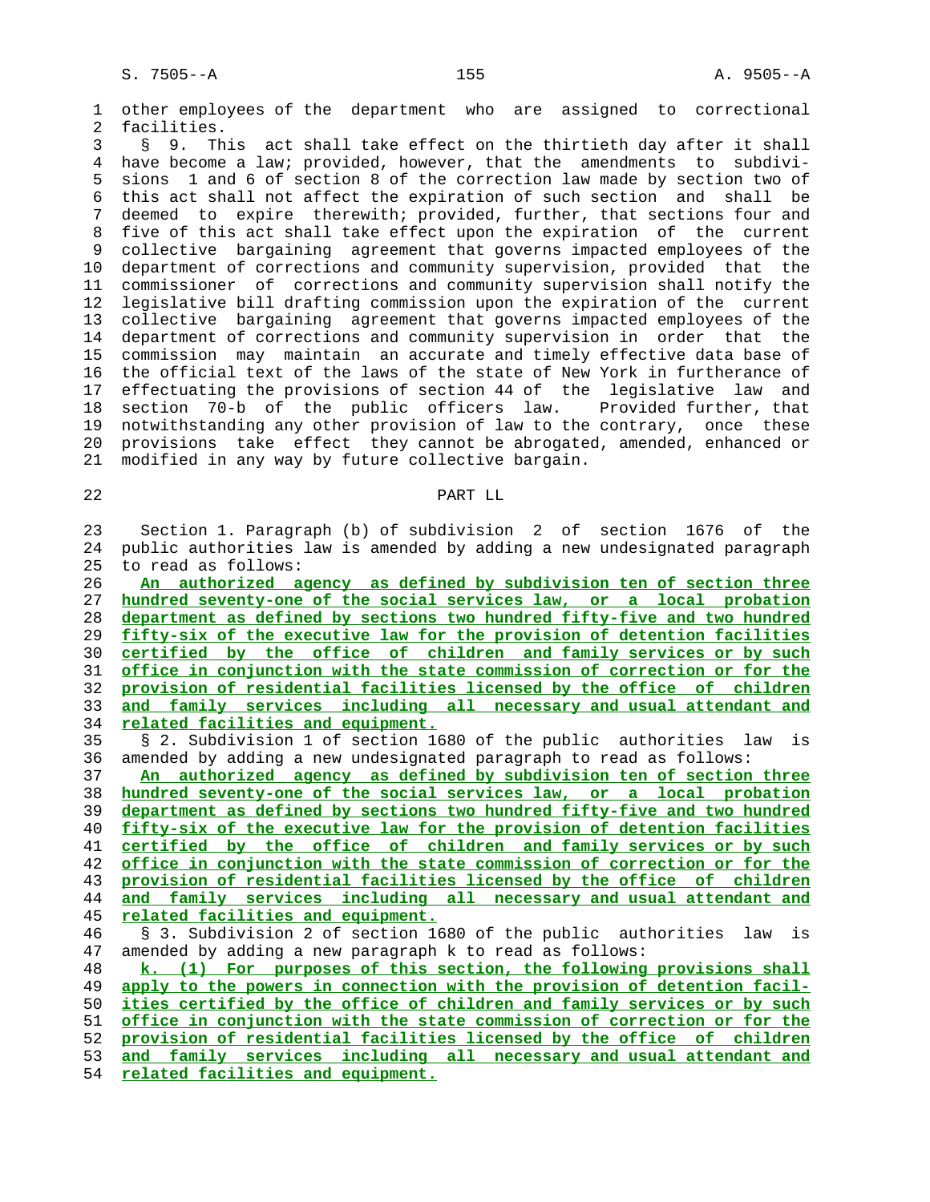other employees of the department who are assigned to correctional facilities.

§ 9. This act shall take effect on the thirtieth day after it shall have become a law; provided, however, that the amendments to subdivisions 1 and 6 of section 8 of the correction law made by section two of this act shall not affect the expiration of such section and shall be deemed to expire therewith; provided, further, that sections four and five of this act shall take effect upon the expiration of the current collective bargaining agreement that governs impacted employees of the department of corrections and community supervision, provided that the commissioner of corrections and community supervision shall notify the legislative bill drafting commission upon the expiration of the current collective bargaining agreement that governs impacted employees of the department of corrections and community supervision in order that the commission may maintain an accurate and timely effective data base of the official text of the laws of the state of New York in furtherance of effectuating the provisions of section 44 of the legislative law and section 70-b of the public officers law. Provided further, that notwithstanding any other provision of law to the contrary, once these provisions take effect they cannot be abrogated, amended, enhanced or modified in any way by future collective bargain.

## PART LL

Section 1. Paragraph (b) of subdivision 2 of section 1676 of the public authorities law is amended by adding a new undesignated paragraph to read as follows:

**An authorized agency as defined by subdivision ten of section three hundred seventy-one of the social services law, or a local probation department as defined by sections two hundred fifty-five and two hundred fifty-six of the executive law for the provision of detention facilities certified by the office of children and family services or by such office in conjunction with the state commission of correction or for the provision of residential facilities licensed by the office of children and family services including all necessary and usual attendant and related facilities and equipment.**

§ 2. Subdivision 1 of section 1680 of the public authorities law is amended by adding a new undesignated paragraph to read as follows:

**An authorized agency as defined by subdivision ten of section three hundred seventy-one of the social services law, or a local probation department as defined by sections two hundred fifty-five and two hundred fifty-six of the executive law for the provision of detention facilities certified by the office of children and family services or by such office in conjunction with the state commission of correction or for the provision of residential facilities licensed by the office of children and family services including all necessary and usual attendant and related facilities and equipment.**

§ 3. Subdivision 2 of section 1680 of the public authorities law is amended by adding a new paragraph k to read as follows:

**k. (1) For purposes of this section, the following provisions shall apply to the powers in connection with the provision of detention facilities certified by the office of children and family services or by such office in conjunction with the state commission of correction or for the provision of residential facilities licensed by the office of children and family services including all necessary and usual attendant and related facilities and equipment.**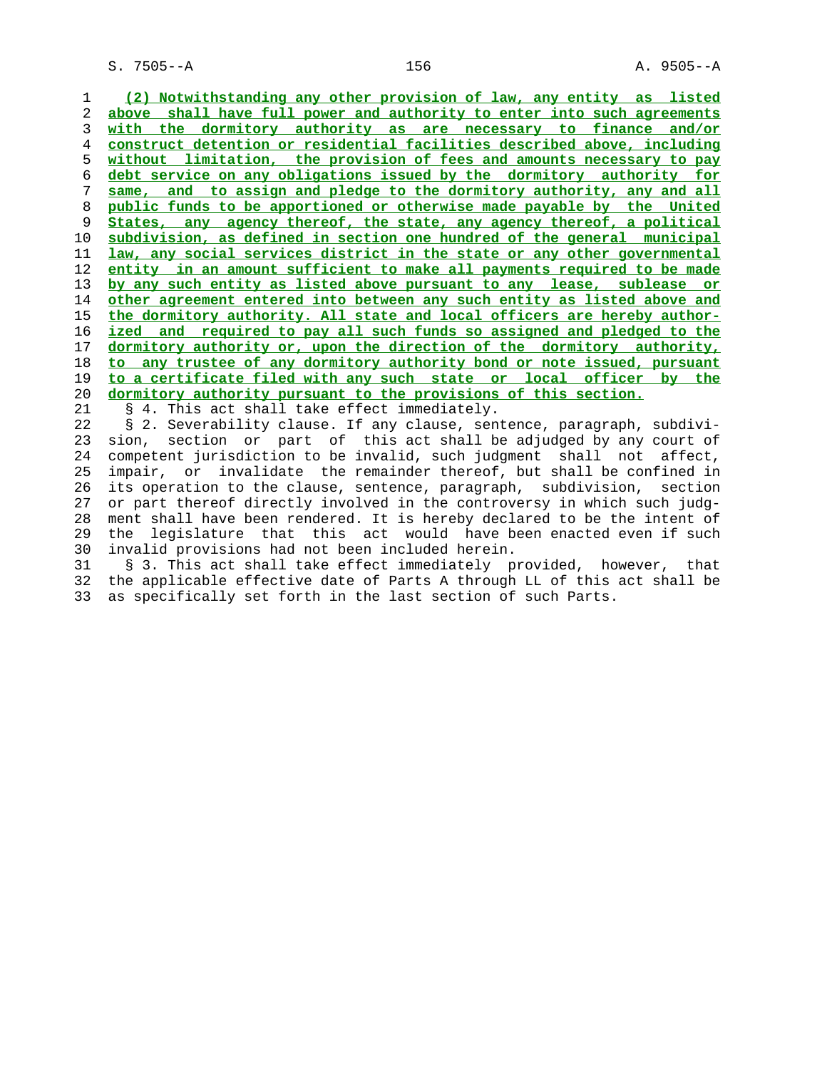(2) Notwithstanding any other provision of law, any entity as listed above shall have full power and authority to enter into such agreements with the dormitory authority as are necessary to finance and/or construct detention or residential facilities described above, including without limitation, the provision of fees and amounts necessary to pay debt service on any obligations issued by the dormitory authority for same, and to assign and pledge to the dormitory authority, any and all public funds to be apportioned or otherwise made payable by the United States, any agency thereof, the state, any agency thereof, a political subdivision, as defined in section one hundred of the general municipal law, any social services district in the state or any other governmental entity in an amount sufficient to make all payments required to be made by any such entity as listed above pursuant to any lease, sublease or other agreement entered into between any such entity as listed above and the dormitory authority. All state and local officers are hereby authorized and required to pay all such funds so assigned and pledged to the dormitory authority or, upon the direction of the dormitory authority, to any trustee of any dormitory authority bond or note issued, pursuant to a certificate filed with any such state or local officer by the dormitory authority pursuant to the provisions of this section.

§ 4. This act shall take effect immediately.

§ 2. Severability clause. If any clause, sentence, paragraph, subdivision, section or part of this act shall be adjudged by any court of competent jurisdiction to be invalid, such judgment shall not affect, impair, or invalidate the remainder thereof, but shall be confined in its operation to the clause, sentence, paragraph, subdivision, section or part thereof directly involved in the controversy in which such judgment shall have been rendered. It is hereby declared to be the intent of the legislature that this act would have been enacted even if such invalid provisions had not been included herein.

§ 3. This act shall take effect immediately provided, however, that the applicable effective date of Parts A through LL of this act shall be as specifically set forth in the last section of such Parts.